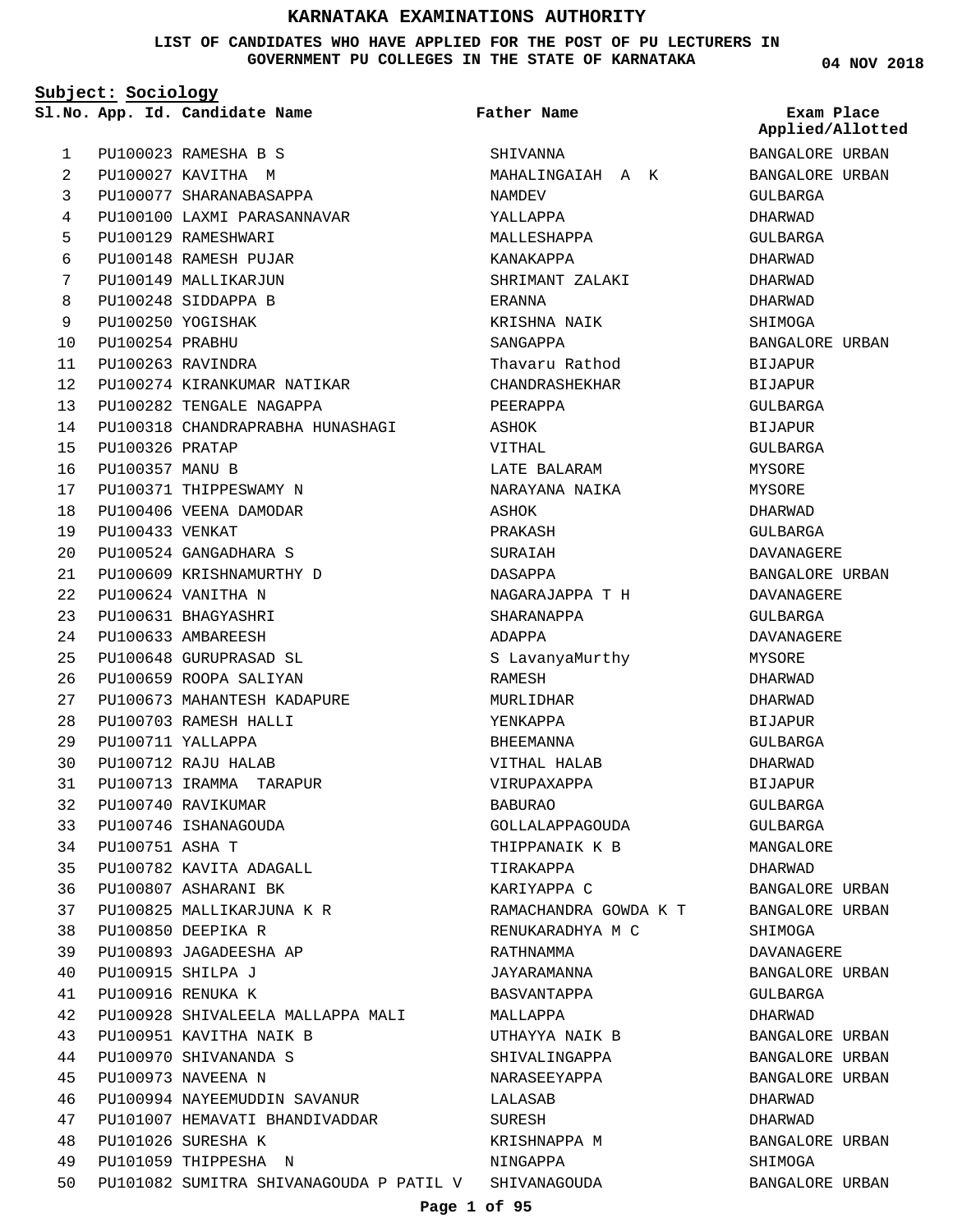# KARNATAKA EXAMINATIONS AUTHORITY

**LIST OF CANDIDATES WHO HAVE APPLIED FOR THE POST OF PU LECTURERS IN GOVERNMENT PU COLLEGES IN THE STATE OF KARNATAKA**

**04 NOV 2018**

**Subject: Sociology**

| Sl.No. | App. Id. | Candidate Name | Father Name | Exam Place Applied/Allotted |
|---|---|---|---|---|
| 1 | PU100023 | RAMESHA B S | SHIVANNA | BANGALORE URBAN |
| 2 | PU100027 | KAVITHA M | MAHALINGAIAH A K | BANGALORE URBAN |
| 3 | PU100077 | SHARANABASAPPA | NAMDEV | GULBARGA |
| 4 | PU100100 | LAXMI PARASANNAVAR | YALLAPPA | DHARWAD |
| 5 | PU100129 | RAMESHWARI | MALLESHAPPA | GULBARGA |
| 6 | PU100148 | RAMESH PUJAR | KANAKAPPA | DHARWAD |
| 7 | PU100149 | MALLIKARJUN | SHRIMANT ZALAKI | DHARWAD |
| 8 | PU100248 | SIDDAPPA B | ERANNA | DHARWAD |
| 9 | PU100250 | YOGISHAK | KRISHNA NAIK | SHIMOGA |
| 10 | PU100254 | PRABHU | SANGAPPA | BANGALORE URBAN |
| 11 | PU100263 | RAVINDRA | Thavaru Rathod | BIJAPUR |
| 12 | PU100274 | KIRANKUMAR NATIKAR | CHANDRASHEKHAR | BIJAPUR |
| 13 | PU100282 | TENGALE NAGAPPA | PEERAPPA | GULBARGA |
| 14 | PU100318 | CHANDRAPRABHA HUNASHAGI | ASHOK | BIJAPUR |
| 15 | PU100326 | PRATAP | VITHAL | GULBARGA |
| 16 | PU100357 | MANU B | LATE BALARAM | MYSORE |
| 17 | PU100371 | THIPPESWAMY N | NARAYANA NAIKA | MYSORE |
| 18 | PU100406 | VEENA DAMODAR | ASHOK | DHARWAD |
| 19 | PU100433 | VENKAT | PRAKASH | GULBARGA |
| 20 | PU100524 | GANGADHARA S | SURAIAH | DAVANAGERE |
| 21 | PU100609 | KRISHNAMURTHY D | DASAPPA | BANGALORE URBAN |
| 22 | PU100624 | VANITHA N | NAGARAJAPPA T H | DAVANAGERE |
| 23 | PU100631 | BHAGYASHRI | SHARANAPPA | GULBARGA |
| 24 | PU100633 | AMBAREESH | ADAPPA | DAVANAGERE |
| 25 | PU100648 | GURUPRASAD SL | S LavanyaMurthy | MYSORE |
| 26 | PU100659 | ROOPA SALIYAN | RAMESH | DHARWAD |
| 27 | PU100673 | MAHANTESH KADAPURE | MURLIDHAR | DHARWAD |
| 28 | PU100703 | RAMESH HALLI | YENKAPPA | BIJAPUR |
| 29 | PU100711 | YALLAPPA | BHEEMANNA | GULBARGA |
| 30 | PU100712 | RAJU HALAB | VITHAL HALAB | DHARWAD |
| 31 | PU100713 | IRAMMA TARAPUR | VIRUPAXAPPA | BIJAPUR |
| 32 | PU100740 | RAVIKUMAR | BABURAO | GULBARGA |
| 33 | PU100746 | ISHANAGOUDA | GOLLALAPPAGOUDA | GULBARGA |
| 34 | PU100751 | ASHA T | THIPPANAIK K B | MANGALORE |
| 35 | PU100782 | KAVITA ADAGALL | TIRAKAPPA | DHARWAD |
| 36 | PU100807 | ASHARANI BK | KARIYAPPA C | BANGALORE URBAN |
| 37 | PU100825 | MALLIKARJUNA K R | RAMACHANDRA GOWDA K T | BANGALORE URBAN |
| 38 | PU100850 | DEEPIKA R | RENUKARADHYA M C | SHIMOGA |
| 39 | PU100893 | JAGADEESHA AP | RATHNAMMA | DAVANAGERE |
| 40 | PU100915 | SHILPA J | JAYARAMANNA | BANGALORE URBAN |
| 41 | PU100916 | RENUKA K | BASVANTAPPA | GULBARGA |
| 42 | PU100928 | SHIVALEELA MALLAPPA MALI | MALLAPPA | DHARWAD |
| 43 | PU100951 | KAVITHA NAIK B | UTHAYYA NAIK B | BANGALORE URBAN |
| 44 | PU100970 | SHIVANANDA S | SHIVALINGAPPA | BANGALORE URBAN |
| 45 | PU100973 | NAVEENA N | NARASEEYAPPA | BANGALORE URBAN |
| 46 | PU100994 | NAYEEMUDDIN SAVANUR | LALASAB | DHARWAD |
| 47 | PU101007 | HEMAVATI BHANDIVADDAR | SURESH | DHARWAD |
| 48 | PU101026 | SURESHA K | KRISHNAPPA M | BANGALORE URBAN |
| 49 | PU101059 | THIPPESHA N | NINGAPPA | SHIMOGA |
| 50 | PU101082 | SUMITRA SHIVANAGOUDA P PATIL V | SHIVANAGOUDA | BANGALORE URBAN |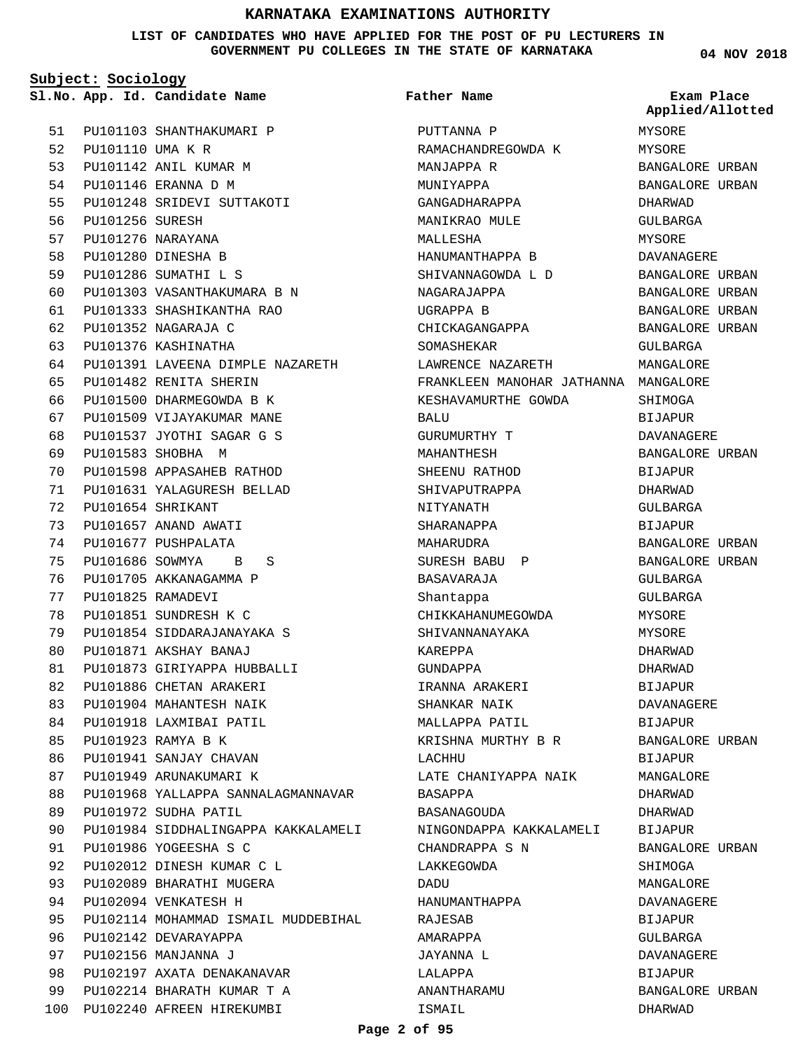# KARNATAKA EXAMINATIONS AUTHORITY

**LIST OF CANDIDATES WHO HAVE APPLIED FOR THE POST OF PU LECTURERS IN GOVERNMENT PU COLLEGES IN THE STATE OF KARNATAKA**

**04 NOV 2018**

**Subject: Sociology**

| Sl.No. | App. Id. | Candidate Name | Father Name | Exam Place Applied/Allotted |
|---|---|---|---|---|
| 51 | PU101103 | SHANTHAKUMARI P | PUTTANNA P | MYSORE |
| 52 | PU101110 | UMA K R | RAMACHANDREGOWDA K | MYSORE |
| 53 | PU101142 | ANIL KUMAR M | MANJAPPA R | BANGALORE URBAN |
| 54 | PU101146 | ERANNA D M | MUNIYAPPA | BANGALORE URBAN |
| 55 | PU101248 | SRIDEVI SUTTAKOTI | GANGADHARAPPA | DHARWAD |
| 56 | PU101256 | SURESH | MANIKRAO MULE | GULBARGA |
| 57 | PU101276 | NARAYANA | MALLESHA | MYSORE |
| 58 | PU101280 | DINESHA B | HANUMANTHAPPA B | DAVANAGERE |
| 59 | PU101286 | SUMATHI L S | SHIVANNAGOWDA L D | BANGALORE URBAN |
| 60 | PU101303 | VASANTHAKUMARA B N | NAGARAJAPPA | BANGALORE URBAN |
| 61 | PU101333 | SHASHIKANTHA RAO | UGRAPPA B | BANGALORE URBAN |
| 62 | PU101352 | NAGARAJA C | CHICKAGANGAPPA | BANGALORE URBAN |
| 63 | PU101376 | KASHINATHA | SOMASHEKAR | GULBARGA |
| 64 | PU101391 | LAVEENA DIMPLE NAZARETH | LAWRENCE NAZARETH | MANGALORE |
| 65 | PU101482 | RENITA SHERIN | FRANKLEEN MANOHAR JATHANNA | MANGALORE |
| 66 | PU101500 | DHARMEGOWDA B K | KESHAVAMURTHE GOWDA | SHIMOGA |
| 67 | PU101509 | VIJAYAKUMAR MANE | BALU | BIJAPUR |
| 68 | PU101537 | JYOTHI SAGAR G S | GURUMURTHY T | DAVANAGERE |
| 69 | PU101583 | SHOBHA M | MAHANTHESH | BANGALORE URBAN |
| 70 | PU101598 | APPASAHEB RATHOD | SHEENU RATHOD | BIJAPUR |
| 71 | PU101631 | YALAGURESH BELLAD | SHIVAPUTRAPPA | DHARWAD |
| 72 | PU101654 | SHRIKANT | NITYANATH | GULBARGA |
| 73 | PU101657 | ANAND AWATI | SHARANAPPA | BIJAPUR |
| 74 | PU101677 | PUSHPALATA | MAHARUDRA | BANGALORE URBAN |
| 75 | PU101686 | SOWMYA B S | SURESH BABU P | BANGALORE URBAN |
| 76 | PU101705 | AKKANAGAMMA P | BASAVARAJA | GULBARGA |
| 77 | PU101825 | RAMADEVI | Shantappa | GULBARGA |
| 78 | PU101851 | SUNDRESH K C | CHIKKAHANUMEGOWDA | MYSORE |
| 79 | PU101854 | SIDDARAJANAYAKA S | SHIVANNANAYAKA | MYSORE |
| 80 | PU101871 | AKSHAY BANAJ | KAREPPA | DHARWAD |
| 81 | PU101873 | GIRIYAPPA HUBBALLI | GUNDAPPA | DHARWAD |
| 82 | PU101886 | CHETAN ARAKERI | IRANNA ARAKERI | BIJAPUR |
| 83 | PU101904 | MAHANTESH NAIK | SHANKAR NAIK | DAVANAGERE |
| 84 | PU101918 | LAXMIBAI PATIL | MALLAPPA PATIL | BIJAPUR |
| 85 | PU101923 | RAMYA B K | KRISHNA MURTHY B R | BANGALORE URBAN |
| 86 | PU101941 | SANJAY CHAVAN | LACHHU | BIJAPUR |
| 87 | PU101949 | ARUNAKUMARI K | LATE CHANIYAPPA NAIK | MANGALORE |
| 88 | PU101968 | YALLAPPA SANNALAGMANNAVAR | BASAPPA | DHARWAD |
| 89 | PU101972 | SUDHA PATIL | BASANAGOUDA | DHARWAD |
| 90 | PU101984 | SIDDHALINGAPPA KAKKALAMELI | NINGONDAPPA KAKKALAMELI | BIJAPUR |
| 91 | PU101986 | YOGEESHA S C | CHANDRAPPA S N | BANGALORE URBAN |
| 92 | PU102012 | DINESH KUMAR C L | LAKKEGOWDA | SHIMOGA |
| 93 | PU102089 | BHARATHI MUGERA | DADU | MANGALORE |
| 94 | PU102094 | VENKATESH H | HANUMANTHAPPA | DAVANAGERE |
| 95 | PU102114 | MOHAMMAD ISMAIL MUDDEBIHAL | RAJESAB | BIJAPUR |
| 96 | PU102142 | DEVARAYAPPA | AMARAPPA | GULBARGA |
| 97 | PU102156 | MANJANNA J | JAYANNA L | DAVANAGERE |
| 98 | PU102197 | AXATA DENAKANAVAR | LALAPPA | BIJAPUR |
| 99 | PU102214 | BHARATH KUMAR T A | ANANTHARAMU | BANGALORE URBAN |
| 100 | PU102240 | AFREEN HIREKUMBI | ISMAIL | DHARWAD |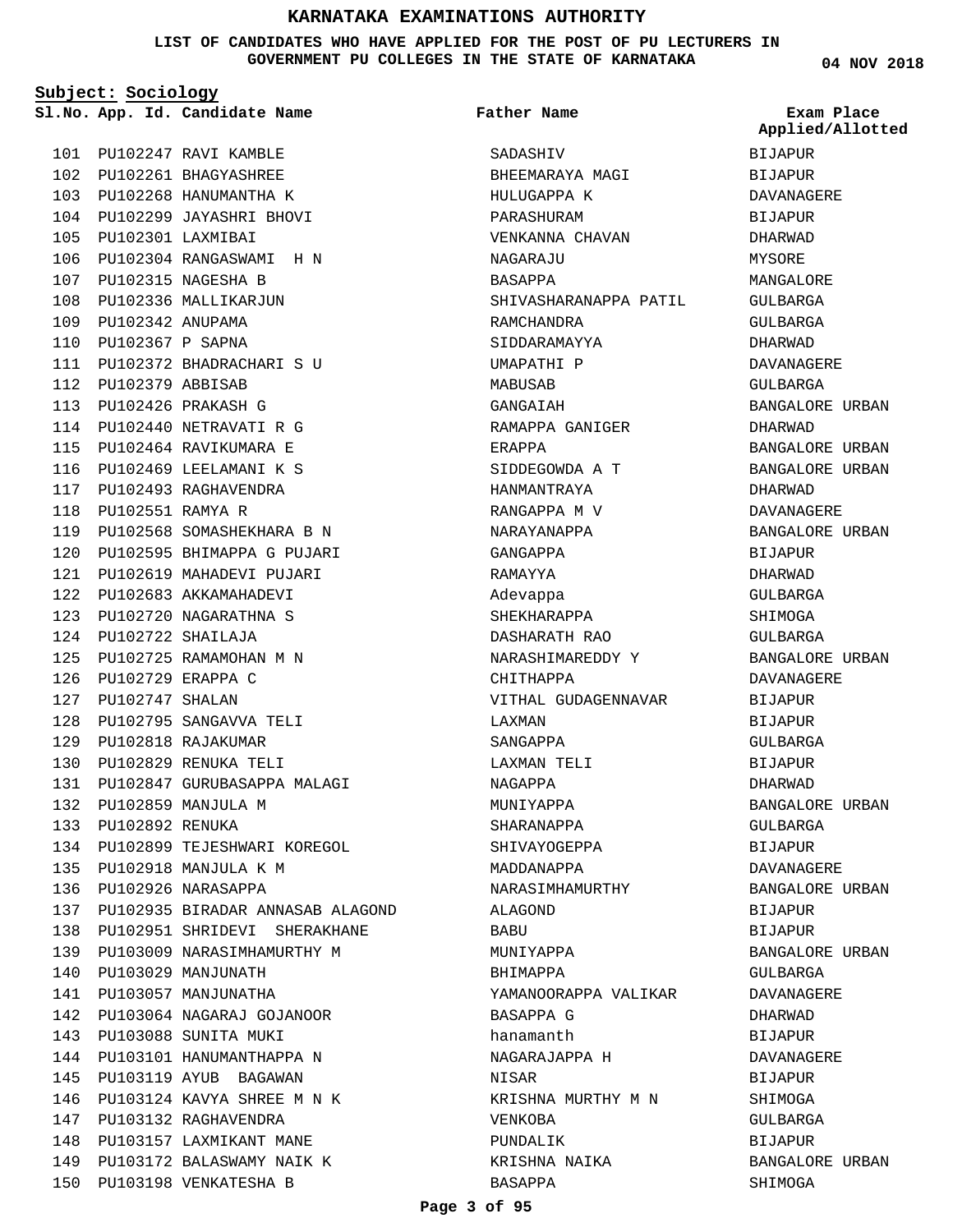# KARNATAKA EXAMINATIONS AUTHORITY

**LIST OF CANDIDATES WHO HAVE APPLIED FOR THE POST OF PU LECTURERS IN GOVERNMENT PU COLLEGES IN THE STATE OF KARNATAKA**

**04 NOV 2018**

**Subject: Sociology**

| Sl.No. | App. Id. | Candidate Name | Father Name | Exam Place Applied/Allotted |
|---|---|---|---|---|
| 101 | PU102247 | RAVI KAMBLE | SADASHIV | BIJAPUR |
| 102 | PU102261 | BHAGYASHREE | BHEEMARAYA MAGI | BIJAPUR |
| 103 | PU102268 | HANUMANTHA K | HULUGAPPA K | DAVANAGERE |
| 104 | PU102299 | JAYASHRI BHOVI | PARASHURAM | BIJAPUR |
| 105 | PU102301 | LAXMIBAI | VENKANNA CHAVAN | DHARWAD |
| 106 | PU102304 | RANGASWAMI H N | NAGARAJU | MYSORE |
| 107 | PU102315 | NAGESHA B | BASAPPA | MANGALORE |
| 108 | PU102336 | MALLIKARJUN | SHIVASHARANAPPA PATIL | GULBARGA |
| 109 | PU102342 | ANUPAMA | RAMCHANDRA | GULBARGA |
| 110 | PU102367 | P SAPNA | SIDDARAMAYYA | DHARWAD |
| 111 | PU102372 | BHADRACHARI S U | UMAPATHI P | DAVANAGERE |
| 112 | PU102379 | ABBISAB | MABUSAB | GULBARGA |
| 113 | PU102426 | PRAKASH G | GANGAIAH | BANGALORE URBAN |
| 114 | PU102440 | NETRAVATI R G | RAMAPPA GANIGER | DHARWAD |
| 115 | PU102464 | RAVIKUMARA E | ERAPPA | BANGALORE URBAN |
| 116 | PU102469 | LEELAMANI K S | SIDDEGOWDA A T | BANGALORE URBAN |
| 117 | PU102493 | RAGHAVENDRA | HANMANTRAYA | DHARWAD |
| 118 | PU102551 | RAMYA R | RANGAPPA M V | DAVANAGERE |
| 119 | PU102568 | SOMASHEKHARA B N | NARAYANAPPA | BANGALORE URBAN |
| 120 | PU102595 | BHIMAPPA G PUJARI | GANGAPPA | BIJAPUR |
| 121 | PU102619 | MAHADEVI PUJARI | RAMAYYA | DHARWAD |
| 122 | PU102683 | AKKAMAHADEVI | Adevappa | GULBARGA |
| 123 | PU102720 | NAGARATHNA S | SHEKHARAPPA | SHIMOGA |
| 124 | PU102722 | SHAILAJA | DASHARATH RAO | GULBARGA |
| 125 | PU102725 | RAMAMOHAN M N | NARASHIMAREDDY Y | BANGALORE URBAN |
| 126 | PU102729 | ERAPPA C | CHITHAPPA | DAVANAGERE |
| 127 | PU102747 | SHALAN | VITHAL GUDAGENNAVAR | BIJAPUR |
| 128 | PU102795 | SANGAVVA TELI | LAXMAN | BIJAPUR |
| 129 | PU102818 | RAJAKUMAR | SANGAPPA | GULBARGA |
| 130 | PU102829 | RENUKA TELI | LAXMAN TELI | BIJAPUR |
| 131 | PU102847 | GURUBASAPPA MALAGI | NAGAPPA | DHARWAD |
| 132 | PU102859 | MANJULA M | MUNIYAPPA | BANGALORE URBAN |
| 133 | PU102892 | RENUKA | SHARANAPPA | GULBARGA |
| 134 | PU102899 | TEJESHWARI KOREGOL | SHIVAYOGEPPA | BIJAPUR |
| 135 | PU102918 | MANJULA K M | MADDANAPPA | DAVANAGERE |
| 136 | PU102926 | NARASAPPA | NARASIMHAMURTHY | BANGALORE URBAN |
| 137 | PU102935 | BIRADAR ANNASAB ALAGOND | ALAGOND | BIJAPUR |
| 138 | PU102951 | SHRIDEVI SHERAKHANE | BABU | BIJAPUR |
| 139 | PU103009 | NARASIMHAMURTHY M | MUNIYAPPA | BANGALORE URBAN |
| 140 | PU103029 | MANJUNATH | BHIMAPPA | GULBARGA |
| 141 | PU103057 | MANJUNATHA | YAMANOORAPPA VALIKAR | DAVANAGERE |
| 142 | PU103064 | NAGARAJ GOJANOOR | BASAPPA G | DHARWAD |
| 143 | PU103088 | SUNITA MUKI | hanamanth | BIJAPUR |
| 144 | PU103101 | HANUMANTHAPPA N | NAGARAJAPPA H | DAVANAGERE |
| 145 | PU103119 | AYUB BAGAWAN | NISAR | BIJAPUR |
| 146 | PU103124 | KAVYA SHREE M N K | KRISHNA MURTHY M N | SHIMOGA |
| 147 | PU103132 | RAGHAVENDRA | VENKOBA | GULBARGA |
| 148 | PU103157 | LAXMIKANT MANE | PUNDALIK | BIJAPUR |
| 149 | PU103172 | BALASWAMY NAIK K | KRISHNA NAIKA | BANGALORE URBAN |
| 150 | PU103198 | VENKATESHA B | BASAPPA | SHIMOGA |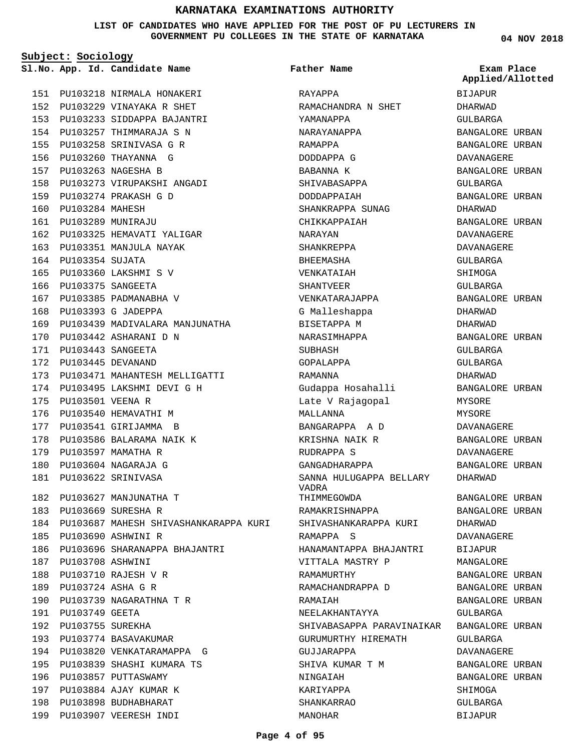# KARNATAKA EXAMINATIONS AUTHORITY

**LIST OF CANDIDATES WHO HAVE APPLIED FOR THE POST OF PU LECTURERS IN GOVERNMENT PU COLLEGES IN THE STATE OF KARNATAKA**

04 NOV 2018

**Subject: Sociology**

| Sl.No. | App. Id. | Candidate Name | Father Name | Exam Place Applied/Allotted |
|---|---|---|---|---|
| 151 | PU103218 | NIRMALA HONAKERI | RAYAPPA | BIJAPUR |
| 152 | PU103229 | VINAYAKA R SHET | RAMACHANDRA N SHET | DHARWAD |
| 153 | PU103233 | SIDDAPPA BAJANTRI | YAMANAPPA | GULBARGA |
| 154 | PU103257 | THIMMARAJA S N | NARAYANAPPA | BANGALORE URBAN |
| 155 | PU103258 | SRINIVASA G R | RAMAPPA | BANGALORE URBAN |
| 156 | PU103260 | THAYANNA G | DODDAPPA G | DAVANAGERE |
| 157 | PU103263 | NAGESHA B | BABANNA K | BANGALORE URBAN |
| 158 | PU103273 | VIRUPAKSHI ANGADI | SHIVABASAPPA | GULBARGA |
| 159 | PU103274 | PRAKASH G D | DODDAPPAIAH | BANGALORE URBAN |
| 160 | PU103284 | MAHESH | SHANKRAPPA SUNAG | DHARWAD |
| 161 | PU103289 | MUNIRAJU | CHIKKAPPAIAH | BANGALORE URBAN |
| 162 | PU103325 | HEMAVATI YALIGAR | NARAYAN | DAVANAGERE |
| 163 | PU103351 | MANJULA NAYAK | SHANKREPPA | DAVANAGERE |
| 164 | PU103354 | SUJATA | BHEEMASHA | GULBARGA |
| 165 | PU103360 | LAKSHMI S V | VENKATAIAH | SHIMOGA |
| 166 | PU103375 | SANGEETA | SHANTVEER | GULBARGA |
| 167 | PU103385 | PADMANABHA V | VENKATARAJAPPA | BANGALORE URBAN |
| 168 | PU103393 | G JADEPPA | G Malleshappa | DHARWAD |
| 169 | PU103439 | MADIVALARA MANJUNATHA | BISETAPPA M | DHARWAD |
| 170 | PU103442 | ASHARANI D N | NARASIMHAPPA | BANGALORE URBAN |
| 171 | PU103443 | SANGEETA | SUBHASH | GULBARGA |
| 172 | PU103445 | DEVANAND | GOPALAPPA | GULBARGA |
| 173 | PU103471 | MAHANTESH MELLIGATTI | RAMANNA | DHARWAD |
| 174 | PU103495 | LAKSHMI DEVI G H | Gudappa Hosahalli | BANGALORE URBAN |
| 175 | PU103501 | VEENA R | Late V Rajagopal | MYSORE |
| 176 | PU103540 | HEMAVATHI M | MALLANNA | MYSORE |
| 177 | PU103541 | GIRIJAMMA B | BANGARAPPA A D | DAVANAGERE |
| 178 | PU103586 | BALARAMA NAIK K | KRISHNA NAIK R | BANGALORE URBAN |
| 179 | PU103597 | MAMATHA R | RUDRAPPA S | DAVANAGERE |
| 180 | PU103604 | NAGARAJA G | GANGADHARAPPA | BANGALORE URBAN |
| 181 | PU103622 | SRINIVASA | SANNA HULUGAPPA BELLARY VADRA | DHARWAD |
| 182 | PU103627 | MANJUNATHA T | THIMMEGOWDA | BANGALORE URBAN |
| 183 | PU103669 | SURESHA R | RAMAKRISHNAPPA | BANGALORE URBAN |
| 184 | PU103687 | MAHESH SHIVASHANKARAPPA KURI | SHIVASHANKARAPPA KURI | DHARWAD |
| 185 | PU103690 | ASHWINI R | RAMAPPA S | DAVANAGERE |
| 186 | PU103696 | SHARANAPPA BHAJANTRI | HANAMANTAPPA BHAJANTRI | BIJAPUR |
| 187 | PU103708 | ASHWINI | VITTALA MASTRY P | MANGALORE |
| 188 | PU103710 | RAJESH V R | RAMAMURTHY | BANGALORE URBAN |
| 189 | PU103724 | ASHA G R | RAMACHANDRAPPA D | BANGALORE URBAN |
| 190 | PU103739 | NAGARATHNA T R | RAMAIAH | BANGALORE URBAN |
| 191 | PU103749 | GEETA | NEELAKHANTAYYA | GULBARGA |
| 192 | PU103755 | SUREKHA | SHIVABASAPPA PARAVINAIKAR | BANGALORE URBAN |
| 193 | PU103774 | BASAVAKUMAR | GURUMURTHY HIREMATH | GULBARGA |
| 194 | PU103820 | VENKATARAMAPPA G | GUJJARAPPA | DAVANAGERE |
| 195 | PU103839 | SHASHI KUMARA TS | SHIVA KUMAR T M | BANGALORE URBAN |
| 196 | PU103857 | PUTTASWAMY | NINGAIAH | BANGALORE URBAN |
| 197 | PU103884 | AJAY KUMAR K | KARIYAPPA | SHIMOGA |
| 198 | PU103898 | BUDHABHARAT | SHANKARRAO | GULBARGA |
| 199 | PU103907 | VEERESH INDI | MANOHAR | BIJAPUR |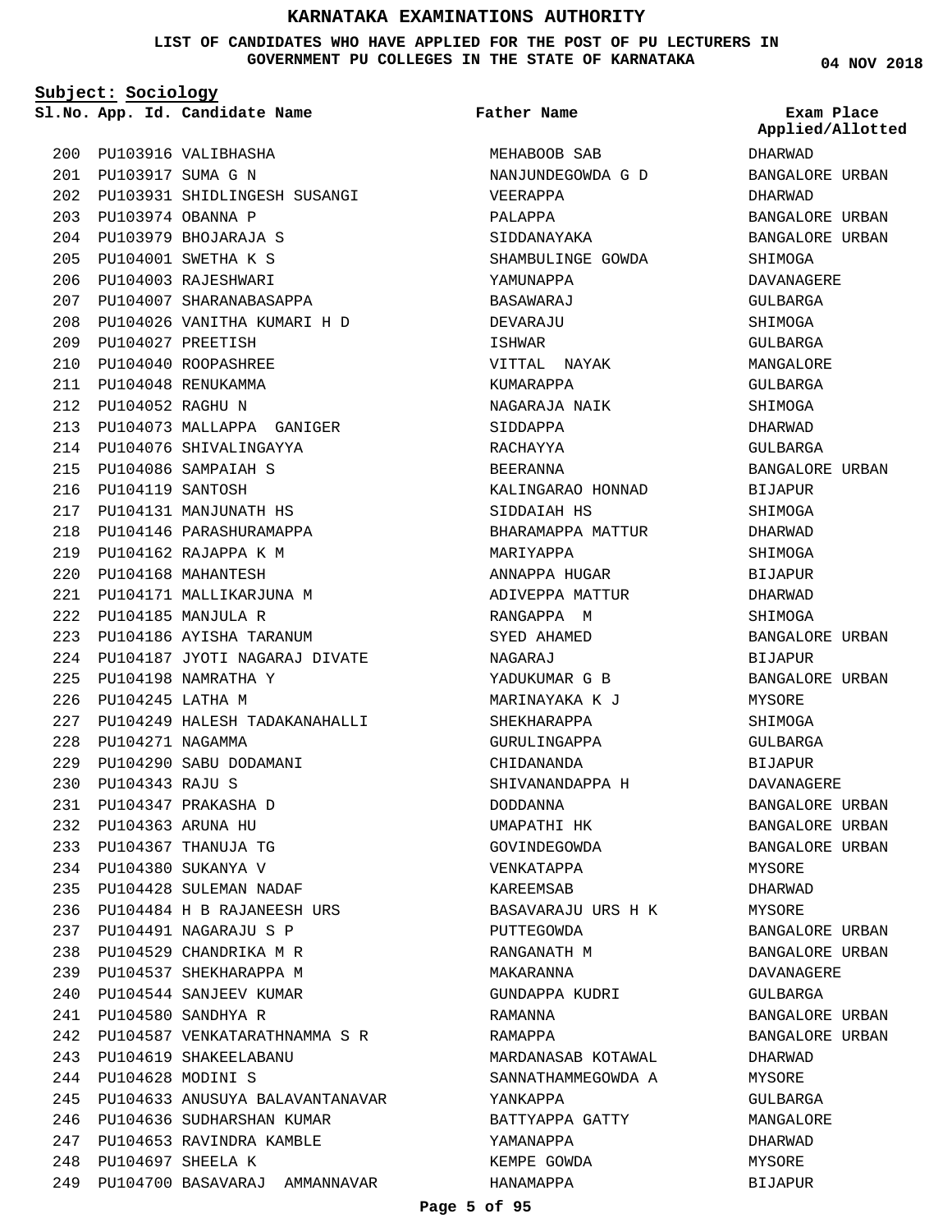# KARNATAKA EXAMINATIONS AUTHORITY

**LIST OF CANDIDATES WHO HAVE APPLIED FOR THE POST OF PU LECTURERS IN GOVERNMENT PU COLLEGES IN THE STATE OF KARNATAKA**

04 NOV 2018

**Subject: Sociology**

| Sl.No. | App. Id. | Candidate Name | Father Name | Exam Place Applied/Allotted |
|---|---|---|---|---|
| 200 | PU103916 | VALIBHASHA | MEHABOOB SAB | DHARWAD |
| 201 | PU103917 | SUMA G N | NANJUNDEGOWDA G D | BANGALORE URBAN |
| 202 | PU103931 | SHIDLINGESH SUSANGI | VEERAPPA | DHARWAD |
| 203 | PU103974 | OBANNA P | PALAPPA | BANGALORE URBAN |
| 204 | PU103979 | BHOJARAJA S | SIDDANAYAKA | BANGALORE URBAN |
| 205 | PU104001 | SWETHA K S | SHAMBULINGE GOWDA | SHIMOGA |
| 206 | PU104003 | RAJESHWARI | YAMUNAPPA | DAVANAGERE |
| 207 | PU104007 | SHARANABASAPPA | BASAWARAJ | GULBARGA |
| 208 | PU104026 | VANITHA KUMARI H D | DEVARAJU | SHIMOGA |
| 209 | PU104027 | PREETISH | ISHWAR | GULBARGA |
| 210 | PU104040 | ROOPASHREE | VITTAL NAYAK | MANGALORE |
| 211 | PU104048 | RENUKAMMA | KUMARAPPA | GULBARGA |
| 212 | PU104052 | RAGHU N | NAGARAJA NAIK | SHIMOGA |
| 213 | PU104073 | MALLAPPA GANIGER | SIDDAPPA | DHARWAD |
| 214 | PU104076 | SHIVALINGAYYA | RACHAYYA | GULBARGA |
| 215 | PU104086 | SAMPAIAH S | BEERANNA | BANGALORE URBAN |
| 216 | PU104119 | SANTOSH | KALINGARAO HONNAD | BIJAPUR |
| 217 | PU104131 | MANJUNATH HS | SIDDAIAH HS | SHIMOGA |
| 218 | PU104146 | PARASHURAMAPPA | BHARAMAPPA MATTUR | DHARWAD |
| 219 | PU104162 | RAJAPPA K M | MARIYAPPA | SHIMOGA |
| 220 | PU104168 | MAHANTESH | ANNAPPA HUGAR | BIJAPUR |
| 221 | PU104171 | MALLIKARJUNA M | ADIVEPPA MATTUR | DHARWAD |
| 222 | PU104185 | MANJULA R | RANGAPPA M | SHIMOGA |
| 223 | PU104186 | AYISHA TARANUM | SYED AHAMED | BANGALORE URBAN |
| 224 | PU104187 | JYOTI NAGARAJ DIVATE | NAGARAJ | BIJAPUR |
| 225 | PU104198 | NAMRATHA Y | YADUKUMAR G B | BANGALORE URBAN |
| 226 | PU104245 | LATHA M | MARINAYAKA K J | MYSORE |
| 227 | PU104249 | HALESH TADAKANAHALLI | SHEKHARAPPA | SHIMOGA |
| 228 | PU104271 | NAGAMMA | GURULINGAPPA | GULBARGA |
| 229 | PU104290 | SABU DODAMANI | CHIDANANDA | BIJAPUR |
| 230 | PU104343 | RAJU S | SHIVANANDAPPA H | DAVANAGERE |
| 231 | PU104347 | PRAKASHA D | DODDANNA | BANGALORE URBAN |
| 232 | PU104363 | ARUNA HU | UMAPATHI HK | BANGALORE URBAN |
| 233 | PU104367 | THANUJA TG | GOVINDEGOWDA | BANGALORE URBAN |
| 234 | PU104380 | SUKANYA V | VENKATAPPA | MYSORE |
| 235 | PU104428 | SULEMAN NADAF | KAREEMSAB | DHARWAD |
| 236 | PU104484 | H B RAJANEESH URS | BASAVARAJU URS H K | MYSORE |
| 237 | PU104491 | NAGARAJU S P | PUTTEGOWDA | BANGALORE URBAN |
| 238 | PU104529 | CHANDRIKA M R | RANGANATH M | BANGALORE URBAN |
| 239 | PU104537 | SHEKHARAPPA M | MAKARANNA | DAVANAGERE |
| 240 | PU104544 | SANJEEV KUMAR | GUNDAPPA KUDRI | GULBARGA |
| 241 | PU104580 | SANDHYA R | RAMANNA | BANGALORE URBAN |
| 242 | PU104587 | VENKATARATHNAMMA S R | RAMAPPA | BANGALORE URBAN |
| 243 | PU104619 | SHAKEELABANU | MARDANASAB KOTAWAL | DHARWAD |
| 244 | PU104628 | MODINI S | SANNATHAMMEGOWDA A | MYSORE |
| 245 | PU104633 | ANUSUYA BALAVANTANAVAR | YANKAPPA | GULBARGA |
| 246 | PU104636 | SUDHARSHAN KUMAR | BATTYAPPA GATTY | MANGALORE |
| 247 | PU104653 | RAVINDRA KAMBLE | YAMANAPPA | DHARWAD |
| 248 | PU104697 | SHEELA K | KEMPE GOWDA | MYSORE |
| 249 | PU104700 | BASAVARAJ AMMANNAVAR | HANAMAPPA | BIJAPUR |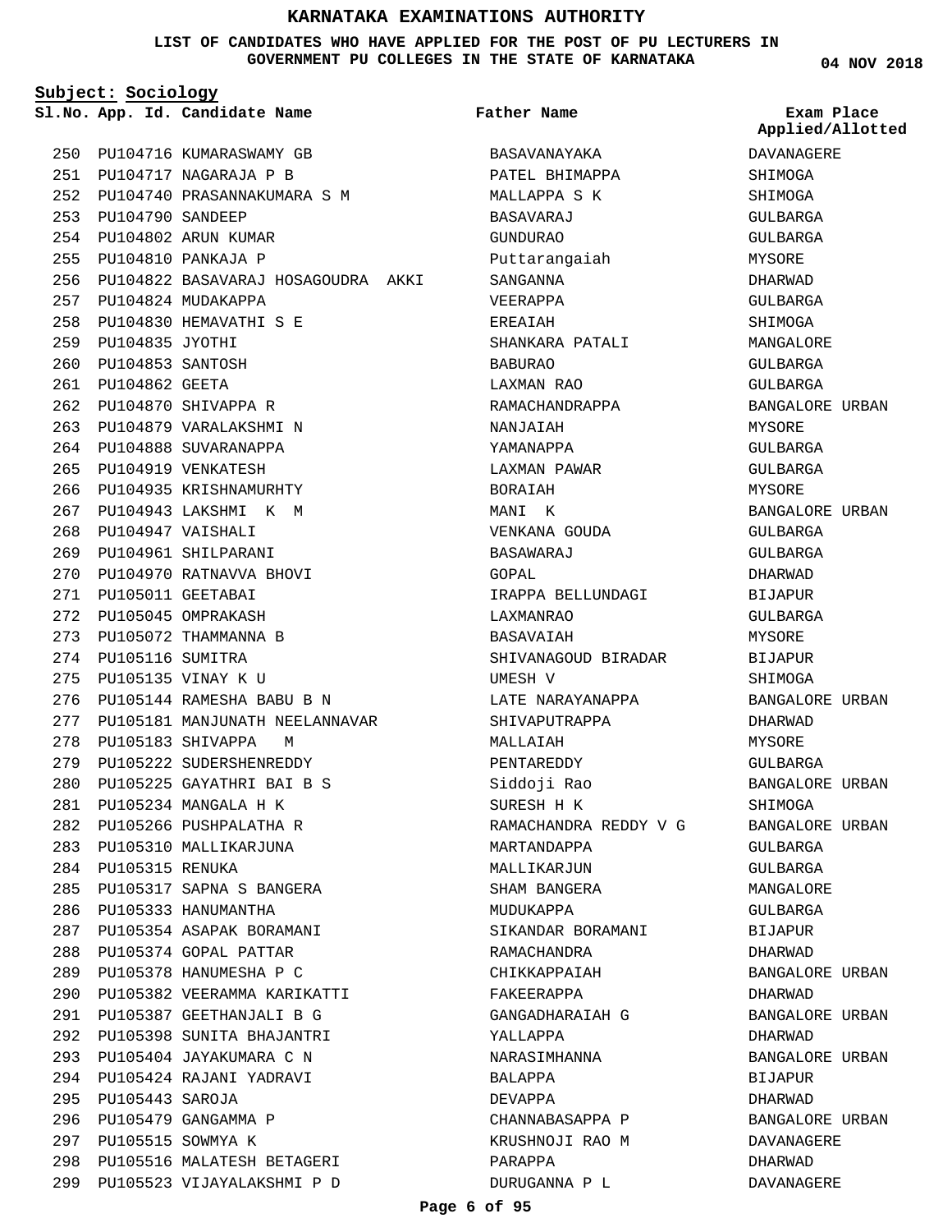# KARNATAKA EXAMINATIONS AUTHORITY

**LIST OF CANDIDATES WHO HAVE APPLIED FOR THE POST OF PU LECTURERS IN GOVERNMENT PU COLLEGES IN THE STATE OF KARNATAKA**

**04 NOV 2018**

**Subject: Sociology**

| Sl.No. | App. Id. | Candidate Name | Father Name | Exam Place Applied/Allotted |
|---|---|---|---|---|
| 250 | PU104716 | KUMARASWAMY GB | BASAVANAYAKA | DAVANAGERE |
| 251 | PU104717 | NAGARAJA P B | PATEL BHIMAPPA | SHIMOGA |
| 252 | PU104740 | PRASANNAKUMARA S M | MALLAPPA S K | SHIMOGA |
| 253 | PU104790 | SANDEEP | BASAVARAJ | GULBARGA |
| 254 | PU104802 | ARUN KUMAR | GUNDURAO | GULBARGA |
| 255 | PU104810 | PANKAJA P | Puttarangaiah | MYSORE |
| 256 | PU104822 | BASAVARAJ HOSAGOUDRA AKKI | SANGANNA | DHARWAD |
| 257 | PU104824 | MUDAKAPPA | VEERAPPA | GULBARGA |
| 258 | PU104830 | HEMAVATHI S E | EREAIAH | SHIMOGA |
| 259 | PU104835 | JYOTHI | SHANKARA PATALI | MANGALORE |
| 260 | PU104853 | SANTOSH | BABURAO | GULBARGA |
| 261 | PU104862 | GEETA | LAXMAN RAO | GULBARGA |
| 262 | PU104870 | SHIVAPPA R | RAMACHANDRAPPA | BANGALORE URBAN |
| 263 | PU104879 | VARALAKSHMI N | NANJAIAH | MYSORE |
| 264 | PU104888 | SUVARANAPPA | YAMANAPPA | GULBARGA |
| 265 | PU104919 | VENKATESH | LAXMAN PAWAR | GULBARGA |
| 266 | PU104935 | KRISHNAMURHTY | BORAIAH | MYSORE |
| 267 | PU104943 | LAKSHMI K M | MANI K | BANGALORE URBAN |
| 268 | PU104947 | VAISHALI | VENKANA GOUDA | GULBARGA |
| 269 | PU104961 | SHILPARANI | BASAWARAJ | GULBARGA |
| 270 | PU104970 | RATNAVVA BHOVI | GOPAL | DHARWAD |
| 271 | PU105011 | GEETABAI | IRAPPA BELLUNDAGI | BIJAPUR |
| 272 | PU105045 | OMPRAKASH | LAXMANRAO | GULBARGA |
| 273 | PU105072 | THAMMANNA B | BASAVAIAH | MYSORE |
| 274 | PU105116 | SUMITRA | SHIVANAGOUD BIRADAR | BIJAPUR |
| 275 | PU105135 | VINAY K U | UMESH V | SHIMOGA |
| 276 | PU105144 | RAMESHA BABU B N | LATE NARAYANAPPA | BANGALORE URBAN |
| 277 | PU105181 | MANJUNATH NEELANNAVAR | SHIVAPUTRAPPA | DHARWAD |
| 278 | PU105183 | SHIVAPPA M | MALLAIAH | MYSORE |
| 279 | PU105222 | SUDERSHENREDDY | PENTAREDDY | GULBARGA |
| 280 | PU105225 | GAYATHRI BAI B S | Siddoji Rao | BANGALORE URBAN |
| 281 | PU105234 | MANGALA H K | SURESH H K | SHIMOGA |
| 282 | PU105266 | PUSHPALATHA R | RAMACHANDRA REDDY V G | BANGALORE URBAN |
| 283 | PU105310 | MALLIKARJUNA | MARTANDAPPA | GULBARGA |
| 284 | PU105315 | RENUKA | MALLIKARJUN | GULBARGA |
| 285 | PU105317 | SAPNA S BANGERA | SHAM BANGERA | MANGALORE |
| 286 | PU105333 | HANUMANTHA | MUDUKAPPA | GULBARGA |
| 287 | PU105354 | ASAPAK BORAMANI | SIKANDAR BORAMANI | BIJAPUR |
| 288 | PU105374 | GOPAL PATTAR | RAMACHANDRA | DHARWAD |
| 289 | PU105378 | HANUMESHA P C | CHIKKAPPAIAH | BANGALORE URBAN |
| 290 | PU105382 | VEERAMMA KARIKATTI | FAKEERAPPA | DHARWAD |
| 291 | PU105387 | GEETHANJALI B G | GANGADHARAIAH G | BANGALORE URBAN |
| 292 | PU105398 | SUNITA BHAJANTRI | YALLAPPA | DHARWAD |
| 293 | PU105404 | JAYAKUMARA C N | NARASIMHANNA | BANGALORE URBAN |
| 294 | PU105424 | RAJANI YADRAVI | BALAPPA | BIJAPUR |
| 295 | PU105443 | SAROJA | DEVAPPA | DHARWAD |
| 296 | PU105479 | GANGAMMA P | CHANNABASAPPA P | BANGALORE URBAN |
| 297 | PU105515 | SOWMYA K | KRUSHNOJI RAO M | DAVANAGERE |
| 298 | PU105516 | MALATESH BETAGERI | PARAPPA | DHARWAD |
| 299 | PU105523 | VIJAYALAKSHMI P D | DURUGANNA P L | DAVANAGERE |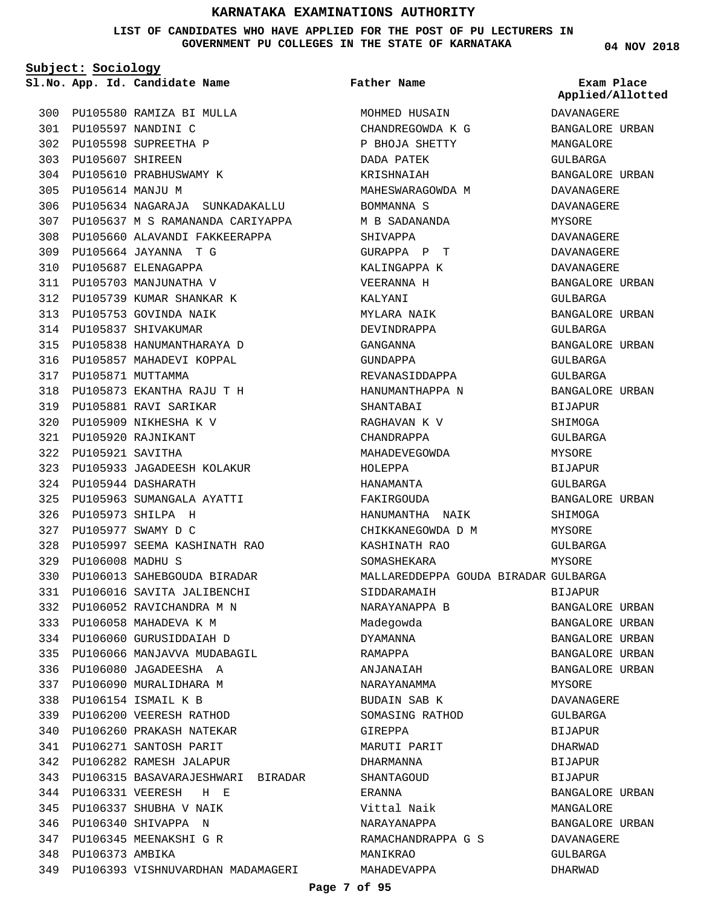# KARNATAKA EXAMINATIONS AUTHORITY

**LIST OF CANDIDATES WHO HAVE APPLIED FOR THE POST OF PU LECTURERS IN GOVERNMENT PU COLLEGES IN THE STATE OF KARNATAKA**

04 NOV 2018

**Subject: Sociology**

| Sl.No. | App. Id. | Candidate Name | Father Name | Exam Place Applied/Allotted |
|---|---|---|---|---|
| 300 | PU105580 | RAMIZA BI MULLA | MOHMED HUSAIN | DAVANAGERE |
| 301 | PU105597 | NANDINI C | CHANDREGOWDA K G | BANGALORE URBAN |
| 302 | PU105598 | SUPREETHA P | P BHOJA SHETTY | MANGALORE |
| 303 | PU105607 | SHIREEN | DADA PATEK | GULBARGA |
| 304 | PU105610 | PRABHUSWAMY K | KRISHNAIAH | BANGALORE URBAN |
| 305 | PU105614 | MANJU M | MAHESWARAGOWDA M | DAVANAGERE |
| 306 | PU105634 | NAGARAJA SUNKADAKALLU | BOMMANNA S | DAVANAGERE |
| 307 | PU105637 | M S RAMANANDA CARIYAPPA | M B SADANANDA | MYSORE |
| 308 | PU105660 | ALAVANDI FAKKEERAPPA | SHIVAPPA | DAVANAGERE |
| 309 | PU105664 | JAYANNA T G | GURAPPA P T | DAVANAGERE |
| 310 | PU105687 | ELENAGAPPA | KALINGAPPA K | DAVANAGERE |
| 311 | PU105703 | MANJUNATHA V | VEERANNA H | BANGALORE URBAN |
| 312 | PU105739 | KUMAR SHANKAR K | KALYANI | GULBARGA |
| 313 | PU105753 | GOVINDA NAIK | MYLARA NAIK | BANGALORE URBAN |
| 314 | PU105837 | SHIVAKUMAR | DEVINDRAPPA | GULBARGA |
| 315 | PU105838 | HANUMANTHARAYA D | GANGANNA | BANGALORE URBAN |
| 316 | PU105857 | MAHADEVI KOPPAL | GUNDAPPA | GULBARGA |
| 317 | PU105871 | MUTTAMMA | REVANASIDDAPPA | GULBARGA |
| 318 | PU105873 | EKANTHA RAJU T H | HANUMANTHAPPA N | BANGALORE URBAN |
| 319 | PU105881 | RAVI SARIKAR | SHANTABAI | BIJAPUR |
| 320 | PU105909 | NIKHESHA K V | RAGHAVAN K V | SHIMOGA |
| 321 | PU105920 | RAJNIKANT | CHANDRAPPA | GULBARGA |
| 322 | PU105921 | SAVITHA | MAHADEVEGOWDA | MYSORE |
| 323 | PU105933 | JAGADEESH KOLAKUR | HOLEPPA | BIJAPUR |
| 324 | PU105944 | DASHARATH | HANAMANTA | GULBARGA |
| 325 | PU105963 | SUMANGALA AYATTI | FAKIRGOUDA | BANGALORE URBAN |
| 326 | PU105973 | SHILPA H | HANUMANTHA NAIK | SHIMOGA |
| 327 | PU105977 | SWAMY D C | CHIKKANEGOWDA D M | MYSORE |
| 328 | PU105997 | SEEMA KASHINATH RAO | KASHINATH RAO | GULBARGA |
| 329 | PU106008 | MADHU S | SOMASHEKARA | MYSORE |
| 330 | PU106013 | SAHEBGOUDA BIRADAR | MALLAREDDEPPA GOUDA BIRADAR | GULBARGA |
| 331 | PU106016 | SAVITA JALIBENCHI | SIDDARAMAIH | BIJAPUR |
| 332 | PU106052 | RAVICHANDRA M N | NARAYANAPPA B | BANGALORE URBAN |
| 333 | PU106058 | MAHADEVA K M | Madegowda | BANGALORE URBAN |
| 334 | PU106060 | GURUSIDDAIAH D | DYAMANNA | BANGALORE URBAN |
| 335 | PU106066 | MANJAVVA MUDABAGIL | RAMAPPA | BANGALORE URBAN |
| 336 | PU106080 | JAGADEESHA A | ANJANAIAH | BANGALORE URBAN |
| 337 | PU106090 | MURALIDHARA M | NARAYANAMMA | MYSORE |
| 338 | PU106154 | ISMAIL K B | BUDAIN SAB K | DAVANAGERE |
| 339 | PU106200 | VEERESH RATHOD | SOMASING RATHOD | GULBARGA |
| 340 | PU106260 | PRAKASH NATEKAR | GIREPPA | BIJAPUR |
| 341 | PU106271 | SANTOSH PARIT | MARUTI PARIT | DHARWAD |
| 342 | PU106282 | RAMESH JALAPUR | DHARMANNA | BIJAPUR |
| 343 | PU106315 | BASAVARAJESHWARI BIRADAR | SHANTAGOUD | BIJAPUR |
| 344 | PU106331 | VEERESH H E | ERANNA | BANGALORE URBAN |
| 345 | PU106337 | SHUBHA V NAIK | Vittal Naik | MANGALORE |
| 346 | PU106340 | SHIVAPPA N | NARAYANAPPA | BANGALORE URBAN |
| 347 | PU106345 | MEENAKSHI G R | RAMACHANDRAPPA G S | DAVANAGERE |
| 348 | PU106373 | AMBIKA | MANIKRAO | GULBARGA |
| 349 | PU106393 | VISHNUVARDHAN MADAMAGERI | MAHADEVAPPA | DHARWAD |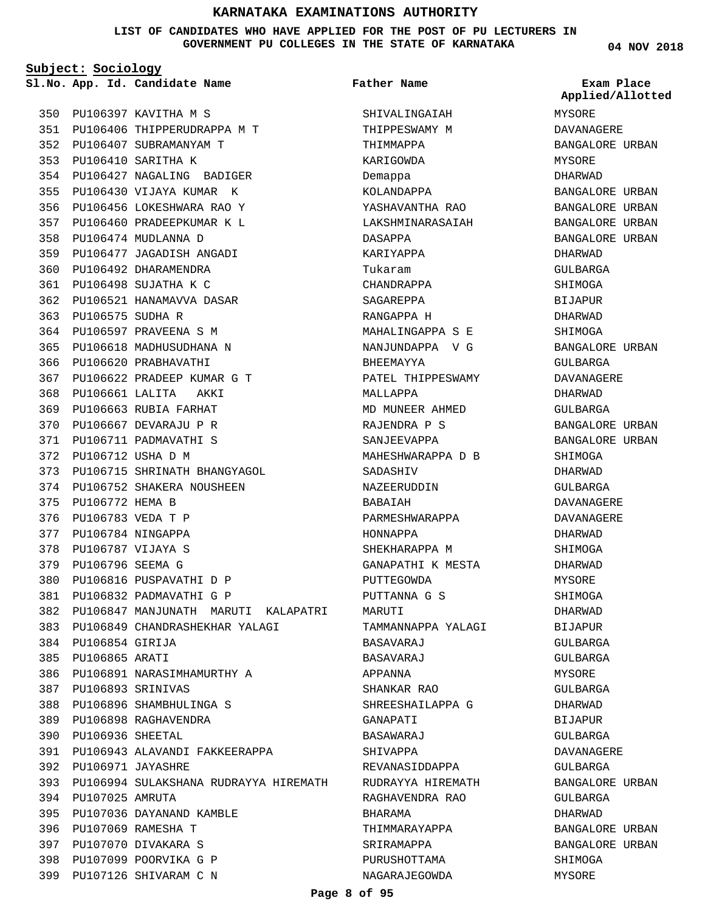# KARNATAKA EXAMINATIONS AUTHORITY

**LIST OF CANDIDATES WHO HAVE APPLIED FOR THE POST OF PU LECTURERS IN GOVERNMENT PU COLLEGES IN THE STATE OF KARNATAKA**

04 NOV 2018

**Subject: Sociology**

| Sl.No. | App. Id. | Candidate Name | Father Name | Exam Place Applied/Allotted |
|---|---|---|---|---|
| 350 | PU106397 | KAVITHA M S | SHIVALINGAIAH | MYSORE |
| 351 | PU106406 | THIPPERUDRAPPA M T | THIPPESWAMY M | DAVANAGERE |
| 352 | PU106407 | SUBRAMANYAM T | THIMMAPPA | BANGALORE URBAN |
| 353 | PU106410 | SARITHA K | KARIGOWDA | MYSORE |
| 354 | PU106427 | NAGALING BADIGER | Demappa | DHARWAD |
| 355 | PU106430 | VIJAYA KUMAR K | KOLANDAPPA | BANGALORE URBAN |
| 356 | PU106456 | LOKESHWARA RAO Y | YASHAVANTHA RAO | BANGALORE URBAN |
| 357 | PU106460 | PRADEEPKUMAR K L | LAKSHMINARASAIAH | BANGALORE URBAN |
| 358 | PU106474 | MUDLANNA D | DASAPPA | BANGALORE URBAN |
| 359 | PU106477 | JAGADISH ANGADI | KARIYAPPA | DHARWAD |
| 360 | PU106492 | DHARAMENDRA | Tukaram | GULBARGA |
| 361 | PU106498 | SUJATHA K C | CHANDRAPPA | SHIMOGA |
| 362 | PU106521 | HANAMAVVA DASAR | SAGAREPPA | BIJAPUR |
| 363 | PU106575 | SUDHA R | RANGAPPA H | DHARWAD |
| 364 | PU106597 | PRAVEENA S M | MAHALINGAPPA S E | SHIMOGA |
| 365 | PU106618 | MADHUSUDHANA N | NANJUNDAPPA V G | BANGALORE URBAN |
| 366 | PU106620 | PRABHAVATHI | BHEEMAYYA | GULBARGA |
| 367 | PU106622 | PRADEEP KUMAR G T | PATEL THIPPESWAMY | DAVANAGERE |
| 368 | PU106661 | LALITA AKKI | MALLAPPA | DHARWAD |
| 369 | PU106663 | RUBIA FARHAT | MD MUNEER AHMED | GULBARGA |
| 370 | PU106667 | DEVARAJU P R | RAJENDRA P S | BANGALORE URBAN |
| 371 | PU106711 | PADMAVATHI S | SANJEEVAPPA | BANGALORE URBAN |
| 372 | PU106712 | USHA D M | MAHESHWARAPPA D B | SHIMOGA |
| 373 | PU106715 | SHRINATH BHANGYAGOL | SADASHIV | DHARWAD |
| 374 | PU106752 | SHAKERA NOUSHEEN | NAZEERUDDIN | GULBARGA |
| 375 | PU106772 | HEMA B | BABAIAH | DAVANAGERE |
| 376 | PU106783 | VEDA T P | PARMESHWARAPPA | DAVANAGERE |
| 377 | PU106784 | NINGAPPA | HONNAPPA | DHARWAD |
| 378 | PU106787 | VIJAYA S | SHEKHARAPPA M | SHIMOGA |
| 379 | PU106796 | SEEMA G | GANAPATHI K MESTA | DHARWAD |
| 380 | PU106816 | PUSPAVATHI D P | PUTTEGOWDA | MYSORE |
| 381 | PU106832 | PADMAVATHI G P | PUTTANNA G S | SHIMOGA |
| 382 | PU106847 | MANJUNATH MARUTI KALAPATRI | MARUTI | DHARWAD |
| 383 | PU106849 | CHANDRASHEKHAR YALAGI | TAMMANNAPPA YALAGI | BIJAPUR |
| 384 | PU106854 | GIRIJA | BASAVARAJ | GULBARGA |
| 385 | PU106865 | ARATI | BASAVARAJ | GULBARGA |
| 386 | PU106891 | NARASIMHAMURTHY A | APPANNA | MYSORE |
| 387 | PU106893 | SRINIVAS | SHANKAR RAO | GULBARGA |
| 388 | PU106896 | SHAMBHULINGA S | SHREESHAILAPPA G | DHARWAD |
| 389 | PU106898 | RAGHAVENDRA | GANAPATI | BIJAPUR |
| 390 | PU106936 | SHEETAL | BASAWARAJ | GULBARGA |
| 391 | PU106943 | ALAVANDI FAKKEERAPPA | SHIVAPPA | DAVANAGERE |
| 392 | PU106971 | JAYASHRE | REVANASIDDAPPA | GULBARGA |
| 393 | PU106994 | SULAKSHANA RUDRAYYA HIREMATH | RUDRAYYA HIREMATH | BANGALORE URBAN |
| 394 | PU107025 | AMRUTA | RAGHAVENDRA RAO | GULBARGA |
| 395 | PU107036 | DAYANAND KAMBLE | BHARAMA | DHARWAD |
| 396 | PU107069 | RAMESHA T | THIMMARAYAPPA | BANGALORE URBAN |
| 397 | PU107070 | DIVAKARA S | SRIRAMAPPA | BANGALORE URBAN |
| 398 | PU107099 | POORVIKA G P | PURUSHOTTAMA | SHIMOGA |
| 399 | PU107126 | SHIVARAM C N | NAGARAJEGOWDA | MYSORE |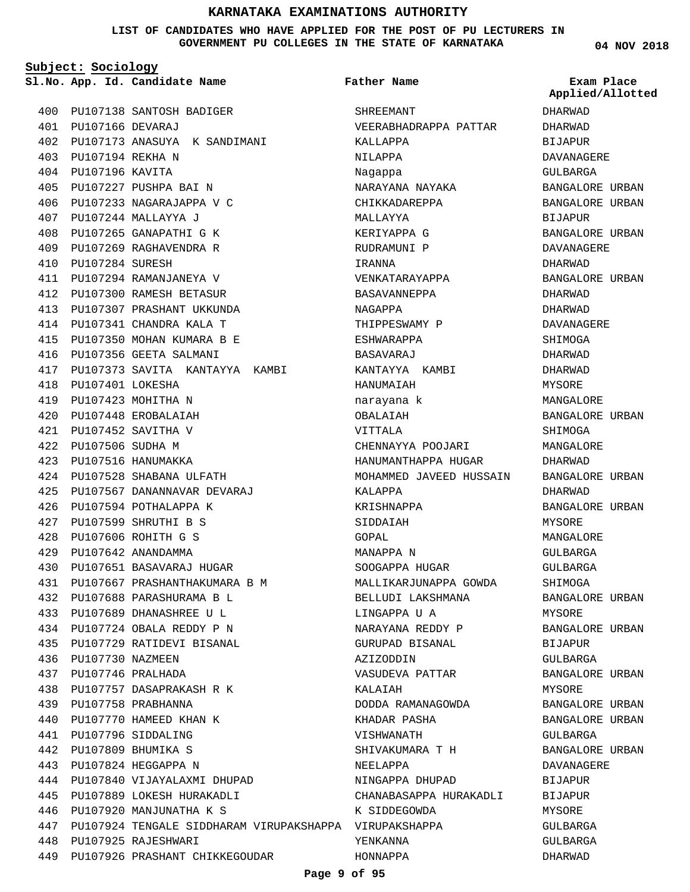# KARNATAKA EXAMINATIONS AUTHORITY

**LIST OF CANDIDATES WHO HAVE APPLIED FOR THE POST OF PU LECTURERS IN GOVERNMENT PU COLLEGES IN THE STATE OF KARNATAKA**

**04 NOV 2018**

**Subject: Sociology**

| Sl.No. | App. Id. | Candidate Name | Father Name | Exam Place Applied/Allotted |
|---|---|---|---|---|
| 400 | PU107138 | SANTOSH BADIGER | SHREEMANT | DHARWAD |
| 401 | PU107166 | DEVARAJ | VEERABHADRAPPA PATTAR | DHARWAD |
| 402 | PU107173 | ANASUYA K SANDIMANI | KALLAPPA | BIJAPUR |
| 403 | PU107194 | REKHA N | NILAPPA | DAVANAGERE |
| 404 | PU107196 | KAVITA | Nagappa | GULBARGA |
| 405 | PU107227 | PUSHPA BAI N | NARAYANA NAYAKA | BANGALORE URBAN |
| 406 | PU107233 | NAGARAJAPPA V C | CHIKKADAREPPA | BANGALORE URBAN |
| 407 | PU107244 | MALLAYYA J | MALLAYYA | BIJAPUR |
| 408 | PU107265 | GANAPATHI G K | KERIYAPPA G | BANGALORE URBAN |
| 409 | PU107269 | RAGHAVENDRA R | RUDRAMUNI P | DAVANAGERE |
| 410 | PU107284 | SURESH | IRANNA | DHARWAD |
| 411 | PU107294 | RAMANJANEYA V | VENKATARAYAPPA | BANGALORE URBAN |
| 412 | PU107300 | RAMESH BETASUR | BASAVANNEPPA | DHARWAD |
| 413 | PU107307 | PRASHANT UKKUNDA | NAGAPPA | DHARWAD |
| 414 | PU107341 | CHANDRA KALA T | THIPPESWAMY P | DAVANAGERE |
| 415 | PU107350 | MOHAN KUMARA B E | ESHWARAPPA | SHIMOGA |
| 416 | PU107356 | GEETA SALMANI | BASAVARAJ | DHARWAD |
| 417 | PU107373 | SAVITA KANTAYYA KAMBI | KANTAYYA KAMBI | DHARWAD |
| 418 | PU107401 | LOKESHA | HANUMAIAH | MYSORE |
| 419 | PU107423 | MOHITHA N | narayana k | MANGALORE |
| 420 | PU107448 | EROBALAIAH | OBALAIAH | BANGALORE URBAN |
| 421 | PU107452 | SAVITHA V | VITTALA | SHIMOGA |
| 422 | PU107506 | SUDHA M | CHENNAYYA POOJARI | MANGALORE |
| 423 | PU107516 | HANUMAKKA | HANUMANTHAPPA HUGAR | DHARWAD |
| 424 | PU107528 | SHABANA ULFATH | MOHAMMED JAVEED HUSSAIN | BANGALORE URBAN |
| 425 | PU107567 | DANANNAVAR DEVARAJ | KALAPPA | DHARWAD |
| 426 | PU107594 | POTHALAPPA K | KRISHNAPPA | BANGALORE URBAN |
| 427 | PU107599 | SHRUTHI B S | SIDDAIAH | MYSORE |
| 428 | PU107606 | ROHITH G S | GOPAL | MANGALORE |
| 429 | PU107642 | ANANDAMMA | MANAPPA N | GULBARGA |
| 430 | PU107651 | BASAVARAJ HUGAR | SOOGAPPA HUGAR | GULBARGA |
| 431 | PU107667 | PRASHANTHAKUMARA B M | MALLIKARJUNAPPA GOWDA | SHIMOGA |
| 432 | PU107688 | PARASHURAMA B L | BELLUDI LAKSHMANA | BANGALORE URBAN |
| 433 | PU107689 | DHANASHREE U L | LINGAPPA U A | MYSORE |
| 434 | PU107724 | OBALA REDDY P N | NARAYANA REDDY P | BANGALORE URBAN |
| 435 | PU107729 | RATIDEVI BISANAL | GURUPAD BISANAL | BIJAPUR |
| 436 | PU107730 | NAZMEEN | AZIZODDIN | GULBARGA |
| 437 | PU107746 | PRALHADA | VASUDEVA PATTAR | BANGALORE URBAN |
| 438 | PU107757 | DASAPRAKASH R K | KALAIAH | MYSORE |
| 439 | PU107758 | PRABHANNA | DODDA RAMANAGOWDA | BANGALORE URBAN |
| 440 | PU107770 | HAMEED KHAN K | KHADAR PASHA | BANGALORE URBAN |
| 441 | PU107796 | SIDDALING | VISHWANATH | GULBARGA |
| 442 | PU107809 | BHUMIKA S | SHIVAKUMARA T H | BANGALORE URBAN |
| 443 | PU107824 | HEGGAPPA N | NEELAPPA | DAVANAGERE |
| 444 | PU107840 | VIJAYALAXMI DHUPAD | NINGAPPA DHUPAD | BIJAPUR |
| 445 | PU107889 | LOKESH HURAKADLI | CHANABASAPPA HURAKADLI | BIJAPUR |
| 446 | PU107920 | MANJUNATHA K S | K SIDDEGOWDA | MYSORE |
| 447 | PU107924 | TENGALE SIDDHARAM VIRUPAKSHAPPA | VIRUPAKSHAPPA | GULBARGA |
| 448 | PU107925 | RAJESHWARI | YENKANNA | GULBARGA |
| 449 | PU107926 | PRASHANT CHIKKEGOUDAR | HONNAPPA | DHARWAD |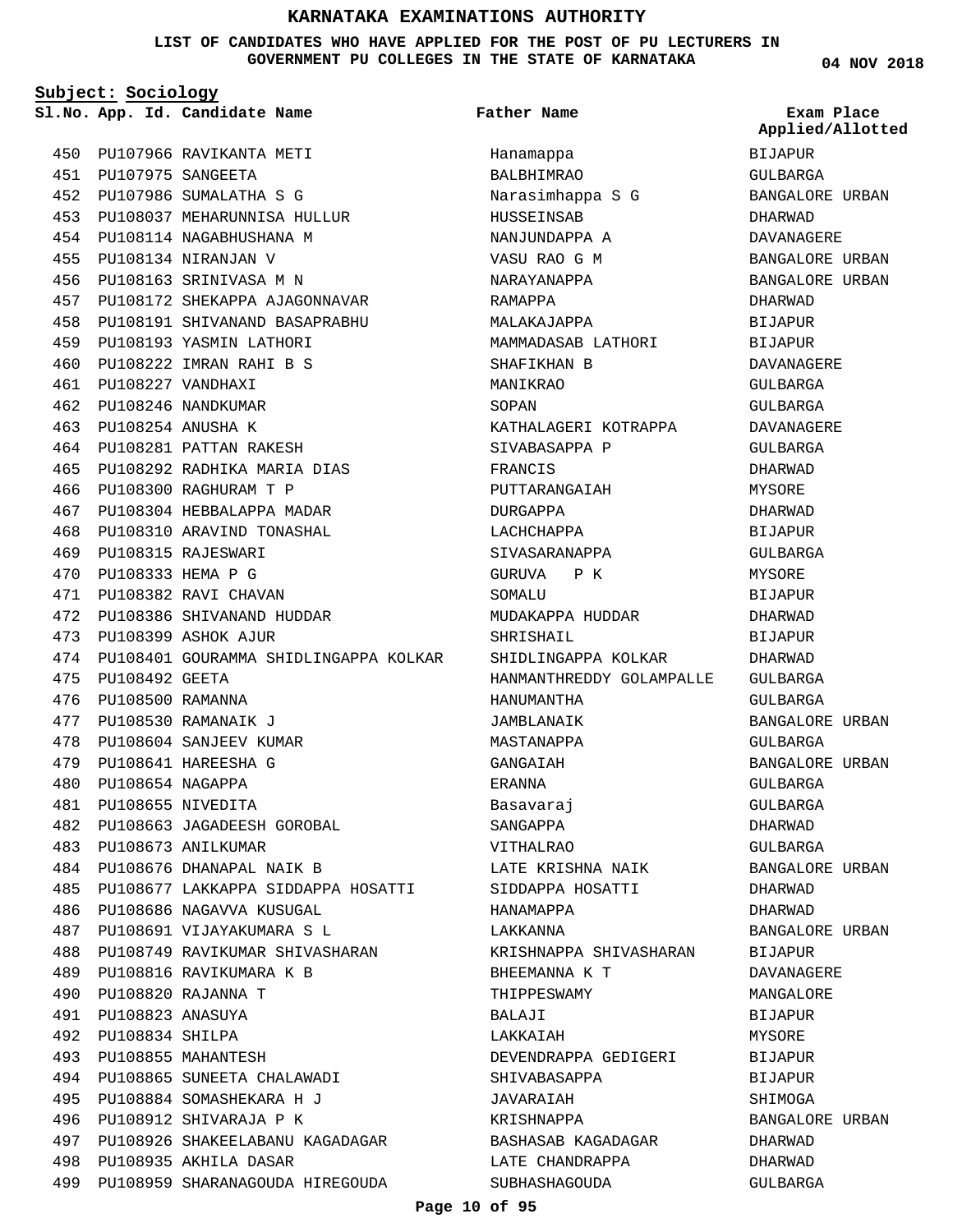# KARNATAKA EXAMINATIONS AUTHORITY

**LIST OF CANDIDATES WHO HAVE APPLIED FOR THE POST OF PU LECTURERS IN GOVERNMENT PU COLLEGES IN THE STATE OF KARNATAKA**

**04 NOV 2018**

**Subject: Sociology**

| Sl.No. | App. Id. | Candidate Name | Father Name | Exam Place Applied/Allotted |
|---|---|---|---|---|
| 450 | PU107966 | RAVIKANTA METI | Hanamappa | BIJAPUR |
| 451 | PU107975 | SANGEETA | BALBHIMRAO | GULBARGA |
| 452 | PU107986 | SUMALATHA S G | Narasimhappa S G | BANGALORE URBAN |
| 453 | PU108037 | MEHARUNNISA HULLUR | HUSSEINSAB | DHARWAD |
| 454 | PU108114 | NAGABHUSHANA M | NANJUNDAPPA A | DAVANAGERE |
| 455 | PU108134 | NIRANJAN V | VASU RAO G M | BANGALORE URBAN |
| 456 | PU108163 | SRINIVASA M N | NARAYANAPPA | BANGALORE URBAN |
| 457 | PU108172 | SHEKAPPA AJAGONNAVAR | RAMAPPA | DHARWAD |
| 458 | PU108191 | SHIVANAND BASAPRABHU | MALAKAJAPPA | BIJAPUR |
| 459 | PU108193 | YASMIN LATHORI | MAMMADASAB LATHORI | BIJAPUR |
| 460 | PU108222 | IMRAN RAHI B S | SHAFIKHAN B | DAVANAGERE |
| 461 | PU108227 | VANDHAXI | MANIKRAO | GULBARGA |
| 462 | PU108246 | NANDKUMAR | SOPAN | GULBARGA |
| 463 | PU108254 | ANUSHA K | KATHALAGERI KOTRAPPA | DAVANAGERE |
| 464 | PU108281 | PATTAN RAKESH | SIVABASAPPA P | GULBARGA |
| 465 | PU108292 | RADHIKA MARIA DIAS | FRANCIS | DHARWAD |
| 466 | PU108300 | RAGHURAM T P | PUTTARANGAIAH | MYSORE |
| 467 | PU108304 | HEBBALAPPA MADAR | DURGAPPA | DHARWAD |
| 468 | PU108310 | ARAVIND TONASHAL | LACHCHAPPA | BIJAPUR |
| 469 | PU108315 | RAJESWARI | SIVASARANAPPA | GULBARGA |
| 470 | PU108333 | HEMA P G | GURUVA P K | MYSORE |
| 471 | PU108382 | RAVI CHAVAN | SOMALU | BIJAPUR |
| 472 | PU108386 | SHIVANAND HUDDAR | MUDAKAPPA HUDDAR | DHARWAD |
| 473 | PU108399 | ASHOK AJUR | SHRISHAIL | BIJAPUR |
| 474 | PU108401 | GOURAMMA SHIDLINGAPPA KOLKAR | SHIDLINGAPPA KOLKAR | DHARWAD |
| 475 | PU108492 | GEETA | HANMANTHREDDY GOLAMPALLE | GULBARGA |
| 476 | PU108500 | RAMANNA | HANUMANTHA | GULBARGA |
| 477 | PU108530 | RAMANAIK J | JAMBLANAIK | BANGALORE URBAN |
| 478 | PU108604 | SANJEEV KUMAR | MASTANAPPA | GULBARGA |
| 479 | PU108641 | HAREESHA G | GANGAIAH | BANGALORE URBAN |
| 480 | PU108654 | NAGAPPA | ERANNA | GULBARGA |
| 481 | PU108655 | NIVEDITA | Basavaraj | GULBARGA |
| 482 | PU108663 | JAGADEESH GOROBAL | SANGAPPA | DHARWAD |
| 483 | PU108673 | ANILKUMAR | VITHALRAO | GULBARGA |
| 484 | PU108676 | DHANAPAL NAIK B | LATE KRISHNA NAIK | BANGALORE URBAN |
| 485 | PU108677 | LAKKAPPA SIDDAPPA HOSATTI | SIDDAPPA HOSATTI | DHARWAD |
| 486 | PU108686 | NAGAVVA KUSUGAL | HANAMAPPA | DHARWAD |
| 487 | PU108691 | VIJAYAKUMARA S L | LAKKANNA | BANGALORE URBAN |
| 488 | PU108749 | RAVIKUMAR SHIVASHARAN | KRISHNAPPA SHIVASHARAN | BIJAPUR |
| 489 | PU108816 | RAVIKUMARA K B | BHEEMANNA K T | DAVANAGERE |
| 490 | PU108820 | RAJANNA T | THIPPESWAMY | MANGALORE |
| 491 | PU108823 | ANASUYA | BALAJI | BIJAPUR |
| 492 | PU108834 | SHILPA | LAKKAIAH | MYSORE |
| 493 | PU108855 | MAHANTESH | DEVENDRAPPA GEDIGERI | BIJAPUR |
| 494 | PU108865 | SUNEETA CHALAWADI | SHIVABASAPPA | BIJAPUR |
| 495 | PU108884 | SOMASHEKARA H J | JAVARAIAH | SHIMOGA |
| 496 | PU108912 | SHIVARAJA P K | KRISHNAPPA | BANGALORE URBAN |
| 497 | PU108926 | SHAKEELABANU KAGADAGAR | BASHASAB KAGADAGAR | DHARWAD |
| 498 | PU108935 | AKHILA DASAR | LATE CHANDRAPPA | DHARWAD |
| 499 | PU108959 | SHARANAGOUDA HIREGOUDA | SUBHASHAGOUDA | GULBARGA |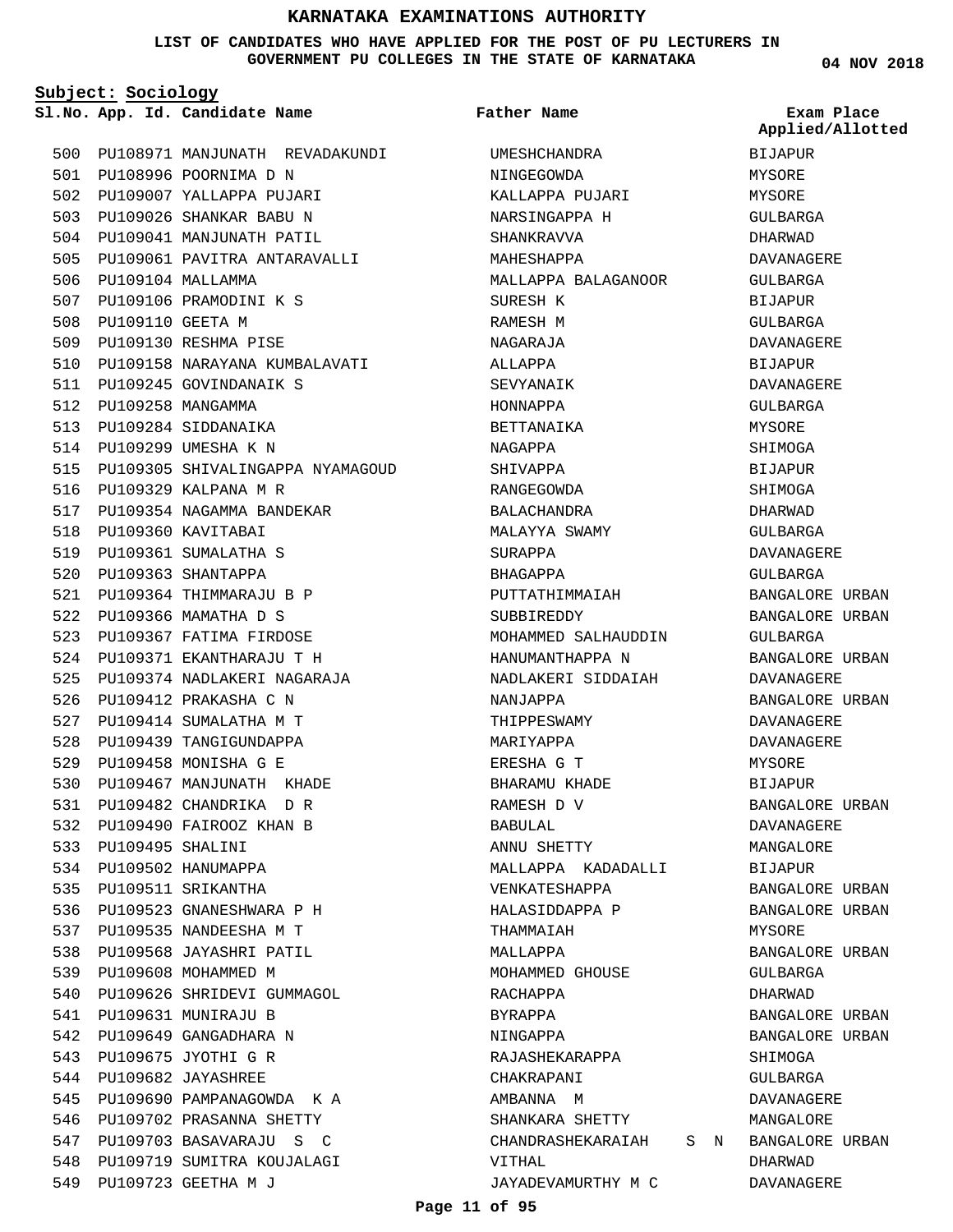# KARNATAKA EXAMINATIONS AUTHORITY

**LIST OF CANDIDATES WHO HAVE APPLIED FOR THE POST OF PU LECTURERS IN GOVERNMENT PU COLLEGES IN THE STATE OF KARNATAKA**

04 NOV 2018

**Subject: Sociology**

| Sl.No. | App. Id. | Candidate Name | Father Name | Exam Place Applied/Allotted |
|---|---|---|---|---|
| 500 | PU108971 | MANJUNATH REVADAKUNDI | UMESHCHANDRA | BIJAPUR |
| 501 | PU108996 | POORNIMA D N | NINGEGOWDA | MYSORE |
| 502 | PU109007 | YALLAPPA PUJARI | KALLAPPA PUJARI | MYSORE |
| 503 | PU109026 | SHANKAR BABU N | NARSINGAPPA H | GULBARGA |
| 504 | PU109041 | MANJUNATH PATIL | SHANKRAVVA | DHARWAD |
| 505 | PU109061 | PAVITRA ANTARAVALLI | MAHESHAPPA | DAVANAGERE |
| 506 | PU109104 | MALLAMMA | MALLAPPA BALAGANOOR | GULBARGA |
| 507 | PU109106 | PRAMODINI K S | SURESH K | BIJAPUR |
| 508 | PU109110 | GEETA M | RAMESH M | GULBARGA |
| 509 | PU109130 | RESHMA PISE | NAGARAJA | DAVANAGERE |
| 510 | PU109158 | NARAYANA KUMBALAVATI | ALLAPPA | BIJAPUR |
| 511 | PU109245 | GOVINDANAIK S | SEVYANAIK | DAVANAGERE |
| 512 | PU109258 | MANGAMMA | HONNAPPA | GULBARGA |
| 513 | PU109284 | SIDDANAIKA | BETTANAIKA | MYSORE |
| 514 | PU109299 | UMESHA K N | NAGAPPA | SHIMOGA |
| 515 | PU109305 | SHIVALINGAPPA NYAMAGOUD | SHIVAPPA | BIJAPUR |
| 516 | PU109329 | KALPANA M R | RANGEGOWDA | SHIMOGA |
| 517 | PU109354 | NAGAMMA BANDEKAR | BALACHANDRA | DHARWAD |
| 518 | PU109360 | KAVITABAI | MALAYYA SWAMY | GULBARGA |
| 519 | PU109361 | SUMALATHA S | SURAPPA | DAVANAGERE |
| 520 | PU109363 | SHANTAPPA | BHAGAPPA | GULBARGA |
| 521 | PU109364 | THIMMARAJU B P | PUTTATHIMMAIAH | BANGALORE URBAN |
| 522 | PU109366 | MAMATHA D S | SUBBIREDDY | BANGALORE URBAN |
| 523 | PU109367 | FATIMA FIRDOSE | MOHAMMED SALHAUDDIN | GULBARGA |
| 524 | PU109371 | EKANTHARAJU T H | HANUMANTHAPPA N | BANGALORE URBAN |
| 525 | PU109374 | NADLAKERI NAGARAJA | NADLAKERI SIDDAIAH | DAVANAGERE |
| 526 | PU109412 | PRAKASHA C N | NANJAPPA | BANGALORE URBAN |
| 527 | PU109414 | SUMALATHA M T | THIPPESWAMY | DAVANAGERE |
| 528 | PU109439 | TANGIGUNDAPPA | MARIYAPPA | DAVANAGERE |
| 529 | PU109458 | MONISHA G E | ERESHA G T | MYSORE |
| 530 | PU109467 | MANJUNATH KHADE | BHARAMU KHADE | BIJAPUR |
| 531 | PU109482 | CHANDRIKA D R | RAMESH D V | BANGALORE URBAN |
| 532 | PU109490 | FAIROOZ KHAN B | BABULAL | DAVANAGERE |
| 533 | PU109495 | SHALINI | ANNU SHETTY | MANGALORE |
| 534 | PU109502 | HANUMAPPA | MALLAPPA KADADALLI | BIJAPUR |
| 535 | PU109511 | SRIKANTHA | VENKATESHAPPA | BANGALORE URBAN |
| 536 | PU109523 | GNANESHWARA P H | HALASIDDAPPA P | BANGALORE URBAN |
| 537 | PU109535 | NANDEESHA M T | THAMMAIAH | MYSORE |
| 538 | PU109568 | JAYASHRI PATIL | MALLAPPA | BANGALORE URBAN |
| 539 | PU109608 | MOHAMMED M | MOHAMMED GHOUSE | GULBARGA |
| 540 | PU109626 | SHRIDEVI GUMMAGOL | RACHAPPA | DHARWAD |
| 541 | PU109631 | MUNIRAJU B | BYRAPPA | BANGALORE URBAN |
| 542 | PU109649 | GANGADHARA N | NINGAPPA | BANGALORE URBAN |
| 543 | PU109675 | JYOTHI G R | RAJASHEKARAPPA | SHIMOGA |
| 544 | PU109682 | JAYASHREE | CHAKRAPANI | GULBARGA |
| 545 | PU109690 | PAMPANAGOWDA K A | AMBANNA M | DAVANAGERE |
| 546 | PU109702 | PRASANNA SHETTY | SHANKARA SHETTY | MANGALORE |
| 547 | PU109703 | BASAVARAJU S C | CHANDRASHEKARAIAH S N | BANGALORE URBAN |
| 548 | PU109719 | SUMITRA KOUJALAGI | VITHAL | DHARWAD |
| 549 | PU109723 | GEETHA M J | JAYADEVAMURTHY M C | DAVANAGERE |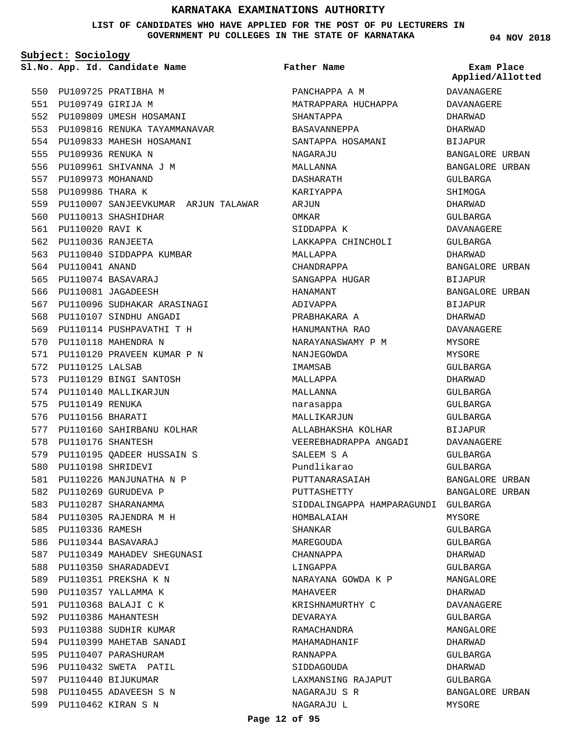# KARNATAKA EXAMINATIONS AUTHORITY

**LIST OF CANDIDATES WHO HAVE APPLIED FOR THE POST OF PU LECTURERS IN GOVERNMENT PU COLLEGES IN THE STATE OF KARNATAKA**

04 NOV 2018

**Subject: Sociology**

| Sl.No. | App. Id. | Candidate Name | Father Name | Exam Place Applied/Allotted |
|---|---|---|---|---|
| 550 | PU109725 | PRATIBHA M | PANCHAPPA A M | DAVANAGERE |
| 551 | PU109749 | GIRIJA M | MATRAPPARA HUCHAPPA | DAVANAGERE |
| 552 | PU109809 | UMESH HOSAMANI | SHANTAPPA | DHARWAD |
| 553 | PU109816 | RENUKA TAYAMMANAVAR | BASAVANNEPPA | DHARWAD |
| 554 | PU109833 | MAHESH HOSAMANI | SANTAPPA HOSAMANI | BIJAPUR |
| 555 | PU109936 | RENUKA N | NAGARAJU | BANGALORE URBAN |
| 556 | PU109961 | SHIVANNA J M | MALLANNA | BANGALORE URBAN |
| 557 | PU109973 | MOHANAND | DASHARATH | GULBARGA |
| 558 | PU109986 | THARA K | KARIYAPPA | SHIMOGA |
| 559 | PU110007 | SANJEEVKUMAR ARJUN TALAWAR | ARJUN | DHARWAD |
| 560 | PU110013 | SHASHIDHAR | OMKAR | GULBARGA |
| 561 | PU110020 | RAVI K | SIDDAPPA K | DAVANAGERE |
| 562 | PU110036 | RANJEETA | LAKKAPPA CHINCHOLI | GULBARGA |
| 563 | PU110040 | SIDDAPPA KUMBAR | MALLAPPA | DHARWAD |
| 564 | PU110041 | ANAND | CHANDRAPPA | BANGALORE URBAN |
| 565 | PU110074 | BASAVARAJ | SANGAPPA HUGAR | BIJAPUR |
| 566 | PU110081 | JAGADEESH | HANAMANT | BANGALORE URBAN |
| 567 | PU110096 | SUDHAKAR ARASINAGI | ADIVAPPA | BIJAPUR |
| 568 | PU110107 | SINDHU ANGADI | PRABHAKARA A | DHARWAD |
| 569 | PU110114 | PUSHPAVATHI T H | HANUMANTHA RAO | DAVANAGERE |
| 570 | PU110118 | MAHENDRA N | NARAYANASWAMY P M | MYSORE |
| 571 | PU110120 | PRAVEEN KUMAR P N | NANJEGOWDA | MYSORE |
| 572 | PU110125 | LALSAB | IMAMSAB | GULBARGA |
| 573 | PU110129 | BINGI SANTOSH | MALLAPPA | DHARWAD |
| 574 | PU110140 | MALLIKARJUN | MALLANNA | GULBARGA |
| 575 | PU110149 | RENUKA | narasappa | GULBARGA |
| 576 | PU110156 | BHARATI | MALLIKARJUN | GULBARGA |
| 577 | PU110160 | SAHIRBANU KOLHAR | ALLABHAKSHA KOLHAR | BIJAPUR |
| 578 | PU110176 | SHANTESH | VEEREBHADRAPPA ANGADI | DAVANAGERE |
| 579 | PU110195 | QADEER HUSSAIN S | SALEEM S A | GULBARGA |
| 580 | PU110198 | SHRIDEVI | Pundlikarao | GULBARGA |
| 581 | PU110226 | MANJUNATHA N P | PUTTANARASAIAH | BANGALORE URBAN |
| 582 | PU110269 | GURUDEVA P | PUTTASHETTY | BANGALORE URBAN |
| 583 | PU110287 | SHARANAMMA | SIDDALINGAPPA HAMPARAGUNDI | GULBARGA |
| 584 | PU110305 | RAJENDRA M H | HOMBALAIAH | MYSORE |
| 585 | PU110336 | RAMESH | SHANKAR | GULBARGA |
| 586 | PU110344 | BASAVARAJ | MAREGOUDA | GULBARGA |
| 587 | PU110349 | MAHADEV SHEGUNASI | CHANNAPPA | DHARWAD |
| 588 | PU110350 | SHARADADEVI | LINGAPPA | GULBARGA |
| 589 | PU110351 | PREKSHA K N | NARAYANA GOWDA K P | MANGALORE |
| 590 | PU110357 | YALLAMMA K | MAHAVEER | DHARWAD |
| 591 | PU110368 | BALAJI C K | KRISHNAMURTHY C | DAVANAGERE |
| 592 | PU110386 | MAHANTESH | DEVARAYA | GULBARGA |
| 593 | PU110388 | SUDHIR KUMAR | RAMACHANDRA | MANGALORE |
| 594 | PU110399 | MAHETAB SANADI | MAHAMADHANIF | DHARWAD |
| 595 | PU110407 | PARASHURAM | RANNAPPA | GULBARGA |
| 596 | PU110432 | SWETA PATIL | SIDDAGOUDA | DHARWAD |
| 597 | PU110440 | BIJUKUMAR | LAXMANSING RAJAPUT | GULBARGA |
| 598 | PU110455 | ADAVEESH S N | NAGARAJU S R | BANGALORE URBAN |
| 599 | PU110462 | KIRAN S N | NAGARAJU L | MYSORE |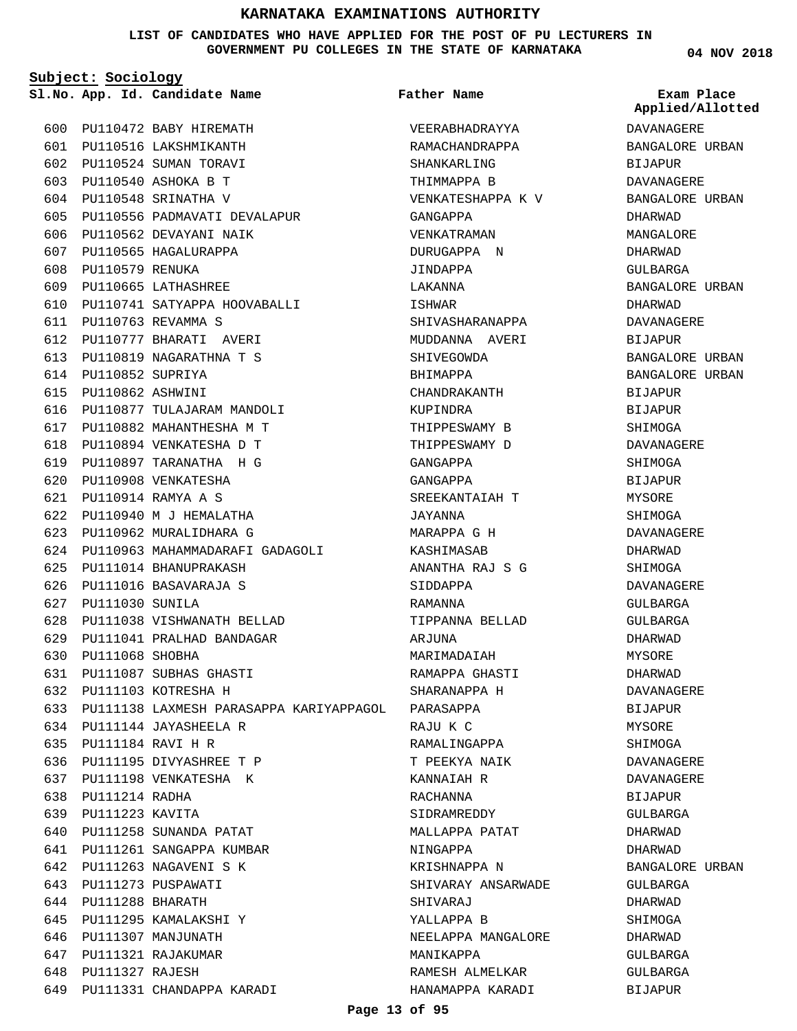# KARNATAKA EXAMINATIONS AUTHORITY

**LIST OF CANDIDATES WHO HAVE APPLIED FOR THE POST OF PU LECTURERS IN GOVERNMENT PU COLLEGES IN THE STATE OF KARNATAKA**

**04 NOV 2018**

**Subject: Sociology**

| Sl.No. | App. Id. | Candidate Name | Father Name | Exam Place Applied/Allotted |
|---|---|---|---|---|
| 600 | PU110472 | BABY HIREMATH | VEERABHADRAYYA | DAVANAGERE |
| 601 | PU110516 | LAKSHMIKANTH | RAMACHANDRAPPA | BANGALORE URBAN |
| 602 | PU110524 | SUMAN TORAVI | SHANKARLING | BIJAPUR |
| 603 | PU110540 | ASHOKA B T | THIMMAPPA B | DAVANAGERE |
| 604 | PU110548 | SRINATHA V | VENKATESHAPPA K V | BANGALORE URBAN |
| 605 | PU110556 | PADMAVATI DEVALAPUR | GANGAPPA | DHARWAD |
| 606 | PU110562 | DEVAYANI NAIK | VENKATRAMAN | MANGALORE |
| 607 | PU110565 | HAGALURAPPA | DURUGAPPA N | DHARWAD |
| 608 | PU110579 | RENUKA | JINDAPPA | GULBARGA |
| 609 | PU110665 | LATHASHREE | LAKANNA | BANGALORE URBAN |
| 610 | PU110741 | SATYAPPA HOOVABALLI | ISHWAR | DHARWAD |
| 611 | PU110763 | REVAMMA S | SHIVASHARANAPPA | DAVANAGERE |
| 612 | PU110777 | BHARATI AVERI | MUDDANNA AVERI | BIJAPUR |
| 613 | PU110819 | NAGARATHNA T S | SHIVEGOWDA | BANGALORE URBAN |
| 614 | PU110852 | SUPRIYA | BHIMAPPA | BANGALORE URBAN |
| 615 | PU110862 | ASHWINI | CHANDRAKANTH | BIJAPUR |
| 616 | PU110877 | TULAJARAM MANDOLI | KUPINDRA | BIJAPUR |
| 617 | PU110882 | MAHANTHESHA M T | THIPPESWAMY B | SHIMOGA |
| 618 | PU110894 | VENKATESHA D T | THIPPESWAMY D | DAVANAGERE |
| 619 | PU110897 | TARANATHA H G | GANGAPPA | SHIMOGA |
| 620 | PU110908 | VENKATESHA | GANGAPPA | BIJAPUR |
| 621 | PU110914 | RAMYA A S | SREEKANTAIAH T | MYSORE |
| 622 | PU110940 | M J HEMALATHA | JAYANNA | SHIMOGA |
| 623 | PU110962 | MURALIDHARA G | MARAPPA G H | DAVANAGERE |
| 624 | PU110963 | MAHAMMADARAFI GADAGOLI | KASHIMASAB | DHARWAD |
| 625 | PU111014 | BHANUPRAKASH | ANANTHA RAJ S G | SHIMOGA |
| 626 | PU111016 | BASAVARAJA S | SIDDAPPA | DAVANAGERE |
| 627 | PU111030 | SUNILA | RAMANNA | GULBARGA |
| 628 | PU111038 | VISHWANATH BELLAD | TIPPANNA BELLAD | GULBARGA |
| 629 | PU111041 | PRALHAD BANDAGAR | ARJUNA | DHARWAD |
| 630 | PU111068 | SHOBHA | MARIMADAIAH | MYSORE |
| 631 | PU111087 | SUBHAS GHASTI | RAMAPPA GHASTI | DHARWAD |
| 632 | PU111103 | KOTRESHA H | SHARANAPPA H | DAVANAGERE |
| 633 | PU111138 | LAXMESH PARASAPPA KARIYAPPAGOL | PARASAPPA | BIJAPUR |
| 634 | PU111144 | JAYASHEELA R | RAJU K C | MYSORE |
| 635 | PU111184 | RAVI H R | RAMALINGAPPA | SHIMOGA |
| 636 | PU111195 | DIVYASHREE T P | T PEEKYA NAIK | DAVANAGERE |
| 637 | PU111198 | VENKATESHA K | KANNAIAH R | DAVANAGERE |
| 638 | PU111214 | RADHA | RACHANNA | BIJAPUR |
| 639 | PU111223 | KAVITA | SIDRAMREDDY | GULBARGA |
| 640 | PU111258 | SUNANDA PATAT | MALLAPPA PATAT | DHARWAD |
| 641 | PU111261 | SANGAPPA KUMBAR | NINGAPPA | DHARWAD |
| 642 | PU111263 | NAGAVENI S K | KRISHNAPPA N | BANGALORE URBAN |
| 643 | PU111273 | PUSPAWATI | SHIVARAY ANSARWADE | GULBARGA |
| 644 | PU111288 | BHARATH | SHIVARAJ | DHARWAD |
| 645 | PU111295 | KAMALAKSHI Y | YALLAPPA B | SHIMOGA |
| 646 | PU111307 | MANJUNATH | NEELAPPA MANGALORE | DHARWAD |
| 647 | PU111321 | RAJAKUMAR | MANIKAPPA | GULBARGA |
| 648 | PU111327 | RAJESH | RAMESH ALMELKAR | GULBARGA |
| 649 | PU111331 | CHANDAPPA KARADI | HANAMAPPA KARADI | BIJAPUR |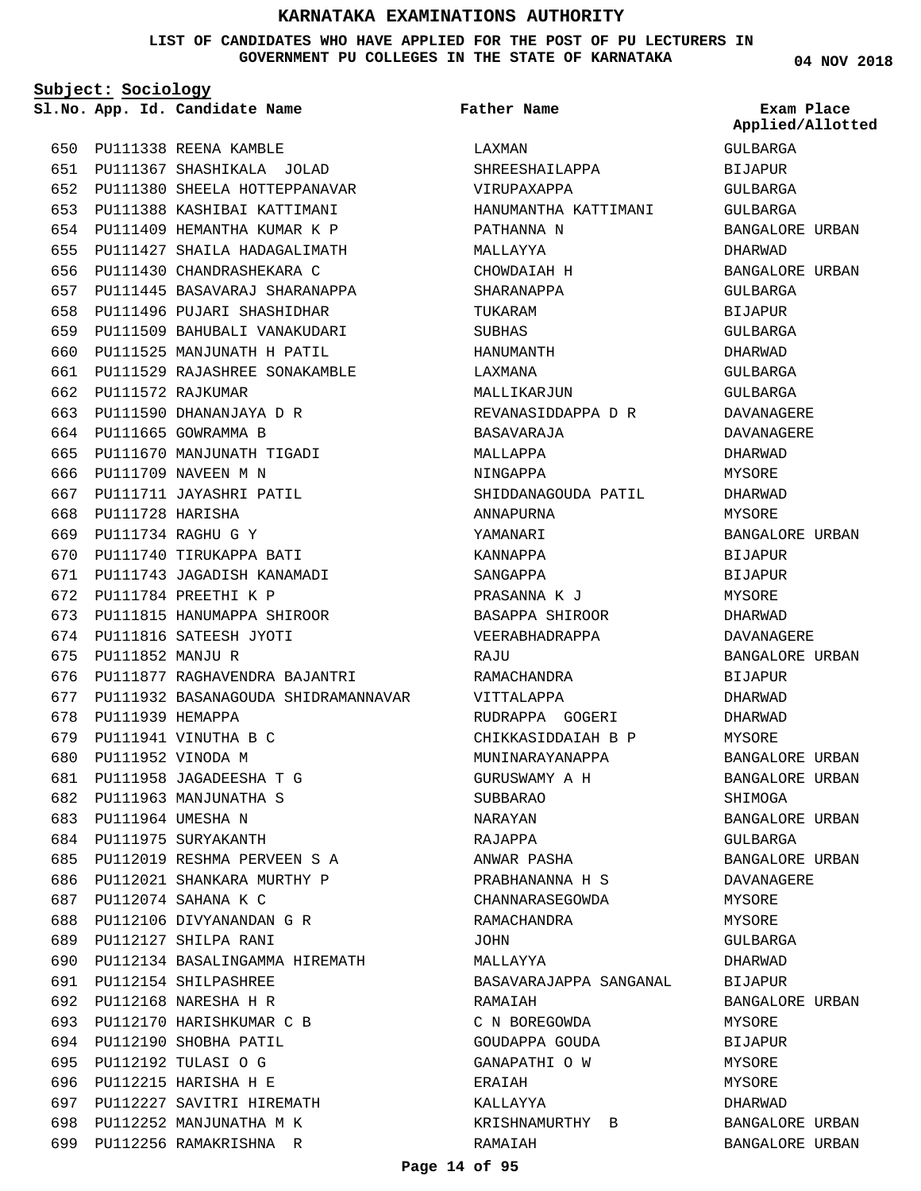# KARNATAKA EXAMINATIONS AUTHORITY

**LIST OF CANDIDATES WHO HAVE APPLIED FOR THE POST OF PU LECTURERS IN GOVERNMENT PU COLLEGES IN THE STATE OF KARNATAKA**

**04 NOV 2018**

**Subject: Sociology**

| Sl.No. | App. Id. | Candidate Name | Father Name | Exam Place Applied/Allotted |
|---|---|---|---|---|
| 650 | PU111338 | REENA KAMBLE | LAXMAN | GULBARGA |
| 651 | PU111367 | SHASHIKALA JOLAD | SHREESHAILAPPA | BIJAPUR |
| 652 | PU111380 | SHEELA HOTTEPPANAVAR | VIRUPAXAPPA | GULBARGA |
| 653 | PU111388 | KASHIBAI KATTIMANI | HANUMANTHA KATTIMANI | GULBARGA |
| 654 | PU111409 | HEMANTHA KUMAR K P | PATHANNA N | BANGALORE URBAN |
| 655 | PU111427 | SHAILA HADAGALIMATH | MALLAYYA | DHARWAD |
| 656 | PU111430 | CHANDRASHEKARA C | CHOWDAIAH H | BANGALORE URBAN |
| 657 | PU111445 | BASAVARAJ SHARANAPPA | SHARANAPPA | GULBARGA |
| 658 | PU111496 | PUJARI SHASHIDHAR | TUKARAM | BIJAPUR |
| 659 | PU111509 | BAHUBALI VANAKUDARI | SUBHAS | GULBARGA |
| 660 | PU111525 | MANJUNATH H PATIL | HANUMANTH | DHARWAD |
| 661 | PU111529 | RAJASHREE SONAKAMBLE | LAXMANA | GULBARGA |
| 662 | PU111572 | RAJKUMAR | MALLIKARJUN | GULBARGA |
| 663 | PU111590 | DHANANJAYA D R | REVANASIDDAPPA D R | DAVANAGERE |
| 664 | PU111665 | GOWRAMMA B | BASAVARAJA | DAVANAGERE |
| 665 | PU111670 | MANJUNATH TIGADI | MALLAPPA | DHARWAD |
| 666 | PU111709 | NAVEEN M N | NINGAPPA | MYSORE |
| 667 | PU111711 | JAYASHRI PATIL | SHIDDANAGOUDA PATIL | DHARWAD |
| 668 | PU111728 | HARISHA | ANNAPURNA | MYSORE |
| 669 | PU111734 | RAGHU G Y | YAMANARI | BANGALORE URBAN |
| 670 | PU111740 | TIRUKAPPA BATI | KANNAPPA | BIJAPUR |
| 671 | PU111743 | JAGADISH KANAMADI | SANGAPPA | BIJAPUR |
| 672 | PU111784 | PREETHI K P | PRASANNA K J | MYSORE |
| 673 | PU111815 | HANUMAPPA SHIROOR | BASAPPA SHIROOR | DHARWAD |
| 674 | PU111816 | SATEESH JYOTI | VEERABHADRAPPA | DAVANAGERE |
| 675 | PU111852 | MANJU R | RAJU | BANGALORE URBAN |
| 676 | PU111877 | RAGHAVENDRA BAJANTRI | RAMACHANDRA | BIJAPUR |
| 677 | PU111932 | BASANAGOUDA SHIDRAMANNAVAR | VITTALAPPA | DHARWAD |
| 678 | PU111939 | HEMAPPA | RUDRAPPA GOGERI | DHARWAD |
| 679 | PU111941 | VINUTHA B C | CHIKKASIDDAIAH B P | MYSORE |
| 680 | PU111952 | VINODA M | MUNINARAYANAPPA | BANGALORE URBAN |
| 681 | PU111958 | JAGADEESHA T G | GURUSWAMY A H | BANGALORE URBAN |
| 682 | PU111963 | MANJUNATHA S | SUBBARAO | SHIMOGA |
| 683 | PU111964 | UMESHA N | NARAYAN | BANGALORE URBAN |
| 684 | PU111975 | SURYAKANTH | RAJAPPA | GULBARGA |
| 685 | PU112019 | RESHMA PERVEEN S A | ANWAR PASHA | BANGALORE URBAN |
| 686 | PU112021 | SHANKARA MURTHY P | PRABHANANNA H S | DAVANAGERE |
| 687 | PU112074 | SAHANA K C | CHANNARASEGOWDA | MYSORE |
| 688 | PU112106 | DIVYANANDAN G R | RAMACHANDRA | MYSORE |
| 689 | PU112127 | SHILPA RANI | JOHN | GULBARGA |
| 690 | PU112134 | BASALINGAMMA HIREMATH | MALLAYYA | DHARWAD |
| 691 | PU112154 | SHILPASHREE | BASAVARAJAPPA SANGANAL | BIJAPUR |
| 692 | PU112168 | NARESHA H R | RAMAIAH | BANGALORE URBAN |
| 693 | PU112170 | HARISHKUMAR C B | C N BOREGOWDA | MYSORE |
| 694 | PU112190 | SHOBHA PATIL | GOUDAPPA GOUDA | BIJAPUR |
| 695 | PU112192 | TULASI O G | GANAPATHI O W | MYSORE |
| 696 | PU112215 | HARISHA H E | ERAIAH | MYSORE |
| 697 | PU112227 | SAVITRI HIREMATH | KALLAYYA | DHARWAD |
| 698 | PU112252 | MANJUNATHA M K | KRISHNAMURTHY B | BANGALORE URBAN |
| 699 | PU112256 | RAMAKRISHNA R | RAMAIAH | BANGALORE URBAN |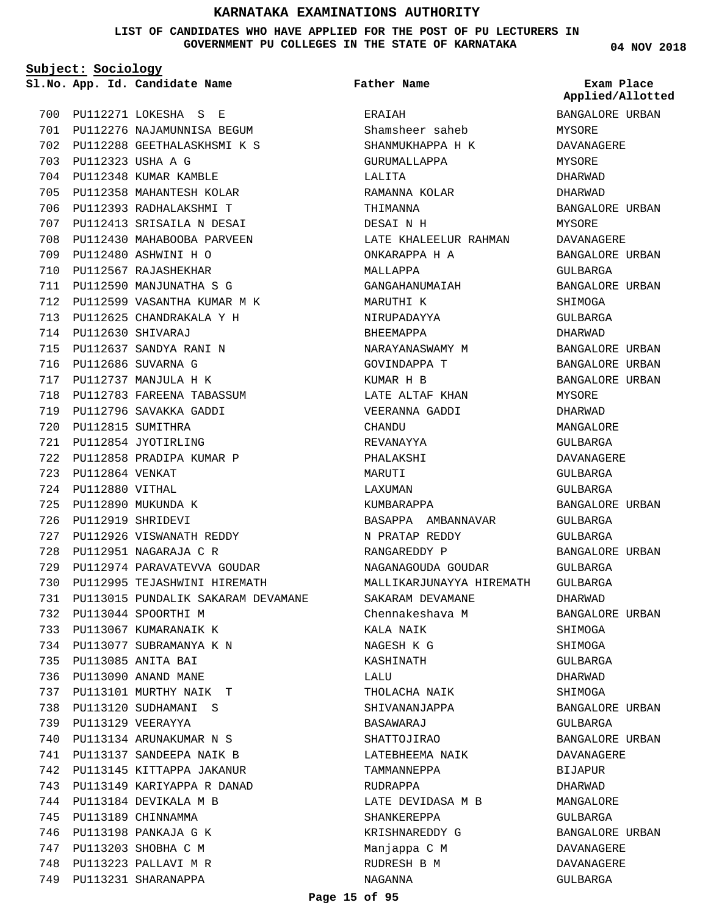# KARNATAKA EXAMINATIONS AUTHORITY

**LIST OF CANDIDATES WHO HAVE APPLIED FOR THE POST OF PU LECTURERS IN GOVERNMENT PU COLLEGES IN THE STATE OF KARNATAKA**

**04 NOV 2018**

**Subject: Sociology**

| Sl.No. | App. Id. | Candidate Name | Father Name | Exam Place Applied/Allotted |
|---|---|---|---|---|
| 700 | PU112271 | LOKESHA S E | ERAIAH | BANGALORE URBAN |
| 701 | PU112276 | NAJAMUNNISA BEGUM | Shamsheer saheb | MYSORE |
| 702 | PU112288 | GEETHALASKHSMI K S | SHANMUKHAPPA H K | DAVANAGERE |
| 703 | PU112323 | USHA A G | GURUMALLAPPA | MYSORE |
| 704 | PU112348 | KUMAR KAMBLE | LALITA | DHARWAD |
| 705 | PU112358 | MAHANTESH KOLAR | RAMANNA KOLAR | DHARWAD |
| 706 | PU112393 | RADHALAKSHMI T | THIMANNA | BANGALORE URBAN |
| 707 | PU112413 | SRISAILA N DESAI | DESAI N H | MYSORE |
| 708 | PU112430 | MAHABOOBA PARVEEN | LATE KHALEELUR RAHMAN | DAVANAGERE |
| 709 | PU112480 | ASHWINI H O | ONKARAPPA H A | BANGALORE URBAN |
| 710 | PU112567 | RAJASHEKHAR | MALLAPPA | GULBARGA |
| 711 | PU112590 | MANJUNATHA S G | GANGAHANUMAIAH | BANGALORE URBAN |
| 712 | PU112599 | VASANTHA KUMAR M K | MARUTHI K | SHIMOGA |
| 713 | PU112625 | CHANDRAKALA Y H | NIRUPADAYYA | GULBARGA |
| 714 | PU112630 | SHIVARAJ | BHEEMAPPA | DHARWAD |
| 715 | PU112637 | SANDYA RANI N | NARAYANASWAMY M | BANGALORE URBAN |
| 716 | PU112686 | SUVARNA G | GOVINDAPPA T | BANGALORE URBAN |
| 717 | PU112737 | MANJULA H K | KUMAR H B | BANGALORE URBAN |
| 718 | PU112783 | FAREENA TABASSUM | LATE ALTAF KHAN | MYSORE |
| 719 | PU112796 | SAVAKKA GADDI | VEERANNA GADDI | DHARWAD |
| 720 | PU112815 | SUMITHRA | CHANDU | MANGALORE |
| 721 | PU112854 | JYOTIRLING | REVANAYYA | GULBARGA |
| 722 | PU112858 | PRADIPA KUMAR P | PHALAKSHI | DAVANAGERE |
| 723 | PU112864 | VENKAT | MARUTI | GULBARGA |
| 724 | PU112880 | VITHAL | LAXUMAN | GULBARGA |
| 725 | PU112890 | MUKUNDA K | KUMBARAPPA | BANGALORE URBAN |
| 726 | PU112919 | SHRIDEVI | BASAPPA AMBANNAVAR | GULBARGA |
| 727 | PU112926 | VISWANATH REDDY | N PRATAP REDDY | GULBARGA |
| 728 | PU112951 | NAGARAJA C R | RANGAREDDY P | BANGALORE URBAN |
| 729 | PU112974 | PARAVATEVVA GOUDAR | NAGANAGOUDA GOUDAR | GULBARGA |
| 730 | PU112995 | TEJASHWINI HIREMATH | MALLIKARJUNAYYA HIREMATH | GULBARGA |
| 731 | PU113015 | PUNDALIK SAKARAM DEVAMANE | SAKARAM DEVAMANE | DHARWAD |
| 732 | PU113044 | SPOORTHI M | Chennakeshava M | BANGALORE URBAN |
| 733 | PU113067 | KUMARANAIK K | KALA NAIK | SHIMOGA |
| 734 | PU113077 | SUBRAMANYA K N | NAGESH K G | SHIMOGA |
| 735 | PU113085 | ANITA BAI | KASHINATH | GULBARGA |
| 736 | PU113090 | ANAND MANE | LALU | DHARWAD |
| 737 | PU113101 | MURTHY NAIK T | THOLACHA NAIK | SHIMOGA |
| 738 | PU113120 | SUDHAMANI S | SHIVANANJAPPA | BANGALORE URBAN |
| 739 | PU113129 | VEERAYYA | BASAWARAJ | GULBARGA |
| 740 | PU113134 | ARUNAKUMAR N S | SHATTOJIRAO | BANGALORE URBAN |
| 741 | PU113137 | SANDEEPA NAIK B | LATEBHEEMA NAIK | DAVANAGERE |
| 742 | PU113145 | KITTAPPA JAKANUR | TAMMANNEPPA | BIJAPUR |
| 743 | PU113149 | KARIYAPPA R DANAD | RUDRAPPA | DHARWAD |
| 744 | PU113184 | DEVIKALA M B | LATE DEVIDASA M B | MANGALORE |
| 745 | PU113189 | CHINNAMMA | SHANKEREPPA | GULBARGA |
| 746 | PU113198 | PANKAJA G K | KRISHNAREDDY G | BANGALORE URBAN |
| 747 | PU113203 | SHOBHA C M | Manjappa C M | DAVANAGERE |
| 748 | PU113223 | PALLAVI M R | RUDRESH B M | DAVANAGERE |
| 749 | PU113231 | SHARANAPPA | NAGANNA | GULBARGA |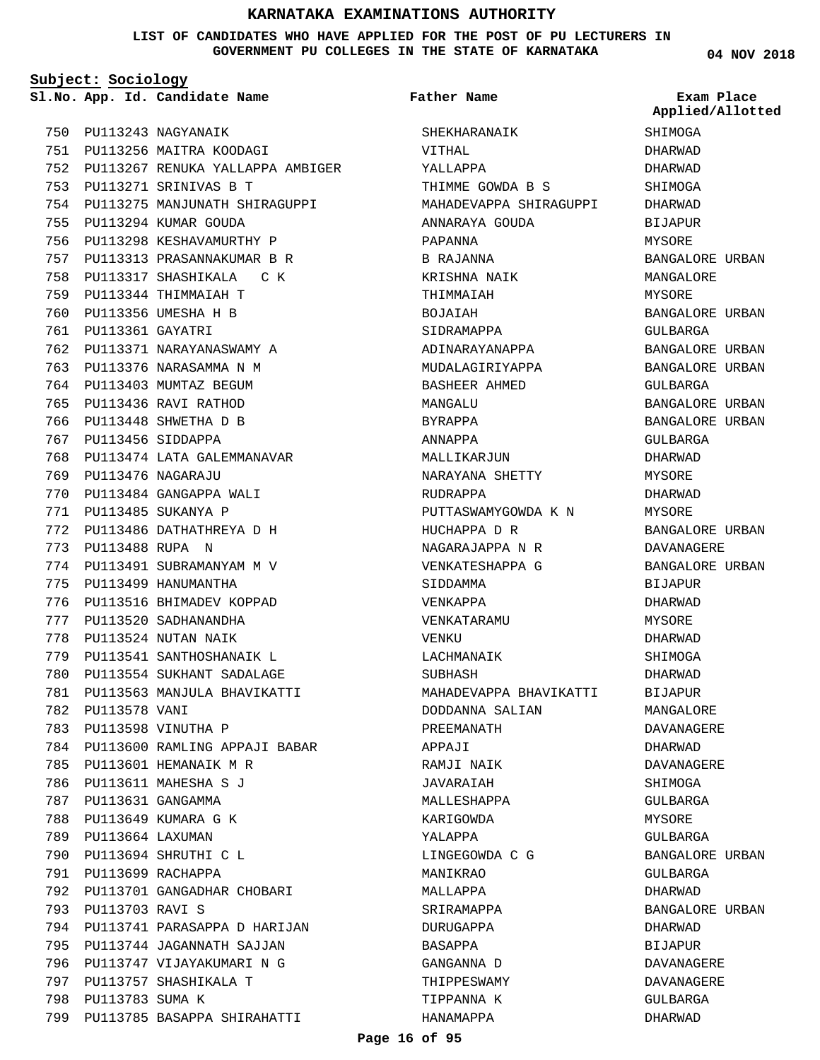# KARNATAKA EXAMINATIONS AUTHORITY

**LIST OF CANDIDATES WHO HAVE APPLIED FOR THE POST OF PU LECTURERS IN GOVERNMENT PU COLLEGES IN THE STATE OF KARNATAKA**

04 NOV 2018

**Subject: Sociology**

| Sl.No. | App. Id. | Candidate Name | Father Name | Exam Place Applied/Allotted |
|---|---|---|---|---|
| 750 | PU113243 | NAGYANAIK | SHEKHARANAIK | SHIMOGA |
| 751 | PU113256 | MAITRA KOODAGI | VITHAL | DHARWAD |
| 752 | PU113267 | RENUKA YALLAPPA AMBIGER | YALLAPPA | DHARWAD |
| 753 | PU113271 | SRINIVAS B T | THIMME GOWDA B S | SHIMOGA |
| 754 | PU113275 | MANJUNATH SHIRAGUPPI | MAHADEVAPPA SHIRAGUPPI | DHARWAD |
| 755 | PU113294 | KUMAR GOUDA | ANNARAYA GOUDA | BIJAPUR |
| 756 | PU113298 | KESHAVAMURTHY P | PAPANNA | MYSORE |
| 757 | PU113313 | PRASANNAKUMAR B R | B RAJANNA | BANGALORE URBAN |
| 758 | PU113317 | SHASHIKALA C K | KRISHNA NAIK | MANGALORE |
| 759 | PU113344 | THIMMAIAH T | THIMMAIAH | MYSORE |
| 760 | PU113356 | UMESHA H B | BOJAIAH | BANGALORE URBAN |
| 761 | PU113361 | GAYATRI | SIDRAMAPPA | GULBARGA |
| 762 | PU113371 | NARAYANASWAMY A | ADINARAYANAPPA | BANGALORE URBAN |
| 763 | PU113376 | NARASAMMA N M | MUDALAGIRIYAPPA | BANGALORE URBAN |
| 764 | PU113403 | MUMTAZ BEGUM | BASHEER AHMED | GULBARGA |
| 765 | PU113436 | RAVI RATHOD | MANGALU | BANGALORE URBAN |
| 766 | PU113448 | SHWETHA D B | BYRAPPA | BANGALORE URBAN |
| 767 | PU113456 | SIDDAPPA | ANNAPPA | GULBARGA |
| 768 | PU113474 | LATA GALEMMANAVAR | MALLIKARJUN | DHARWAD |
| 769 | PU113476 | NAGARAJU | NARAYANA SHETTY | MYSORE |
| 770 | PU113484 | GANGAPPA WALI | RUDRAPPA | DHARWAD |
| 771 | PU113485 | SUKANYA P | PUTTASWAMYGOWDA K N | MYSORE |
| 772 | PU113486 | DATHATHREYA D H | HUCHAPPA D R | BANGALORE URBAN |
| 773 | PU113488 | RUPA N | NAGARAJAPPA N R | DAVANAGERE |
| 774 | PU113491 | SUBRAMANYAM M V | VENKATESHAPPA G | BANGALORE URBAN |
| 775 | PU113499 | HANUMANTHA | SIDDAMMA | BIJAPUR |
| 776 | PU113516 | BHIMADEV KOPPAD | VENKAPPA | DHARWAD |
| 777 | PU113520 | SADHANANDHA | VENKATARAMU | MYSORE |
| 778 | PU113524 | NUTAN NAIK | VENKU | DHARWAD |
| 779 | PU113541 | SANTHOSHANAIK L | LACHMANAIK | SHIMOGA |
| 780 | PU113554 | SUKHANT SADALAGE | SUBHASH | DHARWAD |
| 781 | PU113563 | MANJULA BHAVIKATTI | MAHADEVAPPA BHAVIKATTI | BIJAPUR |
| 782 | PU113578 | VANI | DODDANNA SALIAN | MANGALORE |
| 783 | PU113598 | VINUTHA P | PREEMANATH | DAVANAGERE |
| 784 | PU113600 | RAMLING APPAJI BABAR | APPAJI | DHARWAD |
| 785 | PU113601 | HEMANAIK M R | RAMJI NAIK | DAVANAGERE |
| 786 | PU113611 | MAHESHA S J | JAVARAIAH | SHIMOGA |
| 787 | PU113631 | GANGAMMA | MALLESHAPPA | GULBARGA |
| 788 | PU113649 | KUMARA G K | KARIGOWDA | MYSORE |
| 789 | PU113664 | LAXUMAN | YALAPPA | GULBARGA |
| 790 | PU113694 | SHRUTHI C L | LINGEGOWDA C G | BANGALORE URBAN |
| 791 | PU113699 | RACHAPPA | MANIKRAO | GULBARGA |
| 792 | PU113701 | GANGADHAR CHOBARI | MALLAPPA | DHARWAD |
| 793 | PU113703 | RAVI S | SRIRAMAPPA | BANGALORE URBAN |
| 794 | PU113741 | PARASAPPA D HARIJAN | DURUGAPPA | DHARWAD |
| 795 | PU113744 | JAGANNATH SAJJAN | BASAPPA | BIJAPUR |
| 796 | PU113747 | VIJAYAKUMARI N G | GANGANNA D | DAVANAGERE |
| 797 | PU113757 | SHASHIKALA T | THIPPESWAMY | DAVANAGERE |
| 798 | PU113783 | SUMA K | TIPPANNA K | GULBARGA |
| 799 | PU113785 | BASAPPA SHIRAHATTI | HANAMAPPA | DHARWAD |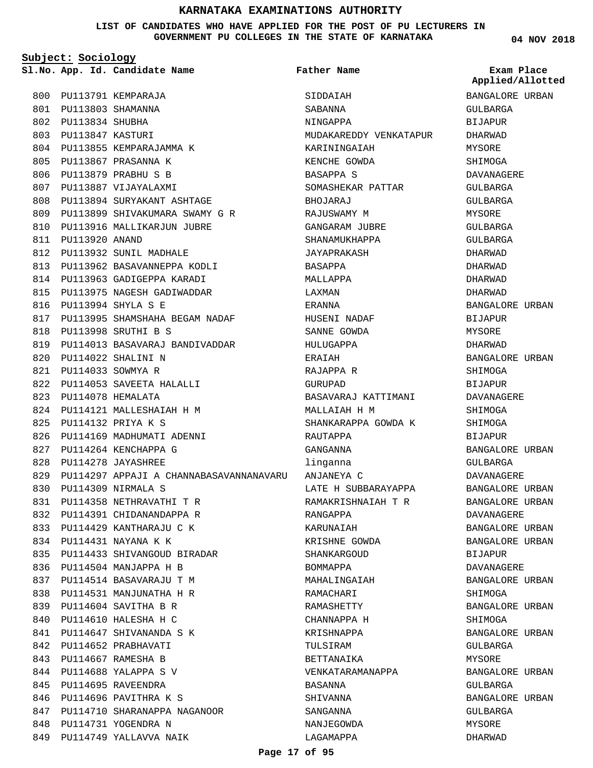# KARNATAKA EXAMINATIONS AUTHORITY

**LIST OF CANDIDATES WHO HAVE APPLIED FOR THE POST OF PU LECTURERS IN GOVERNMENT PU COLLEGES IN THE STATE OF KARNATAKA**

04 NOV 2018

**Subject: Sociology**

| Sl.No. | App. Id. | Candidate Name | Father Name | Exam Place Applied/Allotted |
|---|---|---|---|---|
| 800 | PU113791 | KEMPARAJA | SIDDAIAH | BANGALORE URBAN |
| 801 | PU113803 | SHAMANNA | SABANNA | GULBARGA |
| 802 | PU113834 | SHUBHA | NINGAPPA | BIJAPUR |
| 803 | PU113847 | KASTURI | MUDAKAREDDY VENKATAPUR | DHARWAD |
| 804 | PU113855 | KEMPARAJAMMA K | KARININGAIAH | MYSORE |
| 805 | PU113867 | PRASANNA K | KENCHE GOWDA | SHIMOGA |
| 806 | PU113879 | PRABHU S B | BASAPPA S | DAVANAGERE |
| 807 | PU113887 | VIJAYALAXMI | SOMASHEKAR PATTAR | GULBARGA |
| 808 | PU113894 | SURYAKANT ASHTAGE | BHOJARAJ | GULBARGA |
| 809 | PU113899 | SHIVAKUMARA SWAMY G R | RAJUSWAMY M | MYSORE |
| 810 | PU113916 | MALLIKARJUN JUBRE | GANGARAM JUBRE | GULBARGA |
| 811 | PU113920 | ANAND | SHANAMUKHAPPA | GULBARGA |
| 812 | PU113932 | SUNIL MADHALE | JAYAPRAKASH | DHARWAD |
| 813 | PU113962 | BASAVANNEPPA KODLI | BASAPPA | DHARWAD |
| 814 | PU113963 | GADIGEPPA KARADI | MALLAPPA | DHARWAD |
| 815 | PU113975 | NAGESH GADIWADDAR | LAXMAN | DHARWAD |
| 816 | PU113994 | SHYLA S E | ERANNA | BANGALORE URBAN |
| 817 | PU113995 | SHAMSHAHA BEGAM NADAF | HUSENI NADAF | BIJAPUR |
| 818 | PU113998 | SRUTHI B S | SANNE GOWDA | MYSORE |
| 819 | PU114013 | BASAVARAJ BANDIVADDAR | HULUGAPPA | DHARWAD |
| 820 | PU114022 | SHALINI N | ERAIAH | BANGALORE URBAN |
| 821 | PU114033 | SOWMYA R | RAJAPPA R | SHIMOGA |
| 822 | PU114053 | SAVEETA HALALLI | GURUPAD | BIJAPUR |
| 823 | PU114078 | HEMALATA | BASAVARAJ KATTIMANI | DAVANAGERE |
| 824 | PU114121 | MALLESHAIAH H M | MALLAIAH H M | SHIMOGA |
| 825 | PU114132 | PRIYA K S | SHANKARAPPA GOWDA K | SHIMOGA |
| 826 | PU114169 | MADHUMATI ADENNI | RAUTAPPA | BIJAPUR |
| 827 | PU114264 | KENCHAPPA G | GANGANNA | BANGALORE URBAN |
| 828 | PU114278 | JAYASHREE | linganna | GULBARGA |
| 829 | PU114297 | APPAJI A CHANNABASAVANNANAVARU | ANJANEYA C | DAVANAGERE |
| 830 | PU114309 | NIRMALA S | LATE H SUBBARAYAPPA | BANGALORE URBAN |
| 831 | PU114358 | NETHRAVATHI T R | RAMAKRISHNAIAH T R | BANGALORE URBAN |
| 832 | PU114391 | CHIDANANDAPPA R | RANGAPPA | DAVANAGERE |
| 833 | PU114429 | KANTHARAJU C K | KARUNAIAH | BANGALORE URBAN |
| 834 | PU114431 | NAYANA K K | KRISHNE GOWDA | BANGALORE URBAN |
| 835 | PU114433 | SHIVANGOUD BIRADAR | SHANKARGOUD | BIJAPUR |
| 836 | PU114504 | MANJAPPA H B | BOMMAPPA | DAVANAGERE |
| 837 | PU114514 | BASAVARAJU T M | MAHALINGAIAH | BANGALORE URBAN |
| 838 | PU114531 | MANJUNATHA H R | RAMACHARI | SHIMOGA |
| 839 | PU114604 | SAVITHA B R | RAMASHETTY | BANGALORE URBAN |
| 840 | PU114610 | HALESHA H C | CHANNAPPA H | SHIMOGA |
| 841 | PU114647 | SHIVANANDA S K | KRISHNAPPA | BANGALORE URBAN |
| 842 | PU114652 | PRABHAVATI | TULSIRAM | GULBARGA |
| 843 | PU114667 | RAMESHA B | BETTANAIKA | MYSORE |
| 844 | PU114688 | YALAPPA S V | VENKATARAMANAPPA | BANGALORE URBAN |
| 845 | PU114695 | RAVEENDRA | BASANNA | GULBARGA |
| 846 | PU114696 | PAVITHRA K S | SHIVANNA | BANGALORE URBAN |
| 847 | PU114710 | SHARANAPPA NAGANOOR | SANGANNA | GULBARGA |
| 848 | PU114731 | YOGENDRA N | NANJEGOWDA | MYSORE |
| 849 | PU114749 | YALLAVVA NAIK | LAGAMAPPA | DHARWAD |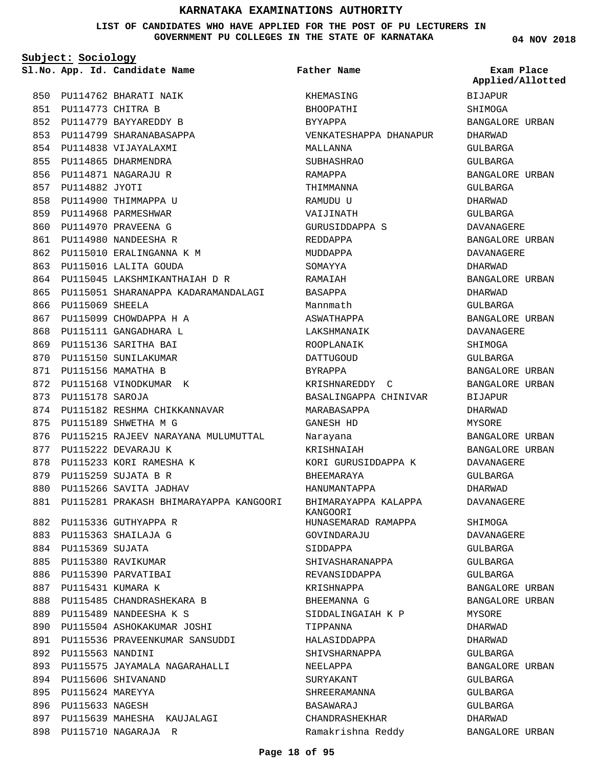# KARNATAKA EXAMINATIONS AUTHORITY

**LIST OF CANDIDATES WHO HAVE APPLIED FOR THE POST OF PU LECTURERS IN GOVERNMENT PU COLLEGES IN THE STATE OF KARNATAKA**

04 NOV 2018

**Subject: Sociology**

| Sl.No. | App. Id. | Candidate Name | Father Name | Exam Place Applied/Allotted |
|---|---|---|---|---|
| 850 | PU114762 | BHARATI NAIK | KHEMASING | BIJAPUR |
| 851 | PU114773 | CHITRA B | BHOOPATHI | SHIMOGA |
| 852 | PU114779 | BAYYAREDDY B | BYYAPPA | BANGALORE URBAN |
| 853 | PU114799 | SHARANABASAPPA | VENKATESHAPPA DHANAPUR | DHARWAD |
| 854 | PU114838 | VIJAYALAXMI | MALLANNA | GULBARGA |
| 855 | PU114865 | DHARMENDRA | SUBHASHRAO | GULBARGA |
| 856 | PU114871 | NAGARAJU R | RAMAPPA | BANGALORE URBAN |
| 857 | PU114882 | JYOTI | THIMMANNA | GULBARGA |
| 858 | PU114900 | THIMMAPPA U | RAMUDU U | DHARWAD |
| 859 | PU114968 | PARMESHWAR | VAIJINATH | GULBARGA |
| 860 | PU114970 | PRAVEENA G | GURUSIDDAPPA S | DAVANAGERE |
| 861 | PU114980 | NANDEESHA R | REDDAPPA | BANGALORE URBAN |
| 862 | PU115010 | ERALINGANNA K M | MUDDAPPA | DAVANAGERE |
| 863 | PU115016 | LALITA GOUDA | SOMAYYA | DHARWAD |
| 864 | PU115045 | LAKSHMIKANTHAIAH D R | RAMAIAH | BANGALORE URBAN |
| 865 | PU115051 | SHARANAPPA KADARAMANDALAGI | BASAPPA | DHARWAD |
| 866 | PU115069 | SHEELA | Mannmath | GULBARGA |
| 867 | PU115099 | CHOWDAPPA H A | ASWATHAPPA | BANGALORE URBAN |
| 868 | PU115111 | GANGADHARA L | LAKSHMANAIK | DAVANAGERE |
| 869 | PU115136 | SARITHA BAI | ROOPLANAIK | SHIMOGA |
| 870 | PU115150 | SUNILAKUMAR | DATTUGOUD | GULBARGA |
| 871 | PU115156 | MAMATHA B | BYRAPPA | BANGALORE URBAN |
| 872 | PU115168 | VINODKUMAR K | KRISHNAREDDY C | BANGALORE URBAN |
| 873 | PU115178 | SAROJA | BASALINGAPPA CHINIVAR | BIJAPUR |
| 874 | PU115182 | RESHMA CHIKKANNAVAR | MARABASAPPA | DHARWAD |
| 875 | PU115189 | SHWETHA M G | GANESH HD | MYSORE |
| 876 | PU115215 | RAJEEV NARAYANA MULUMUTTAL | Narayana | BANGALORE URBAN |
| 877 | PU115222 | DEVARAJU K | KRISHNAIAH | BANGALORE URBAN |
| 878 | PU115233 | KORI RAMESHA K | KORI GURUSIDDAPPA K | DAVANAGERE |
| 879 | PU115259 | SUJATA B R | BHEEMARAYA | GULBARGA |
| 880 | PU115266 | SAVITA JADHAV | HANUMANTAPPA | DHARWAD |
| 881 | PU115281 | PRAKASH BHIMARAYAPPA KANGOORI | BHIMARAYAPPA KALAPPA KANGOORI | DAVANAGERE |
| 882 | PU115336 | GUTHYAPPA R | HUNASEMARAD RAMAPPA | SHIMOGA |
| 883 | PU115363 | SHAILAJA G | GOVINDARAJU | DAVANAGERE |
| 884 | PU115369 | SUJATA | SIDDAPPA | GULBARGA |
| 885 | PU115380 | RAVIKUMAR | SHIVASHARANAPPA | GULBARGA |
| 886 | PU115390 | PARVATIBAI | REVANSIDDAPPA | GULBARGA |
| 887 | PU115431 | KUMARA K | KRISHNAPPA | BANGALORE URBAN |
| 888 | PU115485 | CHANDRASHEKARA B | BHEEMANNA G | BANGALORE URBAN |
| 889 | PU115489 | NANDEESHA K S | SIDDALINGAIAH K P | MYSORE |
| 890 | PU115504 | ASHOKAKUMAR JOSHI | TIPPANNA | DHARWAD |
| 891 | PU115536 | PRAVEENKUMAR SANSUDDI | HALASIDDAPPA | DHARWAD |
| 892 | PU115563 | NANDINI | SHIVSHARNAPPA | GULBARGA |
| 893 | PU115575 | JAYAMALA NAGARAHALLI | NEELAPPA | BANGALORE URBAN |
| 894 | PU115606 | SHIVANAND | SURYAKANT | GULBARGA |
| 895 | PU115624 | MAREYYA | SHREERAMANNA | GULBARGA |
| 896 | PU115633 | NAGESH | BASAWARAJ | GULBARGA |
| 897 | PU115639 | MAHESHA KAUJALAGI | CHANDRASHEKHAR | DHARWAD |
| 898 | PU115710 | NAGARAJA R | Ramakrishna Reddy | BANGALORE URBAN |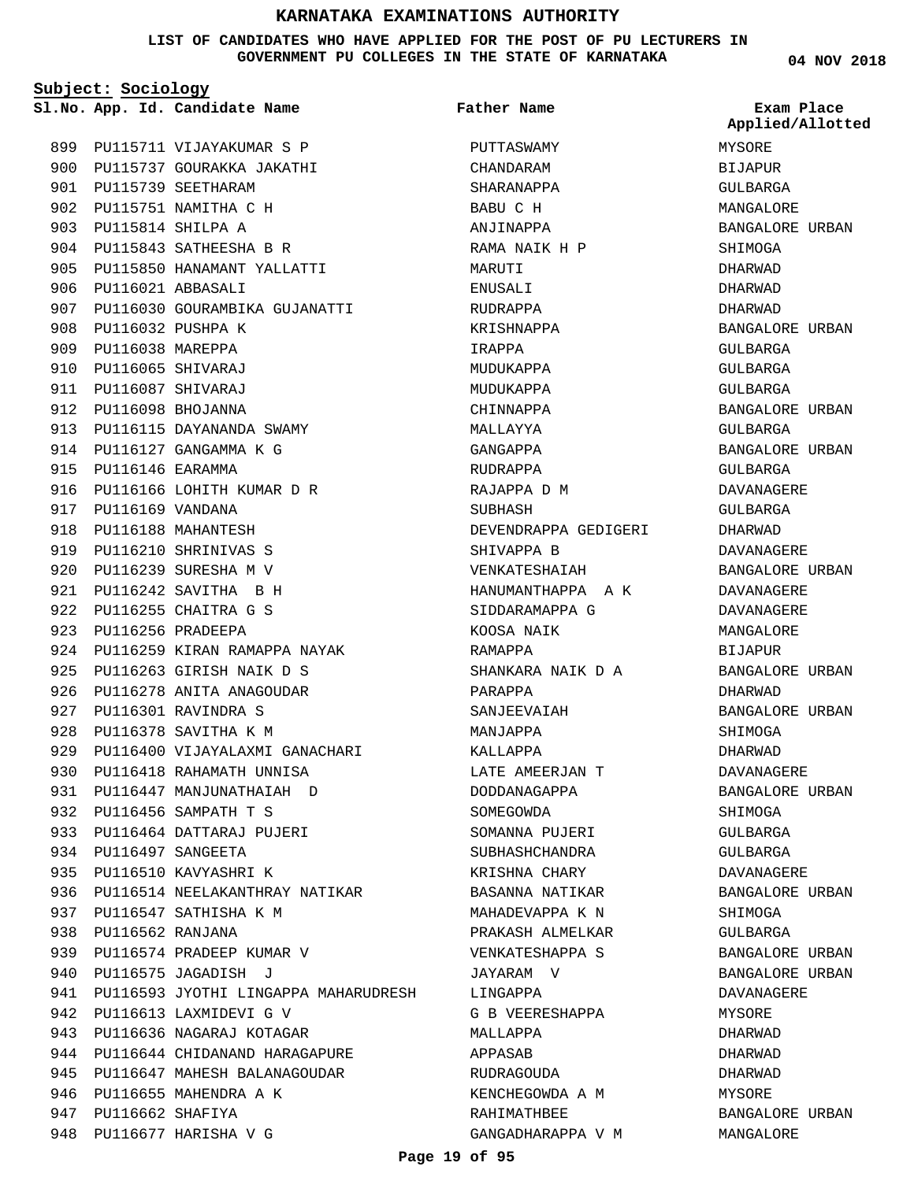# KARNATAKA EXAMINATIONS AUTHORITY

**LIST OF CANDIDATES WHO HAVE APPLIED FOR THE POST OF PU LECTURERS IN GOVERNMENT PU COLLEGES IN THE STATE OF KARNATAKA**

04 NOV 2018

**Subject: Sociology**

| Sl.No. | App. Id. | Candidate Name | Father Name | Exam Place Applied/Allotted |
|---|---|---|---|---|
| 899 | PU115711 | VIJAYAKUMAR S P | PUTTASWAMY | MYSORE |
| 900 | PU115737 | GOURAKKA JAKATHI | CHANDARAM | BIJAPUR |
| 901 | PU115739 | SEETHARAM | SHARANAPPA | GULBARGA |
| 902 | PU115751 | NAMITHA C H | BABU C H | MANGALORE |
| 903 | PU115814 | SHILPA A | ANJINAPPA | BANGALORE URBAN |
| 904 | PU115843 | SATHEESHA B R | RAMA NAIK H P | SHIMOGA |
| 905 | PU115850 | HANAMANT YALLATTI | MARUTI | DHARWAD |
| 906 | PU116021 | ABBASALI | ENUSALI | DHARWAD |
| 907 | PU116030 | GOURAMBIKA GUJANATTI | RUDRAPPA | DHARWAD |
| 908 | PU116032 | PUSHPA K | KRISHNAPPA | BANGALORE URBAN |
| 909 | PU116038 | MAREPPA | IRAPPA | GULBARGA |
| 910 | PU116065 | SHIVARAJ | MUDUKAPPA | GULBARGA |
| 911 | PU116087 | SHIVARAJ | MUDUKAPPA | GULBARGA |
| 912 | PU116098 | BHOJANNA | CHINNAPPA | BANGALORE URBAN |
| 913 | PU116115 | DAYANANDA SWAMY | MALLAYYA | GULBARGA |
| 914 | PU116127 | GANGAMMA K G | GANGAPPA | BANGALORE URBAN |
| 915 | PU116146 | EARAMMA | RUDRAPPA | GULBARGA |
| 916 | PU116166 | LOHITH KUMAR D R | RAJAPPA D M | DAVANAGERE |
| 917 | PU116169 | VANDANA | SUBHASH | GULBARGA |
| 918 | PU116188 | MAHANTESH | DEVENDRAPPA GEDIGERI | DHARWAD |
| 919 | PU116210 | SHRINIVAS S | SHIVAPPA B | DAVANAGERE |
| 920 | PU116239 | SURESHA M V | VENKATESHAIAH | BANGALORE URBAN |
| 921 | PU116242 | SAVITHA B H | HANUMANTHAPPA A K | DAVANAGERE |
| 922 | PU116255 | CHAITRA G S | SIDDARAMAPPA G | DAVANAGERE |
| 923 | PU116256 | PRADEEPA | KOOSA NAIK | MANGALORE |
| 924 | PU116259 | KIRAN RAMAPPA NAYAK | RAMAPPA | BIJAPUR |
| 925 | PU116263 | GIRISH NAIK D S | SHANKARA NAIK D A | BANGALORE URBAN |
| 926 | PU116278 | ANITA ANAGOUDAR | PARAPPA | DHARWAD |
| 927 | PU116301 | RAVINDRA S | SANJEEVAIAH | BANGALORE URBAN |
| 928 | PU116378 | SAVITHA K M | MANJAPPA | SHIMOGA |
| 929 | PU116400 | VIJAYALAXMI GANACHARI | KALLAPPA | DHARWAD |
| 930 | PU116418 | RAHAMATH UNNISA | LATE AMEERJAN T | DAVANAGERE |
| 931 | PU116447 | MANJUNATHAIAH D | DODDANAGAPPA | BANGALORE URBAN |
| 932 | PU116456 | SAMPATH T S | SOMEGOWDA | SHIMOGA |
| 933 | PU116464 | DATTARAJ PUJERI | SOMANNA PUJERI | GULBARGA |
| 934 | PU116497 | SANGEETA | SUBHASHCHANDRA | GULBARGA |
| 935 | PU116510 | KAVYASHRI K | KRISHNA CHARY | DAVANAGERE |
| 936 | PU116514 | NEELAKANTHRAY NATIKAR | BASANNA NATIKAR | BANGALORE URBAN |
| 937 | PU116547 | SATHISHA K M | MAHADEVAPPA K N | SHIMOGA |
| 938 | PU116562 | RANJANA | PRAKASH ALMELKAR | GULBARGA |
| 939 | PU116574 | PRADEEP KUMAR V | VENKATESHAPPA S | BANGALORE URBAN |
| 940 | PU116575 | JAGADISH J | JAYARAM V | BANGALORE URBAN |
| 941 | PU116593 | JYOTHI LINGAPPA MAHARUDRESH | LINGAPPA | DAVANAGERE |
| 942 | PU116613 | LAXMIDEVI G V | G B VEERESHAPPA | MYSORE |
| 943 | PU116636 | NAGARAJ KOTAGAR | MALLAPPA | DHARWAD |
| 944 | PU116644 | CHIDANAND HARAGAPURE | APPASAB | DHARWAD |
| 945 | PU116647 | MAHESH BALANAGOUDAR | RUDRAGOUDA | DHARWAD |
| 946 | PU116655 | MAHENDRA A K | KENCHEGOWDA A M | MYSORE |
| 947 | PU116662 | SHAFIYA | RAHIMATHBEE | BANGALORE URBAN |
| 948 | PU116677 | HARISHA V G | GANGADHARAPPA V M | MANGALORE |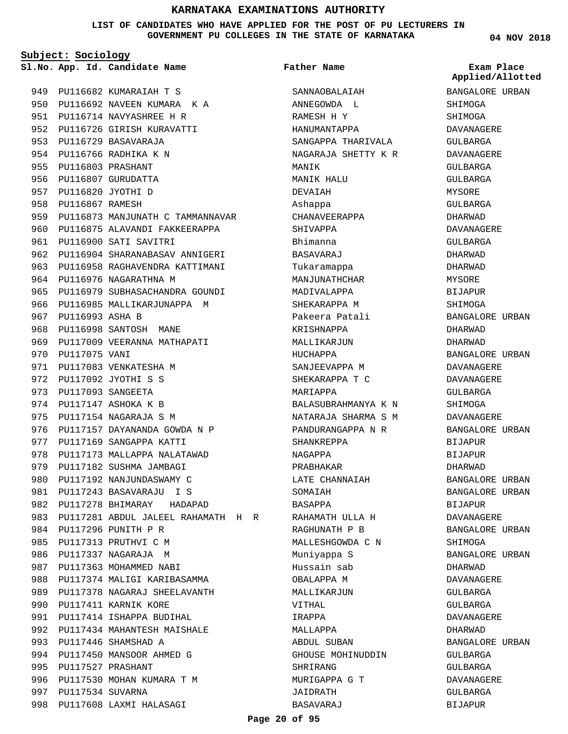# KARNATAKA EXAMINATIONS AUTHORITY

**LIST OF CANDIDATES WHO HAVE APPLIED FOR THE POST OF PU LECTURERS IN GOVERNMENT PU COLLEGES IN THE STATE OF KARNATAKA**

04 NOV 2018

**Subject: Sociology**

| Sl.No. | App. Id. | Candidate Name | Father Name | Exam Place Applied/Allotted |
|---|---|---|---|---|
| 949 | PU116682 | KUMARAIAH T S | SANNAOBALAIAH | BANGALORE URBAN |
| 950 | PU116692 | NAVEEN KUMARA K A | ANNEGOWDA L | SHIMOGA |
| 951 | PU116714 | NAVYASHREE H R | RAMESH H Y | SHIMOGA |
| 952 | PU116726 | GIRISH KURAVATTI | HANUMANTAPPA | DAVANAGERE |
| 953 | PU116729 | BASAVARAJA | SANGAPPA THARIVALA | GULBARGA |
| 954 | PU116766 | RADHIKA K N | NAGARAJA SHETTY K R | DAVANAGERE |
| 955 | PU116803 | PRASHANT | MANIK | GULBARGA |
| 956 | PU116807 | GURUDATTA | MANIK HALU | GULBARGA |
| 957 | PU116820 | JYOTHI D | DEVAIAH | MYSORE |
| 958 | PU116867 | RAMESH | Ashappa | GULBARGA |
| 959 | PU116873 | MANJUNATH C TAMMANNAVAR | CHANAVEERAPPA | DHARWAD |
| 960 | PU116875 | ALAVANDI FAKKEERAPPA | SHIVAPPA | DAVANAGERE |
| 961 | PU116900 | SATI SAVITRI | Bhimanna | GULBARGA |
| 962 | PU116904 | SHARANABASAV ANNIGERI | BASAVARAJ | DHARWAD |
| 963 | PU116958 | RAGHAVENDRA KATTIMANI | Tukaramappa | DHARWAD |
| 964 | PU116976 | NAGARATHNA M | MANJUNATHCHAR | MYSORE |
| 965 | PU116979 | SUBHASACHANDRA GOUNDI | MADIVALAPPA | BIJAPUR |
| 966 | PU116985 | MALLIKARJUNAPPA M | SHEKARAPPA M | SHIMOGA |
| 967 | PU116993 | ASHA B | Pakeera Patali | BANGALORE URBAN |
| 968 | PU116998 | SANTOSH MANE | KRISHNAPPA | DHARWAD |
| 969 | PU117009 | VEERANNA MATHAPATI | MALLIKARJUN | DHARWAD |
| 970 | PU117075 | VANI | HUCHAPPA | BANGALORE URBAN |
| 971 | PU117083 | VENKATESHA M | SANJEEVAPPA M | DAVANAGERE |
| 972 | PU117092 | JYOTHI S S | SHEKARAPPA T C | DAVANAGERE |
| 973 | PU117093 | SANGEETA | MARIAPPA | GULBARGA |
| 974 | PU117147 | ASHOKA K B | BALASUBRAHMANYA K N | SHIMOGA |
| 975 | PU117154 | NAGARAJA S M | NATARAJA SHARMA S M | DAVANAGERE |
| 976 | PU117157 | DAYANANDA GOWDA N P | PANDURANGAPPA N R | BANGALORE URBAN |
| 977 | PU117169 | SANGAPPA KATTI | SHANKREPPA | BIJAPUR |
| 978 | PU117173 | MALLAPPA NALATAWAD | NAGAPPA | BIJAPUR |
| 979 | PU117182 | SUSHMA JAMBAGI | PRABHAKAR | DHARWAD |
| 980 | PU117192 | NANJUNDASWAMY C | LATE CHANNAIAH | BANGALORE URBAN |
| 981 | PU117243 | BASAVARAJU I S | SOMAIAH | BANGALORE URBAN |
| 982 | PU117278 | BHIMARAY HADAPAD | BASAPPA | BIJAPUR |
| 983 | PU117281 | ABDUL JALEEL RAHAMATH H R | RAHAMATH ULLA H | DAVANAGERE |
| 984 | PU117296 | PUNITH P R | RAGHUNATH P B | BANGALORE URBAN |
| 985 | PU117313 | PRUTHVI C M | MALLESHGOWDA C N | SHIMOGA |
| 986 | PU117337 | NAGARAJA M | Muniyappa S | BANGALORE URBAN |
| 987 | PU117363 | MOHAMMED NABI | Hussain sab | DHARWAD |
| 988 | PU117374 | MALIGI KARIBASAMMA | OBALAPPA M | DAVANAGERE |
| 989 | PU117378 | NAGARAJ SHEELAVANTH | MALLIKARJUN | GULBARGA |
| 990 | PU117411 | KARNIK KORE | VITHAL | GULBARGA |
| 991 | PU117414 | ISHAPPA BUDIHAL | IRAPPA | DAVANAGERE |
| 992 | PU117434 | MAHANTESH MAISHALE | MALLAPPA | DHARWAD |
| 993 | PU117446 | SHAMSHAD A | ABDUL SUBAN | BANGALORE URBAN |
| 994 | PU117450 | MANSOOR AHMED G | GHOUSE MOHINUDDIN | GULBARGA |
| 995 | PU117527 | PRASHANT | SHRIRANG | GULBARGA |
| 996 | PU117530 | MOHAN KUMARA T M | MURIGAPPA G T | DAVANAGERE |
| 997 | PU117534 | SUVARNA | JAIDRATH | GULBARGA |
| 998 | PU117608 | LAXMI HALASAGI | BASAVARAJ | BIJAPUR |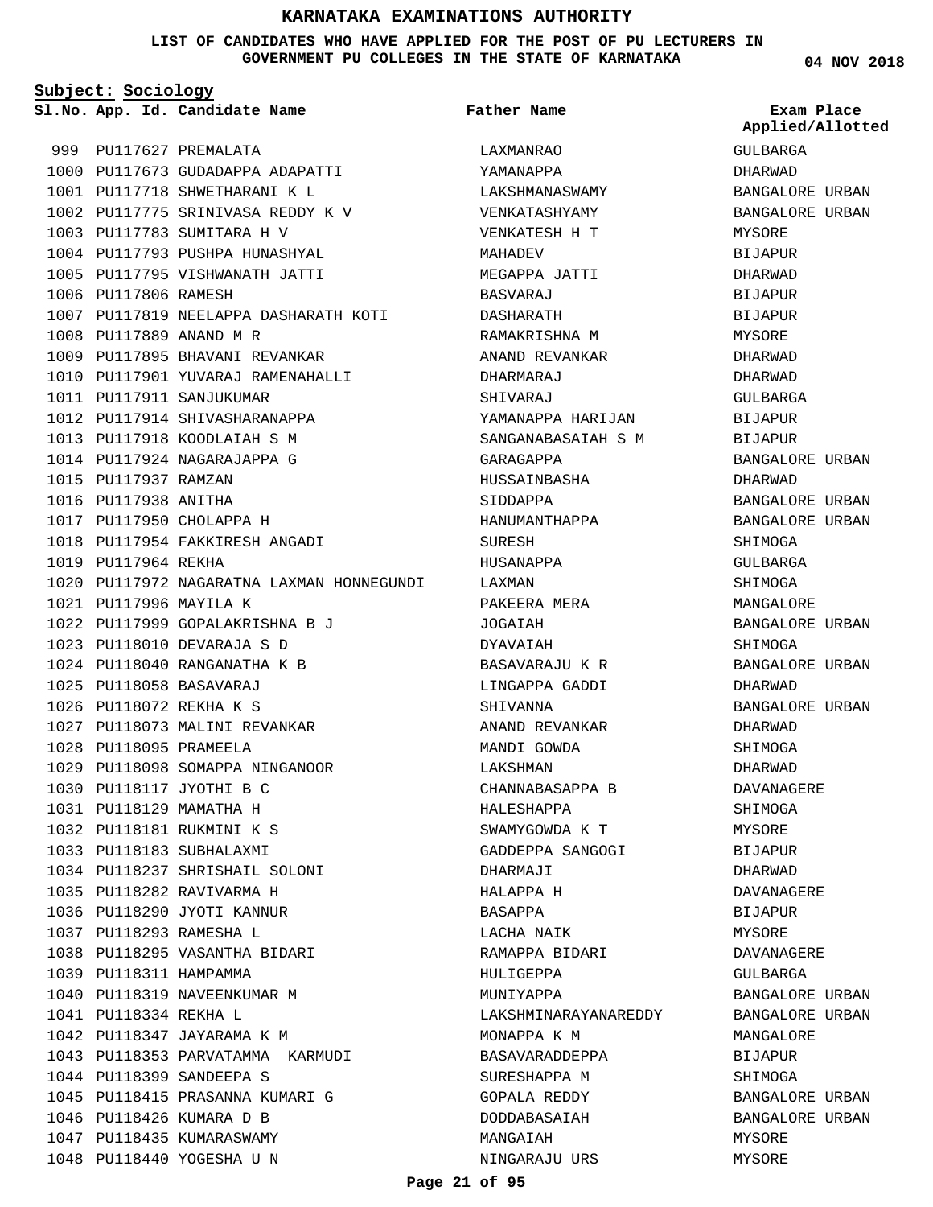# KARNATAKA EXAMINATIONS AUTHORITY

**LIST OF CANDIDATES WHO HAVE APPLIED FOR THE POST OF PU LECTURERS IN GOVERNMENT PU COLLEGES IN THE STATE OF KARNATAKA**

04 NOV 2018

**Subject: Sociology**

| Sl.No. | App. Id. | Candidate Name | Father Name | Exam Place Applied/Allotted |
|---|---|---|---|---|
| 999 | PU117627 | PREMALATA | LAXMANRAO | GULBARGA |
| 1000 | PU117673 | GUDADAPPA ADAPATTI | YAMANAPPA | DHARWAD |
| 1001 | PU117718 | SHWETHARANI K L | LAKSHMANASWAMY | BANGALORE URBAN |
| 1002 | PU117775 | SRINIVASA REDDY K V | VENKATASHYAMY | BANGALORE URBAN |
| 1003 | PU117783 | SUMITARA H V | VENKATESH H T | MYSORE |
| 1004 | PU117793 | PUSHPA HUNASHYAL | MAHADEV | BIJAPUR |
| 1005 | PU117795 | VISHWANATH JATTI | MEGAPPA JATTI | DHARWAD |
| 1006 | PU117806 | RAMESH | BASVARAJ | BIJAPUR |
| 1007 | PU117819 | NEELAPPA DASHARATH KOTI | DASHARATH | BIJAPUR |
| 1008 | PU117889 | ANAND M R | RAMAKRISHNA M | MYSORE |
| 1009 | PU117895 | BHAVANI REVANKAR | ANAND REVANKAR | DHARWAD |
| 1010 | PU117901 | YUVARAJ RAMENAHALLI | DHARMARAJ | DHARWAD |
| 1011 | PU117911 | SANJUKUMAR | SHIVARAJ | GULBARGA |
| 1012 | PU117914 | SHIVASHARANAPPA | YAMANAPPA HARIJAN | BIJAPUR |
| 1013 | PU117918 | KOODLAIAH S M | SANGANABASAIAH S M | BIJAPUR |
| 1014 | PU117924 | NAGARAJAPPA G | GARAGAPPA | BANGALORE URBAN |
| 1015 | PU117937 | RAMZAN | HUSSAINBASHA | DHARWAD |
| 1016 | PU117938 | ANITHA | SIDDAPPA | BANGALORE URBAN |
| 1017 | PU117950 | CHOLAPPA H | HANUMANTHAPPA | BANGALORE URBAN |
| 1018 | PU117954 | FAKKIRESH ANGADI | SURESH | SHIMOGA |
| 1019 | PU117964 | REKHA | HUSANAPPA | GULBARGA |
| 1020 | PU117972 | NAGARATNA LAXMAN HONNEGUNDI | LAXMAN | SHIMOGA |
| 1021 | PU117996 | MAYILA K | PAKEERA MERA | MANGALORE |
| 1022 | PU117999 | GOPALAKRISHNA B J | JOGAIAH | BANGALORE URBAN |
| 1023 | PU118010 | DEVARAJA S D | DYAVAIAH | SHIMOGA |
| 1024 | PU118040 | RANGANATHA K B | BASAVARAJU K R | BANGALORE URBAN |
| 1025 | PU118058 | BASAVARAJ | LINGAPPA GADDI | DHARWAD |
| 1026 | PU118072 | REKHA K S | SHIVANNA | BANGALORE URBAN |
| 1027 | PU118073 | MALINI REVANKAR | ANAND REVANKAR | DHARWAD |
| 1028 | PU118095 | PRAMEELA | MANDI GOWDA | SHIMOGA |
| 1029 | PU118098 | SOMAPPA NINGANOOR | LAKSHMAN | DHARWAD |
| 1030 | PU118117 | JYOTHI B C | CHANNABASAPPA B | DAVANAGERE |
| 1031 | PU118129 | MAMATHA H | HALESHAPPA | SHIMOGA |
| 1032 | PU118181 | RUKMINI K S | SWAMYGOWDA K T | MYSORE |
| 1033 | PU118183 | SUBHALAXMI | GADDEPPA SANGOGI | BIJAPUR |
| 1034 | PU118237 | SHRISHAIL SOLONI | DHARMAJI | DHARWAD |
| 1035 | PU118282 | RAVIVARMA H | HALAPPA H | DAVANAGERE |
| 1036 | PU118290 | JYOTI KANNUR | BASAPPA | BIJAPUR |
| 1037 | PU118293 | RAMESHA L | LACHA NAIK | MYSORE |
| 1038 | PU118295 | VASANTHA BIDARI | RAMAPPA BIDARI | DAVANAGERE |
| 1039 | PU118311 | HAMPAMMA | HULIGEPPA | GULBARGA |
| 1040 | PU118319 | NAVEENKUMAR M | MUNIYAPPA | BANGALORE URBAN |
| 1041 | PU118334 | REKHA L | LAKSHMINARAYANAREDDY | BANGALORE URBAN |
| 1042 | PU118347 | JAYARAMA K M | MONAPPA K M | MANGALORE |
| 1043 | PU118353 | PARVATAMMA KARMUDI | BASAVARADDEPPA | BIJAPUR |
| 1044 | PU118399 | SANDEEPA S | SURESHAPPA M | SHIMOGA |
| 1045 | PU118415 | PRASANNA KUMARI G | GOPALA REDDY | BANGALORE URBAN |
| 1046 | PU118426 | KUMARA D B | DODDABASAIAH | BANGALORE URBAN |
| 1047 | PU118435 | KUMARASWAMY | MANGAIAH | MYSORE |
| 1048 | PU118440 | YOGESHA U N | NINGARAJU URS | MYSORE |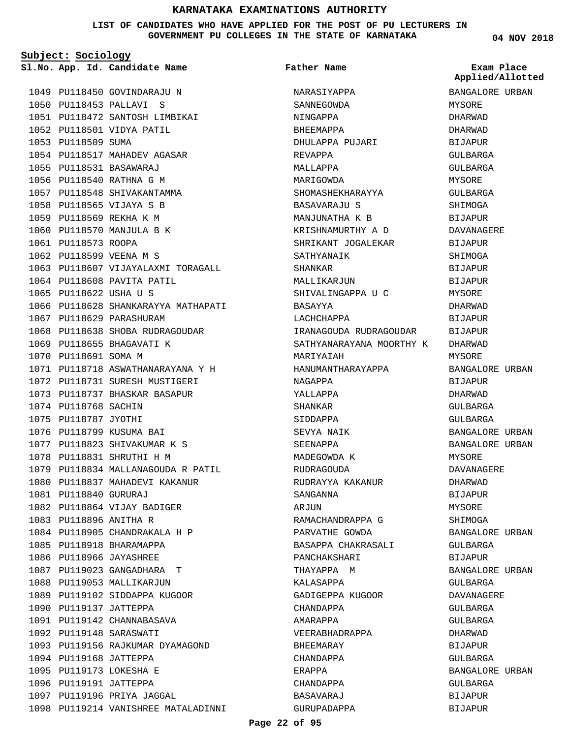# KARNATAKA EXAMINATIONS AUTHORITY

**LIST OF CANDIDATES WHO HAVE APPLIED FOR THE POST OF PU LECTURERS IN GOVERNMENT PU COLLEGES IN THE STATE OF KARNATAKA**

04 NOV 2018

**Subject: Sociology**

| Sl.No. | App. Id. | Candidate Name | Father Name | Exam Place Applied/Allotted |
|---|---|---|---|---|
| 1049 | PU118450 | GOVINDARAJU N | NARASIYAPPA | BANGALORE URBAN |
| 1050 | PU118453 | PALLAVI S | SANNEGOWDA | MYSORE |
| 1051 | PU118472 | SANTOSH LIMBIKAI | NINGAPPA | DHARWAD |
| 1052 | PU118501 | VIDYA PATIL | BHEEMAPPA | DHARWAD |
| 1053 | PU118509 | SUMA | DHULAPPA PUJARI | BIJAPUR |
| 1054 | PU118517 | MAHADEV AGASAR | REVAPPA | GULBARGA |
| 1055 | PU118531 | BASAWARAJ | MALLAPPA | GULBARGA |
| 1056 | PU118540 | RATHNA G M | MARIGOWDA | MYSORE |
| 1057 | PU118548 | SHIVAKANTAMMA | SHOMASHEKHARAYYA | GULBARGA |
| 1058 | PU118565 | VIJAYA S B | BASAVARAJU S | SHIMOGA |
| 1059 | PU118569 | REKHA K M | MANJUNATHA K B | BIJAPUR |
| 1060 | PU118570 | MANJULA B K | KRISHNAMURTHY A D | DAVANAGERE |
| 1061 | PU118573 | ROOPA | SHRIKANT JOGALEKAR | BIJAPUR |
| 1062 | PU118599 | VEENA M S | SATHYANAIK | SHIMOGA |
| 1063 | PU118607 | VIJAYALAXMI TORAGALL | SHANKAR | BIJAPUR |
| 1064 | PU118608 | PAVITA PATIL | MALLIKARJUN | BIJAPUR |
| 1065 | PU118622 | USHA U S | SHIVALINGAPPA U C | MYSORE |
| 1066 | PU118628 | SHANKARAYYA MATHAPATI | BASAYYA | DHARWAD |
| 1067 | PU118629 | PARASHURAM | LACHCHAPPA | BIJAPUR |
| 1068 | PU118638 | SHOBA RUDRAGOUDAR | IRANAGOUDA RUDRAGOUDAR | BIJAPUR |
| 1069 | PU118655 | BHAGAVATI K | SATHYANARAYANA MOORTHY K | DHARWAD |
| 1070 | PU118691 | SOMA M | MARIYAIAH | MYSORE |
| 1071 | PU118718 | ASWATHANARAYANA Y H | HANUMANTHARAYAPPA | BANGALORE URBAN |
| 1072 | PU118731 | SURESH MUSTIGERI | NAGAPPA | BIJAPUR |
| 1073 | PU118737 | BHASKAR BASAPUR | YALLAPPA | DHARWAD |
| 1074 | PU118768 | SACHIN | SHANKAR | GULBARGA |
| 1075 | PU118787 | JYOTHI | SIDDAPPA | GULBARGA |
| 1076 | PU118799 | KUSUMA BAI | SEVYA NAIK | BANGALORE URBAN |
| 1077 | PU118823 | SHIVAKUMAR K S | SEENAPPA | BANGALORE URBAN |
| 1078 | PU118831 | SHRUTHI H M | MADEGOWDA K | MYSORE |
| 1079 | PU118834 | MALLANAGOUDA R PATIL | RUDRAGOUDA | DAVANAGERE |
| 1080 | PU118837 | MAHADEVI KAKANUR | RUDRAYYA KAKANUR | DHARWAD |
| 1081 | PU118840 | GURURAJ | SANGANNA | BIJAPUR |
| 1082 | PU118864 | VIJAY BADIGER | ARJUN | MYSORE |
| 1083 | PU118896 | ANITHA R | RAMACHANDRAPPA G | SHIMOGA |
| 1084 | PU118905 | CHANDRAKALA H P | PARVATHE GOWDA | BANGALORE URBAN |
| 1085 | PU118918 | BHARAMAPPA | BASAPPA CHAKRASALI | GULBARGA |
| 1086 | PU118966 | JAYASHREE | PANCHAKSHARI | BIJAPUR |
| 1087 | PU119023 | GANGADHARA T | THAYAPPA M | BANGALORE URBAN |
| 1088 | PU119053 | MALLIKARJUN | KALASAPPA | GULBARGA |
| 1089 | PU119102 | SIDDAPPA KUGOOR | GADIGEPPA KUGOOR | DAVANAGERE |
| 1090 | PU119137 | JATTEPPA | CHANDAPPA | GULBARGA |
| 1091 | PU119142 | CHANNABASAVA | AMARAPPA | GULBARGA |
| 1092 | PU119148 | SARASWATI | VEERABHADRAPPA | DHARWAD |
| 1093 | PU119156 | RAJKUMAR DYAMAGOND | BHEEMARAY | BIJAPUR |
| 1094 | PU119168 | JATTEPPA | CHANDAPPA | GULBARGA |
| 1095 | PU119173 | LOKESHA E | ERAPPA | BANGALORE URBAN |
| 1096 | PU119191 | JATTEPPA | CHANDAPPA | GULBARGA |
| 1097 | PU119196 | PRIYA JAGGAL | BASAVARAJ | BIJAPUR |
| 1098 | PU119214 | VANISHREE MATALADINNI | GURUPADAPPA | BIJAPUR |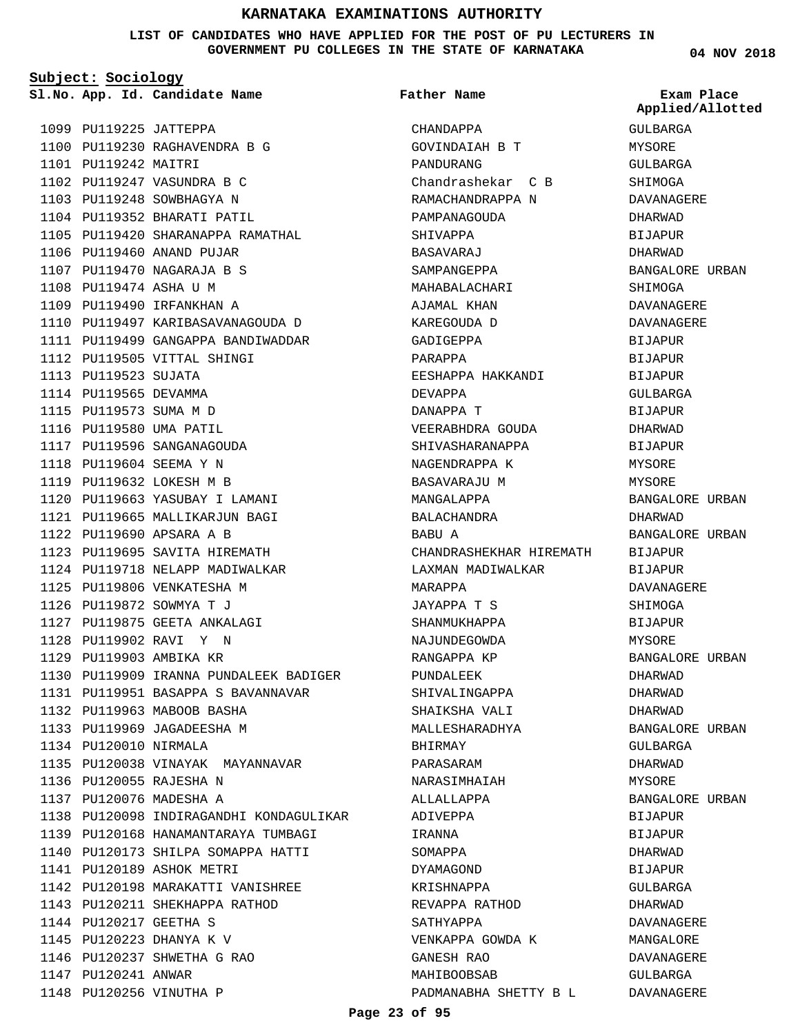# KARNATAKA EXAMINATIONS AUTHORITY

**LIST OF CANDIDATES WHO HAVE APPLIED FOR THE POST OF PU LECTURERS IN GOVERNMENT PU COLLEGES IN THE STATE OF KARNATAKA**

**04 NOV 2018**

**Subject: Sociology**

| Sl.No. | App. Id. | Candidate Name | Father Name | Exam Place Applied/Allotted |
|---|---|---|---|---|
| 1099 | PU119225 | JATTEPPA | CHANDAPPA | GULBARGA |
| 1100 | PU119230 | RAGHAVENDRA B G | GOVINDAIAH B T | MYSORE |
| 1101 | PU119242 | MAITRI | PANDURANG | GULBARGA |
| 1102 | PU119247 | VASUNDRA B C | Chandrashekar C B | SHIMOGA |
| 1103 | PU119248 | SOWBHAGYA N | RAMACHANDRAPPA N | DAVANAGERE |
| 1104 | PU119352 | BHARATI PATIL | PAMPANAGOUDA | DHARWAD |
| 1105 | PU119420 | SHARANAPPA RAMATHAL | SHIVAPPA | BIJAPUR |
| 1106 | PU119460 | ANAND PUJAR | BASAVARAJ | DHARWAD |
| 1107 | PU119470 | NAGARAJA B S | SAMPANGEPPA | BANGALORE URBAN |
| 1108 | PU119474 | ASHA U M | MAHABALACHARI | SHIMOGA |
| 1109 | PU119490 | IRFANKHAN A | AJAMAL KHAN | DAVANAGERE |
| 1110 | PU119497 | KARIBASAVANAGOUDA D | KAREGOUDA D | DAVANAGERE |
| 1111 | PU119499 | GANGAPPA BANDIWADDAR | GADIGEPPA | BIJAPUR |
| 1112 | PU119505 | VITTAL SHINGI | PARAPPA | BIJAPUR |
| 1113 | PU119523 | SUJATA | EESHAPPA HAKKANDI | BIJAPUR |
| 1114 | PU119565 | DEVAMMA | DEVAPPA | GULBARGA |
| 1115 | PU119573 | SUMA M D | DANAPPA T | BIJAPUR |
| 1116 | PU119580 | UMA PATIL | VEERABHDRA GOUDA | DHARWAD |
| 1117 | PU119596 | SANGANAGOUDA | SHIVASHARANAPPA | BIJAPUR |
| 1118 | PU119604 | SEEMA Y N | NAGENDRAPPA K | MYSORE |
| 1119 | PU119632 | LOKESH M B | BASAVARAJU M | MYSORE |
| 1120 | PU119663 | YASUBAY I LAMANI | MANGALAPPA | BANGALORE URBAN |
| 1121 | PU119665 | MALLIKARJUN BAGI | BALACHANDRA | DHARWAD |
| 1122 | PU119690 | APSARA A B | BABU A | BANGALORE URBAN |
| 1123 | PU119695 | SAVITA HIREMATH | CHANDRASHEKHAR HIREMATH | BIJAPUR |
| 1124 | PU119718 | NELAPP MADIWALKAR | LAXMAN MADIWALKAR | BIJAPUR |
| 1125 | PU119806 | VENKATESHA M | MARAPPA | DAVANAGERE |
| 1126 | PU119872 | SOWMYA T J | JAYAPPA T S | SHIMOGA |
| 1127 | PU119875 | GEETA ANKALAGI | SHANMUKHAPPA | BIJAPUR |
| 1128 | PU119902 | RAVI Y N | NAJUNDEGOWDA | MYSORE |
| 1129 | PU119903 | AMBIKA KR | RANGAPPA KP | BANGALORE URBAN |
| 1130 | PU119909 | IRANNA PUNDALEEK BADIGER | PUNDALEEK | DHARWAD |
| 1131 | PU119951 | BASAPPA S BAVANNAVAR | SHIVALINGAPPA | DHARWAD |
| 1132 | PU119963 | MABOOB BASHA | SHAIKSHA VALI | DHARWAD |
| 1133 | PU119969 | JAGADEESHA M | MALLESHARADHYA | BANGALORE URBAN |
| 1134 | PU120010 | NIRMALA | BHIRMAY | GULBARGA |
| 1135 | PU120038 | VINAYAK MAYANNAVAR | PARASARAM | DHARWAD |
| 1136 | PU120055 | RAJESHA N | NARASIMHAIAH | MYSORE |
| 1137 | PU120076 | MADESHA A | ALLALLAPPA | BANGALORE URBAN |
| 1138 | PU120098 | INDIRAGANDHI KONDAGULIKAR | ADIVEPPA | BIJAPUR |
| 1139 | PU120168 | HANAMANTARAYA TUMBAGI | IRANNA | BIJAPUR |
| 1140 | PU120173 | SHILPA SOMAPPA HATTI | SOMAPPA | DHARWAD |
| 1141 | PU120189 | ASHOK METRI | DYAMAGOND | BIJAPUR |
| 1142 | PU120198 | MARAKATTI VANISHREE | KRISHNAPPA | GULBARGA |
| 1143 | PU120211 | SHEKHAPPA RATHOD | REVAPPA RATHOD | DHARWAD |
| 1144 | PU120217 | GEETHA S | SATHYAPPA | DAVANAGERE |
| 1145 | PU120223 | DHANYA K V | VENKAPPA GOWDA K | MANGALORE |
| 1146 | PU120237 | SHWETHA G RAO | GANESH RAO | DAVANAGERE |
| 1147 | PU120241 | ANWAR | MAHIBOOBSAB | GULBARGA |
| 1148 | PU120256 | VINUTHA P | PADMANABHA SHETTY B L | DAVANAGERE |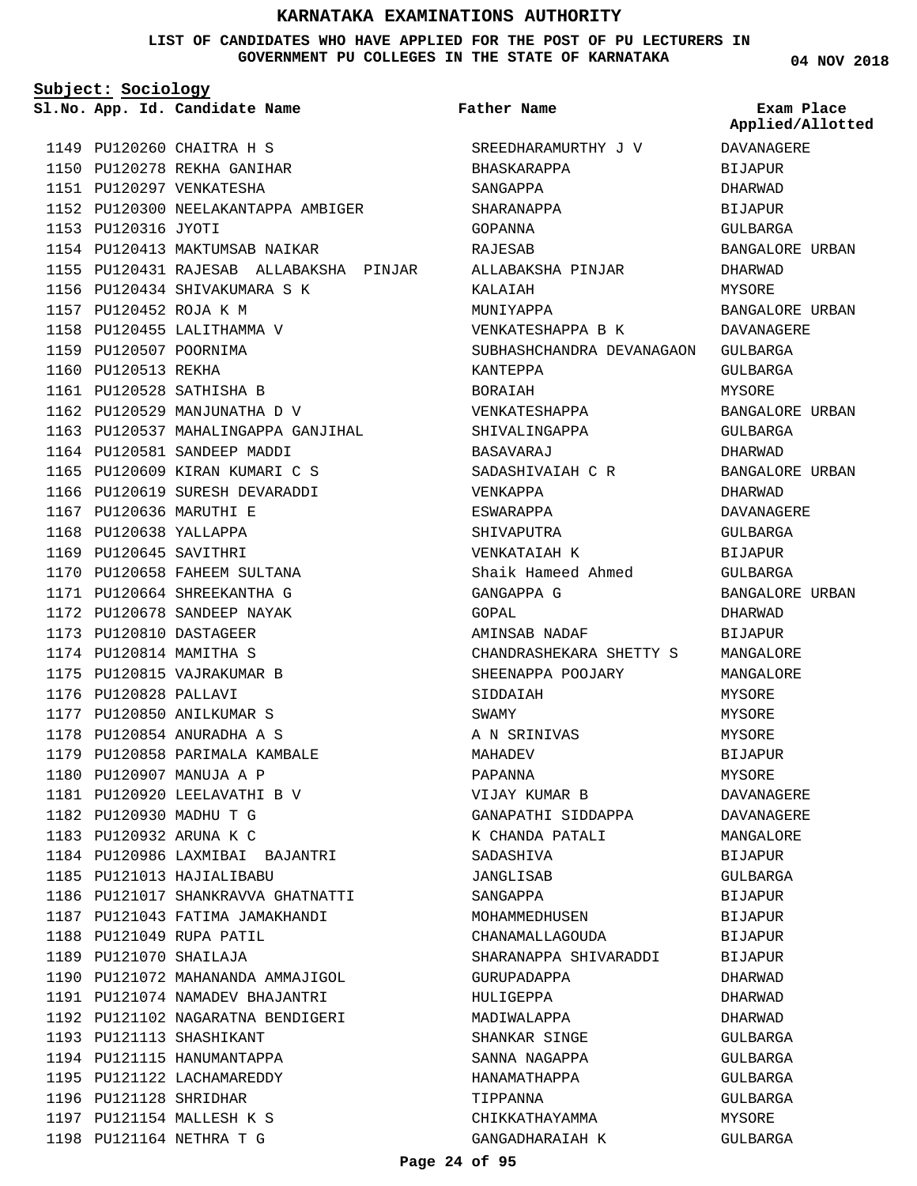# KARNATAKA EXAMINATIONS AUTHORITY

**LIST OF CANDIDATES WHO HAVE APPLIED FOR THE POST OF PU LECTURERS IN GOVERNMENT PU COLLEGES IN THE STATE OF KARNATAKA**

**04 NOV 2018**

**Subject: Sociology**

| Sl.No. | App. Id. | Candidate Name | Father Name | Exam Place Applied/Allotted |
|---|---|---|---|---|
| 1149 | PU120260 | CHAITRA H S | SREEDHARAMURTHY J V | DAVANAGERE |
| 1150 | PU120278 | REKHA GANIHAR | BHASKARAPPA | BIJAPUR |
| 1151 | PU120297 | VENKATESHA | SANGAPPA | DHARWAD |
| 1152 | PU120300 | NEELAKANTAPPA AMBIGER | SHARANAPPA | BIJAPUR |
| 1153 | PU120316 | JYOTI | GOPANNA | GULBARGA |
| 1154 | PU120413 | MAKTUMSAB NAIKAR | RAJESAB | BANGALORE URBAN |
| 1155 | PU120431 | RAJESAB ALLABAKSHA PINJAR | ALLABAKSHA PINJAR | DHARWAD |
| 1156 | PU120434 | SHIVAKUMARA S K | KALAIAH | MYSORE |
| 1157 | PU120452 | ROJA K M | MUNIYAPPA | BANGALORE URBAN |
| 1158 | PU120455 | LALITHAMMA V | VENKATESHAPPA B K | DAVANAGERE |
| 1159 | PU120507 | POORNIMA | SUBHASHCHANDRA DEVANAGAON | GULBARGA |
| 1160 | PU120513 | REKHA | KANTEPPA | GULBARGA |
| 1161 | PU120528 | SATHISHA B | BORAIAH | MYSORE |
| 1162 | PU120529 | MANJUNATHA D V | VENKATESHAPPA | BANGALORE URBAN |
| 1163 | PU120537 | MAHALINGAPPA GANJIHAL | SHIVALINGAPPA | GULBARGA |
| 1164 | PU120581 | SANDEEP MADDI | BASAVARAJ | DHARWAD |
| 1165 | PU120609 | KIRAN KUMARI C S | SADASHIVAIAH C R | BANGALORE URBAN |
| 1166 | PU120619 | SURESH DEVARADDI | VENKAPPA | DHARWAD |
| 1167 | PU120636 | MARUTHI E | ESWARAPPA | DAVANAGERE |
| 1168 | PU120638 | YALLAPPA | SHIVAPUTRA | GULBARGA |
| 1169 | PU120645 | SAVITHRI | VENKATAIAH K | BIJAPUR |
| 1170 | PU120658 | FAHEEM SULTANA | Shaik Hameed Ahmed | GULBARGA |
| 1171 | PU120664 | SHREEKANTHA G | GANGAPPA G | BANGALORE URBAN |
| 1172 | PU120678 | SANDEEP NAYAK | GOPAL | DHARWAD |
| 1173 | PU120810 | DASTAGEER | AMINSAB NADAF | BIJAPUR |
| 1174 | PU120814 | MAMITHA S | CHANDRASHEKARA SHETTY S | MANGALORE |
| 1175 | PU120815 | VAJRAKUMAR B | SHEENAPPA POOJARY | MANGALORE |
| 1176 | PU120828 | PALLAVI | SIDDAIAH | MYSORE |
| 1177 | PU120850 | ANILKUMAR S | SWAMY | MYSORE |
| 1178 | PU120854 | ANURADHA A S | A N SRINIVAS | MYSORE |
| 1179 | PU120858 | PARIMALA KAMBALE | MAHADEV | BIJAPUR |
| 1180 | PU120907 | MANUJA A P | PAPANNA | MYSORE |
| 1181 | PU120920 | LEELAVATHI B V | VIJAY KUMAR B | DAVANAGERE |
| 1182 | PU120930 | MADHU T G | GANAPATHI SIDDAPPA | DAVANAGERE |
| 1183 | PU120932 | ARUNA K C | K CHANDA PATALI | MANGALORE |
| 1184 | PU120986 | LAXMIBAI BAJANTRI | SADASHIVA | BIJAPUR |
| 1185 | PU121013 | HAJIALIBABU | JANGLISAB | GULBARGA |
| 1186 | PU121017 | SHANKRAVVA GHATNATTI | SANGAPPA | BIJAPUR |
| 1187 | PU121043 | FATIMA JAMAKHANDI | MOHAMMEDHUSEN | BIJAPUR |
| 1188 | PU121049 | RUPA PATIL | CHANAMALLAGOUDA | BIJAPUR |
| 1189 | PU121070 | SHAILAJA | SHARANAPPA SHIVARADDI | BIJAPUR |
| 1190 | PU121072 | MAHANANDA AMMAJIGOL | GURUPADAPPA | DHARWAD |
| 1191 | PU121074 | NAMADEV BHAJANTRI | HULIGEPPA | DHARWAD |
| 1192 | PU121102 | NAGARATNA BENDIGERI | MADIWALAPPA | DHARWAD |
| 1193 | PU121113 | SHASHIKANT | SHANKAR SINGE | GULBARGA |
| 1194 | PU121115 | HANUMANTAPPA | SANNA NAGAPPA | GULBARGA |
| 1195 | PU121122 | LACHAMAREDDY | HANAMATHAPPA | GULBARGA |
| 1196 | PU121128 | SHRIDHAR | TIPPANNA | GULBARGA |
| 1197 | PU121154 | MALLESH K S | CHIKKATHAYAMMA | MYSORE |
| 1198 | PU121164 | NETHRA T G | GANGADHARAIAH K | GULBARGA |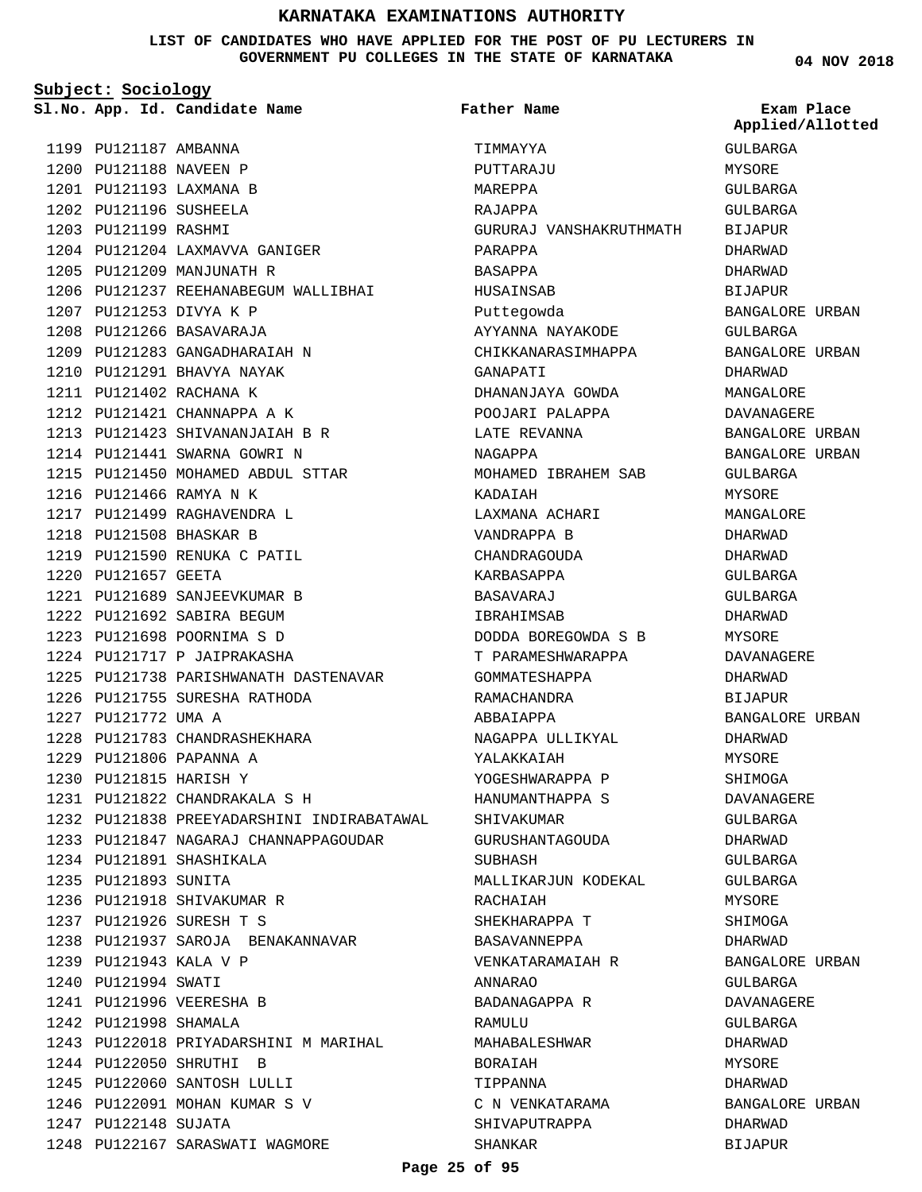# KARNATAKA EXAMINATIONS AUTHORITY

**LIST OF CANDIDATES WHO HAVE APPLIED FOR THE POST OF PU LECTURERS IN GOVERNMENT PU COLLEGES IN THE STATE OF KARNATAKA**

04 NOV 2018

**Subject: Sociology**

| Sl.No. | App. Id. | Candidate Name | Father Name | Exam Place Applied/Allotted |
|---|---|---|---|---|
| 1199 | PU121187 | AMBANNA | TIMMAYYA | GULBARGA |
| 1200 | PU121188 | NAVEEN P | PUTTARAJU | MYSORE |
| 1201 | PU121193 | LAXMANA B | MAREPPA | GULBARGA |
| 1202 | PU121196 | SUSHEELA | RAJAPPA | GULBARGA |
| 1203 | PU121199 | RASHMI | GURURAJ VANSHAKRUTHMATH | BIJAPUR |
| 1204 | PU121204 | LAXMAVVA GANIGER | PARAPPA | DHARWAD |
| 1205 | PU121209 | MANJUNATH R | BASAPPA | DHARWAD |
| 1206 | PU121237 | REEHANABEGUM WALLIBHAI | HUSAINSAB | BIJAPUR |
| 1207 | PU121253 | DIVYA K P | Puttegowda | BANGALORE URBAN |
| 1208 | PU121266 | BASAVARAJA | AYYANNA NAYAKODE | GULBARGA |
| 1209 | PU121283 | GANGADHARAIAH N | CHIKKANARASIMHAPPA | BANGALORE URBAN |
| 1210 | PU121291 | BHAVYA NAYAK | GANAPATI | DHARWAD |
| 1211 | PU121402 | RACHANA K | DHANANJAYA GOWDA | MANGALORE |
| 1212 | PU121421 | CHANNAPPA A K | POOJARI PALAPPA | DAVANAGERE |
| 1213 | PU121423 | SHIVANANJAIAH B R | LATE REVANNA | BANGALORE URBAN |
| 1214 | PU121441 | SWARNA GOWRI N | NAGAPPA | BANGALORE URBAN |
| 1215 | PU121450 | MOHAMED ABDUL STTAR | MOHAMED IBRAHEM SAB | GULBARGA |
| 1216 | PU121466 | RAMYA N K | KADAIAH | MYSORE |
| 1217 | PU121499 | RAGHAVENDRA L | LAXMANA ACHARI | MANGALORE |
| 1218 | PU121508 | BHASKAR B | VANDRAPPA B | DHARWAD |
| 1219 | PU121590 | RENUKA C PATIL | CHANDRAGOUDA | DHARWAD |
| 1220 | PU121657 | GEETA | KARBASAPPA | GULBARGA |
| 1221 | PU121689 | SANJEEVKUMAR B | BASAVARAJ | GULBARGA |
| 1222 | PU121692 | SABIRA BEGUM | IBRAHIMSAB | DHARWAD |
| 1223 | PU121698 | POORNIMA S D | DODDA BOREGOWDA S B | MYSORE |
| 1224 | PU121717 | P JAIPRAKASHA | T PARAMESHWARAPPA | DAVANAGERE |
| 1225 | PU121738 | PARISHWANATH DASTENAVAR | GOMMATESHAPPA | DHARWAD |
| 1226 | PU121755 | SURESHA RATHODA | RAMACHANDRA | BIJAPUR |
| 1227 | PU121772 | UMA A | ABBAIAPPA | BANGALORE URBAN |
| 1228 | PU121783 | CHANDRASHEKHARA | NAGAPPA ULLIKYAL | DHARWAD |
| 1229 | PU121806 | PAPANNA A | YALAKKAIAH | MYSORE |
| 1230 | PU121815 | HARISH Y | YOGESHWARAPPA P | SHIMOGA |
| 1231 | PU121822 | CHANDRAKALA S H | HANUMANTHAPPA S | DAVANAGERE |
| 1232 | PU121838 | PREEYADARSHINI INDIRABATAWAL | SHIVAKUMAR | GULBARGA |
| 1233 | PU121847 | NAGARAJ CHANNAPPAGOUDAR | GURUSHANTAGOUDA | DHARWAD |
| 1234 | PU121891 | SHASHIKALA | SUBHASH | GULBARGA |
| 1235 | PU121893 | SUNITA | MALLIKARJUN KODEKAL | GULBARGA |
| 1236 | PU121918 | SHIVAKUMAR R | RACHAIAH | MYSORE |
| 1237 | PU121926 | SURESH T S | SHEKHARAPPA T | SHIMOGA |
| 1238 | PU121937 | SAROJA BENAKANNAVAR | BASAVANNEPPA | DHARWAD |
| 1239 | PU121943 | KALA V P | VENKATARAMAIAH R | BANGALORE URBAN |
| 1240 | PU121994 | SWATI | ANNARAO | GULBARGA |
| 1241 | PU121996 | VEERESHA B | BADANAGAPPA R | DAVANAGERE |
| 1242 | PU121998 | SHAMALA | RAMULU | GULBARGA |
| 1243 | PU122018 | PRIYADARSHINI M MARIHAL | MAHABALESHWAR | DHARWAD |
| 1244 | PU122050 | SHRUTHI B | BORAIAH | MYSORE |
| 1245 | PU122060 | SANTOSH LULLI | TIPPANNA | DHARWAD |
| 1246 | PU122091 | MOHAN KUMAR S V | C N VENKATARAMA | BANGALORE URBAN |
| 1247 | PU122148 | SUJATA | SHIVAPUTRAPPA | DHARWAD |
| 1248 | PU122167 | SARASWATI WAGMORE | SHANKAR | BIJAPUR |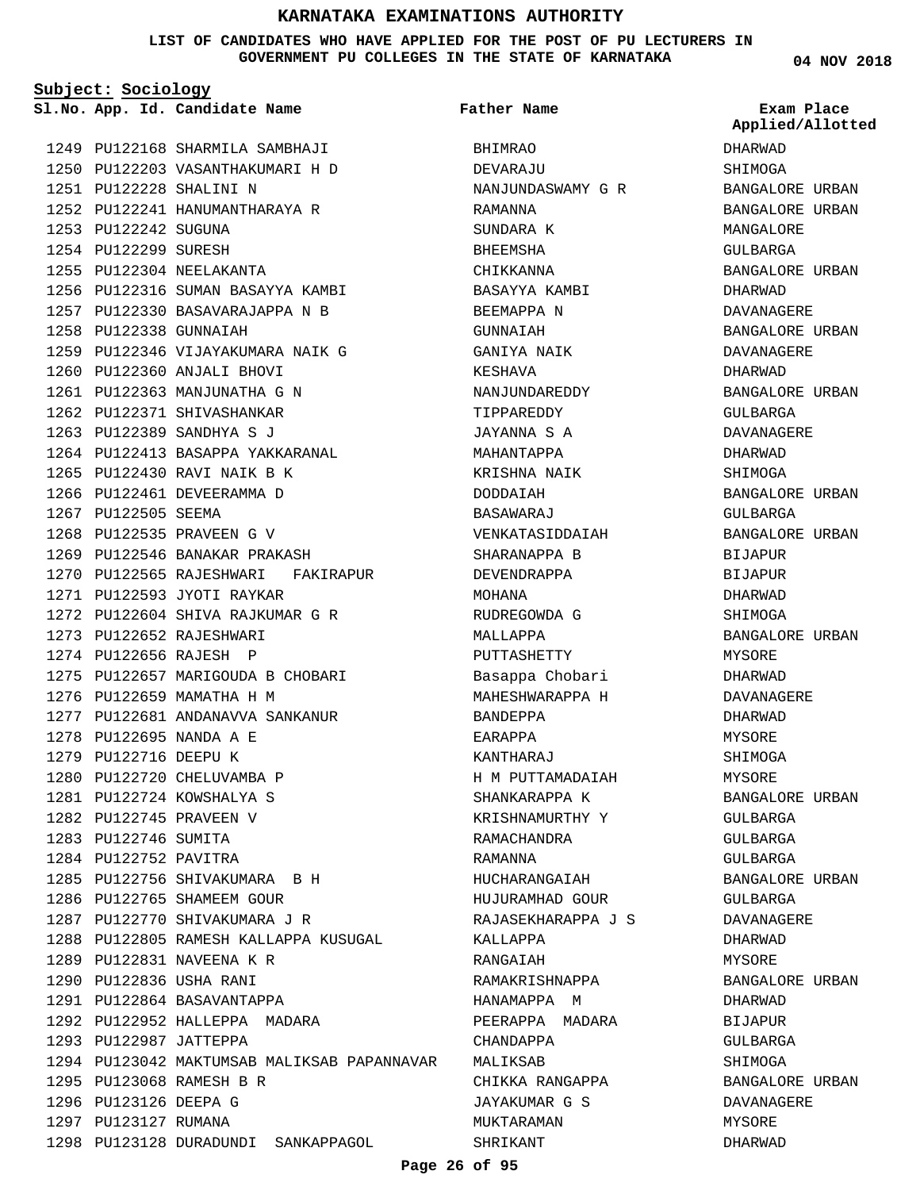# KARNATAKA EXAMINATIONS AUTHORITY

**LIST OF CANDIDATES WHO HAVE APPLIED FOR THE POST OF PU LECTURERS IN GOVERNMENT PU COLLEGES IN THE STATE OF KARNATAKA**

04 NOV 2018

**Subject: Sociology**

| Sl.No. | App. Id. | Candidate Name | Father Name | Exam Place Applied/Allotted |
|---|---|---|---|---|
| 1249 | PU122168 | SHARMILA SAMBHAJI | BHIMRAO | DHARWAD |
| 1250 | PU122203 | VASANTHAKUMARI H D | DEVARAJU | SHIMOGA |
| 1251 | PU122228 | SHALINI N | NANJUNDASWAMY G R | BANGALORE URBAN |
| 1252 | PU122241 | HANUMANTHARAYA R | RAMANNA | BANGALORE URBAN |
| 1253 | PU122242 | SUGUNA | SUNDARA K | MANGALORE |
| 1254 | PU122299 | SURESH | BHEEMSHA | GULBARGA |
| 1255 | PU122304 | NEELAKANTA | CHIKKANNA | BANGALORE URBAN |
| 1256 | PU122316 | SUMAN BASAYYA KAMBI | BASAYYA KAMBI | DHARWAD |
| 1257 | PU122330 | BASAVARAJAPPA N B | BEEMAPPA N | DAVANAGERE |
| 1258 | PU122338 | GUNNAIAH | GUNNAIAH | BANGALORE URBAN |
| 1259 | PU122346 | VIJAYAKUMARA NAIK G | GANIYA NAIK | DAVANAGERE |
| 1260 | PU122360 | ANJALI BHOVI | KESHAVA | DHARWAD |
| 1261 | PU122363 | MANJUNATHA G N | NANJUNDAREDDY | BANGALORE URBAN |
| 1262 | PU122371 | SHIVASHANKAR | TIPPAREDDY | GULBARGA |
| 1263 | PU122389 | SANDHYA S J | JAYANNA S A | DAVANAGERE |
| 1264 | PU122413 | BASAPPA YAKKARANAL | MAHANTAPPA | DHARWAD |
| 1265 | PU122430 | RAVI NAIK B K | KRISHNA NAIK | SHIMOGA |
| 1266 | PU122461 | DEVEERAMMA D | DODDAIAH | BANGALORE URBAN |
| 1267 | PU122505 | SEEMA | BASAWARAJ | GULBARGA |
| 1268 | PU122535 | PRAVEEN G V | VENKATASIDDAIAH | BANGALORE URBAN |
| 1269 | PU122546 | BANAKAR PRAKASH | SHARANAPPA B | BIJAPUR |
| 1270 | PU122565 | RAJESHWARI FAKIRAPUR | DEVENDRAPPA | BIJAPUR |
| 1271 | PU122593 | JYOTI RAYKAR | MOHANA | DHARWAD |
| 1272 | PU122604 | SHIVA RAJKUMAR G R | RUDREGOWDA G | SHIMOGA |
| 1273 | PU122652 | RAJESHWARI | MALLAPPA | BANGALORE URBAN |
| 1274 | PU122656 | RAJESH P | PUTTASHETTY | MYSORE |
| 1275 | PU122657 | MARIGOUDA B CHOBARI | Basappa Chobari | DHARWAD |
| 1276 | PU122659 | MAMATHA H M | MAHESHWARAPPA H | DAVANAGERE |
| 1277 | PU122681 | ANDANAVVA SANKANUR | BANDEPPA | DHARWAD |
| 1278 | PU122695 | NANDA A E | EARAPPA | MYSORE |
| 1279 | PU122716 | DEEPU K | KANTHARAJ | SHIMOGA |
| 1280 | PU122720 | CHELUVAMBA P | H M PUTTAMADAIAH | MYSORE |
| 1281 | PU122724 | KOWSHALYA S | SHANKARAPPA K | BANGALORE URBAN |
| 1282 | PU122745 | PRAVEEN V | KRISHNAMURTHY Y | GULBARGA |
| 1283 | PU122746 | SUMITA | RAMACHANDRA | GULBARGA |
| 1284 | PU122752 | PAVITRA | RAMANNA | GULBARGA |
| 1285 | PU122756 | SHIVAKUMARA B H | HUCHARANGAIAH | BANGALORE URBAN |
| 1286 | PU122765 | SHAMEEM GOUR | HUJURAMHAD GOUR | GULBARGA |
| 1287 | PU122770 | SHIVAKUMARA J R | RAJASEKHARAPPA J S | DAVANAGERE |
| 1288 | PU122805 | RAMESH KALLAPPA KUSUGAL | KALLAPPA | DHARWAD |
| 1289 | PU122831 | NAVEENA K R | RANGAIAH | MYSORE |
| 1290 | PU122836 | USHA RANI | RAMAKRISHNAPPA | BANGALORE URBAN |
| 1291 | PU122864 | BASAVANTAPPA | HANAMAPPA M | DHARWAD |
| 1292 | PU122952 | HALLEPPA MADARA | PEERAPPA MADARA | BIJAPUR |
| 1293 | PU122987 | JATTEPPA | CHANDAPPA | GULBARGA |
| 1294 | PU123042 | MAKTUMSAB MALIKSAB PAPANNAVAR | MALIKSAB | SHIMOGA |
| 1295 | PU123068 | RAMESH B R | CHIKKA RANGAPPA | BANGALORE URBAN |
| 1296 | PU123126 | DEEPA G | JAYAKUMAR G S | DAVANAGERE |
| 1297 | PU123127 | RUMANA | MUKTARAMAN | MYSORE |
| 1298 | PU123128 | DURADUNDI SANKAPPAGOL | SHRIKANT | DHARWAD |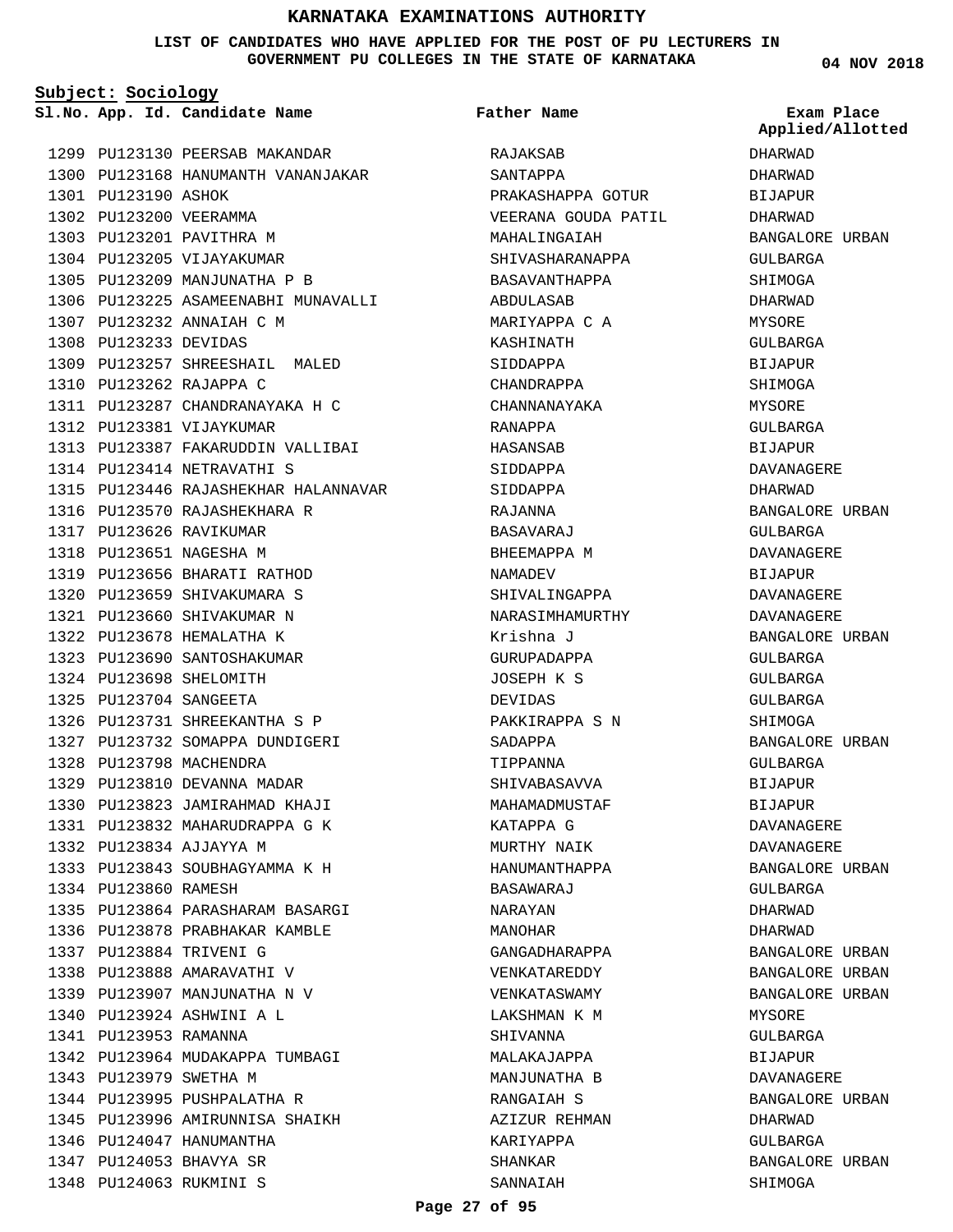# KARNATAKA EXAMINATIONS AUTHORITY

**LIST OF CANDIDATES WHO HAVE APPLIED FOR THE POST OF PU LECTURERS IN GOVERNMENT PU COLLEGES IN THE STATE OF KARNATAKA**

04 NOV 2018

**Subject: Sociology**

| Sl.No. | App. Id. | Candidate Name | Father Name | Exam Place Applied/Allotted |
|---|---|---|---|---|
| 1299 | PU123130 | PEERSAB MAKANDAR | RAJAKSAB | DHARWAD |
| 1300 | PU123168 | HANUMANTH VANANJAKAR | SANTAPPA | DHARWAD |
| 1301 | PU123190 | ASHOK | PRAKASHAPPA GOTUR | BIJAPUR |
| 1302 | PU123200 | VEERAMMA | VEERANA GOUDA PATIL | DHARWAD |
| 1303 | PU123201 | PAVITHRA M | MAHALINGAIAH | BANGALORE URBAN |
| 1304 | PU123205 | VIJAYAKUMAR | SHIVASHARANAPPA | GULBARGA |
| 1305 | PU123209 | MANJUNATHA P B | BASAVANTHAPPA | SHIMOGA |
| 1306 | PU123225 | ASAMEENABHI MUNAVALLI | ABDULASAB | DHARWAD |
| 1307 | PU123232 | ANNAIAH C M | MARIYAPPA C A | MYSORE |
| 1308 | PU123233 | DEVIDAS | KASHINATH | GULBARGA |
| 1309 | PU123257 | SHREESHAIL MALED | SIDDAPPA | BIJAPUR |
| 1310 | PU123262 | RAJAPPA C | CHANDRAPPA | SHIMOGA |
| 1311 | PU123287 | CHANDRANAYAKA H C | CHANNANAYAKA | MYSORE |
| 1312 | PU123381 | VIJAYKUMAR | RANAPPA | GULBARGA |
| 1313 | PU123387 | FAKARUDDIN VALLIBAI | HASANSAB | BIJAPUR |
| 1314 | PU123414 | NETRAVATHI S | SIDDAPPA | DAVANAGERE |
| 1315 | PU123446 | RAJASHEKHAR HALANNAVAR | SIDDAPPA | DHARWAD |
| 1316 | PU123570 | RAJASHEKHARA R | RAJANNA | BANGALORE URBAN |
| 1317 | PU123626 | RAVIKUMAR | BASAVARAJ | GULBARGA |
| 1318 | PU123651 | NAGESHA M | BHEEMAPPA M | DAVANAGERE |
| 1319 | PU123656 | BHARATI RATHOD | NAMADEV | BIJAPUR |
| 1320 | PU123659 | SHIVAKUMARA S | SHIVALINGAPPA | DAVANAGERE |
| 1321 | PU123660 | SHIVAKUMAR N | NARASIMHAMURTHY | DAVANAGERE |
| 1322 | PU123678 | HEMALATHA K | Krishna J | BANGALORE URBAN |
| 1323 | PU123690 | SANTOSHAKUMAR | GURUPADAPPA | GULBARGA |
| 1324 | PU123698 | SHELOMITH | JOSEPH K S | GULBARGA |
| 1325 | PU123704 | SANGEETA | DEVIDAS | GULBARGA |
| 1326 | PU123731 | SHREEKANTHA S P | PAKKIRAPPA S N | SHIMOGA |
| 1327 | PU123732 | SOMAPPA DUNDIGERI | SADAPPA | BANGALORE URBAN |
| 1328 | PU123798 | MACHENDRA | TIPPANNA | GULBARGA |
| 1329 | PU123810 | DEVANNA MADAR | SHIVABASAVVA | BIJAPUR |
| 1330 | PU123823 | JAMIRAHMAD KHAJI | MAHAMADMUSTAF | BIJAPUR |
| 1331 | PU123832 | MAHARUDRAPPA G K | KATAPPA G | DAVANAGERE |
| 1332 | PU123834 | AJJAYYA M | MURTHY NAIK | DAVANAGERE |
| 1333 | PU123843 | SOUBHAGYAMMA K H | HANUMANTHAPPA | BANGALORE URBAN |
| 1334 | PU123860 | RAMESH | BASAWARAJ | GULBARGA |
| 1335 | PU123864 | PARASHARAM BASARGI | NARAYAN | DHARWAD |
| 1336 | PU123878 | PRABHAKAR KAMBLE | MANOHAR | DHARWAD |
| 1337 | PU123884 | TRIVENI G | GANGADHARAPPA | BANGALORE URBAN |
| 1338 | PU123888 | AMARAVATHI V | VENKATAREDDY | BANGALORE URBAN |
| 1339 | PU123907 | MANJUNATHA N V | VENKATASWAMY | BANGALORE URBAN |
| 1340 | PU123924 | ASHWINI A L | LAKSHMAN K M | MYSORE |
| 1341 | PU123953 | RAMANNA | SHIVANNA | GULBARGA |
| 1342 | PU123964 | MUDAKAPPA TUMBAGI | MALAKAJAPPA | BIJAPUR |
| 1343 | PU123979 | SWETHA M | MANJUNATHA B | DAVANAGERE |
| 1344 | PU123995 | PUSHPALATHA R | RANGAIAH S | BANGALORE URBAN |
| 1345 | PU123996 | AMIRUNNISA SHAIKH | AZIZUR REHMAN | DHARWAD |
| 1346 | PU124047 | HANUMANTHA | KARIYAPPA | GULBARGA |
| 1347 | PU124053 | BHAVYA SR | SHANKAR | BANGALORE URBAN |
| 1348 | PU124063 | RUKMINI S | SANNAIAH | SHIMOGA |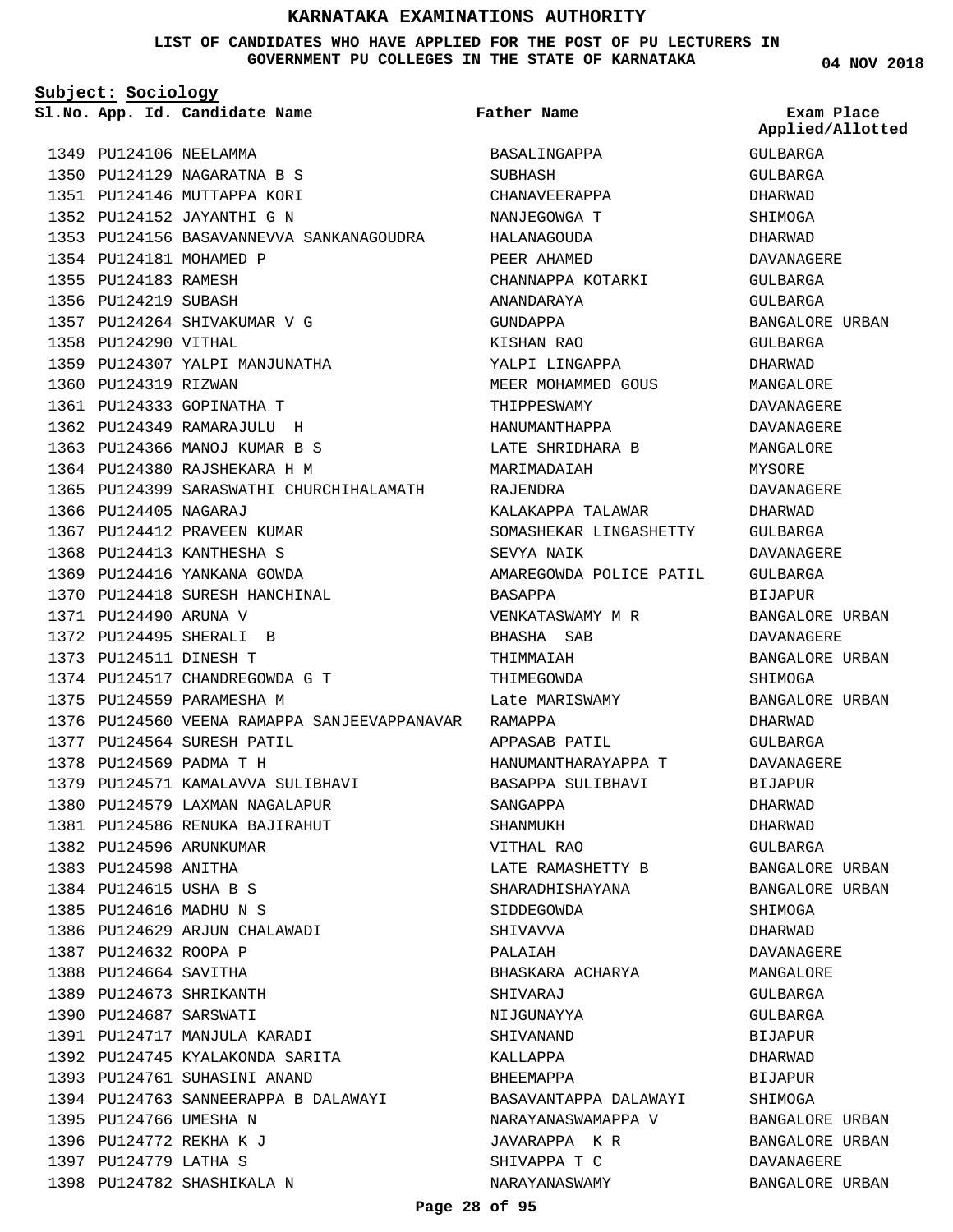# KARNATAKA EXAMINATIONS AUTHORITY

**LIST OF CANDIDATES WHO HAVE APPLIED FOR THE POST OF PU LECTURERS IN GOVERNMENT PU COLLEGES IN THE STATE OF KARNATAKA**

**04 NOV 2018**

**Subject: Sociology**

| Sl.No. | App. Id. | Candidate Name | Father Name | Exam Place Applied/Allotted |
|---|---|---|---|---|
| 1349 | PU124106 | NEELAMMA | BASALINGAPPA | GULBARGA |
| 1350 | PU124129 | NAGARATNA B S | SUBHASH | GULBARGA |
| 1351 | PU124146 | MUTTAPPA KORI | CHANAVEERAPPA | DHARWAD |
| 1352 | PU124152 | JAYANTHI G N | NANJEGOWGA T | SHIMOGA |
| 1353 | PU124156 | BASAVANNEVVA SANKANAGOUDRA | HALANAGOUDA | DHARWAD |
| 1354 | PU124181 | MOHAMED P | PEER AHAMED | DAVANAGERE |
| 1355 | PU124183 | RAMESH | CHANNAPPA KOTARKI | GULBARGA |
| 1356 | PU124219 | SUBASH | ANANDARAYA | GULBARGA |
| 1357 | PU124264 | SHIVAKUMAR V G | GUNDAPPA | BANGALORE URBAN |
| 1358 | PU124290 | VITHAL | KISHAN RAO | GULBARGA |
| 1359 | PU124307 | YALPI MANJUNATHA | YALPI LINGAPPA | DHARWAD |
| 1360 | PU124319 | RIZWAN | MEER MOHAMMED GOUS | MANGALORE |
| 1361 | PU124333 | GOPINATHA T | THIPPESWAMY | DAVANAGERE |
| 1362 | PU124349 | RAMARAJULU H | HANUMANTHAPPA | DAVANAGERE |
| 1363 | PU124366 | MANOJ KUMAR B S | LATE SHRIDHARA B | MANGALORE |
| 1364 | PU124380 | RAJSHEKARA H M | MARIMADAIAH | MYSORE |
| 1365 | PU124399 | SARASWATHI CHURCHIHALAMATH | RAJENDRA | DAVANAGERE |
| 1366 | PU124405 | NAGARAJ | KALAKAPPA TALAWAR | DHARWAD |
| 1367 | PU124412 | PRAVEEN KUMAR | SOMASHEKAR LINGASHETTY | GULBARGA |
| 1368 | PU124413 | KANTHESHA S | SEVYA NAIK | DAVANAGERE |
| 1369 | PU124416 | YANKANA GOWDA | AMAREGOWDA POLICE PATIL | GULBARGA |
| 1370 | PU124418 | SURESH HANCHINAL | BASAPPA | BIJAPUR |
| 1371 | PU124490 | ARUNA V | VENKATASWAMY M R | BANGALORE URBAN |
| 1372 | PU124495 | SHERALI B | BHASHA SAB | DAVANAGERE |
| 1373 | PU124511 | DINESH T | THIMMAIAH | BANGALORE URBAN |
| 1374 | PU124517 | CHANDREGOWDA G T | THIMEGOWDA | SHIMOGA |
| 1375 | PU124559 | PARAMESHA M | Late MARISWAMY | BANGALORE URBAN |
| 1376 | PU124560 | VEENA RAMAPPA SANJEEVAPPANAVAR | RAMAPPA | DHARWAD |
| 1377 | PU124564 | SURESH PATIL | APPASAB PATIL | GULBARGA |
| 1378 | PU124569 | PADMA T H | HANUMANTHARAYAPPA T | DAVANAGERE |
| 1379 | PU124571 | KAMALAVVA SULIBHAVI | BASAPPA SULIBHAVI | BIJAPUR |
| 1380 | PU124579 | LAXMAN NAGALAPUR | SANGAPPA | DHARWAD |
| 1381 | PU124586 | RENUKA BAJIRAHUT | SHANMUKH | DHARWAD |
| 1382 | PU124596 | ARUNKUMAR | VITHAL RAO | GULBARGA |
| 1383 | PU124598 | ANITHA | LATE RAMASHETTY B | BANGALORE URBAN |
| 1384 | PU124615 | USHA B S | SHARADHISHAYANA | BANGALORE URBAN |
| 1385 | PU124616 | MADHU N S | SIDDEGOWDA | SHIMOGA |
| 1386 | PU124629 | ARJUN CHALAWADI | SHIVAVVA | DHARWAD |
| 1387 | PU124632 | ROOPA P | PALAIAH | DAVANAGERE |
| 1388 | PU124664 | SAVITHA | BHASKARA ACHARYA | MANGALORE |
| 1389 | PU124673 | SHRIKANTH | SHIVARAJ | GULBARGA |
| 1390 | PU124687 | SARSWATI | NIJGUNAYYA | GULBARGA |
| 1391 | PU124717 | MANJULA KARADI | SHIVANAND | BIJAPUR |
| 1392 | PU124745 | KYALAKONDA SARITA | KALLAPPA | DHARWAD |
| 1393 | PU124761 | SUHASINI ANAND | BHEEMAPPA | BIJAPUR |
| 1394 | PU124763 | SANNEERAPPA B DALAWAYI | BASAVANTAPPA DALAWAYI | SHIMOGA |
| 1395 | PU124766 | UMESHA N | NARAYANASWAMAPPA V | BANGALORE URBAN |
| 1396 | PU124772 | REKHA K J | JAVARAPPA K R | BANGALORE URBAN |
| 1397 | PU124779 | LATHA S | SHIVAPPA T C | DAVANAGERE |
| 1398 | PU124782 | SHASHIKALA N | NARAYANASWAMY | BANGALORE URBAN |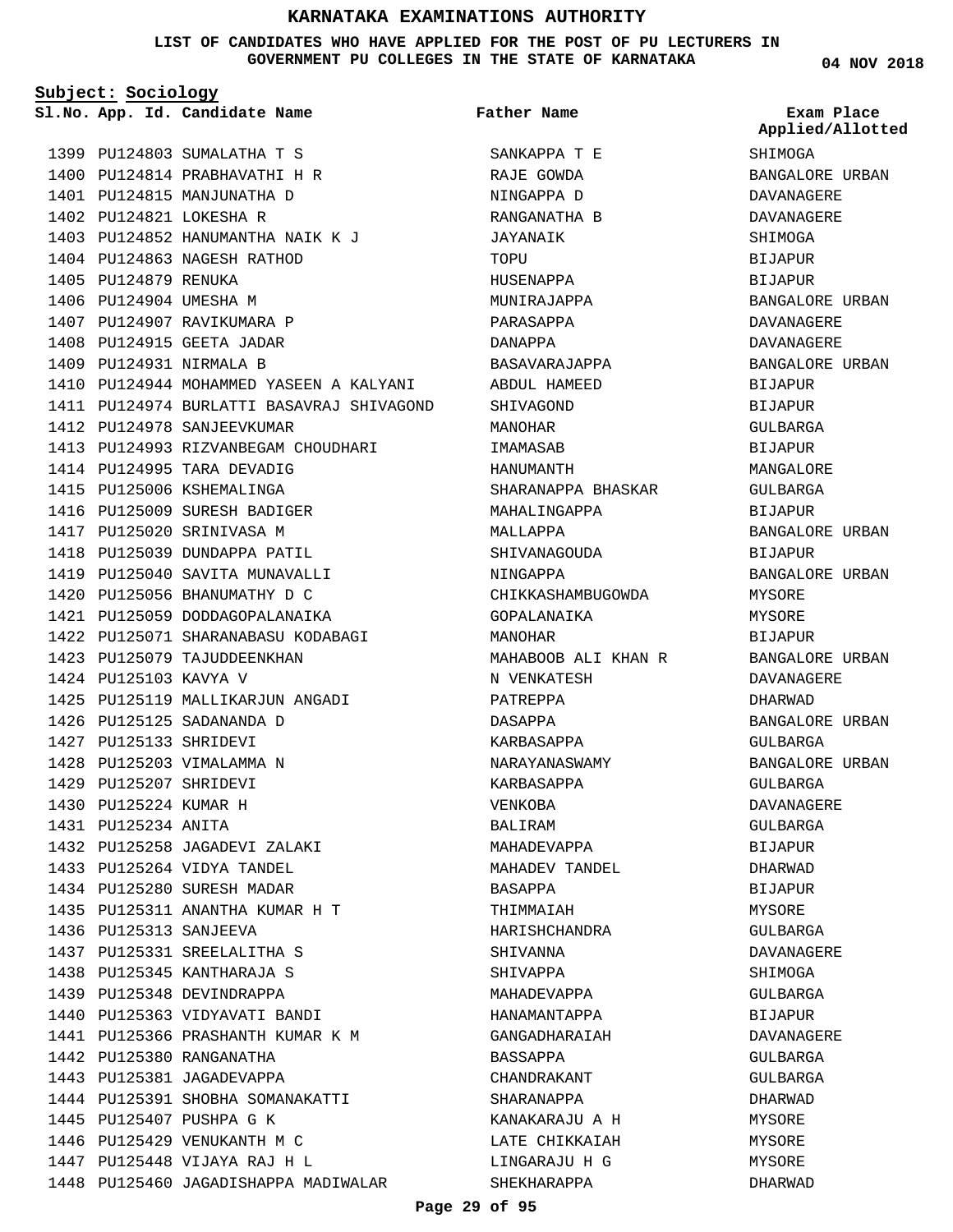# KARNATAKA EXAMINATIONS AUTHORITY

**LIST OF CANDIDATES WHO HAVE APPLIED FOR THE POST OF PU LECTURERS IN GOVERNMENT PU COLLEGES IN THE STATE OF KARNATAKA**

**04 NOV 2018**

**Subject: Sociology**

| Sl.No. | App. Id. | Candidate Name | Father Name | Exam Place Applied/Allotted |
|---|---|---|---|---|
| 1399 | PU124803 | SUMALATHA T S | SANKAPPA T E | SHIMOGA |
| 1400 | PU124814 | PRABHAVATHI H R | RAJE GOWDA | BANGALORE URBAN |
| 1401 | PU124815 | MANJUNATHA D | NINGAPPA D | DAVANAGERE |
| 1402 | PU124821 | LOKESHA R | RANGANATHA B | DAVANAGERE |
| 1403 | PU124852 | HANUMANTHA NAIK K J | JAYANAIK | SHIMOGA |
| 1404 | PU124863 | NAGESH RATHOD | TOPU | BIJAPUR |
| 1405 | PU124879 | RENUKA | HUSENAPPA | BIJAPUR |
| 1406 | PU124904 | UMESHA M | MUNIRAJAPPA | BANGALORE URBAN |
| 1407 | PU124907 | RAVIKUMARA P | PARASAPPA | DAVANAGERE |
| 1408 | PU124915 | GEETA JADAR | DANAPPA | DAVANAGERE |
| 1409 | PU124931 | NIRMALA B | BASAVARAJAPPA | BANGALORE URBAN |
| 1410 | PU124944 | MOHAMMED YASEEN A KALYANI | ABDUL HAMEED | BIJAPUR |
| 1411 | PU124974 | BURLATTI BASAVRAJ SHIVAGOND | SHIVAGOND | BIJAPUR |
| 1412 | PU124978 | SANJEEVKUMAR | MANOHAR | GULBARGA |
| 1413 | PU124993 | RIZVANBEGAM CHOUDHARI | IMAMASAB | BIJAPUR |
| 1414 | PU124995 | TARA DEVADIG | HANUMANTH | MANGALORE |
| 1415 | PU125006 | KSHEMALINGA | SHARANAPPA BHASKAR | GULBARGA |
| 1416 | PU125009 | SURESH BADIGER | MAHALINGAPPA | BIJAPUR |
| 1417 | PU125020 | SRINIVASA M | MALLAPPA | BANGALORE URBAN |
| 1418 | PU125039 | DUNDAPPA PATIL | SHIVANAGOUDA | BIJAPUR |
| 1419 | PU125040 | SAVITA MUNAVALLI | NINGAPPA | BANGALORE URBAN |
| 1420 | PU125056 | BHANUMATHY D C | CHIKKASHAMBUGOWDA | MYSORE |
| 1421 | PU125059 | DODDAGOPALANAIKA | GOPALANAIKA | MYSORE |
| 1422 | PU125071 | SHARANABASU KODABAGI | MANOHAR | BIJAPUR |
| 1423 | PU125079 | TAJUDDEENKHAN | MAHABOOB ALI KHAN R | BANGALORE URBAN |
| 1424 | PU125103 | KAVYA V | N VENKATESH | DAVANAGERE |
| 1425 | PU125119 | MALLIKARJUN ANGADI | PATREPPA | DHARWAD |
| 1426 | PU125125 | SADANANDA D | DASAPPA | BANGALORE URBAN |
| 1427 | PU125133 | SHRIDEVI | KARBASAPPA | GULBARGA |
| 1428 | PU125203 | VIMALAMMA N | NARAYANASWAMY | BANGALORE URBAN |
| 1429 | PU125207 | SHRIDEVI | KARBASAPPA | GULBARGA |
| 1430 | PU125224 | KUMAR H | VENKOBA | DAVANAGERE |
| 1431 | PU125234 | ANITA | BALIRAM | GULBARGA |
| 1432 | PU125258 | JAGADEVI ZALAKI | MAHADEVAPPA | BIJAPUR |
| 1433 | PU125264 | VIDYA TANDEL | MAHADEV TANDEL | DHARWAD |
| 1434 | PU125280 | SURESH MADAR | BASAPPA | BIJAPUR |
| 1435 | PU125311 | ANANTHA KUMAR H T | THIMMAIAH | MYSORE |
| 1436 | PU125313 | SANJEEVA | HARISHCHANDRA | GULBARGA |
| 1437 | PU125331 | SREELALITHA S | SHIVANNA | DAVANAGERE |
| 1438 | PU125345 | KANTHARAJA S | SHIVAPPA | SHIMOGA |
| 1439 | PU125348 | DEVINDRAPPA | MAHADEVAPPA | GULBARGA |
| 1440 | PU125363 | VIDYAVATI BANDI | HANAMANTAPPA | BIJAPUR |
| 1441 | PU125366 | PRASHANTH KUMAR K M | GANGADHARAIAH | DAVANAGERE |
| 1442 | PU125380 | RANGANATHA | BASSAPPA | GULBARGA |
| 1443 | PU125381 | JAGADEVAPPA | CHANDRAKANT | GULBARGA |
| 1444 | PU125391 | SHOBHA SOMANAKATTI | SHARANAPPA | DHARWAD |
| 1445 | PU125407 | PUSHPA G K | KANAKARAJU A H | MYSORE |
| 1446 | PU125429 | VENUKANTH M C | LATE CHIKKAIAH | MYSORE |
| 1447 | PU125448 | VIJAYA RAJ H L | LINGARAJU H G | MYSORE |
| 1448 | PU125460 | JAGADISHAPPA MADIWALAR | SHEKHARAPPA | DHARWAD |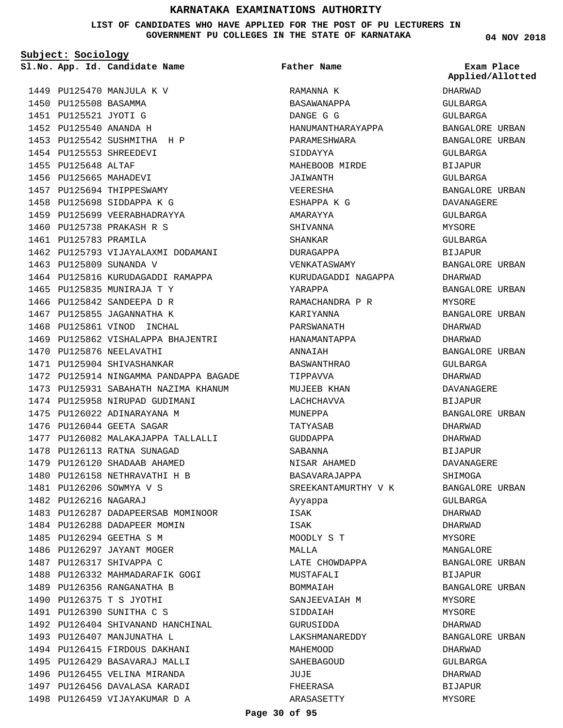# KARNATAKA EXAMINATIONS AUTHORITY

**LIST OF CANDIDATES WHO HAVE APPLIED FOR THE POST OF PU LECTURERS IN GOVERNMENT PU COLLEGES IN THE STATE OF KARNATAKA**

**04 NOV 2018**

**Subject: Sociology**

| Sl.No. | App. Id. | Candidate Name | Father Name | Exam Place Applied/Allotted |
|---|---|---|---|---|
| 1449 | PU125470 | MANJULA K V | RAMANNA K | DHARWAD |
| 1450 | PU125508 | BASAMMA | BASAWANAPPA | GULBARGA |
| 1451 | PU125521 | JYOTI G | DANGE G G | GULBARGA |
| 1452 | PU125540 | ANANDA H | HANUMANTHARAYAPPA | BANGALORE URBAN |
| 1453 | PU125542 | SUSHMITHA H P | PARAMESHWARA | BANGALORE URBAN |
| 1454 | PU125553 | SHREEDEVI | SIDDAYYA | GULBARGA |
| 1455 | PU125648 | ALTAF | MAHEBOOB MIRDE | BIJAPUR |
| 1456 | PU125665 | MAHADEVI | JAIWANTH | GULBARGA |
| 1457 | PU125694 | THIPPESWAMY | VEERESHA | BANGALORE URBAN |
| 1458 | PU125698 | SIDDAPPA K G | ESHAPPA K G | DAVANAGERE |
| 1459 | PU125699 | VEERABHADRAYYA | AMARAYYA | GULBARGA |
| 1460 | PU125738 | PRAKASH R S | SHIVANNA | MYSORE |
| 1461 | PU125783 | PRAMILA | SHANKAR | GULBARGA |
| 1462 | PU125793 | VIJAYALAXMI DODAMANI | DURAGAPPA | BIJAPUR |
| 1463 | PU125809 | SUNANDA V | VENKATASWAMY | BANGALORE URBAN |
| 1464 | PU125816 | KURUDAGADDI RAMAPPA | KURUDAGADDI NAGAPPA | DHARWAD |
| 1465 | PU125835 | MUNIRAJA T Y | YARAPPA | BANGALORE URBAN |
| 1466 | PU125842 | SANDEEPA D R | RAMACHANDRA P R | MYSORE |
| 1467 | PU125855 | JAGANNATHA K | KARIYANNA | BANGALORE URBAN |
| 1468 | PU125861 | VINOD INCHAL | PARSWANATH | DHARWAD |
| 1469 | PU125862 | VISHALAPPA BHAJENTRI | HANAMANTAPPA | DHARWAD |
| 1470 | PU125876 | NEELAVATHI | ANNAIAH | BANGALORE URBAN |
| 1471 | PU125904 | SHIVASHANKAR | BASWANTHRAO | GULBARGA |
| 1472 | PU125914 | NINGAMMA PANDAPPA BAGADE | TIPPAVVA | DHARWAD |
| 1473 | PU125931 | SABAHATH NAZIMA KHANUM | MUJEEB KHAN | DAVANAGERE |
| 1474 | PU125958 | NIRUPAD GUDIMANI | LACHCHAVVA | BIJAPUR |
| 1475 | PU126022 | ADINARAYANA M | MUNEPPA | BANGALORE URBAN |
| 1476 | PU126044 | GEETA SAGAR | TATYASAB | DHARWAD |
| 1477 | PU126082 | MALAKAJAPPA TALLALLI | GUDDAPPA | DHARWAD |
| 1478 | PU126113 | RATNA SUNAGAD | SABANNA | BIJAPUR |
| 1479 | PU126120 | SHADAAB AHAMED | NISAR AHAMED | DAVANAGERE |
| 1480 | PU126158 | NETHRAVATHI H B | BASAVARAJAPPA | SHIMOGA |
| 1481 | PU126206 | SOWMYA V S | SREEKANTAMURTHY V K | BANGALORE URBAN |
| 1482 | PU126216 | NAGARAJ | Ayyappa | GULBARGA |
| 1483 | PU126287 | DADAPEERSAB MOMINOOR | ISAK | DHARWAD |
| 1484 | PU126288 | DADAPEER MOMIN | ISAK | DHARWAD |
| 1485 | PU126294 | GEETHA S M | MOODLY S T | MYSORE |
| 1486 | PU126297 | JAYANT MOGER | MALLA | MANGALORE |
| 1487 | PU126317 | SHIVAPPA C | LATE CHOWDAPPA | BANGALORE URBAN |
| 1488 | PU126332 | MAHMADARAFIK GOGI | MUSTAFALI | BIJAPUR |
| 1489 | PU126356 | RANGANATHA B | BOMMAIAH | BANGALORE URBAN |
| 1490 | PU126375 | T S JYOTHI | SANJEEVAIAH M | MYSORE |
| 1491 | PU126390 | SUNITHA C S | SIDDAIAH | MYSORE |
| 1492 | PU126404 | SHIVANAND HANCHINAL | GURUSIDDA | DHARWAD |
| 1493 | PU126407 | MANJUNATHA L | LAKSHMANAREDDY | BANGALORE URBAN |
| 1494 | PU126415 | FIRDOUS DAKHANI | MAHEMOOD | DHARWAD |
| 1495 | PU126429 | BASAVARAJ MALLI | SAHEBAGOUD | GULBARGA |
| 1496 | PU126455 | VELINA MIRANDA | JUJE | DHARWAD |
| 1497 | PU126456 | DAVALASA KARADI | FHEERASA | BIJAPUR |
| 1498 | PU126459 | VIJAYAKUMAR D A | ARASASETTY | MYSORE |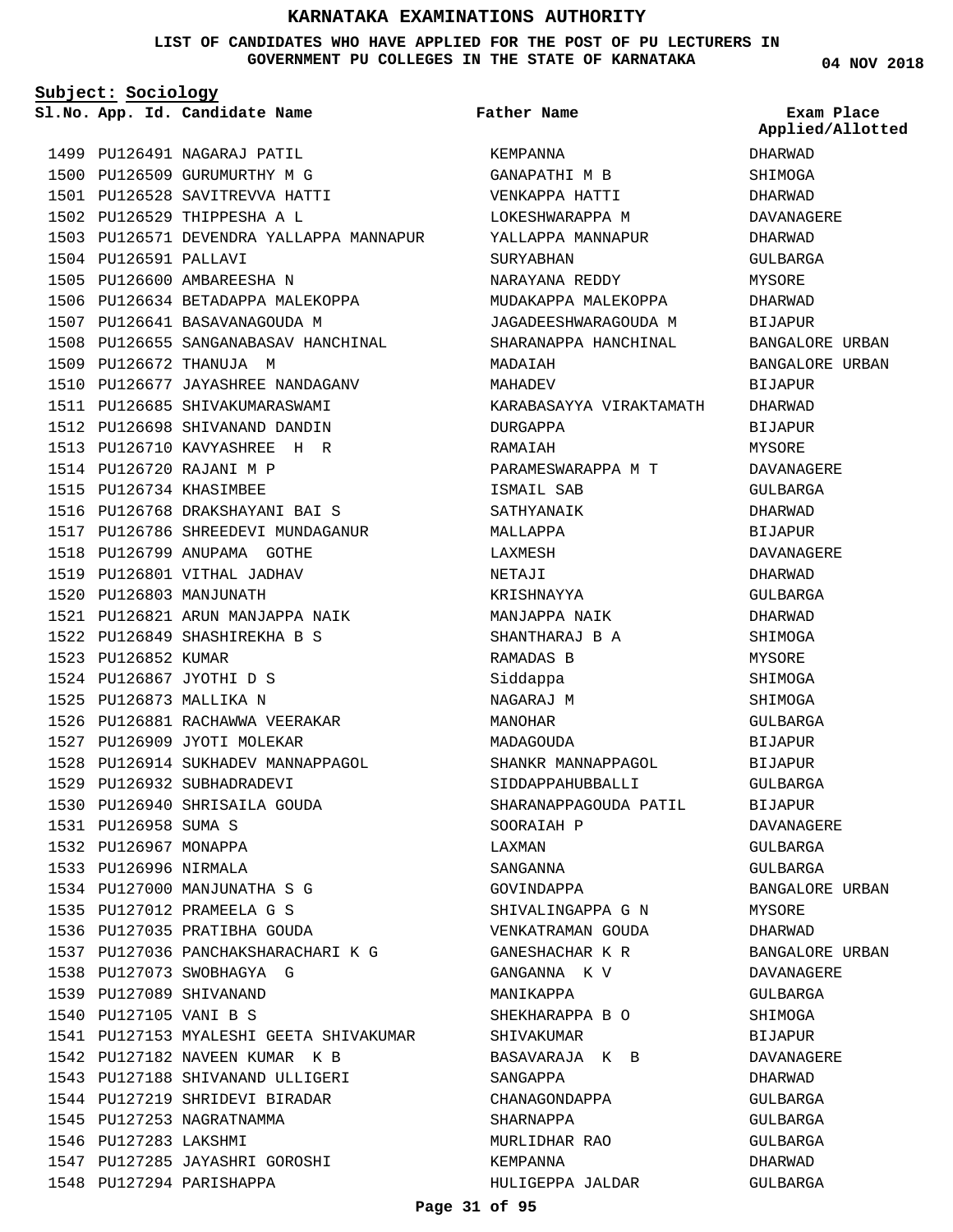# KARNATAKA EXAMINATIONS AUTHORITY

**LIST OF CANDIDATES WHO HAVE APPLIED FOR THE POST OF PU LECTURERS IN GOVERNMENT PU COLLEGES IN THE STATE OF KARNATAKA**

04 NOV 2018

**Subject: Sociology**

| Sl.No. | App. Id. | Candidate Name | Father Name | Exam Place Applied/Allotted |
|---|---|---|---|---|
| 1499 | PU126491 | NAGARAJ PATIL | KEMPANNA | DHARWAD |
| 1500 | PU126509 | GURUMURTHY M G | GANAPATHI M B | SHIMOGA |
| 1501 | PU126528 | SAVITREVVA HATTI | VENKAPPA HATTI | DHARWAD |
| 1502 | PU126529 | THIPPESHA A L | LOKESHWARAPPA M | DAVANAGERE |
| 1503 | PU126571 | DEVENDRA YALLAPPA MANNAPUR | YALLAPPA MANNAPUR | DHARWAD |
| 1504 | PU126591 | PALLAVI | SURYABHAN | GULBARGA |
| 1505 | PU126600 | AMBAREESHA N | NARAYANA REDDY | MYSORE |
| 1506 | PU126634 | BETADAPPA MALEKOPPA | MUDAKAPPA MALEKOPPA | DHARWAD |
| 1507 | PU126641 | BASAVANAGOUDA M | JAGADEESHWARAGOUDA M | BIJAPUR |
| 1508 | PU126655 | SANGANABASAV HANCHINAL | SHARANAPPA HANCHINAL | BANGALORE URBAN |
| 1509 | PU126672 | THANUJA M | MADAIAH | BANGALORE URBAN |
| 1510 | PU126677 | JAYASHREE NANDAGANV | MAHADEV | BIJAPUR |
| 1511 | PU126685 | SHIVAKUMARASWAMI | KARABASAYYA VIRAKTAMATH | DHARWAD |
| 1512 | PU126698 | SHIVANAND DANDIN | DURGAPPA | BIJAPUR |
| 1513 | PU126710 | KAVYASHREE H R | RAMAIAH | MYSORE |
| 1514 | PU126720 | RAJANI M P | PARAMESWARAPPA M T | DAVANAGERE |
| 1515 | PU126734 | KHASIMBEE | ISMAIL SAB | GULBARGA |
| 1516 | PU126768 | DRAKSHAYANI BAI S | SATHYANAIK | DHARWAD |
| 1517 | PU126786 | SHREEDEVI MUNDAGANUR | MALLAPPA | BIJAPUR |
| 1518 | PU126799 | ANUPAMA GOTHE | LAXMESH | DAVANAGERE |
| 1519 | PU126801 | VITHAL JADHAV | NETAJI | DHARWAD |
| 1520 | PU126803 | MANJUNATH | KRISHNAYYA | GULBARGA |
| 1521 | PU126821 | ARUN MANJAPPA NAIK | MANJAPPA NAIK | DHARWAD |
| 1522 | PU126849 | SHASHIREKHA B S | SHANTHARAJ B A | SHIMOGA |
| 1523 | PU126852 | KUMAR | RAMADAS B | MYSORE |
| 1524 | PU126867 | JYOTHI D S | Siddappa | SHIMOGA |
| 1525 | PU126873 | MALLIKA N | NAGARAJ M | SHIMOGA |
| 1526 | PU126881 | RACHAWWA VEERAKAR | MANOHAR | GULBARGA |
| 1527 | PU126909 | JYOTI MOLEKAR | MADAGOUDA | BIJAPUR |
| 1528 | PU126914 | SUKHADEV MANNAPPAGOL | SHANKR MANNAPPAGOL | BIJAPUR |
| 1529 | PU126932 | SUBHADRADEVI | SIDDAPPAHUBBALLI | GULBARGA |
| 1530 | PU126940 | SHRISAILA GOUDA | SHARANAPPAGOUDA PATIL | BIJAPUR |
| 1531 | PU126958 | SUMA S | SOORAIAH P | DAVANAGERE |
| 1532 | PU126967 | MONAPPA | LAXMAN | GULBARGA |
| 1533 | PU126996 | NIRMALA | SANGANNA | GULBARGA |
| 1534 | PU127000 | MANJUNATHA S G | GOVINDAPPA | BANGALORE URBAN |
| 1535 | PU127012 | PRAMEELA G S | SHIVALINGAPPA G N | MYSORE |
| 1536 | PU127035 | PRATIBHA GOUDA | VENKATRAMAN GOUDA | DHARWAD |
| 1537 | PU127036 | PANCHAKSHARACHARI K G | GANESHACHAR K R | BANGALORE URBAN |
| 1538 | PU127073 | SWOBHAGYA G | GANGANNA K V | DAVANAGERE |
| 1539 | PU127089 | SHIVANAND | MANIKAPPA | GULBARGA |
| 1540 | PU127105 | VANI B S | SHEKHARAPPA B O | SHIMOGA |
| 1541 | PU127153 | MYALESHI GEETA SHIVAKUMAR | SHIVAKUMAR | BIJAPUR |
| 1542 | PU127182 | NAVEEN KUMAR K B | BASAVARAJA K B | DAVANAGERE |
| 1543 | PU127188 | SHIVANAND ULLIGERI | SANGAPPA | DHARWAD |
| 1544 | PU127219 | SHRIDEVI BIRADAR | CHANAGONDAPPA | GULBARGA |
| 1545 | PU127253 | NAGRATNAMMA | SHARNAPPA | GULBARGA |
| 1546 | PU127283 | LAKSHMI | MURLIDHAR RAO | GULBARGA |
| 1547 | PU127285 | JAYASHRI GOROSHI | KEMPANNA | DHARWAD |
| 1548 | PU127294 | PARISHAPPA | HULIGEPPA JALDAR | GULBARGA |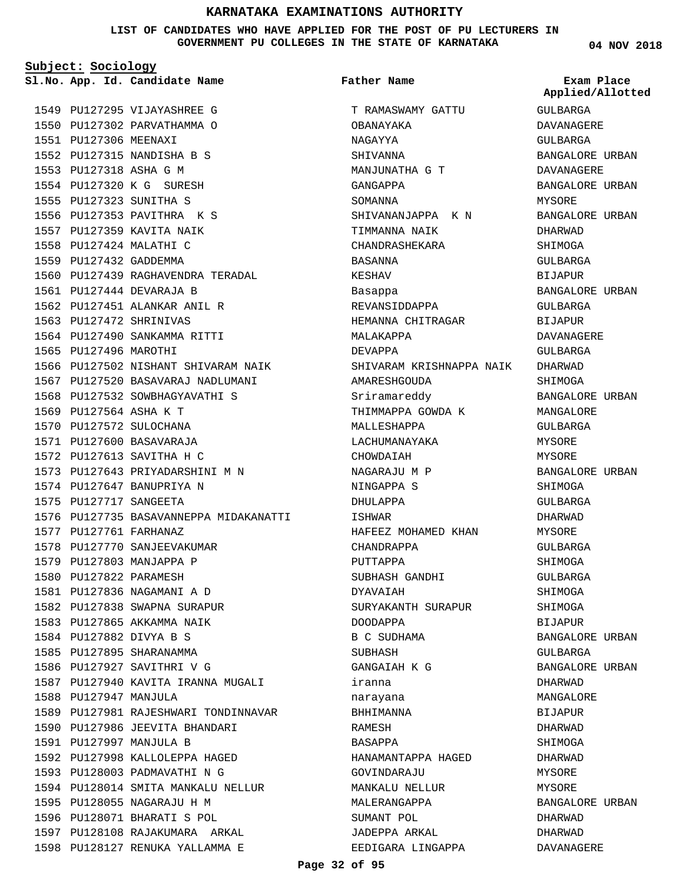# KARNATAKA EXAMINATIONS AUTHORITY

**LIST OF CANDIDATES WHO HAVE APPLIED FOR THE POST OF PU LECTURERS IN GOVERNMENT PU COLLEGES IN THE STATE OF KARNATAKA**

04 NOV 2018

**Subject: Sociology**

| Sl.No. | App. Id. | Candidate Name | Father Name | Exam Place Applied/Allotted |
|---|---|---|---|---|
| 1549 | PU127295 | VIJAYASHREE G | T RAMASWAMY GATTU | GULBARGA |
| 1550 | PU127302 | PARVATHAMMA O | OBANAYAKA | DAVANAGERE |
| 1551 | PU127306 | MEENAXI | NAGAYYA | GULBARGA |
| 1552 | PU127315 | NANDISHA B S | SHIVANNA | BANGALORE URBAN |
| 1553 | PU127318 | ASHA G M | MANJUNATHA G T | DAVANAGERE |
| 1554 | PU127320 | K G SURESH | GANGAPPA | BANGALORE URBAN |
| 1555 | PU127323 | SUNITHA S | SOMANNA | MYSORE |
| 1556 | PU127353 | PAVITHRA K S | SHIVANANJAPPA K N | BANGALORE URBAN |
| 1557 | PU127359 | KAVITA NAIK | TIMMANNA NAIK | DHARWAD |
| 1558 | PU127424 | MALATHI C | CHANDRASHEKARA | SHIMOGA |
| 1559 | PU127432 | GADDEMMA | BASANNA | GULBARGA |
| 1560 | PU127439 | RAGHAVENDRA TERADAL | KESHAV | BIJAPUR |
| 1561 | PU127444 | DEVARAJA B | Basappa | BANGALORE URBAN |
| 1562 | PU127451 | ALANKAR ANIL R | REVANSIDDAPPA | GULBARGA |
| 1563 | PU127472 | SHRINIVAS | HEMANNA CHITRAGAR | BIJAPUR |
| 1564 | PU127490 | SANKAMMA RITTI | MALAKAPPA | DAVANAGERE |
| 1565 | PU127496 | MAROTHI | DEVAPPA | GULBARGA |
| 1566 | PU127502 | NISHANT SHIVARAM NAIK | SHIVARAM KRISHNAPPA NAIK | DHARWAD |
| 1567 | PU127520 | BASAVARAJ NADLUMANI | AMARESHGOUDA | SHIMOGA |
| 1568 | PU127532 | SOWBHAGYAVATHI S | Sriramareddy | BANGALORE URBAN |
| 1569 | PU127564 | ASHA K T | THIMMAPPA GOWDA K | MANGALORE |
| 1570 | PU127572 | SULOCHANA | MALLESHAPPA | GULBARGA |
| 1571 | PU127600 | BASAVARAJA | LACHUMANAYAKA | MYSORE |
| 1572 | PU127613 | SAVITHA H C | CHOWDAIAH | MYSORE |
| 1573 | PU127643 | PRIYADARSHINI M N | NAGARAJU M P | BANGALORE URBAN |
| 1574 | PU127647 | BANUPRIYA N | NINGAPPA S | SHIMOGA |
| 1575 | PU127717 | SANGEETA | DHULAPPA | GULBARGA |
| 1576 | PU127735 | BASAVANNEPPA MIDAKANATTI | ISHWAR | DHARWAD |
| 1577 | PU127761 | FARHANAZ | HAFEEZ MOHAMED KHAN | MYSORE |
| 1578 | PU127770 | SANJEEVAKUMAR | CHANDRAPPA | GULBARGA |
| 1579 | PU127803 | MANJAPPA P | PUTTAPPA | SHIMOGA |
| 1580 | PU127822 | PARAMESH | SUBHASH GANDHI | GULBARGA |
| 1581 | PU127836 | NAGAMANI A D | DYAVAIAH | SHIMOGA |
| 1582 | PU127838 | SWAPNA SURAPUR | SURYAKANTH SURAPUR | SHIMOGA |
| 1583 | PU127865 | AKKAMMA NAIK | DOODAPPA | BIJAPUR |
| 1584 | PU127882 | DIVYA B S | B C SUDHAMA | BANGALORE URBAN |
| 1585 | PU127895 | SHARANAMMA | SUBHASH | GULBARGA |
| 1586 | PU127927 | SAVITHRI V G | GANGAIAH K G | BANGALORE URBAN |
| 1587 | PU127940 | KAVITA IRANNA MUGALI | iranna | DHARWAD |
| 1588 | PU127947 | MANJULA | narayana | MANGALORE |
| 1589 | PU127981 | RAJESHWARI TONDINNAVAR | BHHIMANNA | BIJAPUR |
| 1590 | PU127986 | JEEVITA BHANDARI | RAMESH | DHARWAD |
| 1591 | PU127997 | MANJULA B | BASAPPA | SHIMOGA |
| 1592 | PU127998 | KALLOLEPPA HAGED | HANAMANTAPPA HAGED | DHARWAD |
| 1593 | PU128003 | PADMAVATHI N G | GOVINDARAJU | MYSORE |
| 1594 | PU128014 | SMITA MANKALU NELLUR | MANKALU NELLUR | MYSORE |
| 1595 | PU128055 | NAGARAJU H M | MALERANGAPPA | BANGALORE URBAN |
| 1596 | PU128071 | BHARATI S POL | SUMANT POL | DHARWAD |
| 1597 | PU128108 | RAJAKUMARA ARKAL | JADEPPA ARKAL | DHARWAD |
| 1598 | PU128127 | RENUKA YALLAMMA E | EEDIGARA LINGAPPA | DAVANAGERE |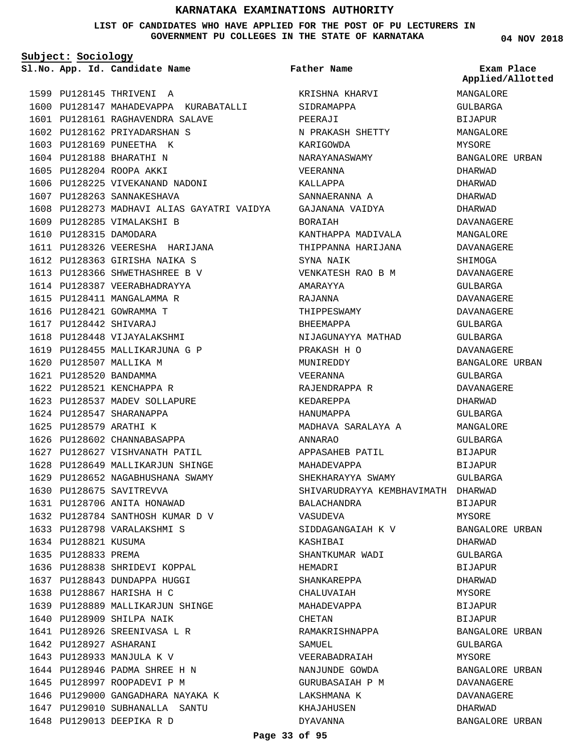# KARNATAKA EXAMINATIONS AUTHORITY

**LIST OF CANDIDATES WHO HAVE APPLIED FOR THE POST OF PU LECTURERS IN GOVERNMENT PU COLLEGES IN THE STATE OF KARNATAKA**

04 NOV 2018

**Subject: Sociology**

| Sl.No. | App. Id. | Candidate Name | Father Name | Exam Place Applied/Allotted |
|---|---|---|---|---|
| 1599 | PU128145 | THRIVENI A | KRISHNA KHARVI | MANGALORE |
| 1600 | PU128147 | MAHADEVAPPA KURABATALLI | SIDRAMAPPA | GULBARGA |
| 1601 | PU128161 | RAGHAVENDRA SALAVE | PEERAJI | BIJAPUR |
| 1602 | PU128162 | PRIYADARSHAN S | N PRAKASH SHETTY | MANGALORE |
| 1603 | PU128169 | PUNEETHA K | KARIGOWDA | MYSORE |
| 1604 | PU128188 | BHARATHI N | NARAYANASWAMY | BANGALORE URBAN |
| 1605 | PU128204 | ROOPA AKKI | VEERANNA | DHARWAD |
| 1606 | PU128225 | VIVEKANAND NADONI | KALLAPPA | DHARWAD |
| 1607 | PU128263 | SANNAKESHAVA | SANNAERANNA A | DHARWAD |
| 1608 | PU128273 | MADHAVI ALIAS GAYATRI VAIDYA | GAJANANA VAIDYA | DHARWAD |
| 1609 | PU128285 | VIMALAKSHI B | BORAIAH | DAVANAGERE |
| 1610 | PU128315 | DAMODARA | KANTHAPPA MADIVALA | MANGALORE |
| 1611 | PU128326 | VEERESHA HARIJANA | THIPPANNA HARIJANA | DAVANAGERE |
| 1612 | PU128363 | GIRISHA NAIKA S | SYNA NAIK | SHIMOGA |
| 1613 | PU128366 | SHWETHASHREE B V | VENKATESH RAO B M | DAVANAGERE |
| 1614 | PU128387 | VEERABHADRAYYA | AMARAYYA | GULBARGA |
| 1615 | PU128411 | MANGALAMMA R | RAJANNA | DAVANAGERE |
| 1616 | PU128421 | GOWRAMMA T | THIPPESWAMY | DAVANAGERE |
| 1617 | PU128442 | SHIVARAJ | BHEEMAPPA | GULBARGA |
| 1618 | PU128448 | VIJAYALAKSHMI | NIJAGUNAYYA MATHAD | GULBARGA |
| 1619 | PU128455 | MALLIKARJUNA G P | PRAKASH H O | DAVANAGERE |
| 1620 | PU128507 | MALLIKA M | MUNIREDDY | BANGALORE URBAN |
| 1621 | PU128520 | BANDAMMA | VEERANNA | GULBARGA |
| 1622 | PU128521 | KENCHAPPA R | RAJENDRAPPA R | DAVANAGERE |
| 1623 | PU128537 | MADEV SOLLAPURE | KEDAREPPA | DHARWAD |
| 1624 | PU128547 | SHARANAPPA | HANUMAPPA | GULBARGA |
| 1625 | PU128579 | ARATHI K | MADHAVA SARALAYA A | MANGALORE |
| 1626 | PU128602 | CHANNABASAPPA | ANNARAO | GULBARGA |
| 1627 | PU128627 | VISHVANATH PATIL | APPASAHEB PATIL | BIJAPUR |
| 1628 | PU128649 | MALLIKARJUN SHINGE | MAHADEVAPPA | BIJAPUR |
| 1629 | PU128652 | NAGABHUSHANA SWAMY | SHEKHARAYYA SWAMY | GULBARGA |
| 1630 | PU128675 | SAVITREVVA | SHIVARUDRAYYA KEMBHAVIMATH | DHARWAD |
| 1631 | PU128706 | ANITA HONAWAD | BALACHANDRA | BIJAPUR |
| 1632 | PU128784 | SANTHOSH KUMAR D V | VASUDEVA | MYSORE |
| 1633 | PU128798 | VARALAKSHMI S | SIDDAGANGAIAH K V | BANGALORE URBAN |
| 1634 | PU128821 | KUSUMA | KASHIBAI | DHARWAD |
| 1635 | PU128833 | PREMA | SHANTKUMAR WADI | GULBARGA |
| 1636 | PU128838 | SHRIDEVI KOPPAL | HEMADRI | BIJAPUR |
| 1637 | PU128843 | DUNDAPPA HUGGI | SHANKAREPPA | DHARWAD |
| 1638 | PU128867 | HARISHA H C | CHALUVAIAH | MYSORE |
| 1639 | PU128889 | MALLIKARJUN SHINGE | MAHADEVAPPA | BIJAPUR |
| 1640 | PU128909 | SHILPA NAIK | CHETAN | BIJAPUR |
| 1641 | PU128926 | SREENIVASA L R | RAMAKRISHNAPPA | BANGALORE URBAN |
| 1642 | PU128927 | ASHARANI | SAMUEL | GULBARGA |
| 1643 | PU128933 | MANJULA K V | VEERABADRAIAH | MYSORE |
| 1644 | PU128946 | PADMA SHREE H N | NANJUNDE GOWDA | BANGALORE URBAN |
| 1645 | PU128997 | ROOPADEVI P M | GURUBASAIAH P M | DAVANAGERE |
| 1646 | PU129000 | GANGADHARA NAYAKA K | LAKSHMANA K | DAVANAGERE |
| 1647 | PU129010 | SUBHANALLA SANTU | KHAJAHUSEN | DHARWAD |
| 1648 | PU129013 | DEEPIKA R D | DYAVANNA | BANGALORE URBAN |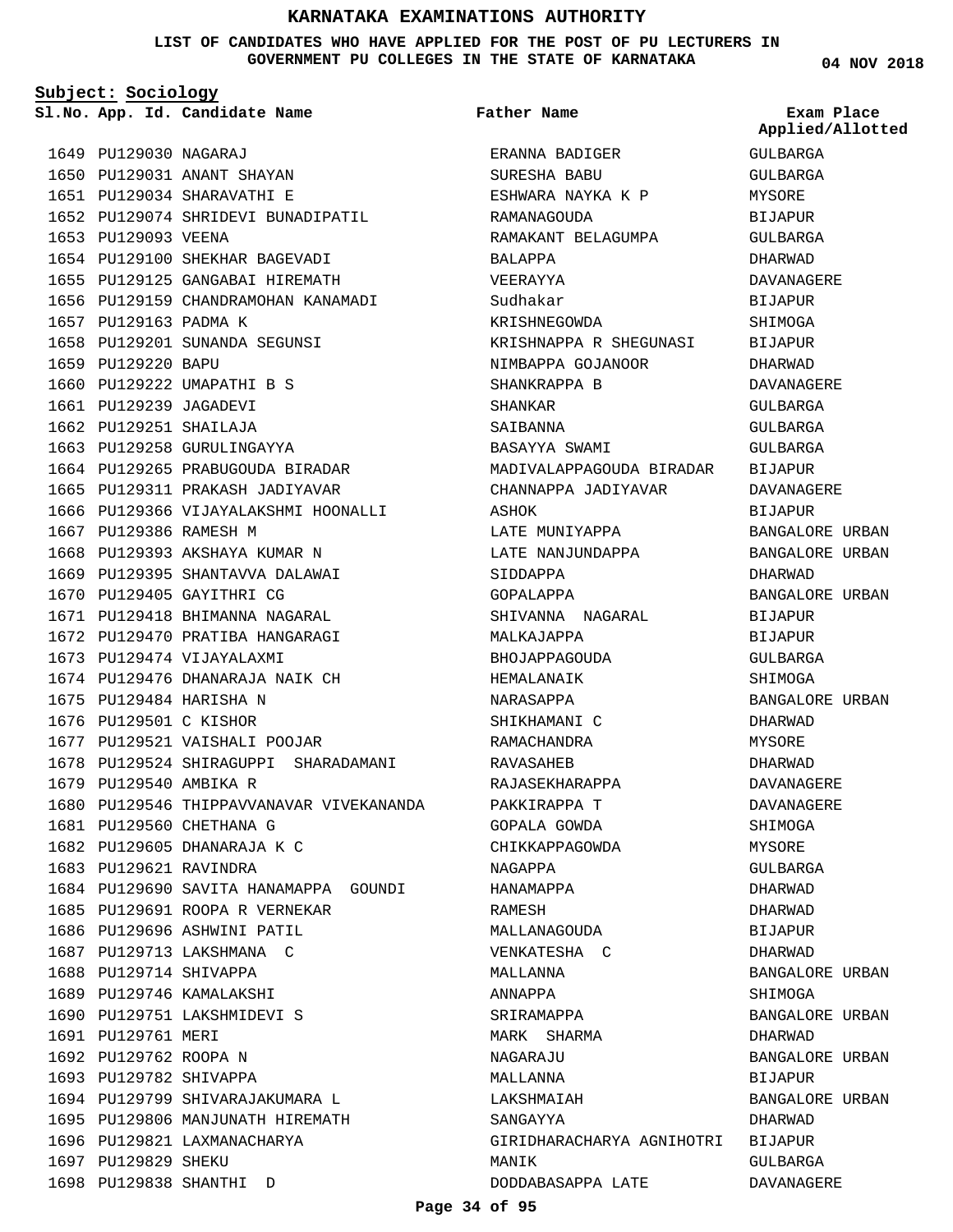# KARNATAKA EXAMINATIONS AUTHORITY

**LIST OF CANDIDATES WHO HAVE APPLIED FOR THE POST OF PU LECTURERS IN GOVERNMENT PU COLLEGES IN THE STATE OF KARNATAKA**

04 NOV 2018

**Subject: Sociology**

| Sl.No. | App. Id. | Candidate Name | Father Name | Exam Place Applied/Allotted |
|---|---|---|---|---|
| 1649 | PU129030 | NAGARAJ | ERANNA BADIGER | GULBARGA |
| 1650 | PU129031 | ANANT SHAYAN | SURESHA BABU | GULBARGA |
| 1651 | PU129034 | SHARAVATHI E | ESHWARA NAYKA K P | MYSORE |
| 1652 | PU129074 | SHRIDEVI BUNADIPATIL | RAMANAGOUDA | BIJAPUR |
| 1653 | PU129093 | VEENA | RAMAKANT BELAGUMPA | GULBARGA |
| 1654 | PU129100 | SHEKHAR BAGEVADI | BALAPPA | DHARWAD |
| 1655 | PU129125 | GANGABAI HIREMATH | VEERAYYA | DAVANAGERE |
| 1656 | PU129159 | CHANDRAMOHAN KANAMADI | Sudhakar | BIJAPUR |
| 1657 | PU129163 | PADMA K | KRISHNEGOWDA | SHIMOGA |
| 1658 | PU129201 | SUNANDA SEGUNSI | KRISHNAPPA R SHEGUNASI | BIJAPUR |
| 1659 | PU129220 | BAPU | NIMBAPPA GOJANOOR | DHARWAD |
| 1660 | PU129222 | UMAPATHI B S | SHANKRAPPA B | DAVANAGERE |
| 1661 | PU129239 | JAGADEVI | SHANKAR | GULBARGA |
| 1662 | PU129251 | SHAILAJA | SAIBANNA | GULBARGA |
| 1663 | PU129258 | GURULINGAYYA | BASAYYA SWAMI | GULBARGA |
| 1664 | PU129265 | PRABUGOUDA BIRADAR | MADIVALAPPAGOUDA BIRADAR | BIJAPUR |
| 1665 | PU129311 | PRAKASH JADIYAVAR | CHANNAPPA JADIYAVAR | DAVANAGERE |
| 1666 | PU129366 | VIJAYALAKSHMI HOONALLI | ASHOK | BIJAPUR |
| 1667 | PU129386 | RAMESH M | LATE MUNIYAPPA | BANGALORE URBAN |
| 1668 | PU129393 | AKSHAYA KUMAR N | LATE NANJUNDAPPA | BANGALORE URBAN |
| 1669 | PU129395 | SHANTAVVA DALAWAI | SIDDAPPA | DHARWAD |
| 1670 | PU129405 | GAYITHRI CG | GOPALAPPA | BANGALORE URBAN |
| 1671 | PU129418 | BHIMANNA NAGARAL | SHIVANNA NAGARAL | BIJAPUR |
| 1672 | PU129470 | PRATIBA HANGARAGI | MALKAJAPPA | BIJAPUR |
| 1673 | PU129474 | VIJAYALAXMI | BHOJAPPAGOUDA | GULBARGA |
| 1674 | PU129476 | DHANARAJA NAIK CH | HEMALANAIK | SHIMOGA |
| 1675 | PU129484 | HARISHA N | NARASAPPA | BANGALORE URBAN |
| 1676 | PU129501 | C KISHOR | SHIKHAMANI C | DHARWAD |
| 1677 | PU129521 | VAISHALI POOJAR | RAMACHANDRA | MYSORE |
| 1678 | PU129524 | SHIRAGUPPI SHARADAMANI | RAVASAHEB | DHARWAD |
| 1679 | PU129540 | AMBIKA R | RAJASEKHARAPPA | DAVANAGERE |
| 1680 | PU129546 | THIPPAVVANAVAR VIVEKANANDA | PAKKIRAPPA T | DAVANAGERE |
| 1681 | PU129560 | CHETHANA G | GOPALA GOWDA | SHIMOGA |
| 1682 | PU129605 | DHANARAJA K C | CHIKKAPPAGOWDA | MYSORE |
| 1683 | PU129621 | RAVINDRA | NAGAPPA | GULBARGA |
| 1684 | PU129690 | SAVITA HANAMAPPA GOUNDI | HANAMAPPA | DHARWAD |
| 1685 | PU129691 | ROOPA R VERNEKAR | RAMESH | DHARWAD |
| 1686 | PU129696 | ASHWINI PATIL | MALLANAGOUDA | BIJAPUR |
| 1687 | PU129713 | LAKSHMANA C | VENKATESHA C | DHARWAD |
| 1688 | PU129714 | SHIVAPPA | MALLANNA | BANGALORE URBAN |
| 1689 | PU129746 | KAMALAKSHI | ANNAPPA | SHIMOGA |
| 1690 | PU129751 | LAKSHMIDEVI S | SRIRAMAPPA | BANGALORE URBAN |
| 1691 | PU129761 | MERI | MARK SHARMA | DHARWAD |
| 1692 | PU129762 | ROOPA N | NAGARAJU | BANGALORE URBAN |
| 1693 | PU129782 | SHIVAPPA | MALLANNA | BIJAPUR |
| 1694 | PU129799 | SHIVARAJAKUMARA L | LAKSHMAIAH | BANGALORE URBAN |
| 1695 | PU129806 | MANJUNATH HIREMATH | SANGAYYA | DHARWAD |
| 1696 | PU129821 | LAXMANACHARYA | GIRIDHARACHARYA AGNIHOTRI | BIJAPUR |
| 1697 | PU129829 | SHEKU | MANIK | GULBARGA |
| 1698 | PU129838 | SHANTHI D | DODDABASAPPA LATE | DAVANAGERE |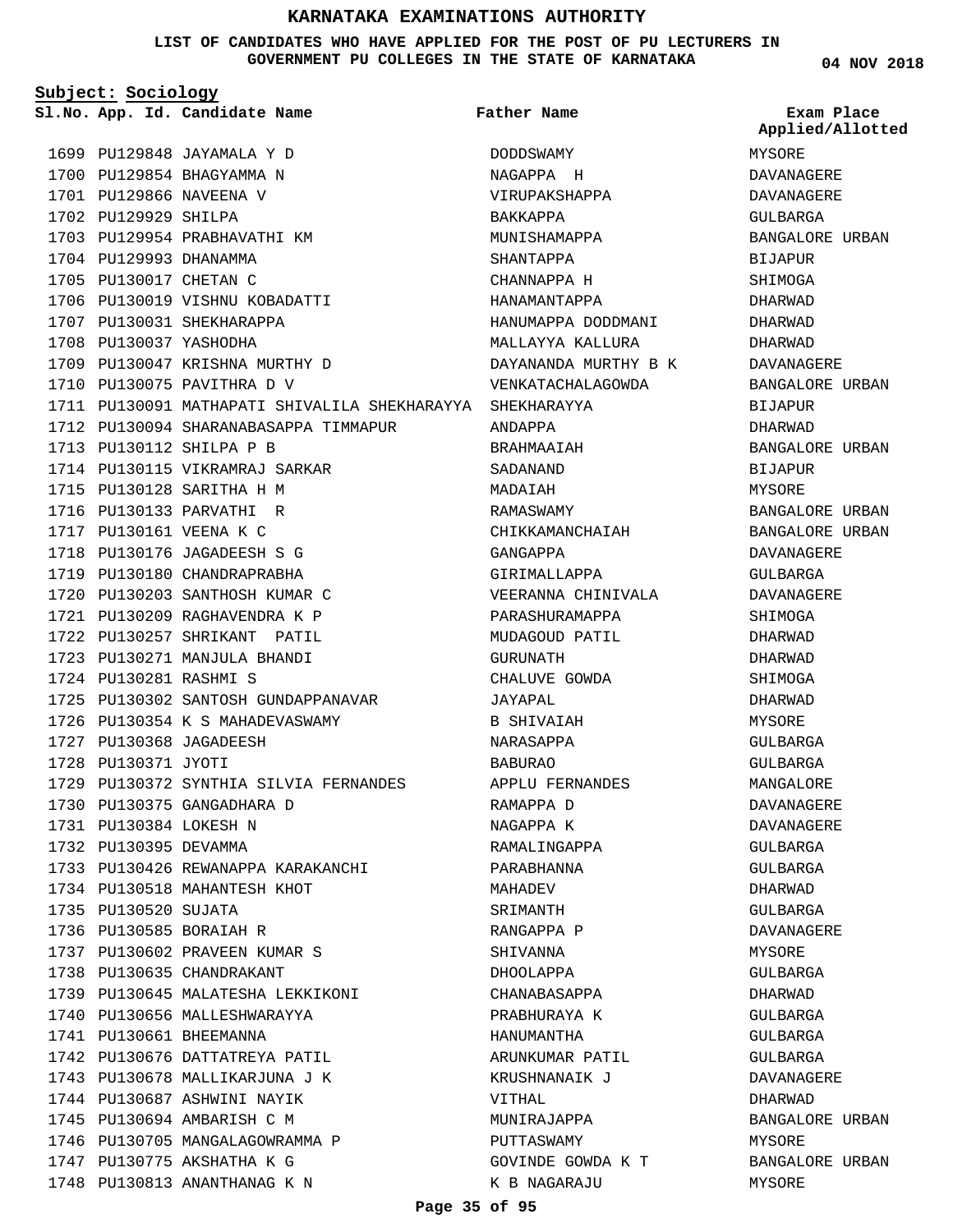# KARNATAKA EXAMINATIONS AUTHORITY

**LIST OF CANDIDATES WHO HAVE APPLIED FOR THE POST OF PU LECTURERS IN GOVERNMENT PU COLLEGES IN THE STATE OF KARNATAKA**

04 NOV 2018

**Subject: Sociology**

| Sl.No. | App. Id. | Candidate Name | Father Name | Exam Place Applied/Allotted |
|---|---|---|---|---|
| 1699 | PU129848 | JAYAMALA Y D | DODDSWAMY | MYSORE |
| 1700 | PU129854 | BHAGYAMMA N | NAGAPPA H | DAVANAGERE |
| 1701 | PU129866 | NAVEENA V | VIRUPAKSHAPPA | DAVANAGERE |
| 1702 | PU129929 | SHILPA | BAKKAPPA | GULBARGA |
| 1703 | PU129954 | PRABHAVATHI KM | MUNISHAMAPPA | BANGALORE URBAN |
| 1704 | PU129993 | DHANAMMA | SHANTAPPA | BIJAPUR |
| 1705 | PU130017 | CHETAN C | CHANNAPPA H | SHIMOGA |
| 1706 | PU130019 | VISHNU KOBADATTI | HANAMANTAPPA | DHARWAD |
| 1707 | PU130031 | SHEKHARAPPA | HANUMAPPA DODDMANI | DHARWAD |
| 1708 | PU130037 | YASHODHA | MALLAYYA KALLURA | DHARWAD |
| 1709 | PU130047 | KRISHNA MURTHY D | DAYANANDA MURTHY B K | DAVANAGERE |
| 1710 | PU130075 | PAVITHRA D V | VENKATACHALAGOWDA | BANGALORE URBAN |
| 1711 | PU130091 | MATHAPATI SHIVALILA SHEKHARAYYA | SHEKHARAYYA | BIJAPUR |
| 1712 | PU130094 | SHARANABASAPPA TIMMAPUR | ANDAPPA | DHARWAD |
| 1713 | PU130112 | SHILPA P B | BRAHMAAIAH | BANGALORE URBAN |
| 1714 | PU130115 | VIKRAMRAJ SARKAR | SADANAND | BIJAPUR |
| 1715 | PU130128 | SARITHA H M | MADAIAH | MYSORE |
| 1716 | PU130133 | PARVATHI R | RAMASWAMY | BANGALORE URBAN |
| 1717 | PU130161 | VEENA K C | CHIKKAMANCHAIAH | BANGALORE URBAN |
| 1718 | PU130176 | JAGADEESH S G | GANGAPPA | DAVANAGERE |
| 1719 | PU130180 | CHANDRAPRABHA | GIRIMALLAPPA | GULBARGA |
| 1720 | PU130203 | SANTHOSH KUMAR C | VEERANNA CHINIVALA | DAVANAGERE |
| 1721 | PU130209 | RAGHAVENDRA K P | PARASHURAMAPPA | SHIMOGA |
| 1722 | PU130257 | SHRIKANT PATIL | MUDAGOUD PATIL | DHARWAD |
| 1723 | PU130271 | MANJULA BHANDI | GURUNATH | DHARWAD |
| 1724 | PU130281 | RASHMI S | CHALUVE GOWDA | SHIMOGA |
| 1725 | PU130302 | SANTOSH GUNDAPPANAVAR | JAYAPAL | DHARWAD |
| 1726 | PU130354 | K S MAHADEVASWAMY | B SHIVAIAH | MYSORE |
| 1727 | PU130368 | JAGADEESH | NARASAPPA | GULBARGA |
| 1728 | PU130371 | JYOTI | BABURAO | GULBARGA |
| 1729 | PU130372 | SYNTHIA SILVIA FERNANDES | APPLU FERNANDES | MANGALORE |
| 1730 | PU130375 | GANGADHARA D | RAMAPPA D | DAVANAGERE |
| 1731 | PU130384 | LOKESH N | NAGAPPA K | DAVANAGERE |
| 1732 | PU130395 | DEVAMMA | RAMALINGAPPA | GULBARGA |
| 1733 | PU130426 | REWANAPPA KARAKANCHI | PARABHANNA | GULBARGA |
| 1734 | PU130518 | MAHANTESH KHOT | MAHADEV | DHARWAD |
| 1735 | PU130520 | SUJATA | SRIMANTH | GULBARGA |
| 1736 | PU130585 | BORAIAH R | RANGAPPA P | DAVANAGERE |
| 1737 | PU130602 | PRAVEEN KUMAR S | SHIVANNA | MYSORE |
| 1738 | PU130635 | CHANDRAKANT | DHOOLAPPA | GULBARGA |
| 1739 | PU130645 | MALATESHA LEKKIKONI | CHANABASAPPA | DHARWAD |
| 1740 | PU130656 | MALLESHWARAYYA | PRABHURAYA K | GULBARGA |
| 1741 | PU130661 | BHEEMANNA | HANUMANTHA | GULBARGA |
| 1742 | PU130676 | DATTATREYA PATIL | ARUNKUMAR PATIL | GULBARGA |
| 1743 | PU130678 | MALLIKARJUNA J K | KRUSHNANAIK J | DAVANAGERE |
| 1744 | PU130687 | ASHWINI NAYIK | VITHAL | DHARWAD |
| 1745 | PU130694 | AMBARISH C M | MUNIRAJAPPA | BANGALORE URBAN |
| 1746 | PU130705 | MANGALAGOWRAMMA P | PUTTASWAMY | MYSORE |
| 1747 | PU130775 | AKSHATHA K G | GOVINDE GOWDA K T | BANGALORE URBAN |
| 1748 | PU130813 | ANANTHANAG K N | K B NAGARAJU | MYSORE |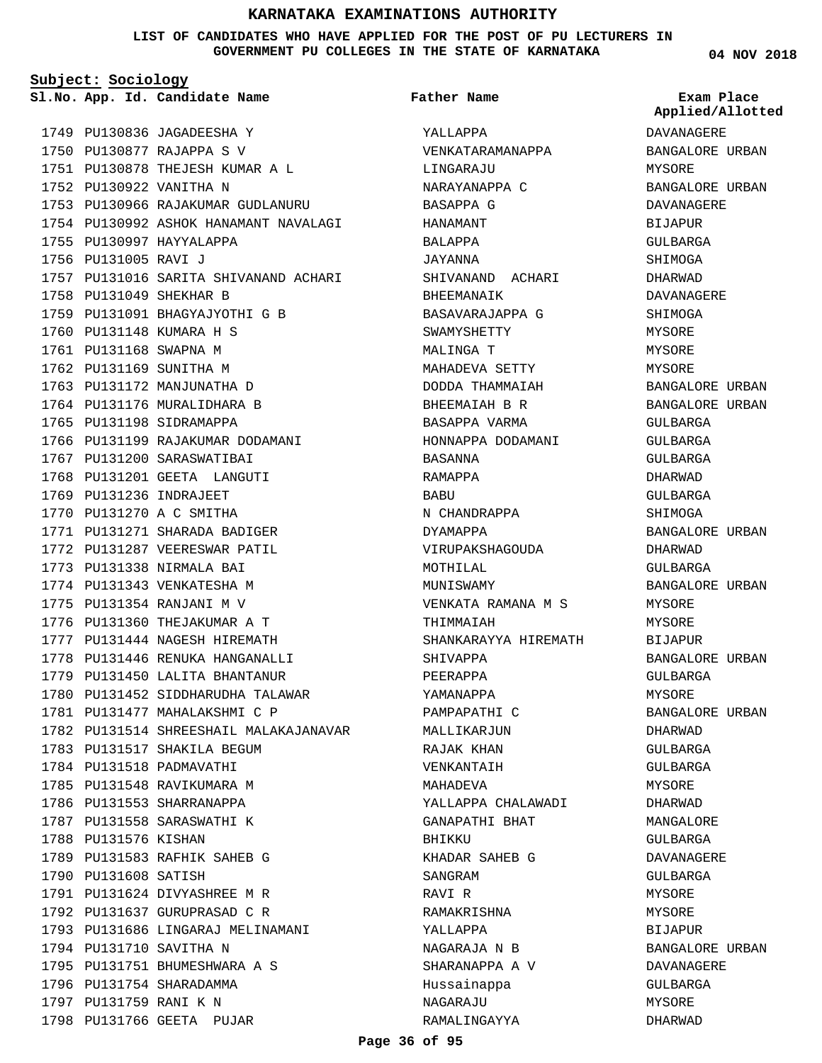# KARNATAKA EXAMINATIONS AUTHORITY

**LIST OF CANDIDATES WHO HAVE APPLIED FOR THE POST OF PU LECTURERS IN GOVERNMENT PU COLLEGES IN THE STATE OF KARNATAKA**

04 NOV 2018

**Subject: Sociology**

| Sl.No. | App. Id. | Candidate Name | Father Name | Exam Place Applied/Allotted |
|---|---|---|---|---|
| 1749 | PU130836 | JAGADEESHA Y | YALLAPPA | DAVANAGERE |
| 1750 | PU130877 | RAJAPPA S V | VENKATARAMANAPPA | BANGALORE URBAN |
| 1751 | PU130878 | THEJESH KUMAR A L | LINGARAJU | MYSORE |
| 1752 | PU130922 | VANITHA N | NARAYANAPPA C | BANGALORE URBAN |
| 1753 | PU130966 | RAJAKUMAR GUDLANURU | BASAPPA G | DAVANAGERE |
| 1754 | PU130992 | ASHOK HANAMANT NAVALAGI | HANAMANT | BIJAPUR |
| 1755 | PU130997 | HAYYALAPPA | BALAPPA | GULBARGA |
| 1756 | PU131005 | RAVI J | JAYANNA | SHIMOGA |
| 1757 | PU131016 | SARITA SHIVANAND ACHARI | SHIVANAND ACHARI | DHARWAD |
| 1758 | PU131049 | SHEKHAR B | BHEEMANAIK | DAVANAGERE |
| 1759 | PU131091 | BHAGYAJYOTHI G B | BASAVARAJAPPA G | SHIMOGA |
| 1760 | PU131148 | KUMARA H S | SWAMYSHETTY | MYSORE |
| 1761 | PU131168 | SWAPNA M | MALINGA T | MYSORE |
| 1762 | PU131169 | SUNITHA M | MAHADEVA SETTY | MYSORE |
| 1763 | PU131172 | MANJUNATHA D | DODDA THAMMAIAH | BANGALORE URBAN |
| 1764 | PU131176 | MURALIDHARA B | BHEEMAIAH B R | BANGALORE URBAN |
| 1765 | PU131198 | SIDRAMAPPA | BASAPPA VARMA | GULBARGA |
| 1766 | PU131199 | RAJAKUMAR DODAMANI | HONNAPPA DODAMANI | GULBARGA |
| 1767 | PU131200 | SARASWATIBAI | BASANNA | GULBARGA |
| 1768 | PU131201 | GEETA LANGUTI | RAMAPPA | DHARWAD |
| 1769 | PU131236 | INDRAJEET | BABU | GULBARGA |
| 1770 | PU131270 | A C SMITHA | N CHANDRAPPA | SHIMOGA |
| 1771 | PU131271 | SHARADA BADIGER | DYAMAPPA | BANGALORE URBAN |
| 1772 | PU131287 | VEERESWAR PATIL | VIRUPAKSHAGOUDA | DHARWAD |
| 1773 | PU131338 | NIRMALA BAI | MOTHILAL | GULBARGA |
| 1774 | PU131343 | VENKATESHA M | MUNISWAMY | BANGALORE URBAN |
| 1775 | PU131354 | RANJANI M V | VENKATA RAMANA M S | MYSORE |
| 1776 | PU131360 | THEJAKUMAR A T | THIMMAIAH | MYSORE |
| 1777 | PU131444 | NAGESH HIREMATH | SHANKARAYYA HIREMATH | BIJAPUR |
| 1778 | PU131446 | RENUKA HANGANALLI | SHIVAPPA | BANGALORE URBAN |
| 1779 | PU131450 | LALITA BHANTANUR | PEERAPPA | GULBARGA |
| 1780 | PU131452 | SIDDHARUDHA TALAWAR | YAMANAPPA | MYSORE |
| 1781 | PU131477 | MAHALAKSHMI C P | PAMPAPATHI C | BANGALORE URBAN |
| 1782 | PU131514 | SHREESHAIL MALAKAJANAVAR | MALLIKARJUN | DHARWAD |
| 1783 | PU131517 | SHAKILA BEGUM | RAJAK KHAN | GULBARGA |
| 1784 | PU131518 | PADMAVATHI | VENKANTAIH | GULBARGA |
| 1785 | PU131548 | RAVIKUMARA M | MAHADEVA | MYSORE |
| 1786 | PU131553 | SHARRANAPPA | YALLAPPA CHALAWADI | DHARWAD |
| 1787 | PU131558 | SARASWATHI K | GANAPATHI BHAT | MANGALORE |
| 1788 | PU131576 | KISHAN | BHIKKU | GULBARGA |
| 1789 | PU131583 | RAFHIK SAHEB G | KHADAR SAHEB G | DAVANAGERE |
| 1790 | PU131608 | SATISH | SANGRAM | GULBARGA |
| 1791 | PU131624 | DIVYASHREE M R | RAVI R | MYSORE |
| 1792 | PU131637 | GURUPRASAD C R | RAMAKRISHNA | MYSORE |
| 1793 | PU131686 | LINGARAJ MELINAMANI | YALLAPPA | BIJAPUR |
| 1794 | PU131710 | SAVITHA N | NAGARAJA N B | BANGALORE URBAN |
| 1795 | PU131751 | BHUMESHWARA A S | SHARANAPPA A V | DAVANAGERE |
| 1796 | PU131754 | SHARADAMMA | Hussainappa | GULBARGA |
| 1797 | PU131759 | RANI K N | NAGARAJU | MYSORE |
| 1798 | PU131766 | GEETA PUJAR | RAMALINGAYYA | DHARWAD |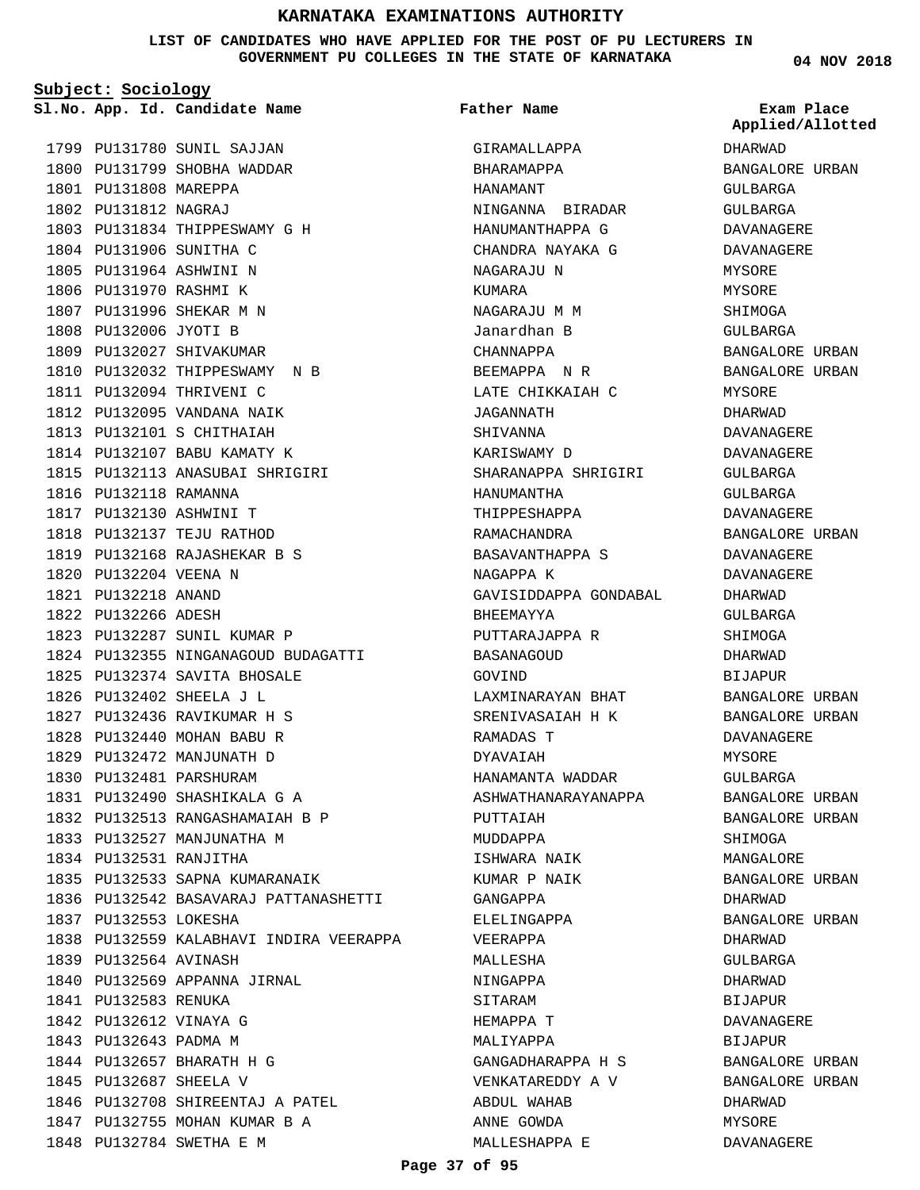# KARNATAKA EXAMINATIONS AUTHORITY

**LIST OF CANDIDATES WHO HAVE APPLIED FOR THE POST OF PU LECTURERS IN GOVERNMENT PU COLLEGES IN THE STATE OF KARNATAKA**

**04 NOV 2018**

**Subject: Sociology**

| Sl.No. | App. Id. | Candidate Name | Father Name | Exam Place Applied/Allotted |
|---|---|---|---|---|
| 1799 | PU131780 | SUNIL SAJJAN | GIRAMALLAPPA | DHARWAD |
| 1800 | PU131799 | SHOBHA WADDAR | BHARAMAPPA | BANGALORE URBAN |
| 1801 | PU131808 | MAREPPA | HANAMANT | GULBARGA |
| 1802 | PU131812 | NAGRAJ | NINGANNA BIRADAR | GULBARGA |
| 1803 | PU131834 | THIPPESWAMY G H | HANUMANTHAPPA G | DAVANAGERE |
| 1804 | PU131906 | SUNITHA C | CHANDRA NAYAKA G | DAVANAGERE |
| 1805 | PU131964 | ASHWINI N | NAGARAJU N | MYSORE |
| 1806 | PU131970 | RASHMI K | KUMARA | MYSORE |
| 1807 | PU131996 | SHEKAR M N | NAGARAJU M M | SHIMOGA |
| 1808 | PU132006 | JYOTI B | Janardhan B | GULBARGA |
| 1809 | PU132027 | SHIVAKUMAR | CHANNAPPA | BANGALORE URBAN |
| 1810 | PU132032 | THIPPESWAMY N B | BEEMAPPA N R | BANGALORE URBAN |
| 1811 | PU132094 | THRIVENI C | LATE CHIKKAIAH C | MYSORE |
| 1812 | PU132095 | VANDANA NAIK | JAGANNATH | DHARWAD |
| 1813 | PU132101 | S CHITHAIAH | SHIVANNA | DAVANAGERE |
| 1814 | PU132107 | BABU KAMATY K | KARISWAMY D | DAVANAGERE |
| 1815 | PU132113 | ANASUBAI SHRIGIRI | SHARANAPPA SHRIGIRI | GULBARGA |
| 1816 | PU132118 | RAMANNA | HANUMANTHA | GULBARGA |
| 1817 | PU132130 | ASHWINI T | THIPPESHAPPA | DAVANAGERE |
| 1818 | PU132137 | TEJU RATHOD | RAMACHANDRA | BANGALORE URBAN |
| 1819 | PU132168 | RAJASHEKAR B S | BASAVANTHAPPA S | DAVANAGERE |
| 1820 | PU132204 | VEENA N | NAGAPPA K | DAVANAGERE |
| 1821 | PU132218 | ANAND | GAVISIDDAPPA GONDABAL | DHARWAD |
| 1822 | PU132266 | ADESH | BHEEMAYYA | GULBARGA |
| 1823 | PU132287 | SUNIL KUMAR P | PUTTARAJAPPA R | SHIMOGA |
| 1824 | PU132355 | NINGANAGOUD BUDAGATTI | BASANAGOUD | DHARWAD |
| 1825 | PU132374 | SAVITA BHOSALE | GOVIND | BIJAPUR |
| 1826 | PU132402 | SHEELA J L | LAXMINARAYAN BHAT | BANGALORE URBAN |
| 1827 | PU132436 | RAVIKUMAR H S | SRENIVASAIAH H K | BANGALORE URBAN |
| 1828 | PU132440 | MOHAN BABU R | RAMADAS T | DAVANAGERE |
| 1829 | PU132472 | MANJUNATH D | DYAVAIAH | MYSORE |
| 1830 | PU132481 | PARSHURAM | HANAMANTA WADDAR | GULBARGA |
| 1831 | PU132490 | SHASHIKALA G A | ASHWATHANARAYANAPPA | BANGALORE URBAN |
| 1832 | PU132513 | RANGASHAMAIAH B P | PUTTAIAH | BANGALORE URBAN |
| 1833 | PU132527 | MANJUNATHA M | MUDDAPPA | SHIMOGA |
| 1834 | PU132531 | RANJITHA | ISHWARA NAIK | MANGALORE |
| 1835 | PU132533 | SAPNA KUMARANAIK | KUMAR P NAIK | BANGALORE URBAN |
| 1836 | PU132542 | BASAVARAJ PATTANASHETTI | GANGAPPA | DHARWAD |
| 1837 | PU132553 | LOKESHA | ELELINGAPPA | BANGALORE URBAN |
| 1838 | PU132559 | KALABHAVI INDIRA VEERAPPA | VEERAPPA | DHARWAD |
| 1839 | PU132564 | AVINASH | MALLESHA | GULBARGA |
| 1840 | PU132569 | APPANNA JIRNAL | NINGAPPA | DHARWAD |
| 1841 | PU132583 | RENUKA | SITARAM | BIJAPUR |
| 1842 | PU132612 | VINAYA G | HEMAPPA T | DAVANAGERE |
| 1843 | PU132643 | PADMA M | MALIYAPPA | BIJAPUR |
| 1844 | PU132657 | BHARATH H G | GANGADHARAPPA H S | BANGALORE URBAN |
| 1845 | PU132687 | SHEELA V | VENKATAREDDY A V | BANGALORE URBAN |
| 1846 | PU132708 | SHIREENTAJ A PATEL | ABDUL WAHAB | DHARWAD |
| 1847 | PU132755 | MOHAN KUMAR B A | ANNE GOWDA | MYSORE |
| 1848 | PU132784 | SWETHA E M | MALLESHAPPA E | DAVANAGERE |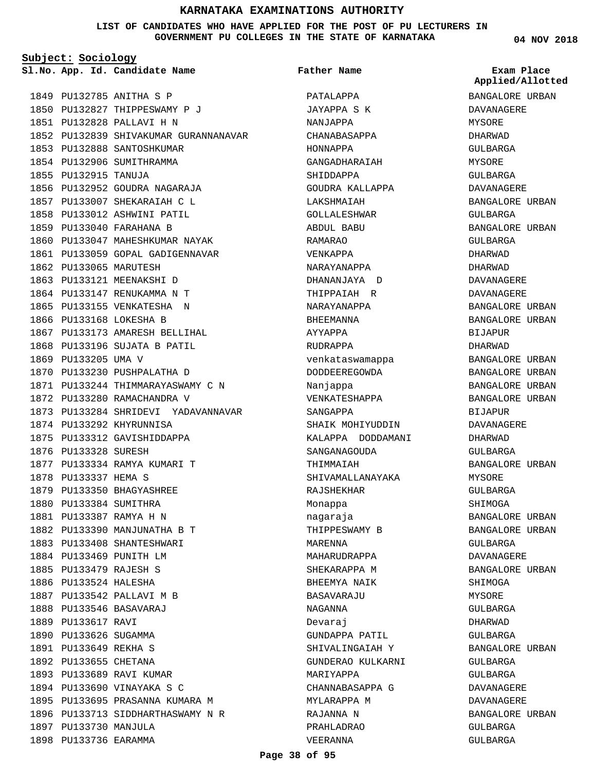# KARNATAKA EXAMINATIONS AUTHORITY

**LIST OF CANDIDATES WHO HAVE APPLIED FOR THE POST OF PU LECTURERS IN GOVERNMENT PU COLLEGES IN THE STATE OF KARNATAKA**

04 NOV 2018

**Subject: Sociology**

| Sl.No. | App. Id. | Candidate Name | Father Name | Exam Place Applied/Allotted |
|---|---|---|---|---|
| 1849 | PU132785 | ANITHA S P | PATALAPPA | BANGALORE URBAN |
| 1850 | PU132827 | THIPPESWAMY P J | JAYAPPA S K | DAVANAGERE |
| 1851 | PU132828 | PALLAVI H N | NANJAPPA | MYSORE |
| 1852 | PU132839 | SHIVAKUMAR GURANNANAVAR | CHANABASAPPA | DHARWAD |
| 1853 | PU132888 | SANTOSHKUMAR | HONNAPPA | GULBARGA |
| 1854 | PU132906 | SUMITHRAMMA | GANGADHARAIAH | MYSORE |
| 1855 | PU132915 | TANUJA | SHIDDAPPA | GULBARGA |
| 1856 | PU132952 | GOUDRA NAGARAJA | GOUDRA KALLAPPA | DAVANAGERE |
| 1857 | PU133007 | SHEKARAIAH C L | LAKSHMAIAH | BANGALORE URBAN |
| 1858 | PU133012 | ASHWINI PATIL | GOLLALESHWAR | GULBARGA |
| 1859 | PU133040 | FARAHANA B | ABDUL BABU | BANGALORE URBAN |
| 1860 | PU133047 | MAHESHKUMAR NAYAK | RAMARAO | GULBARGA |
| 1861 | PU133059 | GOPAL GADIGENNAVAR | VENKAPPA | DHARWAD |
| 1862 | PU133065 | MARUTESH | NARAYANAPPA | DHARWAD |
| 1863 | PU133121 | MEENAKSHI D | DHANANJAYA D | DAVANAGERE |
| 1864 | PU133147 | RENUKAMMA N T | THIPPAIAH R | DAVANAGERE |
| 1865 | PU133155 | VENKATESHA N | NARAYANAPPA | BANGALORE URBAN |
| 1866 | PU133168 | LOKESHA B | BHEEMANNA | BANGALORE URBAN |
| 1867 | PU133173 | AMARESH BELLIHAL | AYYAPPA | BIJAPUR |
| 1868 | PU133196 | SUJATA B PATIL | RUDRAPPA | DHARWAD |
| 1869 | PU133205 | UMA V | venkataswamappa | BANGALORE URBAN |
| 1870 | PU133230 | PUSHPALATHA D | DODDEEREGOWDA | BANGALORE URBAN |
| 1871 | PU133244 | THIMMARAYASWAMY C N | Nanjappa | BANGALORE URBAN |
| 1872 | PU133280 | RAMACHANDRA V | VENKATESHAPPA | BANGALORE URBAN |
| 1873 | PU133284 | SHRIDEVI YADAVANNAVAR | SANGAPPA | BIJAPUR |
| 1874 | PU133292 | KHYRUNNISA | SHAIK MOHIYUDDIN | DAVANAGERE |
| 1875 | PU133312 | GAVISHIDDAPPA | KALAPPA DODDAMANI | DHARWAD |
| 1876 | PU133328 | SURESH | SANGANAGOUDA | GULBARGA |
| 1877 | PU133334 | RAMYA KUMARI T | THIMMAIAH | BANGALORE URBAN |
| 1878 | PU133337 | HEMA S | SHIVAMALLANAYAKA | MYSORE |
| 1879 | PU133350 | BHAGYASHREE | RAJSHEKHAR | GULBARGA |
| 1880 | PU133384 | SUMITHRA | Monappa | SHIMOGA |
| 1881 | PU133387 | RAMYA H N | nagaraja | BANGALORE URBAN |
| 1882 | PU133390 | MANJUNATHA B T | THIPPESWAMY B | BANGALORE URBAN |
| 1883 | PU133408 | SHANTESHWARI | MARENNA | GULBARGA |
| 1884 | PU133469 | PUNITH LM | MAHARUDRAPPA | DAVANAGERE |
| 1885 | PU133479 | RAJESH S | SHEKARAPPA M | BANGALORE URBAN |
| 1886 | PU133524 | HALESHA | BHEEMYA NAIK | SHIMOGA |
| 1887 | PU133542 | PALLAVI M B | BASAVARAJU | MYSORE |
| 1888 | PU133546 | BASAVARAJ | NAGANNA | GULBARGA |
| 1889 | PU133617 | RAVI | Devaraj | DHARWAD |
| 1890 | PU133626 | SUGAMMA | GUNDAPPA PATIL | GULBARGA |
| 1891 | PU133649 | REKHA S | SHIVALINGAIAH Y | BANGALORE URBAN |
| 1892 | PU133655 | CHETANA | GUNDERAO KULKARNI | GULBARGA |
| 1893 | PU133689 | RAVI KUMAR | MARIYAPPA | GULBARGA |
| 1894 | PU133690 | VINAYAKA S C | CHANNABASAPPA G | DAVANAGERE |
| 1895 | PU133695 | PRASANNA KUMARA M | MYLARAPPA M | DAVANAGERE |
| 1896 | PU133713 | SIDDHARTHASWAMY N R | RAJANNA N | BANGALORE URBAN |
| 1897 | PU133730 | MANJULA | PRAHLADRAO | GULBARGA |
| 1898 | PU133736 | EARAMMA | VEERANNA | GULBARGA |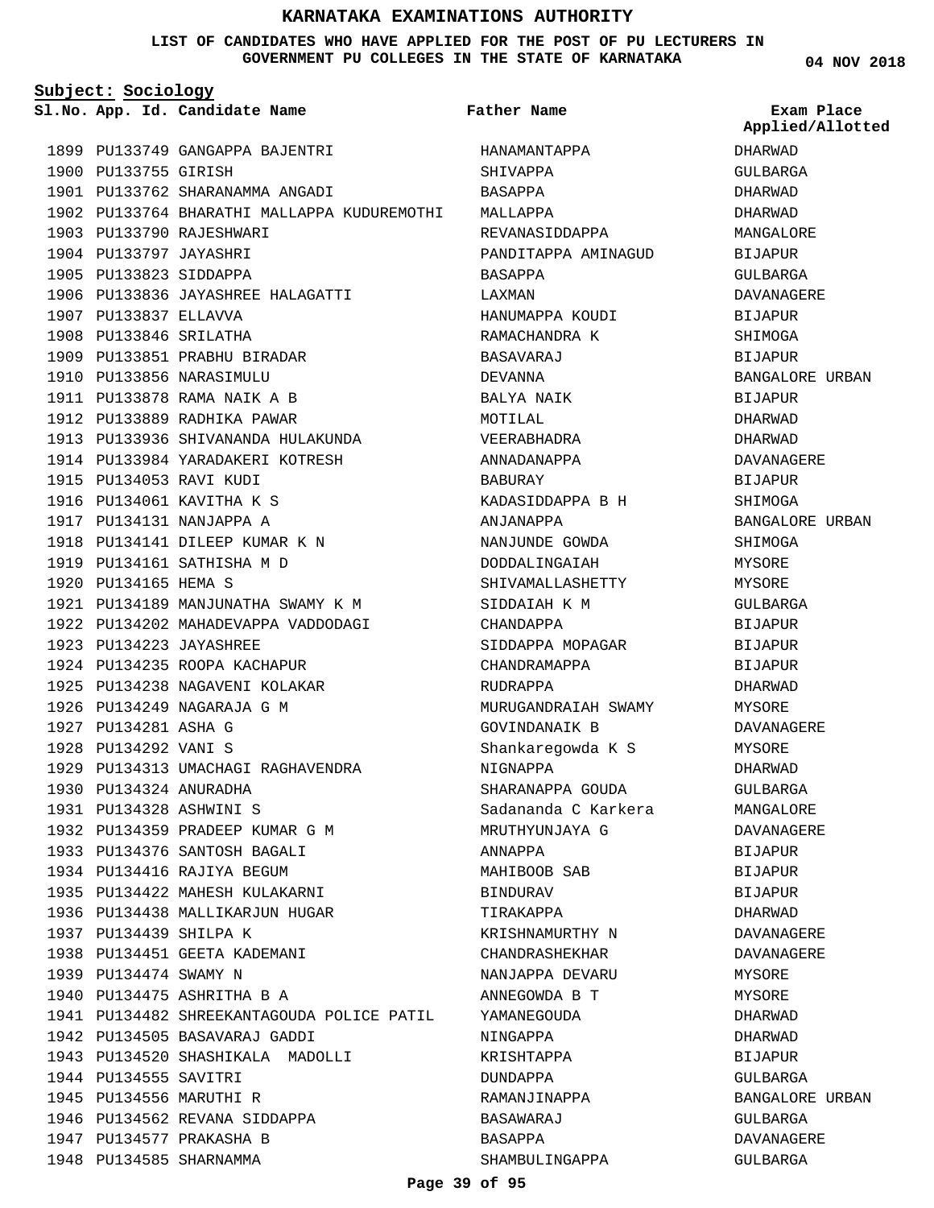# KARNATAKA EXAMINATIONS AUTHORITY

**LIST OF CANDIDATES WHO HAVE APPLIED FOR THE POST OF PU LECTURERS IN GOVERNMENT PU COLLEGES IN THE STATE OF KARNATAKA**

04 NOV 2018

**Subject: Sociology**

| Sl.No. | App. Id. | Candidate Name | Father Name | Exam Place Applied/Allotted |
|---|---|---|---|---|
| 1899 | PU133749 | GANGAPPA BAJENTRI | HANAMANTAPPA | DHARWAD |
| 1900 | PU133755 | GIRISH | SHIVAPPA | GULBARGA |
| 1901 | PU133762 | SHARANAMMA ANGADI | BASAPPA | DHARWAD |
| 1902 | PU133764 | BHARATHI MALLAPPA KUDUREMOTHI | MALLAPPA | DHARWAD |
| 1903 | PU133790 | RAJESHWARI | REVANASIDDAPPA | MANGALORE |
| 1904 | PU133797 | JAYASHRI | PANDITAPPA AMINAGUD | BIJAPUR |
| 1905 | PU133823 | SIDDAPPA | BASAPPA | GULBARGA |
| 1906 | PU133836 | JAYASHREE HALAGATTI | LAXMAN | DAVANAGERE |
| 1907 | PU133837 | ELLAVVA | HANUMAPPA KOUDI | BIJAPUR |
| 1908 | PU133846 | SRILATHA | RAMACHANDRA K | SHIMOGA |
| 1909 | PU133851 | PRABHU BIRADAR | BASAVARAJ | BIJAPUR |
| 1910 | PU133856 | NARASIMULU | DEVANNA | BANGALORE URBAN |
| 1911 | PU133878 | RAMA NAIK A B | BALYA NAIK | BIJAPUR |
| 1912 | PU133889 | RADHIKA PAWAR | MOTILAL | DHARWAD |
| 1913 | PU133936 | SHIVANANDA HULAKUNDA | VEERABHADRA | DHARWAD |
| 1914 | PU133984 | YARADAKERI KOTRESH | ANNADANAPPA | DAVANAGERE |
| 1915 | PU134053 | RAVI KUDI | BABURAY | BIJAPUR |
| 1916 | PU134061 | KAVITHA K S | KADASIDDAPPA B H | SHIMOGA |
| 1917 | PU134131 | NANJAPPA A | ANJANAPPA | BANGALORE URBAN |
| 1918 | PU134141 | DILEEP KUMAR K N | NANJUNDE GOWDA | SHIMOGA |
| 1919 | PU134161 | SATHISHA M D | DODDALINGAIAH | MYSORE |
| 1920 | PU134165 | HEMA S | SHIVAMALLASHETTY | MYSORE |
| 1921 | PU134189 | MANJUNATHA SWAMY K M | SIDDAIAH K M | GULBARGA |
| 1922 | PU134202 | MAHADEVAPPA VADDODAGI | CHANDAPPA | BIJAPUR |
| 1923 | PU134223 | JAYASHREE | SIDDAPPA MOPAGAR | BIJAPUR |
| 1924 | PU134235 | ROOPA KACHAPUR | CHANDRAMAPPA | BIJAPUR |
| 1925 | PU134238 | NAGAVENI KOLAKAR | RUDRAPPA | DHARWAD |
| 1926 | PU134249 | NAGARAJA G M | MURUGANDRAIAH SWAMY | MYSORE |
| 1927 | PU134281 | ASHA G | GOVINDANAIK B | DAVANAGERE |
| 1928 | PU134292 | VANI S | Shankaregowda K S | MYSORE |
| 1929 | PU134313 | UMACHAGI RAGHAVENDRA | NIGNAPPA | DHARWAD |
| 1930 | PU134324 | ANURADHA | SHARANAPPA GOUDA | GULBARGA |
| 1931 | PU134328 | ASHWINI S | Sadananda C Karkera | MANGALORE |
| 1932 | PU134359 | PRADEEP KUMAR G M | MRUTHYUNJAYA G | DAVANAGERE |
| 1933 | PU134376 | SANTOSH BAGALI | ANNAPPA | BIJAPUR |
| 1934 | PU134416 | RAJIYA BEGUM | MAHIBOOB SAB | BIJAPUR |
| 1935 | PU134422 | MAHESH KULAKARNI | BINDURAV | BIJAPUR |
| 1936 | PU134438 | MALLIKARJUN HUGAR | TIRAKAPPA | DHARWAD |
| 1937 | PU134439 | SHILPA K | KRISHNAMURTHY N | DAVANAGERE |
| 1938 | PU134451 | GEETA KADEMANI | CHANDRASHEKHAR | DAVANAGERE |
| 1939 | PU134474 | SWAMY N | NANJAPPA DEVARU | MYSORE |
| 1940 | PU134475 | ASHRITHA B A | ANNEGOWDA B T | MYSORE |
| 1941 | PU134482 | SHREEKANTAGOUDA POLICE PATIL | YAMANEGOUDA | DHARWAD |
| 1942 | PU134505 | BASAVARAJ GADDI | NINGAPPA | DHARWAD |
| 1943 | PU134520 | SHASHIKALA MADOLLI | KRISHTAPPA | BIJAPUR |
| 1944 | PU134555 | SAVITRI | DUNDAPPA | GULBARGA |
| 1945 | PU134556 | MARUTHI R | RAMANJINAPPA | BANGALORE URBAN |
| 1946 | PU134562 | REVANA SIDDAPPA | BASAWARAJ | GULBARGA |
| 1947 | PU134577 | PRAKASHA B | BASAPPA | DAVANAGERE |
| 1948 | PU134585 | SHARNAMMA | SHAMBULINGAPPA | GULBARGA |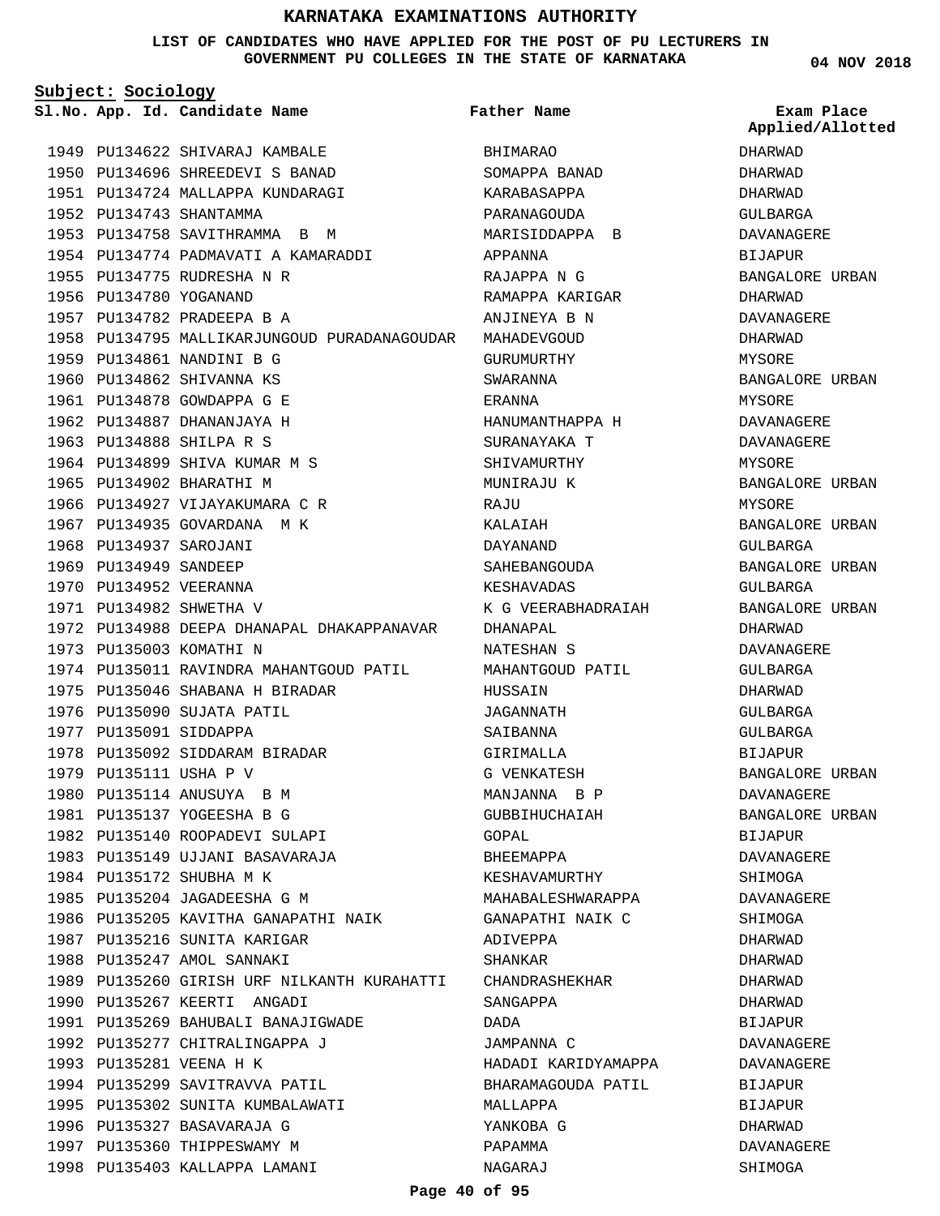# KARNATAKA EXAMINATIONS AUTHORITY

**LIST OF CANDIDATES WHO HAVE APPLIED FOR THE POST OF PU LECTURERS IN GOVERNMENT PU COLLEGES IN THE STATE OF KARNATAKA**

04 NOV 2018

**Subject: Sociology**

| Sl.No. | App. Id. | Candidate Name | Father Name | Exam Place Applied/Allotted |
|---|---|---|---|---|
| 1949 | PU134622 | SHIVARAJ KAMBALE | BHIMARAO | DHARWAD |
| 1950 | PU134696 | SHREEDEVI S BANAD | SOMAPPA BANAD | DHARWAD |
| 1951 | PU134724 | MALLAPPA KUNDARAGI | KARABASAPPA | DHARWAD |
| 1952 | PU134743 | SHANTAMMA | PARANAGOUDA | GULBARGA |
| 1953 | PU134758 | SAVITHRAMMA B M | MARISIDDAPPA B | DAVANAGERE |
| 1954 | PU134774 | PADMAVATI A KAMARADDI | APPANNA | BIJAPUR |
| 1955 | PU134775 | RUDRESHA N R | RAJAPPA N G | BANGALORE URBAN |
| 1956 | PU134780 | YOGANAND | RAMAPPA KARIGAR | DHARWAD |
| 1957 | PU134782 | PRADEEPA B A | ANJINEYA B N | DAVANAGERE |
| 1958 | PU134795 | MALLIKARJUNGOUD PURADANAGOUDAR | MAHADEVGOUD | DHARWAD |
| 1959 | PU134861 | NANDINI B G | GURUMURTHY | MYSORE |
| 1960 | PU134862 | SHIVANNA KS | SWARANNA | BANGALORE URBAN |
| 1961 | PU134878 | GOWDAPPA G E | ERANNA | MYSORE |
| 1962 | PU134887 | DHANANJAYA H | HANUMANTHAPPA H | DAVANAGERE |
| 1963 | PU134888 | SHILPA R S | SURANAYAKA T | DAVANAGERE |
| 1964 | PU134899 | SHIVA KUMAR M S | SHIVAMURTHY | MYSORE |
| 1965 | PU134902 | BHARATHI M | MUNIRAJU K | BANGALORE URBAN |
| 1966 | PU134927 | VIJAYAKUMARA C R | RAJU | MYSORE |
| 1967 | PU134935 | GOVARDANA M K | KALAIAH | BANGALORE URBAN |
| 1968 | PU134937 | SAROJANI | DAYANAND | GULBARGA |
| 1969 | PU134949 | SANDEEP | SAHEBANGOUDA | BANGALORE URBAN |
| 1970 | PU134952 | VEERANNA | KESHAVADAS | GULBARGA |
| 1971 | PU134982 | SHWETHA V | K G VEERABHADRAIAH | BANGALORE URBAN |
| 1972 | PU134988 | DEEPA DHANAPAL DHAKAPPANAVAR | DHANAPAL | DHARWAD |
| 1973 | PU135003 | KOMATHI N | NATESHAN S | DAVANAGERE |
| 1974 | PU135011 | RAVINDRA MAHANTGOUD PATIL | MAHANTGOUD PATIL | GULBARGA |
| 1975 | PU135046 | SHABANA H BIRADAR | HUSSAIN | DHARWAD |
| 1976 | PU135090 | SUJATA PATIL | JAGANNATH | GULBARGA |
| 1977 | PU135091 | SIDDAPPA | SAIBANNA | GULBARGA |
| 1978 | PU135092 | SIDDARAM BIRADAR | GIRIMALLA | BIJAPUR |
| 1979 | PU135111 | USHA P V | G VENKATESH | BANGALORE URBAN |
| 1980 | PU135114 | ANUSUYA B M | MANJANNA B P | DAVANAGERE |
| 1981 | PU135137 | YOGEESHA B G | GUBBIHUCHAIAH | BANGALORE URBAN |
| 1982 | PU135140 | ROOPADEVI SULAPI | GOPAL | BIJAPUR |
| 1983 | PU135149 | UJJANI BASAVARAJA | BHEEMAPPA | DAVANAGERE |
| 1984 | PU135172 | SHUBHA M K | KESHAVAMURTHY | SHIMOGA |
| 1985 | PU135204 | JAGADEESHA G M | MAHABALESHWARAPPA | DAVANAGERE |
| 1986 | PU135205 | KAVITHA GANAPATHI NAIK | GANAPATHI NAIK C | SHIMOGA |
| 1987 | PU135216 | SUNITA KARIGAR | ADIVEPPA | DHARWAD |
| 1988 | PU135247 | AMOL SANNAKI | SHANKAR | DHARWAD |
| 1989 | PU135260 | GIRISH URF NILKANTH KURAHATTI | CHANDRASHEKHAR | DHARWAD |
| 1990 | PU135267 | KEERTI ANGADI | SANGAPPA | DHARWAD |
| 1991 | PU135269 | BAHUBALI BANAJIGWADE | DADA | BIJAPUR |
| 1992 | PU135277 | CHITRALINGAPPA J | JAMPANNA C | DAVANAGERE |
| 1993 | PU135281 | VEENA H K | HADADI KARIDYAMAPPA | DAVANAGERE |
| 1994 | PU135299 | SAVITRAVVA PATIL | BHARAMAGOUDA PATIL | BIJAPUR |
| 1995 | PU135302 | SUNITA KUMBALAWATI | MALLAPPA | BIJAPUR |
| 1996 | PU135327 | BASAVARAJA G | YANKOBA G | DHARWAD |
| 1997 | PU135360 | THIPPESWAMY M | PAPAMMA | DAVANAGERE |
| 1998 | PU135403 | KALLAPPA LAMANI | NAGARAJ | SHIMOGA |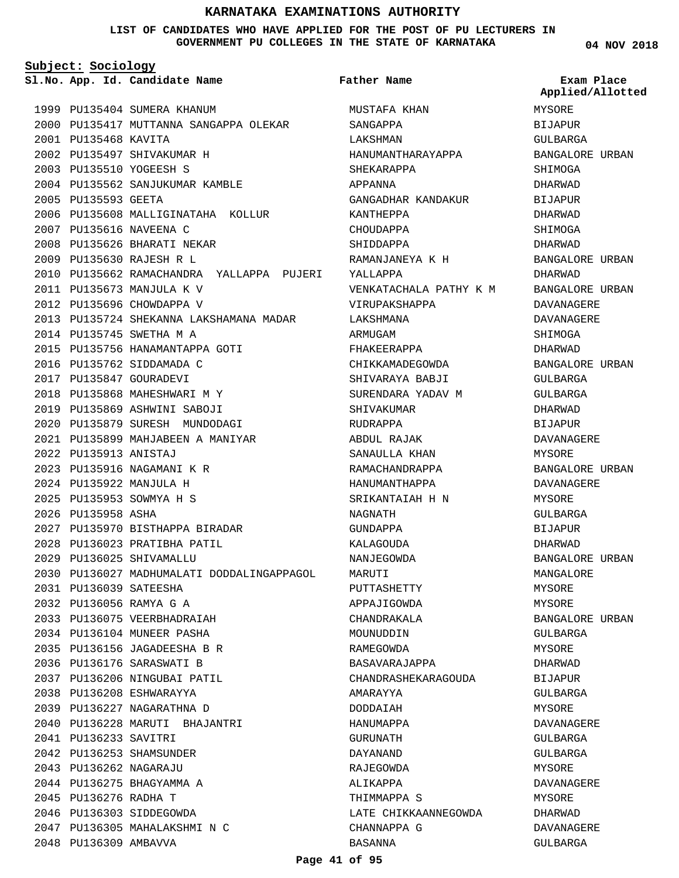# KARNATAKA EXAMINATIONS AUTHORITY

**LIST OF CANDIDATES WHO HAVE APPLIED FOR THE POST OF PU LECTURERS IN GOVERNMENT PU COLLEGES IN THE STATE OF KARNATAKA**

04 NOV 2018

**Subject: Sociology**

| Sl.No. | App. Id. | Candidate Name | Father Name | Exam Place Applied/Allotted |
|---|---|---|---|---|
| 1999 | PU135404 | SUMERA KHANUM | MUSTAFA KHAN | MYSORE |
| 2000 | PU135417 | MUTTANNA SANGAPPA OLEKAR | SANGAPPA | BIJAPUR |
| 2001 | PU135468 | KAVITA | LAKSHMAN | GULBARGA |
| 2002 | PU135497 | SHIVAKUMAR H | HANUMANTHARAYAPPA | BANGALORE URBAN |
| 2003 | PU135510 | YOGEESH S | SHEKARAPPA | SHIMOGA |
| 2004 | PU135562 | SANJUKUMAR KAMBLE | APPANNA | DHARWAD |
| 2005 | PU135593 | GEETA | GANGADHAR KANDAKUR | BIJAPUR |
| 2006 | PU135608 | MALLIGINATAHA KOLLUR | KANTHEPPA | DHARWAD |
| 2007 | PU135616 | NAVEENA C | CHOUDAPPA | SHIMOGA |
| 2008 | PU135626 | BHARATI NEKAR | SHIDDAPPA | DHARWAD |
| 2009 | PU135630 | RAJESH R L | RAMANJANEYA K H | BANGALORE URBAN |
| 2010 | PU135662 | RAMACHANDRA YALLAPPA PUJERI | YALLAPPA | DHARWAD |
| 2011 | PU135673 | MANJULA K V | VENKATACHALA PATHY K M | BANGALORE URBAN |
| 2012 | PU135696 | CHOWDAPPA V | VIRUPAKSHAPPA | DAVANAGERE |
| 2013 | PU135724 | SHEKANNA LAKSHAMANA MADAR | LAKSHMANA | DAVANAGERE |
| 2014 | PU135745 | SWETHA M A | ARMUGAM | SHIMOGA |
| 2015 | PU135756 | HANAMANTAPPA GOTI | FHAKEERAPPA | DHARWAD |
| 2016 | PU135762 | SIDDAMADA C | CHIKKAMADEGOWDA | BANGALORE URBAN |
| 2017 | PU135847 | GOURADEVI | SHIVARAYA BABJI | GULBARGA |
| 2018 | PU135868 | MAHESHWARI M Y | SURENDARA YADAV M | GULBARGA |
| 2019 | PU135869 | ASHWINI SABOJI | SHIVAKUMAR | DHARWAD |
| 2020 | PU135879 | SURESH MUNDODAGI | RUDRAPPA | BIJAPUR |
| 2021 | PU135899 | MAHJABEEN A MANIYAR | ABDUL RAJAK | DAVANAGERE |
| 2022 | PU135913 | ANISTAJ | SANAULLA KHAN | MYSORE |
| 2023 | PU135916 | NAGAMANI K R | RAMACHANDRAPPA | BANGALORE URBAN |
| 2024 | PU135922 | MANJULA H | HANUMANTHAPPA | DAVANAGERE |
| 2025 | PU135953 | SOWMYA H S | SRIKANTAIAH H N | MYSORE |
| 2026 | PU135958 | ASHA | NAGNATH | GULBARGA |
| 2027 | PU135970 | BISTHAPPA BIRADAR | GUNDAPPA | BIJAPUR |
| 2028 | PU136023 | PRATIBHA PATIL | KALAGOUDA | DHARWAD |
| 2029 | PU136025 | SHIVAMALLU | NANJEGOWDA | BANGALORE URBAN |
| 2030 | PU136027 | MADHUMALATI DODDALINGAPPAGOL | MARUTI | MANGALORE |
| 2031 | PU136039 | SATEESHA | PUTTASHETTY | MYSORE |
| 2032 | PU136056 | RAMYA G A | APPAJIGOWDA | MYSORE |
| 2033 | PU136075 | VEERBHADRAIAH | CHANDRAKALA | BANGALORE URBAN |
| 2034 | PU136104 | MUNEER PASHA | MOUNUDDIN | GULBARGA |
| 2035 | PU136156 | JAGADEESHA B R | RAMEGOWDA | MYSORE |
| 2036 | PU136176 | SARASWATI B | BASAVARAJAPPA | DHARWAD |
| 2037 | PU136206 | NINGUBAI PATIL | CHANDRASHEKARAGOUDA | BIJAPUR |
| 2038 | PU136208 | ESHWARAYYA | AMARAYYA | GULBARGA |
| 2039 | PU136227 | NAGARATHNA D | DODDAIAH | MYSORE |
| 2040 | PU136228 | MARUTI BHAJANTRI | HANUMAPPA | DAVANAGERE |
| 2041 | PU136233 | SAVITRI | GURUNATH | GULBARGA |
| 2042 | PU136253 | SHAMSUNDER | DAYANAND | GULBARGA |
| 2043 | PU136262 | NAGARAJU | RAJEGOWDA | MYSORE |
| 2044 | PU136275 | BHAGYAMMA A | ALIKAPPA | DAVANAGERE |
| 2045 | PU136276 | RADHA T | THIMMAPPA S | MYSORE |
| 2046 | PU136303 | SIDDEGOWDA | LATE CHIKKAANNEGOWDA | DHARWAD |
| 2047 | PU136305 | MAHALAKSHMI N C | CHANNAPPA G | DAVANAGERE |
| 2048 | PU136309 | AMBAVVA | BASANNA | GULBARGA |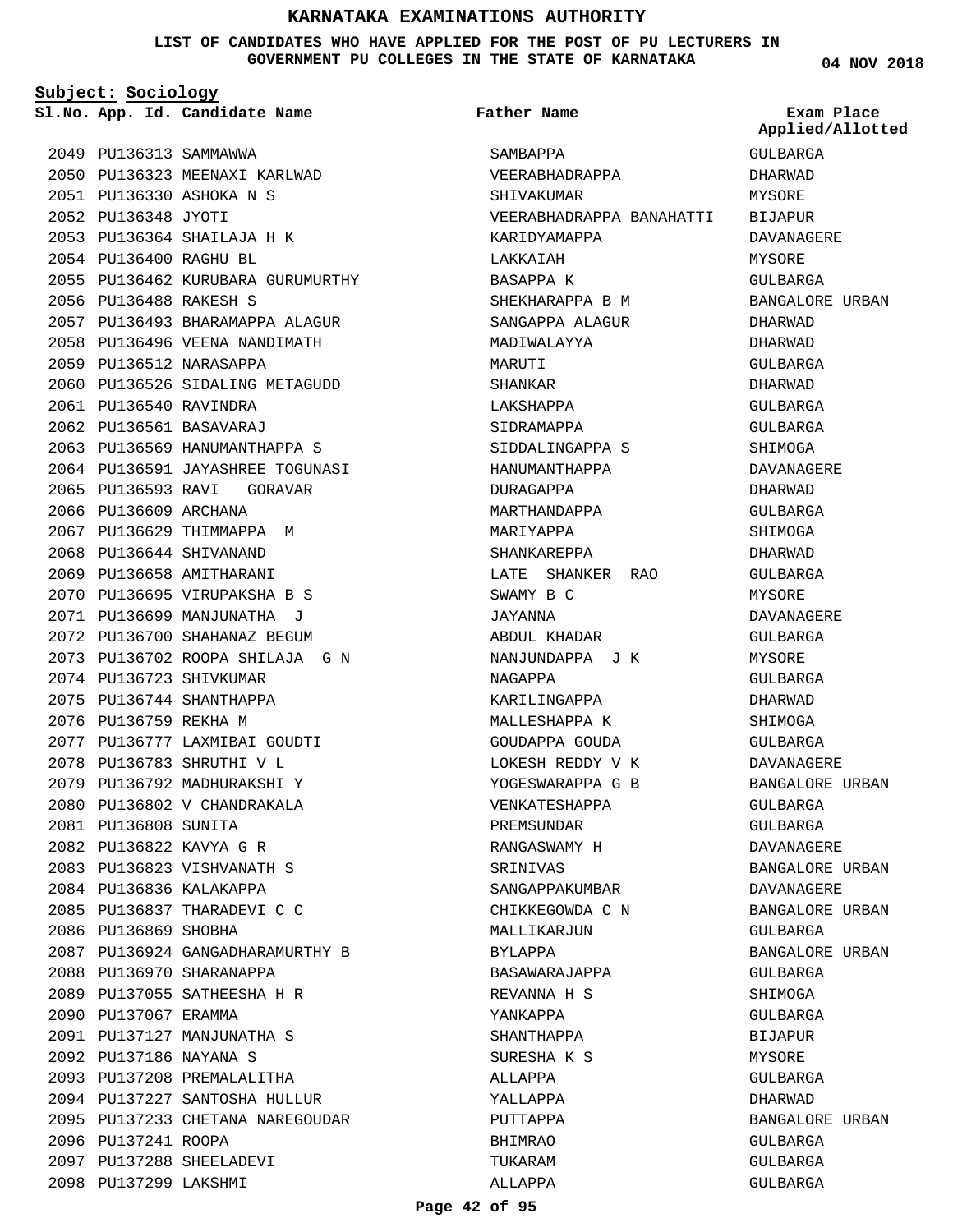# KARNATAKA EXAMINATIONS AUTHORITY

**LIST OF CANDIDATES WHO HAVE APPLIED FOR THE POST OF PU LECTURERS IN GOVERNMENT PU COLLEGES IN THE STATE OF KARNATAKA**

**04 NOV 2018**

**Subject: Sociology**

| Sl.No. | App. Id. | Candidate Name | Father Name | Exam Place Applied/Allotted |
|---|---|---|---|---|
| 2049 | PU136313 | SAMMAWWA | SAMBAPPA | GULBARGA |
| 2050 | PU136323 | MEENAXI KARLWAD | VEERABHADRAPPA | DHARWAD |
| 2051 | PU136330 | ASHOKA N S | SHIVAKUMAR | MYSORE |
| 2052 | PU136348 | JYOTI | VEERABHADRAPPA BANAHATTI | BIJAPUR |
| 2053 | PU136364 | SHAILAJA H K | KARIDYAMAPPA | DAVANAGERE |
| 2054 | PU136400 | RAGHU BL | LAKKAIAH | MYSORE |
| 2055 | PU136462 | KURUBARA GURUMURTHY | BASAPPA K | GULBARGA |
| 2056 | PU136488 | RAKESH S | SHEKHARAPPA B M | BANGALORE URBAN |
| 2057 | PU136493 | BHARAMAPPA ALAGUR | SANGAPPA ALAGUR | DHARWAD |
| 2058 | PU136496 | VEENA NANDIMATH | MADIWALAYYA | DHARWAD |
| 2059 | PU136512 | NARASAPPA | MARUTI | GULBARGA |
| 2060 | PU136526 | SIDALING METAGUDD | SHANKAR | DHARWAD |
| 2061 | PU136540 | RAVINDRA | LAKSHAPPA | GULBARGA |
| 2062 | PU136561 | BASAVARAJ | SIDRAMAPPA | GULBARGA |
| 2063 | PU136569 | HANUMANTHAPPA S | SIDDALINGAPPA S | SHIMOGA |
| 2064 | PU136591 | JAYASHREE TOGUNASI | HANUMANTHAPPA | DAVANAGERE |
| 2065 | PU136593 | RAVI GORAVAR | DURAGAPPA | DHARWAD |
| 2066 | PU136609 | ARCHANA | MARTHANDAPPA | GULBARGA |
| 2067 | PU136629 | THIMMAPPA M | MARIYAPPA | SHIMOGA |
| 2068 | PU136644 | SHIVANAND | SHANKAREPPA | DHARWAD |
| 2069 | PU136658 | AMITHARANI | LATE SHANKER RAO | GULBARGA |
| 2070 | PU136695 | VIRUPAKSHA B S | SWAMY B C | MYSORE |
| 2071 | PU136699 | MANJUNATHA J | JAYANNA | DAVANAGERE |
| 2072 | PU136700 | SHAHANAZ BEGUM | ABDUL KHADAR | GULBARGA |
| 2073 | PU136702 | ROOPA SHILAJA G N | NANJUNDAPPA J K | MYSORE |
| 2074 | PU136723 | SHIVKUMAR | NAGAPPA | GULBARGA |
| 2075 | PU136744 | SHANTHAPPA | KARILINGAPPA | DHARWAD |
| 2076 | PU136759 | REKHA M | MALLESHAPPA K | SHIMOGA |
| 2077 | PU136777 | LAXMIBAI GOUDTI | GOUDAPPA GOUDA | GULBARGA |
| 2078 | PU136783 | SHRUTHI V L | LOKESH REDDY V K | DAVANAGERE |
| 2079 | PU136792 | MADHURAKSHI Y | YOGESWARAPPA G B | BANGALORE URBAN |
| 2080 | PU136802 | V CHANDRAKALA | VENKATESHAPPA | GULBARGA |
| 2081 | PU136808 | SUNITA | PREMSUNDAR | GULBARGA |
| 2082 | PU136822 | KAVYA G R | RANGASWAMY H | DAVANAGERE |
| 2083 | PU136823 | VISHVANATH S | SRINIVAS | BANGALORE URBAN |
| 2084 | PU136836 | KALAKAPPA | SANGAPPAKUMBAR | DAVANAGERE |
| 2085 | PU136837 | THARADEVI C C | CHIKKEGOWDA C N | BANGALORE URBAN |
| 2086 | PU136869 | SHOBHA | MALLIKARJUN | GULBARGA |
| 2087 | PU136924 | GANGADHARAMURTHY B | BYLAPPA | BANGALORE URBAN |
| 2088 | PU136970 | SHARANAPPA | BASAWARAJAPPA | GULBARGA |
| 2089 | PU137055 | SATHEESHA H R | REVANNA H S | SHIMOGA |
| 2090 | PU137067 | ERAMMA | YANKAPPA | GULBARGA |
| 2091 | PU137127 | MANJUNATHA S | SHANTHAPPA | BIJAPUR |
| 2092 | PU137186 | NAYANA S | SURESHA K S | MYSORE |
| 2093 | PU137208 | PREMALALITHA | ALLAPPA | GULBARGA |
| 2094 | PU137227 | SANTOSHA HULLUR | YALLAPPA | DHARWAD |
| 2095 | PU137233 | CHETANA NAREGOUDAR | PUTTAPPA | BANGALORE URBAN |
| 2096 | PU137241 | ROOPA | BHIMRAO | GULBARGA |
| 2097 | PU137288 | SHEELADEVI | TUKARAM | GULBARGA |
| 2098 | PU137299 | LAKSHMI | ALLAPPA | GULBARGA |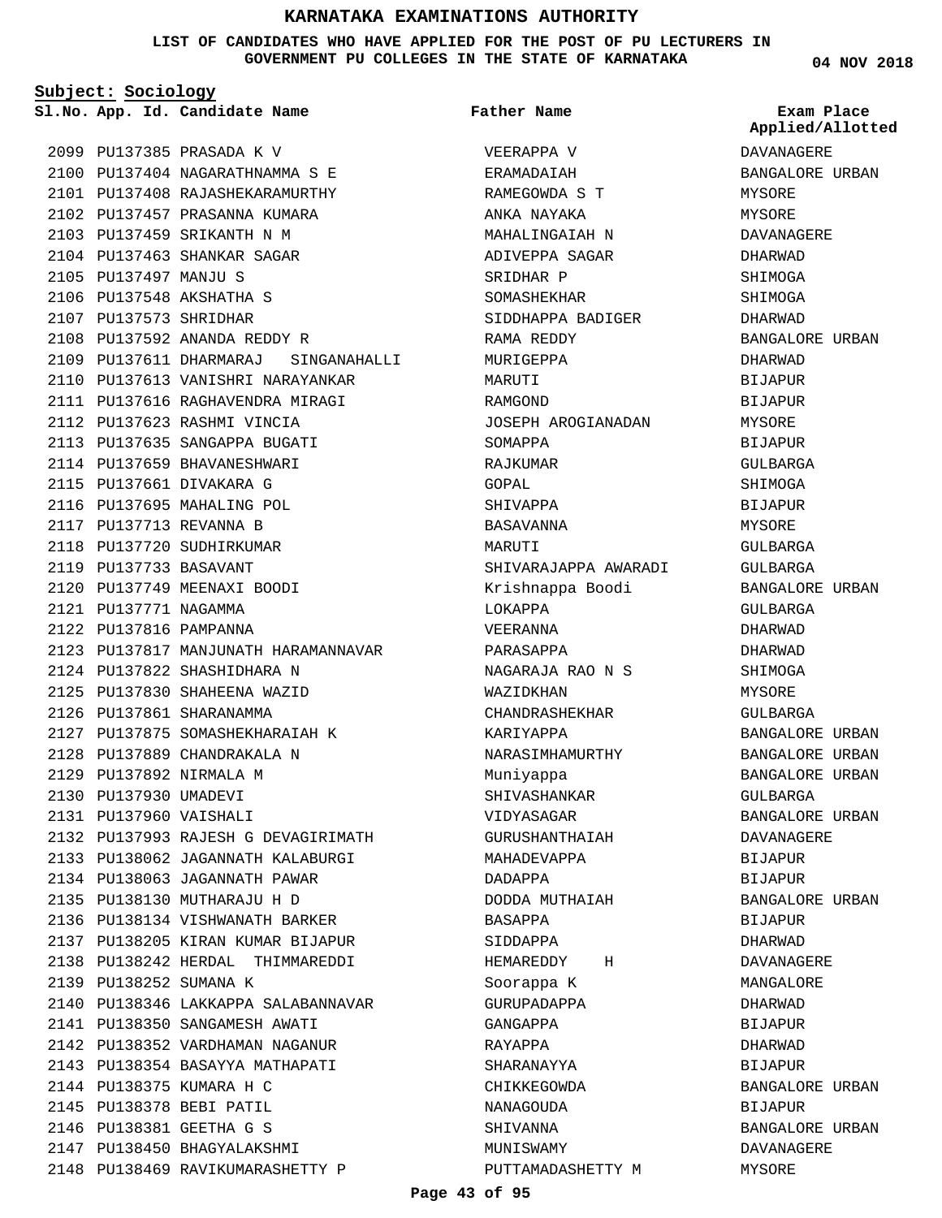# KARNATAKA EXAMINATIONS AUTHORITY

**LIST OF CANDIDATES WHO HAVE APPLIED FOR THE POST OF PU LECTURERS IN GOVERNMENT PU COLLEGES IN THE STATE OF KARNATAKA**

04 NOV 2018

**Subject: Sociology**

| Sl.No. | App. Id. | Candidate Name | Father Name | Exam Place Applied/Allotted |
|---|---|---|---|---|
| 2099 | PU137385 | PRASADA K V | VEERAPPA V | DAVANAGERE |
| 2100 | PU137404 | NAGARATHNAMMA S E | ERAMADAIAH | BANGALORE URBAN |
| 2101 | PU137408 | RAJASHEKARAMURTHY | RAMEGOWDA S T | MYSORE |
| 2102 | PU137457 | PRASANNA KUMARA | ANKA NAYAKA | MYSORE |
| 2103 | PU137459 | SRIKANTH N M | MAHALINGAIAH N | DAVANAGERE |
| 2104 | PU137463 | SHANKAR SAGAR | ADIVEPPA SAGAR | DHARWAD |
| 2105 | PU137497 | MANJU S | SRIDHAR P | SHIMOGA |
| 2106 | PU137548 | AKSHATHA S | SOMASHEKHAR | SHIMOGA |
| 2107 | PU137573 | SHRIDHAR | SIDDHAPPA BADIGER | DHARWAD |
| 2108 | PU137592 | ANANDA REDDY R | RAMA REDDY | BANGALORE URBAN |
| 2109 | PU137611 | DHARMARAJ SINGANAHALLI | MURIGEPPA | DHARWAD |
| 2110 | PU137613 | VANISHRI NARAYANKAR | MARUTI | BIJAPUR |
| 2111 | PU137616 | RAGHAVENDRA MIRAGI | RAMGOND | BIJAPUR |
| 2112 | PU137623 | RASHMI VINCIA | JOSEPH AROGIANADAN | MYSORE |
| 2113 | PU137635 | SANGAPPA BUGATI | SOMAPPA | BIJAPUR |
| 2114 | PU137659 | BHAVANESHWARI | RAJKUMAR | GULBARGA |
| 2115 | PU137661 | DIVAKARA G | GOPAL | SHIMOGA |
| 2116 | PU137695 | MAHALING POL | SHIVAPPA | BIJAPUR |
| 2117 | PU137713 | REVANNA B | BASAVANNA | MYSORE |
| 2118 | PU137720 | SUDHIRKUMAR | MARUTI | GULBARGA |
| 2119 | PU137733 | BASAVANT | SHIVARAJAPPA AWARADI | GULBARGA |
| 2120 | PU137749 | MEENAXI BOODI | Krishnappa Boodi | BANGALORE URBAN |
| 2121 | PU137771 | NAGAMMA | LOKAPPA | GULBARGA |
| 2122 | PU137816 | PAMPANNA | VEERANNA | DHARWAD |
| 2123 | PU137817 | MANJUNATH HARAMANNAVAR | PARASAPPA | DHARWAD |
| 2124 | PU137822 | SHASHIDHARA N | NAGARAJA RAO N S | SHIMOGA |
| 2125 | PU137830 | SHAHEENA WAZID | WAZIDKHAN | MYSORE |
| 2126 | PU137861 | SHARANAMMA | CHANDRASHEKHAR | GULBARGA |
| 2127 | PU137875 | SOMASHEKHARAIAH K | KARIYAPPA | BANGALORE URBAN |
| 2128 | PU137889 | CHANDRAKALA N | NARASIMHAMURTHY | BANGALORE URBAN |
| 2129 | PU137892 | NIRMALA M | Muniyappa | BANGALORE URBAN |
| 2130 | PU137930 | UMADEVI | SHIVASHANKAR | GULBARGA |
| 2131 | PU137960 | VAISHALI | VIDYASAGAR | BANGALORE URBAN |
| 2132 | PU137993 | RAJESH G DEVAGIRIMATH | GURUSHANTHAIAH | DAVANAGERE |
| 2133 | PU138062 | JAGANNATH KALABURGI | MAHADEVAPPA | BIJAPUR |
| 2134 | PU138063 | JAGANNATH PAWAR | DADAPPA | BIJAPUR |
| 2135 | PU138130 | MUTHARAJU H D | DODDA MUTHAIAH | BANGALORE URBAN |
| 2136 | PU138134 | VISHWANATH BARKER | BASAPPA | BIJAPUR |
| 2137 | PU138205 | KIRAN KUMAR BIJAPUR | SIDDAPPA | DHARWAD |
| 2138 | PU138242 | HERDAL THIMMAREDDI | HEMAREDDY H | DAVANAGERE |
| 2139 | PU138252 | SUMANA K | Soorappa K | MANGALORE |
| 2140 | PU138346 | LAKKAPPA SALABANNAVAR | GURUPADAPPA | DHARWAD |
| 2141 | PU138350 | SANGAMESH AWATI | GANGAPPA | BIJAPUR |
| 2142 | PU138352 | VARDHAMAN NAGANUR | RAYAPPA | DHARWAD |
| 2143 | PU138354 | BASAYYA MATHAPATI | SHARANAYYA | BIJAPUR |
| 2144 | PU138375 | KUMARA H C | CHIKKEGOWDA | BANGALORE URBAN |
| 2145 | PU138378 | BEBI PATIL | NANAGOUDA | BIJAPUR |
| 2146 | PU138381 | GEETHA G S | SHIVANNA | BANGALORE URBAN |
| 2147 | PU138450 | BHAGYALAKSHMI | MUNISWAMY | DAVANAGERE |
| 2148 | PU138469 | RAVIKUMARASHETTY P | PUTTAMADASHETTY M | MYSORE |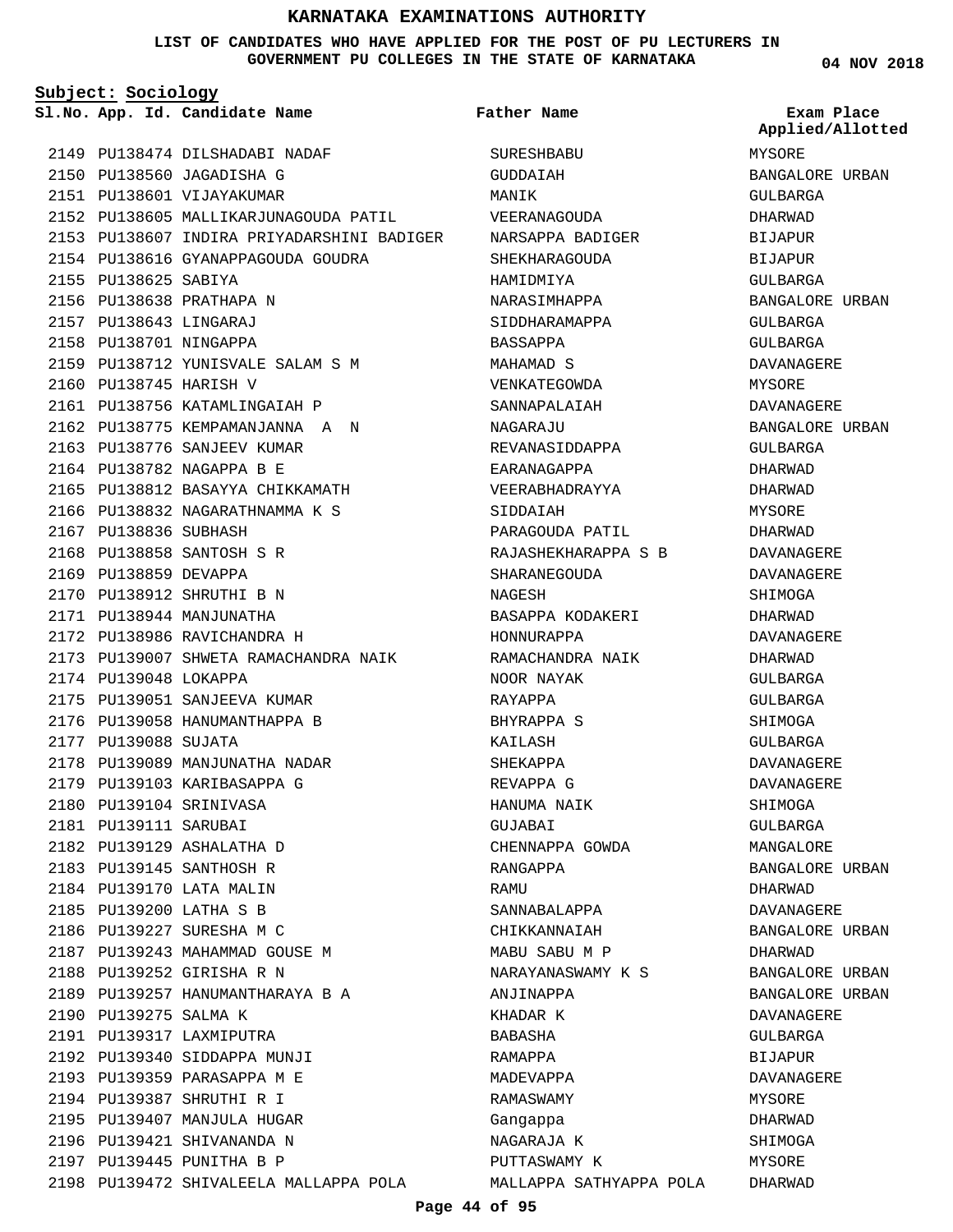# KARNATAKA EXAMINATIONS AUTHORITY

**LIST OF CANDIDATES WHO HAVE APPLIED FOR THE POST OF PU LECTURERS IN GOVERNMENT PU COLLEGES IN THE STATE OF KARNATAKA**

04 NOV 2018

**Subject: Sociology**

| Sl.No. | App. Id. | Candidate Name | Father Name | Exam Place Applied/Allotted |
|---|---|---|---|---|
| 2149 | PU138474 | DILSHADABI NADAF | SURESHBABU | MYSORE |
| 2150 | PU138560 | JAGADISHA G | GUDDAIAH | BANGALORE URBAN |
| 2151 | PU138601 | VIJAYAKUMAR | MANIK | GULBARGA |
| 2152 | PU138605 | MALLIKARJUNAGOUDA PATIL | VEERANAGOUDA | DHARWAD |
| 2153 | PU138607 | INDIRA PRIYADARSHINI BADIGER | NARSAPPA BADIGER | BIJAPUR |
| 2154 | PU138616 | GYANAPPAGOUDA GOUDRA | SHEKHARAGOUDA | BIJAPUR |
| 2155 | PU138625 | SABIYA | HAMIDMIYA | GULBARGA |
| 2156 | PU138638 | PRATHAPA N | NARASIMHAPPA | BANGALORE URBAN |
| 2157 | PU138643 | LINGARAJ | SIDDHARAMAPPA | GULBARGA |
| 2158 | PU138701 | NINGAPPA | BASSAPPA | GULBARGA |
| 2159 | PU138712 | YUNISVALE SALAM S M | MAHAMAD S | DAVANAGERE |
| 2160 | PU138745 | HARISH V | VENKATEGOWDA | MYSORE |
| 2161 | PU138756 | KATAMLINGAIAH P | SANNAPALAIAH | DAVANAGERE |
| 2162 | PU138775 | KEMPAMANJANNA A N | NAGARAJU | BANGALORE URBAN |
| 2163 | PU138776 | SANJEEV KUMAR | REVANASIDDAPPA | GULBARGA |
| 2164 | PU138782 | NAGAPPA B E | EARANAGAPPA | DHARWAD |
| 2165 | PU138812 | BASAYYA CHIKKAMATH | VEERABHADRAYYA | DHARWAD |
| 2166 | PU138832 | NAGARATHNAMMA K S | SIDDAIAH | MYSORE |
| 2167 | PU138836 | SUBHASH | PARAGOUDA PATIL | DHARWAD |
| 2168 | PU138858 | SANTOSH S R | RAJASHEKHARAPPA S B | DAVANAGERE |
| 2169 | PU138859 | DEVAPPA | SHARANEGOUDA | DAVANAGERE |
| 2170 | PU138912 | SHRUTHI B N | NAGESH | SHIMOGA |
| 2171 | PU138944 | MANJUNATHA | BASAPPA KODAKERI | DHARWAD |
| 2172 | PU138986 | RAVICHANDRA H | HONNURAPPA | DAVANAGERE |
| 2173 | PU139007 | SHWETA RAMACHANDRA NAIK | RAMACHANDRA NAIK | DHARWAD |
| 2174 | PU139048 | LOKAPPA | NOOR NAYAK | GULBARGA |
| 2175 | PU139051 | SANJEEVA KUMAR | RAYAPPA | GULBARGA |
| 2176 | PU139058 | HANUMANTHAPPA B | BHYRAPPA S | SHIMOGA |
| 2177 | PU139088 | SUJATA | KAILASH | GULBARGA |
| 2178 | PU139089 | MANJUNATHA NADAR | SHEKAPPA | DAVANAGERE |
| 2179 | PU139103 | KARIBASAPPA G | REVAPPA G | DAVANAGERE |
| 2180 | PU139104 | SRINIVASA | HANUMA NAIK | SHIMOGA |
| 2181 | PU139111 | SARUBAI | GUJABAI | GULBARGA |
| 2182 | PU139129 | ASHALATHA D | CHENNAPPA GOWDA | MANGALORE |
| 2183 | PU139145 | SANTHOSH R | RANGAPPA | BANGALORE URBAN |
| 2184 | PU139170 | LATA MALIN | RAMU | DHARWAD |
| 2185 | PU139200 | LATHA S B | SANNABALAPPA | DAVANAGERE |
| 2186 | PU139227 | SURESHA M C | CHIKKANNAIAH | BANGALORE URBAN |
| 2187 | PU139243 | MAHAMMAD GOUSE M | MABU SABU M P | DHARWAD |
| 2188 | PU139252 | GIRISHA R N | NARAYANASWAMY K S | BANGALORE URBAN |
| 2189 | PU139257 | HANUMANTHARAYA B A | ANJINAPPA | BANGALORE URBAN |
| 2190 | PU139275 | SALMA K | KHADAR K | DAVANAGERE |
| 2191 | PU139317 | LAXMIPUTRA | BABASHA | GULBARGA |
| 2192 | PU139340 | SIDDAPPA MUNJI | RAMAPPA | BIJAPUR |
| 2193 | PU139359 | PARASAPPA M E | MADEVAPPA | DAVANAGERE |
| 2194 | PU139387 | SHRUTHI R I | RAMASWAMY | MYSORE |
| 2195 | PU139407 | MANJULA HUGAR | Gangappa | DHARWAD |
| 2196 | PU139421 | SHIVANANDA N | NAGARAJA K | SHIMOGA |
| 2197 | PU139445 | PUNITHA B P | PUTTASWAMY K | MYSORE |
| 2198 | PU139472 | SHIVALEELA MALLAPPA POLA | MALLAPPA SATHYAPPA POLA | DHARWAD |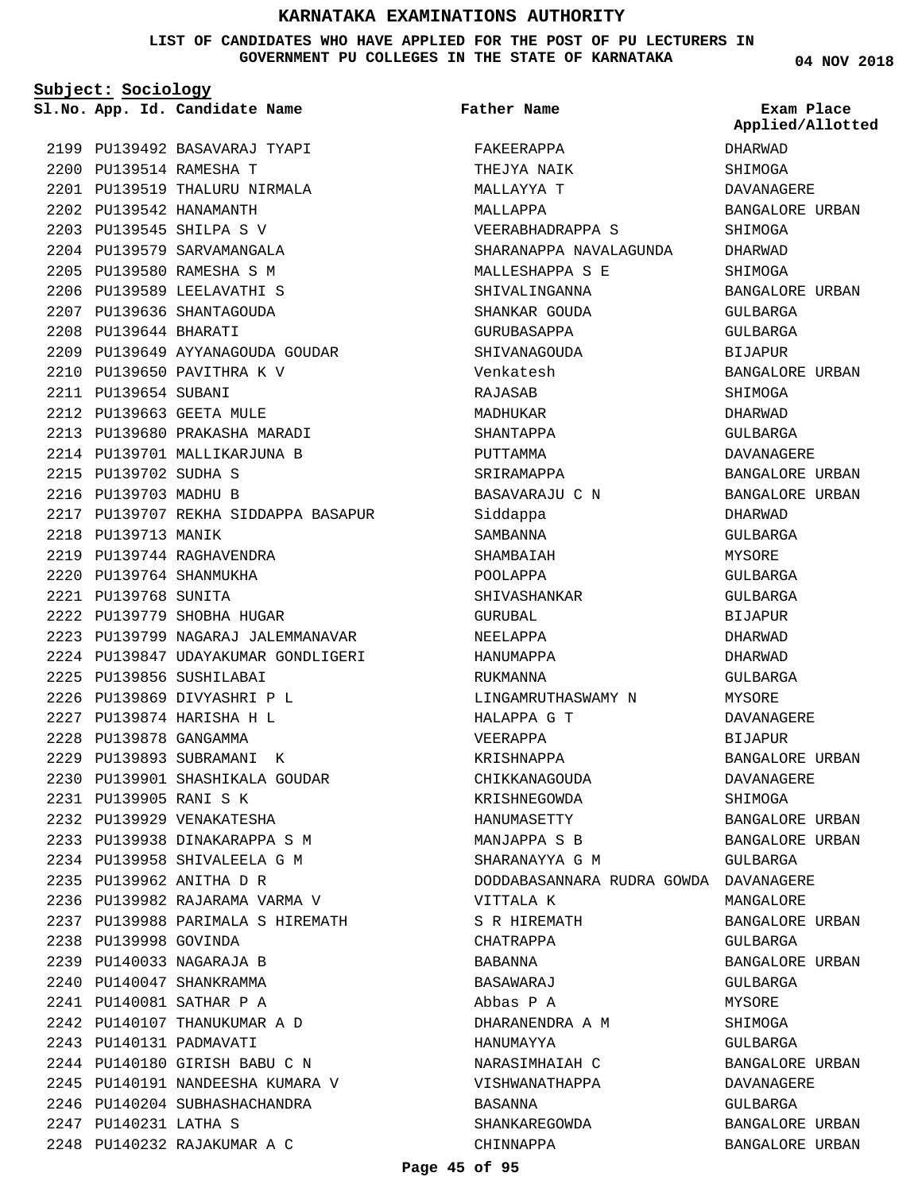# KARNATAKA EXAMINATIONS AUTHORITY

**LIST OF CANDIDATES WHO HAVE APPLIED FOR THE POST OF PU LECTURERS IN GOVERNMENT PU COLLEGES IN THE STATE OF KARNATAKA**

**04 NOV 2018**

**Subject: Sociology**

| Sl.No. | App. Id. | Candidate Name | Father Name | Exam Place Applied/Allotted |
|---|---|---|---|---|
| 2199 | PU139492 | BASAVARAJ TYAPI | FAKEERAPPA | DHARWAD |
| 2200 | PU139514 | RAMESHA T | THEJYA NAIK | SHIMOGA |
| 2201 | PU139519 | THALURU NIRMALA | MALLAYYA T | DAVANAGERE |
| 2202 | PU139542 | HANAMANTH | MALLAPPA | BANGALORE URBAN |
| 2203 | PU139545 | SHILPA S V | VEERABHADRAPPA S | SHIMOGA |
| 2204 | PU139579 | SARVAMANGALA | SHARANAPPA NAVALAGUNDA | DHARWAD |
| 2205 | PU139580 | RAMESHA S M | MALLESHAPPA S E | SHIMOGA |
| 2206 | PU139589 | LEELAVATHI S | SHIVALINGANNA | BANGALORE URBAN |
| 2207 | PU139636 | SHANTAGOUDA | SHANKAR GOUDA | GULBARGA |
| 2208 | PU139644 | BHARATI | GURUBASAPPA | GULBARGA |
| 2209 | PU139649 | AYYANAGOUDA GOUDAR | SHIVANAGOUDA | BIJAPUR |
| 2210 | PU139650 | PAVITHRA K V | Venkatesh | BANGALORE URBAN |
| 2211 | PU139654 | SUBANI | RAJASAB | SHIMOGA |
| 2212 | PU139663 | GEETA MULE | MADHUKAR | DHARWAD |
| 2213 | PU139680 | PRAKASHA MARADI | SHANTAPPA | GULBARGA |
| 2214 | PU139701 | MALLIKARJUNA B | PUTTAMMA | DAVANAGERE |
| 2215 | PU139702 | SUDHA S | SRIRAMAPPA | BANGALORE URBAN |
| 2216 | PU139703 | MADHU B | BASAVARAJU C N | BANGALORE URBAN |
| 2217 | PU139707 | REKHA SIDDAPPA BASAPUR | Siddappa | DHARWAD |
| 2218 | PU139713 | MANIK | SAMBANNA | GULBARGA |
| 2219 | PU139744 | RAGHAVENDRA | SHAMBAIAH | MYSORE |
| 2220 | PU139764 | SHANMUKHA | POOLAPPA | GULBARGA |
| 2221 | PU139768 | SUNITA | SHIVASHANKAR | GULBARGA |
| 2222 | PU139779 | SHOBHA HUGAR | GURUBAL | BIJAPUR |
| 2223 | PU139799 | NAGARAJ JALEMMANAVAR | NEELAPPA | DHARWAD |
| 2224 | PU139847 | UDAYAKUMAR GONDLIGERI | HANUMAPPA | DHARWAD |
| 2225 | PU139856 | SUSHILABAI | RUKMANNA | GULBARGA |
| 2226 | PU139869 | DIVYASHRI P L | LINGAMRUTHASWAMY N | MYSORE |
| 2227 | PU139874 | HARISHA H L | HALAPPA G T | DAVANAGERE |
| 2228 | PU139878 | GANGAMMA | VEERAPPA | BIJAPUR |
| 2229 | PU139893 | SUBRAMANI K | KRISHNAPPA | BANGALORE URBAN |
| 2230 | PU139901 | SHASHIKALA GOUDAR | CHIKKANAGOUDA | DAVANAGERE |
| 2231 | PU139905 | RANI S K | KRISHNEGOWDA | SHIMOGA |
| 2232 | PU139929 | VENAKATESHA | HANUMASETTY | BANGALORE URBAN |
| 2233 | PU139938 | DINAKARAPPA S M | MANJAPPA S B | BANGALORE URBAN |
| 2234 | PU139958 | SHIVALEELA G M | SHARANAYYA G M | GULBARGA |
| 2235 | PU139962 | ANITHA D R | DODDABASANNARA RUDRA GOWDA | DAVANAGERE |
| 2236 | PU139982 | RAJARAMA VARMA V | VITTALA K | MANGALORE |
| 2237 | PU139988 | PARIMALA S HIREMATH | S R HIREMATH | BANGALORE URBAN |
| 2238 | PU139998 | GOVINDA | CHATRAPPA | GULBARGA |
| 2239 | PU140033 | NAGARAJA B | BABANNA | BANGALORE URBAN |
| 2240 | PU140047 | SHANKRAMMA | BASAWARAJ | GULBARGA |
| 2241 | PU140081 | SATHAR P A | Abbas P A | MYSORE |
| 2242 | PU140107 | THANUKUMAR A D | DHARANENDRA A M | SHIMOGA |
| 2243 | PU140131 | PADMAVATI | HANUMAYYA | GULBARGA |
| 2244 | PU140180 | GIRISH BABU C N | NARASIMHAIAH C | BANGALORE URBAN |
| 2245 | PU140191 | NANDEESHA KUMARA V | VISHWANATHAPPA | DAVANAGERE |
| 2246 | PU140204 | SUBHASHACHANDRA | BASANNA | GULBARGA |
| 2247 | PU140231 | LATHA S | SHANKAREGOWDA | BANGALORE URBAN |
| 2248 | PU140232 | RAJAKUMAR A C | CHINNAPPA | BANGALORE URBAN |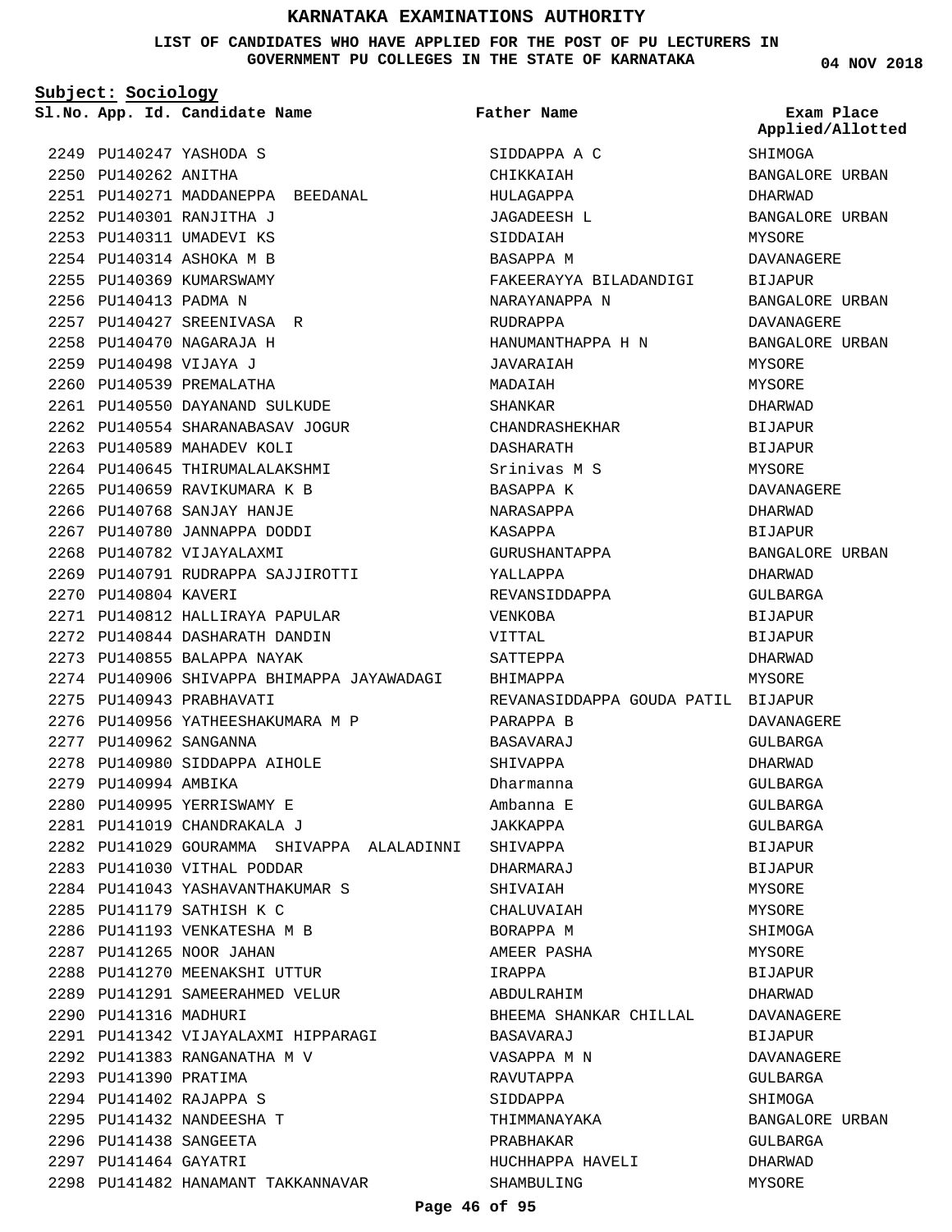# KARNATAKA EXAMINATIONS AUTHORITY

**LIST OF CANDIDATES WHO HAVE APPLIED FOR THE POST OF PU LECTURERS IN GOVERNMENT PU COLLEGES IN THE STATE OF KARNATAKA**

04 NOV 2018

**Subject: Sociology**

| Sl.No. | App. Id. | Candidate Name | Father Name | Exam Place Applied/Allotted |
|---|---|---|---|---|
| 2249 | PU140247 | YASHODA S | SIDDAPPA A C | SHIMOGA |
| 2250 | PU140262 | ANITHA | CHIKKAIAH | BANGALORE URBAN |
| 2251 | PU140271 | MADDANEPPA BEEDANAL | HULAGAPPA | DHARWAD |
| 2252 | PU140301 | RANJITHA J | JAGADEESH L | BANGALORE URBAN |
| 2253 | PU140311 | UMADEVI KS | SIDDAIAH | MYSORE |
| 2254 | PU140314 | ASHOKA M B | BASAPPA M | DAVANAGERE |
| 2255 | PU140369 | KUMARSWAMY | FAKEERAYYA BILADANDIGI | BIJAPUR |
| 2256 | PU140413 | PADMA N | NARAYANAPPA N | BANGALORE URBAN |
| 2257 | PU140427 | SREENIVASA R | RUDRAPPA | DAVANAGERE |
| 2258 | PU140470 | NAGARAJA H | HANUMANTHAPPA H N | BANGALORE URBAN |
| 2259 | PU140498 | VIJAYA J | JAVARAIAH | MYSORE |
| 2260 | PU140539 | PREMALATHA | MADAIAH | MYSORE |
| 2261 | PU140550 | DAYANAND SULKUDE | SHANKAR | DHARWAD |
| 2262 | PU140554 | SHARANABASAV JOGUR | CHANDRASHEKHAR | BIJAPUR |
| 2263 | PU140589 | MAHADEV KOLI | DASHARATH | BIJAPUR |
| 2264 | PU140645 | THIRUMALALAKSHMI | Srinivas M S | MYSORE |
| 2265 | PU140659 | RAVIKUMARA K B | BASAPPA K | DAVANAGERE |
| 2266 | PU140768 | SANJAY HANJE | NARASAPPA | DHARWAD |
| 2267 | PU140780 | JANNAPPA DODDI | KASAPPA | BIJAPUR |
| 2268 | PU140782 | VIJAYALAXMI | GURUSHANTAPPA | BANGALORE URBAN |
| 2269 | PU140791 | RUDRAPPA SAJJIROTTI | YALLAPPA | DHARWAD |
| 2270 | PU140804 | KAVERI | REVANSIDDAPPA | GULBARGA |
| 2271 | PU140812 | HALLIRAYA PAPULAR | VENKOBA | BIJAPUR |
| 2272 | PU140844 | DASHARATH DANDIN | VITTAL | BIJAPUR |
| 2273 | PU140855 | BALAPPA NAYAK | SATTEPPA | DHARWAD |
| 2274 | PU140906 | SHIVAPPA BHIMAPPA JAYAWADAGI | BHIMAPPA | MYSORE |
| 2275 | PU140943 | PRABHAVATI | REVANASIDDAPPA GOUDA PATIL | BIJAPUR |
| 2276 | PU140956 | YATHEESHAKUMARA M P | PARAPPA B | DAVANAGERE |
| 2277 | PU140962 | SANGANNA | BASAVARAJ | GULBARGA |
| 2278 | PU140980 | SIDDAPPA AIHOLE | SHIVAPPA | DHARWAD |
| 2279 | PU140994 | AMBIKA | Dharmanna | GULBARGA |
| 2280 | PU140995 | YERRISWAMY E | Ambanna E | GULBARGA |
| 2281 | PU141019 | CHANDRAKALA J | JAKKAPPA | GULBARGA |
| 2282 | PU141029 | GOURAMMA SHIVAPPA ALALADINNI | SHIVAPPA | BIJAPUR |
| 2283 | PU141030 | VITHAL PODDAR | DHARMARAJ | BIJAPUR |
| 2284 | PU141043 | YASHAVANTHAKUMAR S | SHIVAIAH | MYSORE |
| 2285 | PU141179 | SATHISH K C | CHALUVAIAH | MYSORE |
| 2286 | PU141193 | VENKATESHA M B | BORAPPA M | SHIMOGA |
| 2287 | PU141265 | NOOR JAHAN | AMEER PASHA | MYSORE |
| 2288 | PU141270 | MEENAKSHI UTTUR | IRAPPA | BIJAPUR |
| 2289 | PU141291 | SAMEERAHMED VELUR | ABDULRAHIM | DHARWAD |
| 2290 | PU141316 | MADHURI | BHEEMA SHANKAR CHILLAL | DAVANAGERE |
| 2291 | PU141342 | VIJAYALAXMI HIPPARAGI | BASAVARAJ | BIJAPUR |
| 2292 | PU141383 | RANGANATHA M V | VASAPPA M N | DAVANAGERE |
| 2293 | PU141390 | PRATIMA | RAVUTAPPA | GULBARGA |
| 2294 | PU141402 | RAJAPPA S | SIDDAPPA | SHIMOGA |
| 2295 | PU141432 | NANDEESHA T | THIMMANAYAKA | BANGALORE URBAN |
| 2296 | PU141438 | SANGEETA | PRABHAKAR | GULBARGA |
| 2297 | PU141464 | GAYATRI | HUCHHAPPA HAVELI | DHARWAD |
| 2298 | PU141482 | HANAMANT TAKKANNAVAR | SHAMBULING | MYSORE |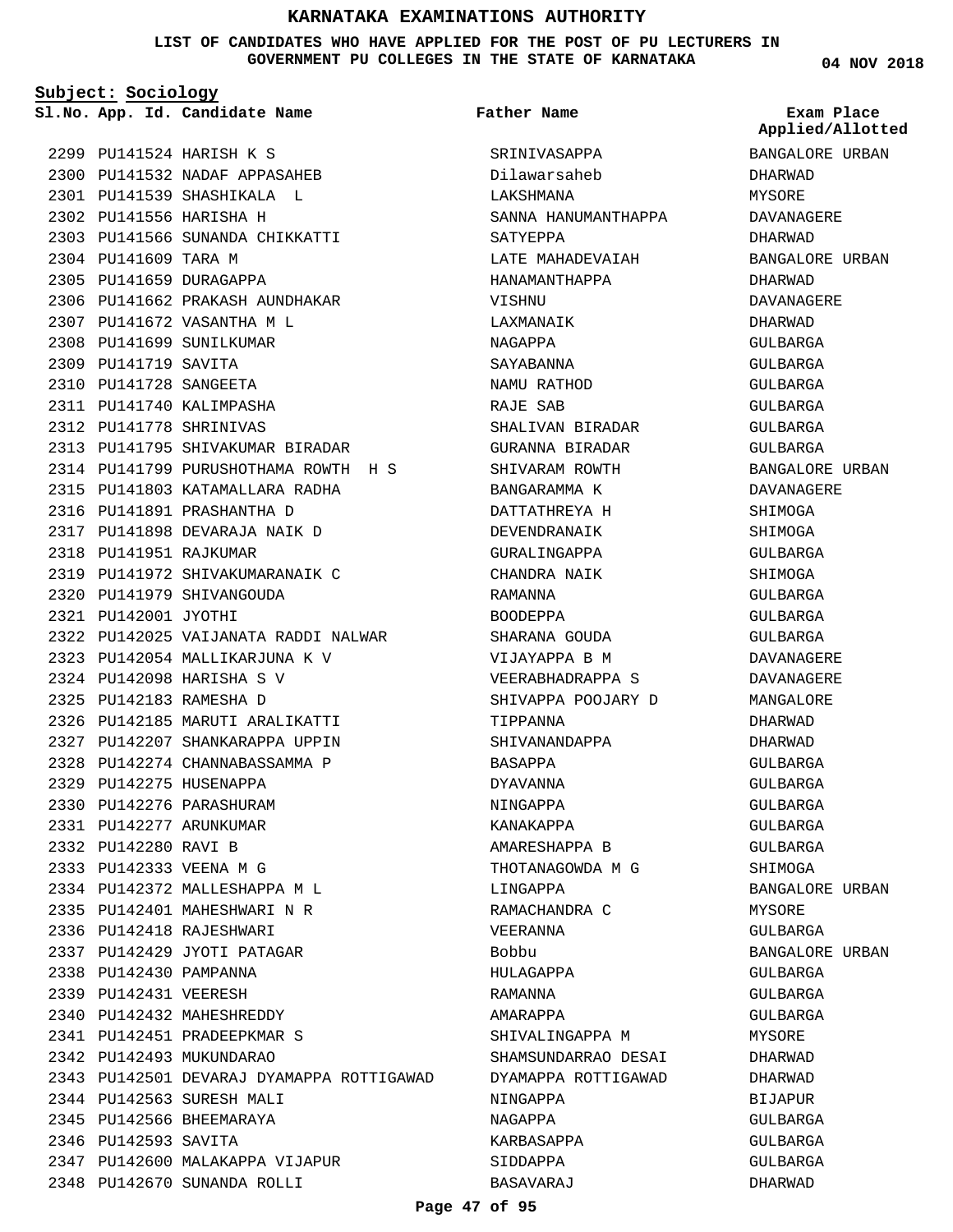# KARNATAKA EXAMINATIONS AUTHORITY

**LIST OF CANDIDATES WHO HAVE APPLIED FOR THE POST OF PU LECTURERS IN GOVERNMENT PU COLLEGES IN THE STATE OF KARNATAKA**

04 NOV 2018

**Subject: Sociology**

| Sl.No. | App. Id. | Candidate Name | Father Name | Exam Place Applied/Allotted |
|---|---|---|---|---|
| 2299 | PU141524 | HARISH K S | SRINIVASAPPA | BANGALORE URBAN |
| 2300 | PU141532 | NADAF APPASAHEB | Dilawarsaheb | DHARWAD |
| 2301 | PU141539 | SHASHIKALA L | LAKSHMANA | MYSORE |
| 2302 | PU141556 | HARISHA H | SANNA HANUMANTHAPPA | DAVANAGERE |
| 2303 | PU141566 | SUNANDA CHIKKATTI | SATYEPPA | DHARWAD |
| 2304 | PU141609 | TARA M | LATE MAHADEVAIAH | BANGALORE URBAN |
| 2305 | PU141659 | DURAGAPPA | HANAMANTHAPPA | DHARWAD |
| 2306 | PU141662 | PRAKASH AUNDHAKAR | VISHNU | DAVANAGERE |
| 2307 | PU141672 | VASANTHA M L | LAXMANAIK | DHARWAD |
| 2308 | PU141699 | SUNILKUMAR | NAGAPPA | GULBARGA |
| 2309 | PU141719 | SAVITA | SAYABANNA | GULBARGA |
| 2310 | PU141728 | SANGEETA | NAMU RATHOD | GULBARGA |
| 2311 | PU141740 | KALIMPASHA | RAJE SAB | GULBARGA |
| 2312 | PU141778 | SHRINIVAS | SHALIVAN BIRADAR | GULBARGA |
| 2313 | PU141795 | SHIVAKUMAR BIRADAR | GURANNA BIRADAR | GULBARGA |
| 2314 | PU141799 | PURUSHOTHAMA ROWTH H S | SHIVARAM ROWTH | BANGALORE URBAN |
| 2315 | PU141803 | KATAMALLARA RADHA | BANGARAMMA K | DAVANAGERE |
| 2316 | PU141891 | PRASHANTHA D | DATTATHREYA H | SHIMOGA |
| 2317 | PU141898 | DEVARAJA NAIK D | DEVENDRANAIK | SHIMOGA |
| 2318 | PU141951 | RAJKUMAR | GURALINGAPPA | GULBARGA |
| 2319 | PU141972 | SHIVAKUMARANAIK C | CHANDRA NAIK | SHIMOGA |
| 2320 | PU141979 | SHIVANGOUDA | RAMANNA | GULBARGA |
| 2321 | PU142001 | JYOTHI | BOODEPPA | GULBARGA |
| 2322 | PU142025 | VAIJANATA RADDI NALWAR | SHARANA GOUDA | GULBARGA |
| 2323 | PU142054 | MALLIKARJUNA K V | VIJAYAPPA B M | DAVANAGERE |
| 2324 | PU142098 | HARISHA S V | VEERABHADRAPPA S | DAVANAGERE |
| 2325 | PU142183 | RAMESHA D | SHIVAPPA POOJARY D | MANGALORE |
| 2326 | PU142185 | MARUTI ARALIKATTI | TIPPANNA | DHARWAD |
| 2327 | PU142207 | SHANKARAPPA UPPIN | SHIVANANDAPPA | DHARWAD |
| 2328 | PU142274 | CHANNABASSAMMA P | BASAPPA | GULBARGA |
| 2329 | PU142275 | HUSENAPPA | DYAVANNA | GULBARGA |
| 2330 | PU142276 | PARASHURAM | NINGAPPA | GULBARGA |
| 2331 | PU142277 | ARUNKUMAR | KANAKAPPA | GULBARGA |
| 2332 | PU142280 | RAVI B | AMARESHAPPA B | GULBARGA |
| 2333 | PU142333 | VEENA M G | THOTANAGOWDA M G | SHIMOGA |
| 2334 | PU142372 | MALLESHAPPA M L | LINGAPPA | BANGALORE URBAN |
| 2335 | PU142401 | MAHESHWARI N R | RAMACHANDRA C | MYSORE |
| 2336 | PU142418 | RAJESHWARI | VEERANNA | GULBARGA |
| 2337 | PU142429 | JYOTI PATAGAR | Bobbu | BANGALORE URBAN |
| 2338 | PU142430 | PAMPANNA | HULAGAPPA | GULBARGA |
| 2339 | PU142431 | VEERESH | RAMANNA | GULBARGA |
| 2340 | PU142432 | MAHESHREDDY | AMARAPPA | GULBARGA |
| 2341 | PU142451 | PRADEEPKMAR S | SHIVALINGAPPA M | MYSORE |
| 2342 | PU142493 | MUKUNDARAO | SHAMSUNDARRAO DESAI | DHARWAD |
| 2343 | PU142501 | DEVARAJ DYAMAPPA ROTTIGAWAD | DYAMAPPA ROTTIGAWAD | DHARWAD |
| 2344 | PU142563 | SURESH MALI | NINGAPPA | BIJAPUR |
| 2345 | PU142566 | BHEEMARAYA | NAGAPPA | GULBARGA |
| 2346 | PU142593 | SAVITA | KARBASAPPA | GULBARGA |
| 2347 | PU142600 | MALAKAPPA VIJAPUR | SIDDAPPA | GULBARGA |
| 2348 | PU142670 | SUNANDA ROLLI | BASAVARAJ | DHARWAD |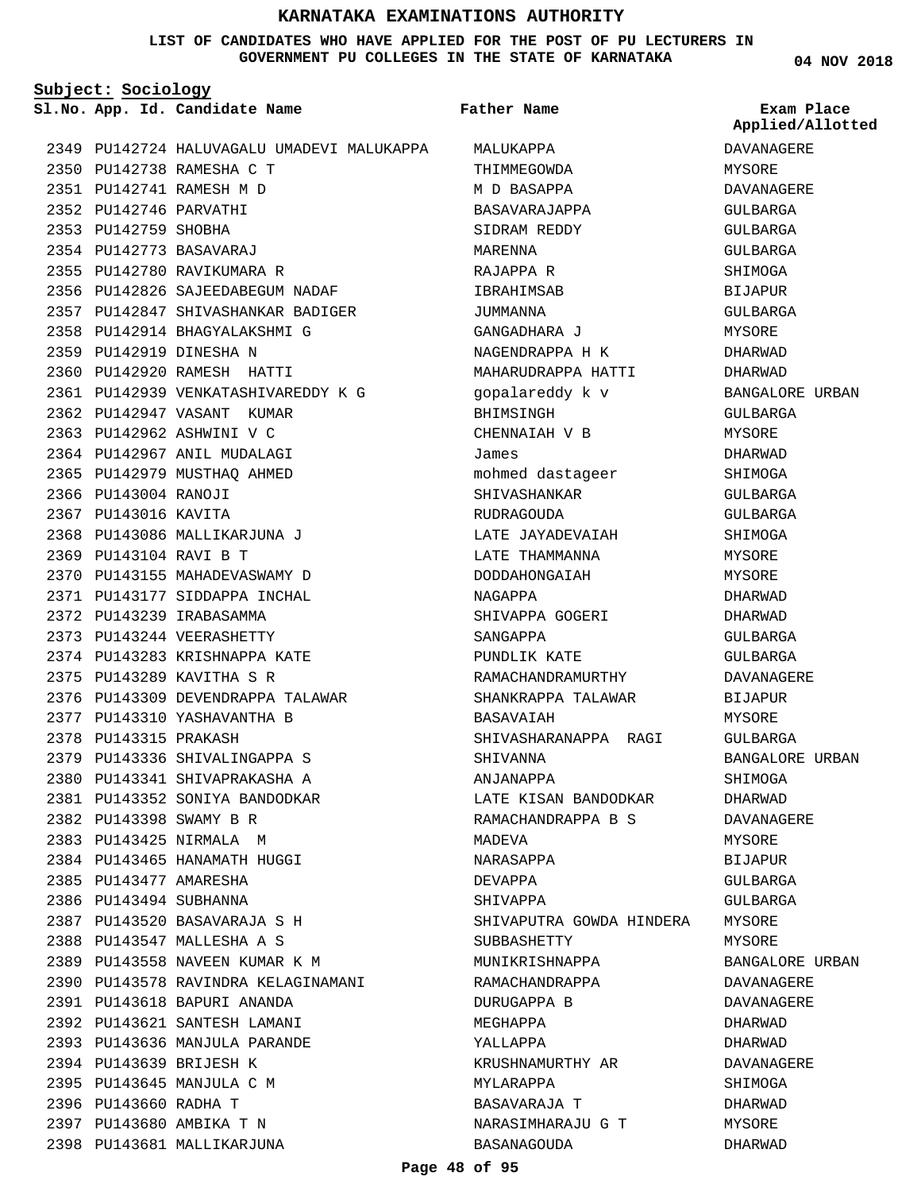# KARNATAKA EXAMINATIONS AUTHORITY

**LIST OF CANDIDATES WHO HAVE APPLIED FOR THE POST OF PU LECTURERS IN GOVERNMENT PU COLLEGES IN THE STATE OF KARNATAKA**

**04 NOV 2018**

**Subject: Sociology**

| Sl.No. | App. Id. | Candidate Name | Father Name | Exam Place Applied/Allotted |
|---|---|---|---|---|
| 2349 | PU142724 | HALUVAGALU UMADEVI MALUKAPPA | MALUKAPPA | DAVANAGERE |
| 2350 | PU142738 | RAMESHA C T | THIMMEGOWDA | MYSORE |
| 2351 | PU142741 | RAMESH M D | M D BASAPPA | DAVANAGERE |
| 2352 | PU142746 | PARVATHI | BASAVARAJAPPA | GULBARGA |
| 2353 | PU142759 | SHOBHA | SIDRAM REDDY | GULBARGA |
| 2354 | PU142773 | BASAVARAJ | MARENNA | GULBARGA |
| 2355 | PU142780 | RAVIKUMARA R | RAJAPPA R | SHIMOGA |
| 2356 | PU142826 | SAJEEDABEGUM NADAF | IBRAHIMSAB | BIJAPUR |
| 2357 | PU142847 | SHIVASHANKAR BADIGER | JUMMANNA | GULBARGA |
| 2358 | PU142914 | BHAGYALAKSHMI G | GANGADHARA J | MYSORE |
| 2359 | PU142919 | DINESHA N | NAGENDRAPPA H K | DHARWAD |
| 2360 | PU142920 | RAMESH HATTI | MAHARUDRAPPA HATTI | DHARWAD |
| 2361 | PU142939 | VENKATASHIVAREDDY K G | gopalareddy k v | BANGALORE URBAN |
| 2362 | PU142947 | VASANT KUMAR | BHIMSINGH | GULBARGA |
| 2363 | PU142962 | ASHWINI V C | CHENNAIAH V B | MYSORE |
| 2364 | PU142967 | ANIL MUDALAGI | James | DHARWAD |
| 2365 | PU142979 | MUSTHAQ AHMED | mohmed dastageer | SHIMOGA |
| 2366 | PU143004 | RANOJI | SHIVASHANKAR | GULBARGA |
| 2367 | PU143016 | KAVITA | RUDRAGOUDA | GULBARGA |
| 2368 | PU143086 | MALLIKARJUNA J | LATE JAYADEVAIAH | SHIMOGA |
| 2369 | PU143104 | RAVI B T | LATE THAMMANNA | MYSORE |
| 2370 | PU143155 | MAHADEVASWAMY D | DODDAHONGAIAH | MYSORE |
| 2371 | PU143177 | SIDDAPPA INCHAL | NAGAPPA | DHARWAD |
| 2372 | PU143239 | IRABASAMMA | SHIVAPPA GOGERI | DHARWAD |
| 2373 | PU143244 | VEERASHETTY | SANGAPPA | GULBARGA |
| 2374 | PU143283 | KRISHNAPPA KATE | PUNDLIK KATE | GULBARGA |
| 2375 | PU143289 | KAVITHA S R | RAMACHANDRAMURTHY | DAVANAGERE |
| 2376 | PU143309 | DEVENDRAPPA TALAWAR | SHANKRAPPA TALAWAR | BIJAPUR |
| 2377 | PU143310 | YASHAVANTHA B | BASAVAIAH | MYSORE |
| 2378 | PU143315 | PRAKASH | SHIVASHARANAPPA RAGI | GULBARGA |
| 2379 | PU143336 | SHIVALINGAPPA S | SHIVANNA | BANGALORE URBAN |
| 2380 | PU143341 | SHIVAPRAKASHA A | ANJANAPPA | SHIMOGA |
| 2381 | PU143352 | SONIYA BANDODKAR | LATE KISAN BANDODKAR | DHARWAD |
| 2382 | PU143398 | SWAMY B R | RAMACHANDRAPPA B S | DAVANAGERE |
| 2383 | PU143425 | NIRMALA M | MADEVA | MYSORE |
| 2384 | PU143465 | HANAMATH HUGGI | NARASAPPA | BIJAPUR |
| 2385 | PU143477 | AMARESHA | DEVAPPA | GULBARGA |
| 2386 | PU143494 | SUBHANNA | SHIVAPPA | GULBARGA |
| 2387 | PU143520 | BASAVARAJA S H | SHIVAPUTRA GOWDA HINDERA | MYSORE |
| 2388 | PU143547 | MALLESHA A S | SUBBASHETTY | MYSORE |
| 2389 | PU143558 | NAVEEN KUMAR K M | MUNIKRISHNAPPA | BANGALORE URBAN |
| 2390 | PU143578 | RAVINDRA KELAGINAMANI | RAMACHANDRAPPA | DAVANAGERE |
| 2391 | PU143618 | BAPURI ANANDA | DURUGAPPA B | DAVANAGERE |
| 2392 | PU143621 | SANTESH LAMANI | MEGHAPPA | DHARWAD |
| 2393 | PU143636 | MANJULA PARANDE | YALLAPPA | DHARWAD |
| 2394 | PU143639 | BRIJESH K | KRUSHNAMURTHY AR | DAVANAGERE |
| 2395 | PU143645 | MANJULA C M | MYLARAPPA | SHIMOGA |
| 2396 | PU143660 | RADHA T | BASAVARAJA T | DHARWAD |
| 2397 | PU143680 | AMBIKA T N | NARASIMHARAJU G T | MYSORE |
| 2398 | PU143681 | MALLIKARJUNA | BASANAGOUDA | DHARWAD |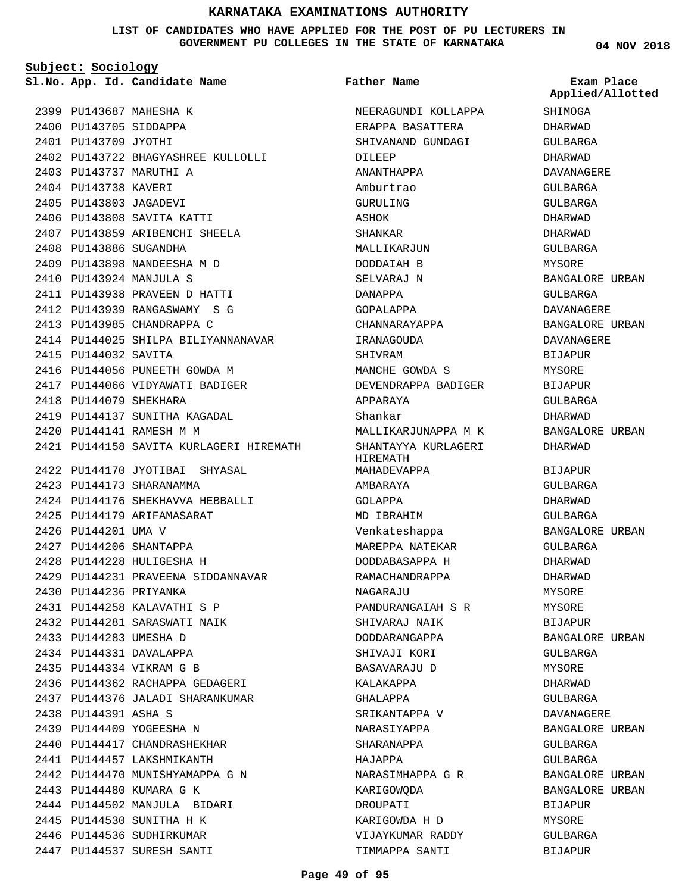# KARNATAKA EXAMINATIONS AUTHORITY

**LIST OF CANDIDATES WHO HAVE APPLIED FOR THE POST OF PU LECTURERS IN GOVERNMENT PU COLLEGES IN THE STATE OF KARNATAKA**

04 NOV 2018

**Subject: Sociology**

| Sl.No. | App. Id. | Candidate Name | Father Name | Exam Place Applied/Allotted |
|---|---|---|---|---|
| 2399 | PU143687 | MAHESHA K | NEERAGUNDI KOLLAPPA | SHIMOGA |
| 2400 | PU143705 | SIDDAPPA | ERAPPA BASATTERA | DHARWAD |
| 2401 | PU143709 | JYOTHI | SHIVANAND GUNDAGI | GULBARGA |
| 2402 | PU143722 | BHAGYASHREE KULLOLLI | DILEEP | DHARWAD |
| 2403 | PU143737 | MARUTHI A | ANANTHAPPA | DAVANAGERE |
| 2404 | PU143738 | KAVERI | Amburtrao | GULBARGA |
| 2405 | PU143803 | JAGADEVI | GURULING | GULBARGA |
| 2406 | PU143808 | SAVITA KATTI | ASHOK | DHARWAD |
| 2407 | PU143859 | ARIBENCHI SHEELA | SHANKAR | DHARWAD |
| 2408 | PU143886 | SUGANDHA | MALLIKARJUN | GULBARGA |
| 2409 | PU143898 | NANDEESHA M D | DODDAIAH B | MYSORE |
| 2410 | PU143924 | MANJULA S | SELVARAJ N | BANGALORE URBAN |
| 2411 | PU143938 | PRAVEEN D HATTI | DANAPPA | GULBARGA |
| 2412 | PU143939 | RANGASWAMY S G | GOPALAPPA | DAVANAGERE |
| 2413 | PU143985 | CHANDRAPPA C | CHANNARAYAPPA | BANGALORE URBAN |
| 2414 | PU144025 | SHILPA BILIYANNANAVAR | IRANAGOUDA | DAVANAGERE |
| 2415 | PU144032 | SAVITA | SHIVRAM | BIJAPUR |
| 2416 | PU144056 | PUNEETH GOWDA M | MANCHE GOWDA S | MYSORE |
| 2417 | PU144066 | VIDYAWATI BADIGER | DEVENDRAPPA BADIGER | BIJAPUR |
| 2418 | PU144079 | SHEKHARA | APPARAYA | GULBARGA |
| 2419 | PU144137 | SUNITHA KAGADAL | Shankar | DHARWAD |
| 2420 | PU144141 | RAMESH M M | MALLIKARJUNAPPA M K | BANGALORE URBAN |
| 2421 | PU144158 | SAVITA KURLAGERI HIREMATH | SHANTAYYA KURLAGERI HIREMATH | DHARWAD |
| 2422 | PU144170 | JYOTIBAI SHYASAL | MAHADEVAPPA | BIJAPUR |
| 2423 | PU144173 | SHARANAMMA | AMBARAYA | GULBARGA |
| 2424 | PU144176 | SHEKHAVVA HEBBALLI | GOLAPPA | DHARWAD |
| 2425 | PU144179 | ARIFAMASARAT | MD IBRAHIM | GULBARGA |
| 2426 | PU144201 | UMA V | Venkateshappa | BANGALORE URBAN |
| 2427 | PU144206 | SHANTAPPA | MAREPPA NATEKAR | GULBARGA |
| 2428 | PU144228 | HULIGESHA H | DODDABASAPPA H | DHARWAD |
| 2429 | PU144231 | PRAVEENA SIDDANNAVAR | RAMACHANDRAPPA | DHARWAD |
| 2430 | PU144236 | PRIYANKA | NAGARAJU | MYSORE |
| 2431 | PU144258 | KALAVATHI S P | PANDURANGAIAH S R | MYSORE |
| 2432 | PU144281 | SARASWATI NAIK | SHIVARAJ NAIK | BIJAPUR |
| 2433 | PU144283 | UMESHA D | DODDARANGAPPA | BANGALORE URBAN |
| 2434 | PU144331 | DAVALAPPA | SHIVAJI KORI | GULBARGA |
| 2435 | PU144334 | VIKRAM G B | BASAVARAJU D | MYSORE |
| 2436 | PU144362 | RACHAPPA GEDAGERI | KALAKAPPA | DHARWAD |
| 2437 | PU144376 | JALADI SHARANKUMAR | GHALAPPA | GULBARGA |
| 2438 | PU144391 | ASHA S | SRIKANTAPPA V | DAVANAGERE |
| 2439 | PU144409 | YOGEESHA N | NARASIYAPPA | BANGALORE URBAN |
| 2440 | PU144417 | CHANDRASHEKHAR | SHARANAPPA | GULBARGA |
| 2441 | PU144457 | LAKSHMIKANTH | HAJAPPA | GULBARGA |
| 2442 | PU144470 | MUNISHYAMAPPA G N | NARASIMHAPPA G R | BANGALORE URBAN |
| 2443 | PU144480 | KUMARA G K | KARIGOWQDA | BANGALORE URBAN |
| 2444 | PU144502 | MANJULA BIDARI | DROUPATI | BIJAPUR |
| 2445 | PU144530 | SUNITHA H K | KARIGOWDA H D | MYSORE |
| 2446 | PU144536 | SUDHIRKUMAR | VIJAYKUMAR RADDY | GULBARGA |
| 2447 | PU144537 | SURESH SANTI | TIMMAPPA SANTI | BIJAPUR |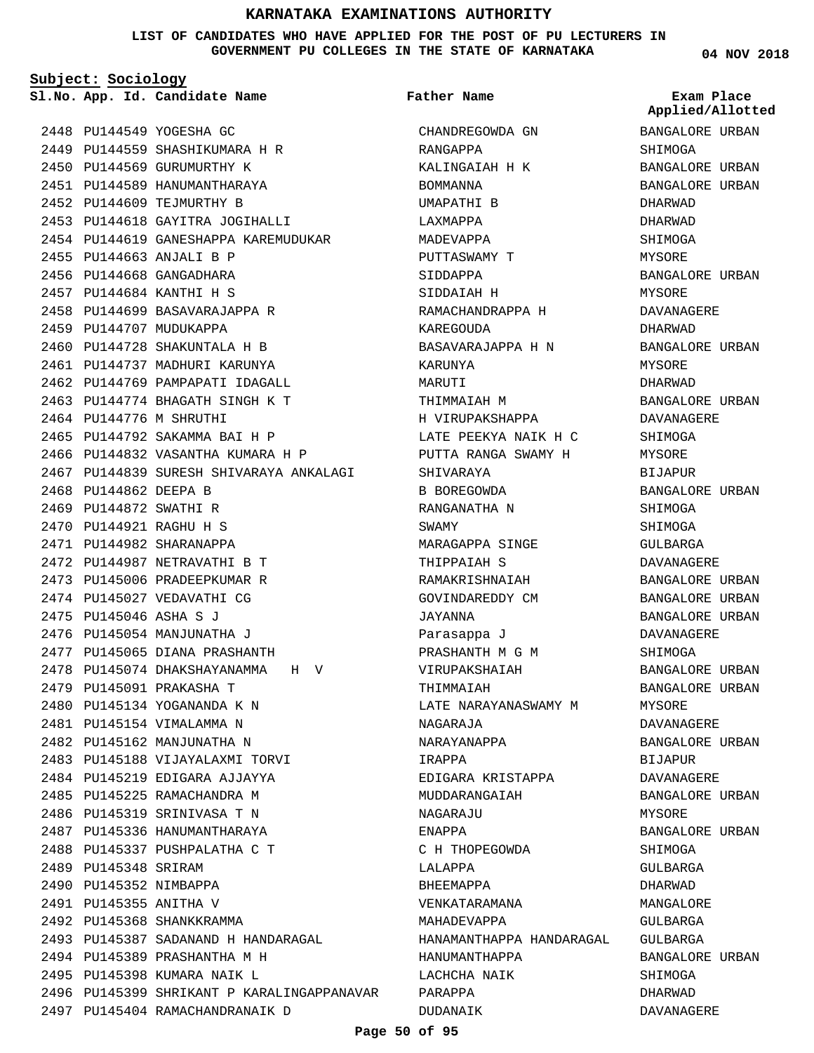# KARNATAKA EXAMINATIONS AUTHORITY

**LIST OF CANDIDATES WHO HAVE APPLIED FOR THE POST OF PU LECTURERS IN GOVERNMENT PU COLLEGES IN THE STATE OF KARNATAKA**

**04 NOV 2018**

**Subject: Sociology**

| Sl.No. | App. Id. | Candidate Name | Father Name | Exam Place Applied/Allotted |
|---|---|---|---|---|
| 2448 | PU144549 | YOGESHA GC | CHANDREGOWDA GN | BANGALORE URBAN |
| 2449 | PU144559 | SHASHIKUMARA H R | RANGAPPA | SHIMOGA |
| 2450 | PU144569 | GURUMURTHY K | KALINGAIAH H K | BANGALORE URBAN |
| 2451 | PU144589 | HANUMANTHARAYA | BOMMANNA | BANGALORE URBAN |
| 2452 | PU144609 | TEJMURTHY B | UMAPATHI B | DHARWAD |
| 2453 | PU144618 | GAYITRA JOGIHALLI | LAXMAPPA | DHARWAD |
| 2454 | PU144619 | GANESHAPPA KAREMUDUKAR | MADEVAPPA | SHIMOGA |
| 2455 | PU144663 | ANJALI B P | PUTTASWAMY T | MYSORE |
| 2456 | PU144668 | GANGADHARA | SIDDAPPA | BANGALORE URBAN |
| 2457 | PU144684 | KANTHI H S | SIDDAIAH H | MYSORE |
| 2458 | PU144699 | BASAVARAJAPPA R | RAMACHANDRAPPA H | DAVANAGERE |
| 2459 | PU144707 | MUDUKAPPA | KAREGOUDA | DHARWAD |
| 2460 | PU144728 | SHAKUNTALA H B | BASAVARAJAPPA H N | BANGALORE URBAN |
| 2461 | PU144737 | MADHURI KARUNYA | KARUNYA | MYSORE |
| 2462 | PU144769 | PAMPAPATI IDAGALL | MARUTI | DHARWAD |
| 2463 | PU144774 | BHAGATH SINGH K T | THIMMAIAH M | BANGALORE URBAN |
| 2464 | PU144776 | M SHRUTHI | H VIRUPAKSHAPPA | DAVANAGERE |
| 2465 | PU144792 | SAKAMMA BAI H P | LATE PEEKYA NAIK H C | SHIMOGA |
| 2466 | PU144832 | VASANTHA KUMARA H P | PUTTA RANGA SWAMY H | MYSORE |
| 2467 | PU144839 | SURESH SHIVARAYA ANKALAGI | SHIVARAYA | BIJAPUR |
| 2468 | PU144862 | DEEPA B | B BOREGOWDA | BANGALORE URBAN |
| 2469 | PU144872 | SWATHI R | RANGANATHA N | SHIMOGA |
| 2470 | PU144921 | RAGHU H S | SWAMY | SHIMOGA |
| 2471 | PU144982 | SHARANAPPA | MARAGAPPA SINGE | GULBARGA |
| 2472 | PU144987 | NETRAVATHI B T | THIPPAIAH S | DAVANAGERE |
| 2473 | PU145006 | PRADEEPKUMAR R | RAMAKRISHNAIAH | BANGALORE URBAN |
| 2474 | PU145027 | VEDAVATHI CG | GOVINDAREDDY CM | BANGALORE URBAN |
| 2475 | PU145046 | ASHA S J | JAYANNA | BANGALORE URBAN |
| 2476 | PU145054 | MANJUNATHA J | Parasappa J | DAVANAGERE |
| 2477 | PU145065 | DIANA PRASHANTH | PRASHANTH M G M | SHIMOGA |
| 2478 | PU145074 | DHAKSHAYANAMMA H V | VIRUPAKSHAIAH | BANGALORE URBAN |
| 2479 | PU145091 | PRAKASHA T | THIMMAIAH | BANGALORE URBAN |
| 2480 | PU145134 | YOGANANDA K N | LATE NARAYANASWAMY M | MYSORE |
| 2481 | PU145154 | VIMALAMMA N | NAGARAJA | DAVANAGERE |
| 2482 | PU145162 | MANJUNATHA N | NARAYANAPPA | BANGALORE URBAN |
| 2483 | PU145188 | VIJAYALAXMI TORVI | IRAPPA | BIJAPUR |
| 2484 | PU145219 | EDIGARA AJJAYYA | EDIGARA KRISTAPPA | DAVANAGERE |
| 2485 | PU145225 | RAMACHANDRA M | MUDDARANGAIAH | BANGALORE URBAN |
| 2486 | PU145319 | SRINIVASA T N | NAGARAJU | MYSORE |
| 2487 | PU145336 | HANUMANTHARAYA | ENAPPA | BANGALORE URBAN |
| 2488 | PU145337 | PUSHPALATHA C T | C H THOPEGOWDA | SHIMOGA |
| 2489 | PU145348 | SRIRAM | LALAPPA | GULBARGA |
| 2490 | PU145352 | NIMBAPPA | BHEEMAPPA | DHARWAD |
| 2491 | PU145355 | ANITHA V | VENKATARAMANA | MANGALORE |
| 2492 | PU145368 | SHANKKRAMMA | MAHADEVAPPA | GULBARGA |
| 2493 | PU145387 | SADANAND H HANDARAGAL | HANAMANTHAPPA HANDARAGAL | GULBARGA |
| 2494 | PU145389 | PRASHANTHA M H | HANUMANTHAPPA | BANGALORE URBAN |
| 2495 | PU145398 | KUMARA NAIK L | LACHCHA NAIK | SHIMOGA |
| 2496 | PU145399 | SHRIKANT P KARALINGAPPANAVAR | PARAPPA | DHARWAD |
| 2497 | PU145404 | RAMACHANDRANAIK D | DUDANAIK | DAVANAGERE |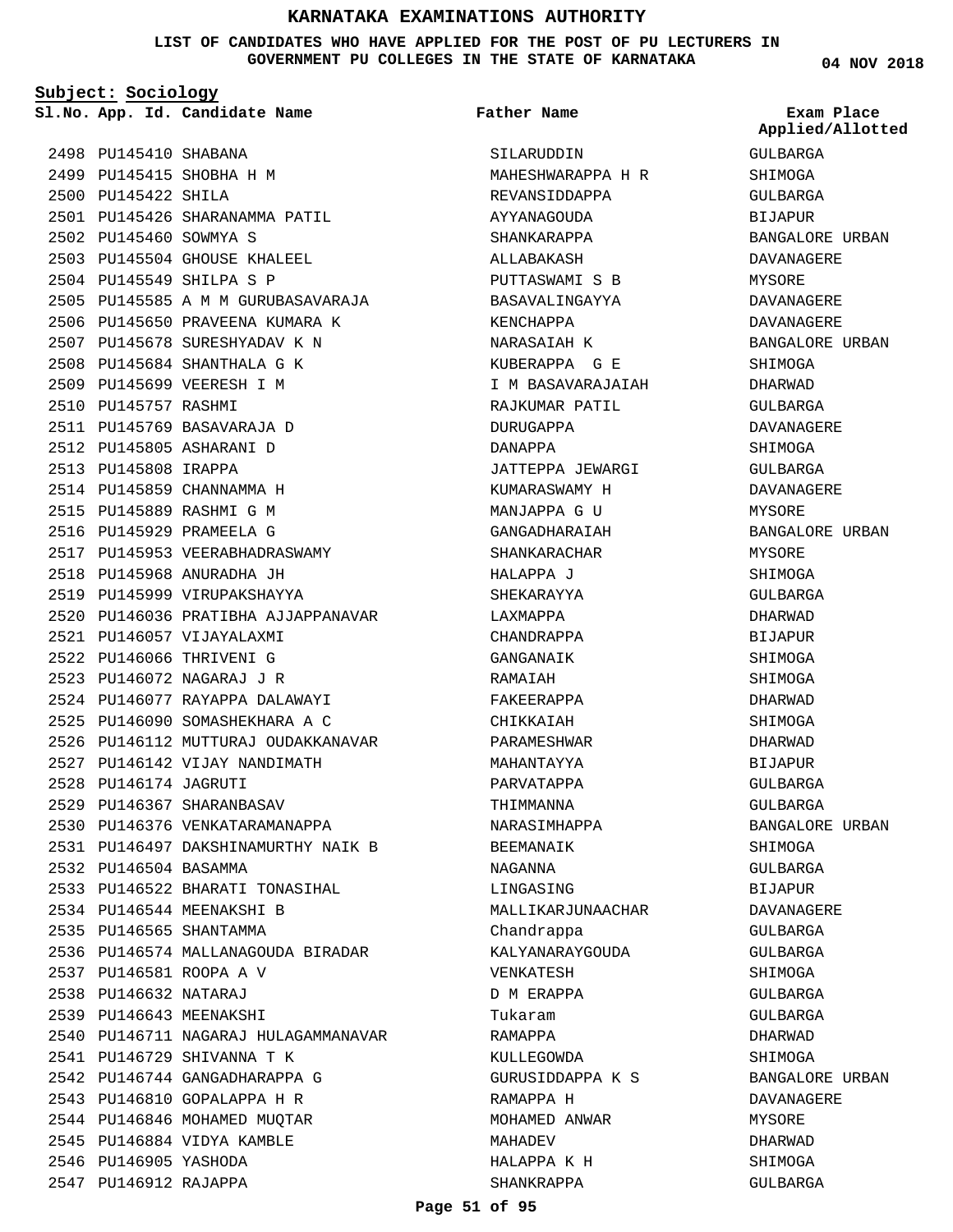# KARNATAKA EXAMINATIONS AUTHORITY

**LIST OF CANDIDATES WHO HAVE APPLIED FOR THE POST OF PU LECTURERS IN GOVERNMENT PU COLLEGES IN THE STATE OF KARNATAKA**

04 NOV 2018

**Subject: Sociology**

| Sl.No. | App. Id. | Candidate Name | Father Name | Exam Place Applied/Allotted |
|---|---|---|---|---|
| 2498 | PU145410 | SHABANA | SILARUDDIN | GULBARGA |
| 2499 | PU145415 | SHOBHA H M | MAHESHWARAPPA H R | SHIMOGA |
| 2500 | PU145422 | SHILA | REVANSIDDAPPA | GULBARGA |
| 2501 | PU145426 | SHARANAMMA PATIL | AYYANAGOUDA | BIJAPUR |
| 2502 | PU145460 | SOWMYA S | SHANKARAPPA | BANGALORE URBAN |
| 2503 | PU145504 | GHOUSE KHALEEL | ALLABAKASH | DAVANAGERE |
| 2504 | PU145549 | SHILPA S P | PUTTASWAMI S B | MYSORE |
| 2505 | PU145585 | A M M GURUBASAVARAJA | BASAVALINGAYYA | DAVANAGERE |
| 2506 | PU145650 | PRAVEENA KUMARA K | KENCHAPPA | DAVANAGERE |
| 2507 | PU145678 | SURESHYADAV K N | NARASAIAH K | BANGALORE URBAN |
| 2508 | PU145684 | SHANTHALA G K | KUBERAPPA G E | SHIMOGA |
| 2509 | PU145699 | VEERESH I M | I M BASAVARAJAIAH | DHARWAD |
| 2510 | PU145757 | RASHMI | RAJKUMAR PATIL | GULBARGA |
| 2511 | PU145769 | BASAVARAJA D | DURUGAPPA | DAVANAGERE |
| 2512 | PU145805 | ASHARANI D | DANAPPA | SHIMOGA |
| 2513 | PU145808 | IRAPPA | JATTEPPA JEWARGI | GULBARGA |
| 2514 | PU145859 | CHANNAMMA H | KUMARASWAMY H | DAVANAGERE |
| 2515 | PU145889 | RASHMI G M | MANJAPPA G U | MYSORE |
| 2516 | PU145929 | PRAMEELA G | GANGADHARAIAH | BANGALORE URBAN |
| 2517 | PU145953 | VEERABHADRASWAMY | SHANKARACHAR | MYSORE |
| 2518 | PU145968 | ANURADHA JH | HALAPPA J | SHIMOGA |
| 2519 | PU145999 | VIRUPAKSHAYYA | SHEKARAYYA | GULBARGA |
| 2520 | PU146036 | PRATIBHA AJJAPPANAVAR | LAXMAPPA | DHARWAD |
| 2521 | PU146057 | VIJAYALAXMI | CHANDRAPPA | BIJAPUR |
| 2522 | PU146066 | THRIVENI G | GANGANAIK | SHIMOGA |
| 2523 | PU146072 | NAGARAJ J R | RAMAIAH | SHIMOGA |
| 2524 | PU146077 | RAYAPPA DALAWAYI | FAKEERAPPA | DHARWAD |
| 2525 | PU146090 | SOMASHEKHARA A C | CHIKKAIAH | SHIMOGA |
| 2526 | PU146112 | MUTTURAJ OUDAKKANAVAR | PARAMESHWAR | DHARWAD |
| 2527 | PU146142 | VIJAY NANDIMATH | MAHANTAYYA | BIJAPUR |
| 2528 | PU146174 | JAGRUTI | PARVATAPPA | GULBARGA |
| 2529 | PU146367 | SHARANBASAV | THIMMANNA | GULBARGA |
| 2530 | PU146376 | VENKATARAMANAPPA | NARASIMHAPPA | BANGALORE URBAN |
| 2531 | PU146497 | DAKSHINAMURTHY NAIK B | BEEMANAIK | SHIMOGA |
| 2532 | PU146504 | BASAMMA | NAGANNA | GULBARGA |
| 2533 | PU146522 | BHARATI TONASIHAL | LINGASING | BIJAPUR |
| 2534 | PU146544 | MEENAKSHI B | MALLIKARJUNAACHAR | DAVANAGERE |
| 2535 | PU146565 | SHANTAMMA | Chandrappa | GULBARGA |
| 2536 | PU146574 | MALLANAGOUDA BIRADAR | KALYANARAYGOUDA | GULBARGA |
| 2537 | PU146581 | ROOPA A V | VENKATESH | SHIMOGA |
| 2538 | PU146632 | NATARAJ | D M ERAPPA | GULBARGA |
| 2539 | PU146643 | MEENAKSHI | Tukaram | GULBARGA |
| 2540 | PU146711 | NAGARAJ HULAGAMMANAVAR | RAMAPPA | DHARWAD |
| 2541 | PU146729 | SHIVANNA T K | KULLEGOWDA | SHIMOGA |
| 2542 | PU146744 | GANGADHARAPPA G | GURUSIDDAPPA K S | BANGALORE URBAN |
| 2543 | PU146810 | GOPALAPPA H R | RAMAPPA H | DAVANAGERE |
| 2544 | PU146846 | MOHAMED MUQTAR | MOHAMED ANWAR | MYSORE |
| 2545 | PU146884 | VIDYA KAMBLE | MAHADEV | DHARWAD |
| 2546 | PU146905 | YASHODA | HALAPPA K H | SHIMOGA |
| 2547 | PU146912 | RAJAPPA | SHANKRAPPA | GULBARGA |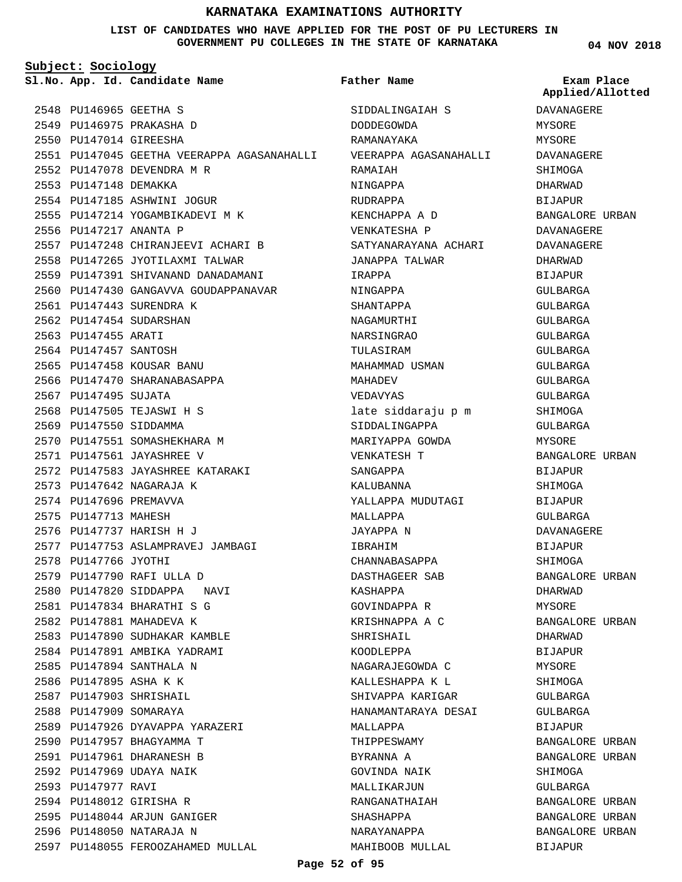# KARNATAKA EXAMINATIONS AUTHORITY

**LIST OF CANDIDATES WHO HAVE APPLIED FOR THE POST OF PU LECTURERS IN GOVERNMENT PU COLLEGES IN THE STATE OF KARNATAKA**

04 NOV 2018

**Subject: Sociology**

| Sl.No. | App. Id. | Candidate Name | Father Name | Exam Place Applied/Allotted |
|---|---|---|---|---|
| 2548 | PU146965 | GEETHA S | SIDDALINGAIAH S | DAVANAGERE |
| 2549 | PU146975 | PRAKASHA D | DODDEGOWDA | MYSORE |
| 2550 | PU147014 | GIREESHA | RAMANAYAKA | MYSORE |
| 2551 | PU147045 | GEETHA VEERAPPA AGASANAHALLI | VEERAPPA AGASANAHALLI | DAVANAGERE |
| 2552 | PU147078 | DEVENDRA M R | RAMAIAH | SHIMOGA |
| 2553 | PU147148 | DEMAKKA | NINGAPPA | DHARWAD |
| 2554 | PU147185 | ASHWINI JOGUR | RUDRAPPA | BIJAPUR |
| 2555 | PU147214 | YOGAMBIKADEVI M K | KENCHAPPA A D | BANGALORE URBAN |
| 2556 | PU147217 | ANANTA P | VENKATESHA P | DAVANAGERE |
| 2557 | PU147248 | CHIRANJEEVI ACHARI B | SATYANARAYANA ACHARI | DAVANAGERE |
| 2558 | PU147265 | JYOTILAXMI TALWAR | JANAPPA TALWAR | DHARWAD |
| 2559 | PU147391 | SHIVANAND DANADAMANI | IRAPPA | BIJAPUR |
| 2560 | PU147430 | GANGAVVA GOUDAPPANAVAR | NINGAPPA | GULBARGA |
| 2561 | PU147443 | SURENDRA K | SHANTAPPA | GULBARGA |
| 2562 | PU147454 | SUDARSHAN | NAGAMURTHI | GULBARGA |
| 2563 | PU147455 | ARATI | NARSINGRAO | GULBARGA |
| 2564 | PU147457 | SANTOSH | TULASIRAM | GULBARGA |
| 2565 | PU147458 | KOUSAR BANU | MAHAMMAD USMAN | GULBARGA |
| 2566 | PU147470 | SHARANABASAPPA | MAHADEV | GULBARGA |
| 2567 | PU147495 | SUJATA | VEDAVYAS | GULBARGA |
| 2568 | PU147505 | TEJASWI H S | late siddaraju p m | SHIMOGA |
| 2569 | PU147550 | SIDDAMMA | SIDDALINGAPPA | GULBARGA |
| 2570 | PU147551 | SOMASHEKHARA M | MARIYAPPA GOWDA | MYSORE |
| 2571 | PU147561 | JAYASHREE V | VENKATESH T | BANGALORE URBAN |
| 2572 | PU147583 | JAYASHREE KATARAKI | SANGAPPA | BIJAPUR |
| 2573 | PU147642 | NAGARAJA K | KALUBANNA | SHIMOGA |
| 2574 | PU147696 | PREMAVVA | YALLAPPA MUDUTAGI | BIJAPUR |
| 2575 | PU147713 | MAHESH | MALLAPPA | GULBARGA |
| 2576 | PU147737 | HARISH H J | JAYAPPA N | DAVANAGERE |
| 2577 | PU147753 | ASLAMPRAVEJ JAMBAGI | IBRAHIM | BIJAPUR |
| 2578 | PU147766 | JYOTHI | CHANNABASAPPA | SHIMOGA |
| 2579 | PU147790 | RAFI ULLA D | DASTHAGEER SAB | BANGALORE URBAN |
| 2580 | PU147820 | SIDDAPPA NAVI | KASHAPPA | DHARWAD |
| 2581 | PU147834 | BHARATHI S G | GOVINDAPPA R | MYSORE |
| 2582 | PU147881 | MAHADEVA K | KRISHNAPPA A C | BANGALORE URBAN |
| 2583 | PU147890 | SUDHAKAR KAMBLE | SHRISHAIL | DHARWAD |
| 2584 | PU147891 | AMBIKA YADRAMI | KOODLEPPA | BIJAPUR |
| 2585 | PU147894 | SANTHALA N | NAGARAJEGOWDA C | MYSORE |
| 2586 | PU147895 | ASHA K K | KALLESHAPPA K L | SHIMOGA |
| 2587 | PU147903 | SHRISHAIL | SHIVAPPA KARIGAR | GULBARGA |
| 2588 | PU147909 | SOMARAYA | HANAMANTARAYA DESAI | GULBARGA |
| 2589 | PU147926 | DYAVAPPA YARAZERI | MALLAPPA | BIJAPUR |
| 2590 | PU147957 | BHAGYAMMA T | THIPPESWAMY | BANGALORE URBAN |
| 2591 | PU147961 | DHARANESH B | BYRANNA A | BANGALORE URBAN |
| 2592 | PU147969 | UDAYA NAIK | GOVINDA NAIK | SHIMOGA |
| 2593 | PU147977 | RAVI | MALLIKARJUN | GULBARGA |
| 2594 | PU148012 | GIRISHA R | RANGANATHAIAH | BANGALORE URBAN |
| 2595 | PU148044 | ARJUN GANIGER | SHASHAPPA | BANGALORE URBAN |
| 2596 | PU148050 | NATARAJA N | NARAYANAPPA | BANGALORE URBAN |
| 2597 | PU148055 | FEROOZAHAMED MULLAL | MAHIBOOB MULLAL | BIJAPUR |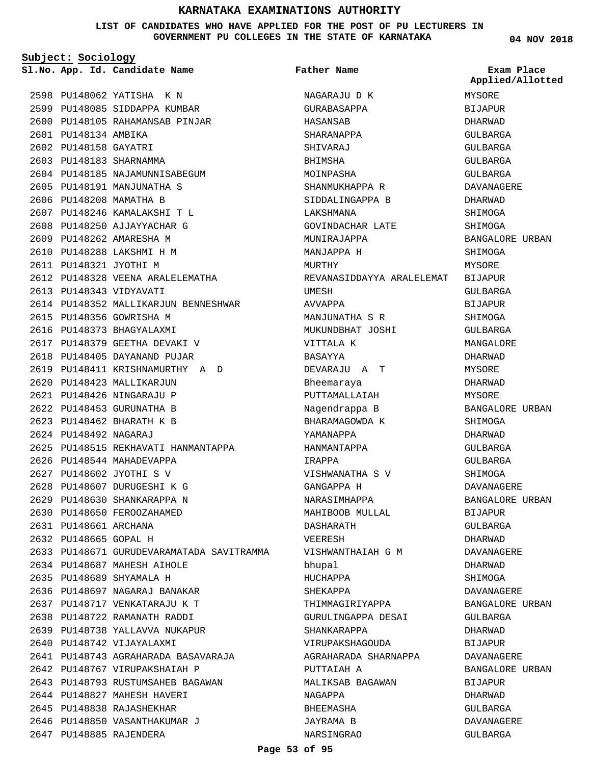# KARNATAKA EXAMINATIONS AUTHORITY

**LIST OF CANDIDATES WHO HAVE APPLIED FOR THE POST OF PU LECTURERS IN GOVERNMENT PU COLLEGES IN THE STATE OF KARNATAKA**

04 NOV 2018

**Subject: Sociology**

| Sl.No. | App. Id. | Candidate Name | Father Name | Exam Place Applied/Allotted |
|---|---|---|---|---|
| 2598 | PU148062 | YATISHA K N | NAGARAJU D K | MYSORE |
| 2599 | PU148085 | SIDDAPPA KUMBAR | GURABASAPPA | BIJAPUR |
| 2600 | PU148105 | RAHAMANSAB PINJAR | HASANSAB | DHARWAD |
| 2601 | PU148134 | AMBIKA | SHARANAPPA | GULBARGA |
| 2602 | PU148158 | GAYATRI | SHIVARAJ | GULBARGA |
| 2603 | PU148183 | SHARNAMMA | BHIMSHA | GULBARGA |
| 2604 | PU148185 | NAJAMUNNISABEGUM | MOINPASHA | GULBARGA |
| 2605 | PU148191 | MANJUNATHA S | SHANMUKHAPPA R | DAVANAGERE |
| 2606 | PU148208 | MAMATHA B | SIDDALINGAPPA B | DHARWAD |
| 2607 | PU148246 | KAMALAKSHI T L | LAKSHMANA | SHIMOGA |
| 2608 | PU148250 | AJJAYYACHAR G | GOVINDACHAR LATE | SHIMOGA |
| 2609 | PU148262 | AMARESHA M | MUNIRAJAPPA | BANGALORE URBAN |
| 2610 | PU148288 | LAKSHMI H M | MANJAPPA H | SHIMOGA |
| 2611 | PU148321 | JYOTHI M | MURTHY | MYSORE |
| 2612 | PU148328 | VEENA ARALELEMATHA | REVANASIDDAYYA ARALELEMAT | BIJAPUR |
| 2613 | PU148343 | VIDYAVATI | UMESH | GULBARGA |
| 2614 | PU148352 | MALLIKARJUN BENNESHWAR | AVVAPPA | BIJAPUR |
| 2615 | PU148356 | GOWRISHA M | MANJUNATHA S R | SHIMOGA |
| 2616 | PU148373 | BHAGYALAXMI | MUKUNDBHAT JOSHI | GULBARGA |
| 2617 | PU148379 | GEETHA DEVAKI V | VITTALA K | MANGALORE |
| 2618 | PU148405 | DAYANAND PUJAR | BASAYYA | DHARWAD |
| 2619 | PU148411 | KRISHNAMURTHY A D | DEVARAJU A T | MYSORE |
| 2620 | PU148423 | MALLIKARJUN | Bheemaraya | DHARWAD |
| 2621 | PU148426 | NINGARAJU P | PUTTAMALLAIAH | MYSORE |
| 2622 | PU148453 | GURUNATHA B | Nagendrappa B | BANGALORE URBAN |
| 2623 | PU148462 | BHARATH K B | BHARAMAGOWDA K | SHIMOGA |
| 2624 | PU148492 | NAGARAJ | YAMANAPPA | DHARWAD |
| 2625 | PU148515 | REKHAVATI HANMANTAPPA | HANMANTAPPA | GULBARGA |
| 2626 | PU148544 | MAHADEVAPPA | IRAPPA | GULBARGA |
| 2627 | PU148602 | JYOTHI S V | VISHWANATHA S V | SHIMOGA |
| 2628 | PU148607 | DURUGESHI K G | GANGAPPA H | DAVANAGERE |
| 2629 | PU148630 | SHANKARAPPA N | NARASIMHAPPA | BANGALORE URBAN |
| 2630 | PU148650 | FEROOZAHAMED | MAHIBOOB MULLAL | BIJAPUR |
| 2631 | PU148661 | ARCHANA | DASHARATH | GULBARGA |
| 2632 | PU148665 | GOPAL H | VEERESH | DHARWAD |
| 2633 | PU148671 | GURUDEVARAMATADA SAVITRAMMA | VISHWANTHAIAH G M | DAVANAGERE |
| 2634 | PU148687 | MAHESH AIHOLE | bhupal | DHARWAD |
| 2635 | PU148689 | SHYAMALA H | HUCHAPPA | SHIMOGA |
| 2636 | PU148697 | NAGARAJ BANAKAR | SHEKAPPA | DAVANAGERE |
| 2637 | PU148717 | VENKATARAJU K T | THIMMAGIRIYAPPA | BANGALORE URBAN |
| 2638 | PU148722 | RAMANATH RADDI | GURULINGAPPA DESAI | GULBARGA |
| 2639 | PU148738 | YALLAVVA NUKAPUR | SHANKARAPPA | DHARWAD |
| 2640 | PU148742 | VIJAYALAXMI | VIRUPAKSHAGOUDA | BIJAPUR |
| 2641 | PU148743 | AGRAHARADA BASAVARAJA | AGRAHARADA SHARNAPPA | DAVANAGERE |
| 2642 | PU148767 | VIRUPAKSHAIAH P | PUTTAIAH A | BANGALORE URBAN |
| 2643 | PU148793 | RUSTUMSAHEB BAGAWAN | MALIKSAB BAGAWAN | BIJAPUR |
| 2644 | PU148827 | MAHESH HAVERI | NAGAPPA | DHARWAD |
| 2645 | PU148838 | RAJASHEKHAR | BHEEMASHA | GULBARGA |
| 2646 | PU148850 | VASANTHAKUMAR J | JAYRAMA B | DAVANAGERE |
| 2647 | PU148885 | RAJENDERA | NARSINGRAO | GULBARGA |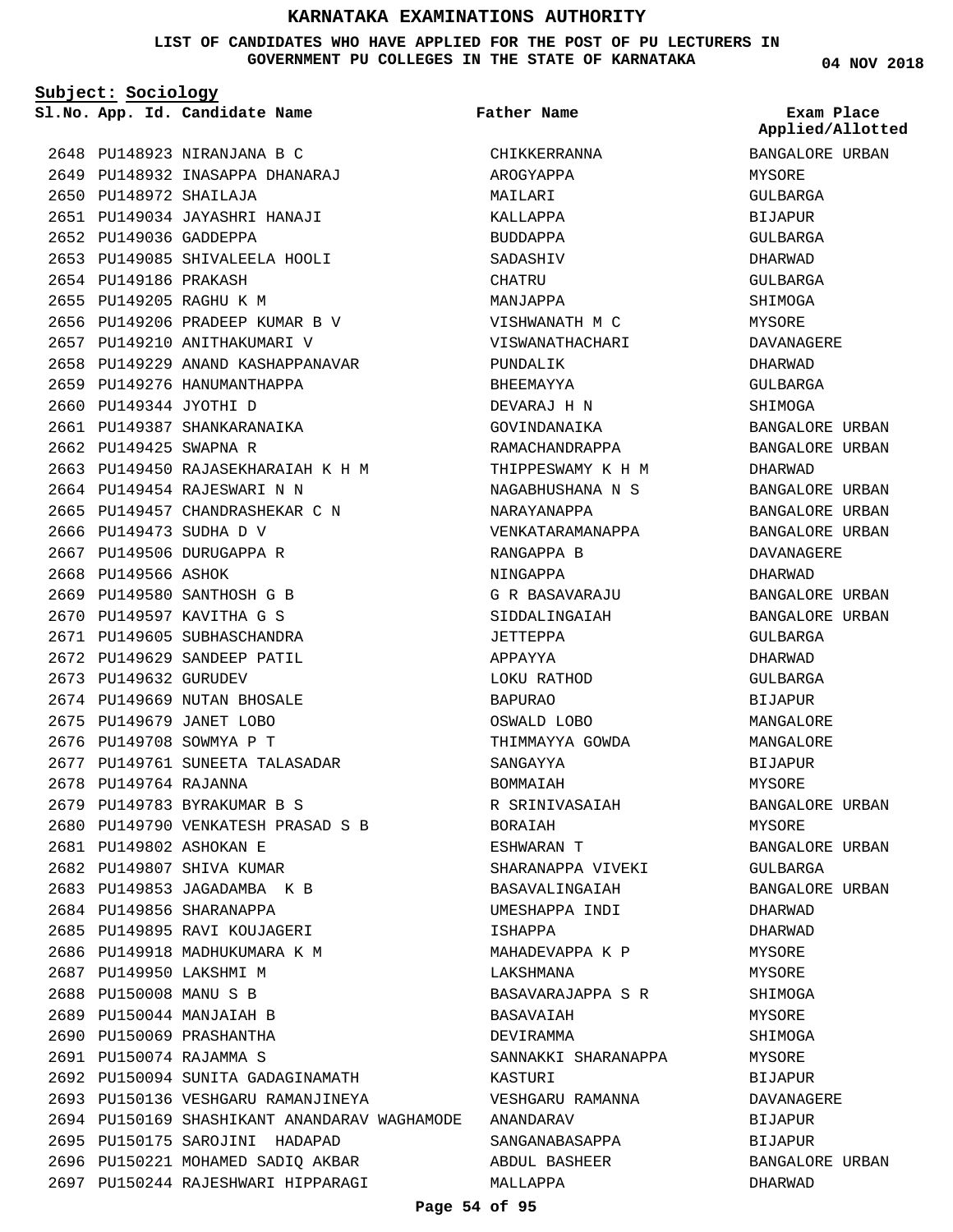# KARNATAKA EXAMINATIONS AUTHORITY

**LIST OF CANDIDATES WHO HAVE APPLIED FOR THE POST OF PU LECTURERS IN GOVERNMENT PU COLLEGES IN THE STATE OF KARNATAKA**

04 NOV 2018

**Subject: Sociology**

| Sl.No. | App. Id. | Candidate Name | Father Name | Exam Place Applied/Allotted |
|---|---|---|---|---|
| 2648 | PU148923 | NIRANJANA B C | CHIKKERRANNA | BANGALORE URBAN |
| 2649 | PU148932 | INASAPPA DHANARAJ | AROGYAPPA | MYSORE |
| 2650 | PU148972 | SHAILAJA | MAILARI | GULBARGA |
| 2651 | PU149034 | JAYASHRI HANAJI | KALLAPPA | BIJAPUR |
| 2652 | PU149036 | GADDEPPA | BUDDAPPA | GULBARGA |
| 2653 | PU149085 | SHIVALEELA HOOLI | SADASHIV | DHARWAD |
| 2654 | PU149186 | PRAKASH | CHATRU | GULBARGA |
| 2655 | PU149205 | RAGHU K M | MANJAPPA | SHIMOGA |
| 2656 | PU149206 | PRADEEP KUMAR B V | VISHWANATH M C | MYSORE |
| 2657 | PU149210 | ANITHAKUMARI V | VISWANATHACHARI | DAVANAGERE |
| 2658 | PU149229 | ANAND KASHAPPANAVAR | PUNDALIK | DHARWAD |
| 2659 | PU149276 | HANUMANTHAPPA | BHEEMAYYA | GULBARGA |
| 2660 | PU149344 | JYOTHI D | DEVARAJ H N | SHIMOGA |
| 2661 | PU149387 | SHANKARANAIKA | GOVINDANAIKA | BANGALORE URBAN |
| 2662 | PU149425 | SWAPNA R | RAMACHANDRAPPA | BANGALORE URBAN |
| 2663 | PU149450 | RAJASEKHARAIAH K H M | THIPPESWAMY K H M | DHARWAD |
| 2664 | PU149454 | RAJESWARI N N | NAGABHUSHANA N S | BANGALORE URBAN |
| 2665 | PU149457 | CHANDRASHEKAR C N | NARAYANAPPA | BANGALORE URBAN |
| 2666 | PU149473 | SUDHA D V | VENKATARAMANAPPA | BANGALORE URBAN |
| 2667 | PU149506 | DURUGAPPA R | RANGAPPA B | DAVANAGERE |
| 2668 | PU149566 | ASHOK | NINGAPPA | DHARWAD |
| 2669 | PU149580 | SANTHOSH G B | G R BASAVARAJU | BANGALORE URBAN |
| 2670 | PU149597 | KAVITHA G S | SIDDALINGAIAH | BANGALORE URBAN |
| 2671 | PU149605 | SUBHASCHANDRA | JETTEPPA | GULBARGA |
| 2672 | PU149629 | SANDEEP PATIL | APPAYYA | DHARWAD |
| 2673 | PU149632 | GURUDEV | LOKU RATHOD | GULBARGA |
| 2674 | PU149669 | NUTAN BHOSALE | BAPURAO | BIJAPUR |
| 2675 | PU149679 | JANET LOBO | OSWALD LOBO | MANGALORE |
| 2676 | PU149708 | SOWMYA P T | THIMMAYYA GOWDA | MANGALORE |
| 2677 | PU149761 | SUNEETA TALASADAR | SANGAYYA | BIJAPUR |
| 2678 | PU149764 | RAJANNA | BOMMAIAH | MYSORE |
| 2679 | PU149783 | BYRAKUMAR B S | R SRINIVASAIAH | BANGALORE URBAN |
| 2680 | PU149790 | VENKATESH PRASAD S B | BORAIAH | MYSORE |
| 2681 | PU149802 | ASHOKAN E | ESHWARAN T | BANGALORE URBAN |
| 2682 | PU149807 | SHIVA KUMAR | SHARANAPPA VIVEKI | GULBARGA |
| 2683 | PU149853 | JAGADAMBA K B | BASAVALINGAIAH | BANGALORE URBAN |
| 2684 | PU149856 | SHARANAPPA | UMESHAPPA INDI | DHARWAD |
| 2685 | PU149895 | RAVI KOUJAGERI | ISHAPPA | DHARWAD |
| 2686 | PU149918 | MADHUKUMARA K M | MAHADEVAPPA K P | MYSORE |
| 2687 | PU149950 | LAKSHMI M | LAKSHMANA | MYSORE |
| 2688 | PU150008 | MANU S B | BASAVARAJAPPA S R | SHIMOGA |
| 2689 | PU150044 | MANJAIAH B | BASAVAIAH | MYSORE |
| 2690 | PU150069 | PRASHANTHA | DEVIRAMMA | SHIMOGA |
| 2691 | PU150074 | RAJAMMA S | SANNAKKI SHARANAPPA | MYSORE |
| 2692 | PU150094 | SUNITA GADAGINAMATH | KASTURI | BIJAPUR |
| 2693 | PU150136 | VESHGARU RAMANJINEYA | VESHGARU RAMANNA | DAVANAGERE |
| 2694 | PU150169 | SHASHIKANT ANANDARAV WAGHAMODE | ANANDARAV | BIJAPUR |
| 2695 | PU150175 | SAROJINI HADAPAD | SANGANABASAPPA | BIJAPUR |
| 2696 | PU150221 | MOHAMED SADIQ AKBAR | ABDUL BASHEER | BANGALORE URBAN |
| 2697 | PU150244 | RAJESHWARI HIPPARAGI | MALLAPPA | DHARWAD |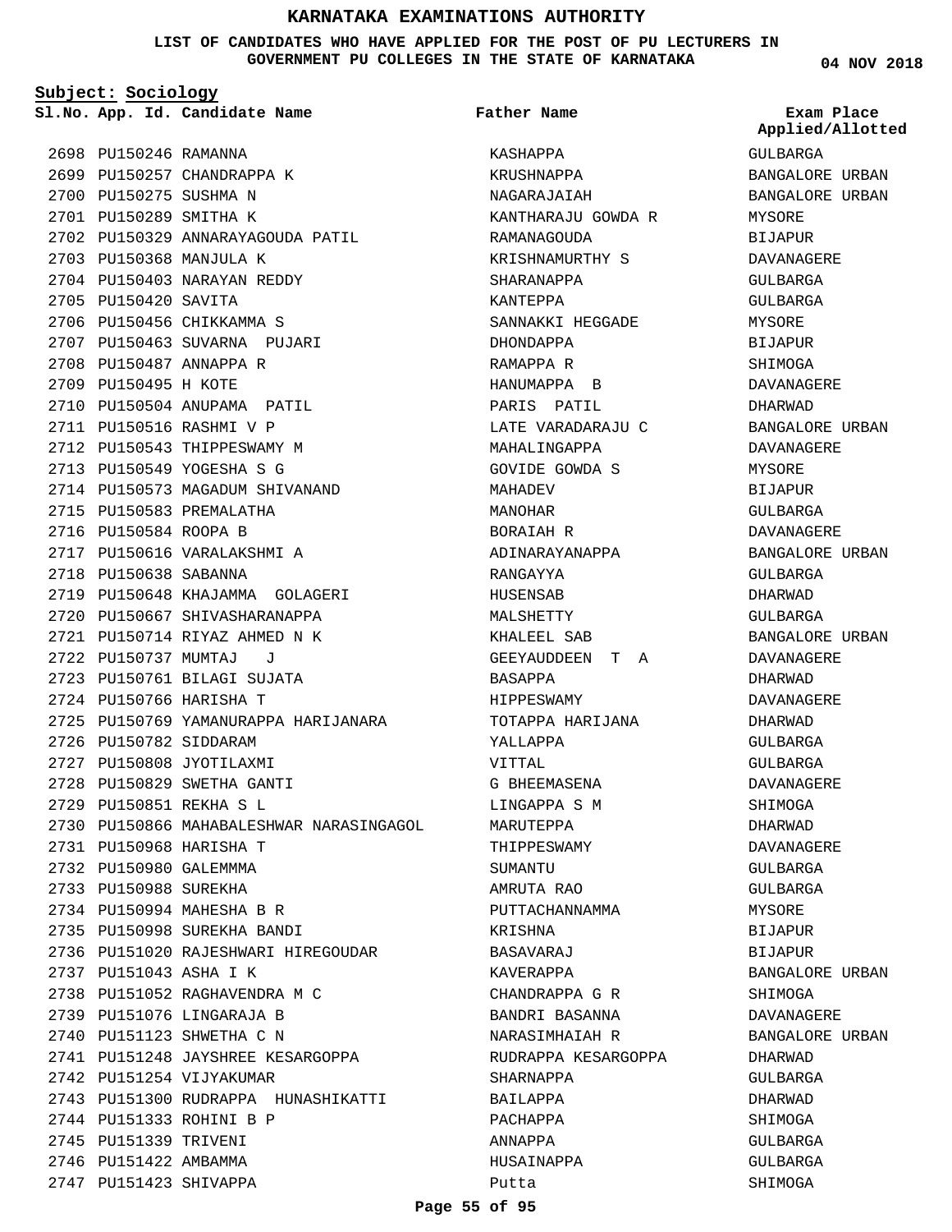# KARNATAKA EXAMINATIONS AUTHORITY

**LIST OF CANDIDATES WHO HAVE APPLIED FOR THE POST OF PU LECTURERS IN GOVERNMENT PU COLLEGES IN THE STATE OF KARNATAKA**

04 NOV 2018

**Subject: Sociology**

| Sl.No. | App. Id. | Candidate Name | Father Name | Exam Place Applied/Allotted |
|---|---|---|---|---|
| 2698 | PU150246 | RAMANNA | KASHAPPA | GULBARGA |
| 2699 | PU150257 | CHANDRAPPA K | KRUSHNAPPA | BANGALORE URBAN |
| 2700 | PU150275 | SUSHMA N | NAGARAJAIAH | BANGALORE URBAN |
| 2701 | PU150289 | SMITHA K | KANTHARAJU GOWDA R | MYSORE |
| 2702 | PU150329 | ANNARAYAGOUDA PATIL | RAMANAGOUDA | BIJAPUR |
| 2703 | PU150368 | MANJULA K | KRISHNAMURTHY S | DAVANAGERE |
| 2704 | PU150403 | NARAYAN REDDY | SHARANAPPA | GULBARGA |
| 2705 | PU150420 | SAVITA | KANTEPPA | GULBARGA |
| 2706 | PU150456 | CHIKKAMMA S | SANNAKKI HEGGADE | MYSORE |
| 2707 | PU150463 | SUVARNA PUJARI | DHONDAPPA | BIJAPUR |
| 2708 | PU150487 | ANNAPPA R | RAMAPPA R | SHIMOGA |
| 2709 | PU150495 | H KOTE | HANUMAPPA B | DAVANAGERE |
| 2710 | PU150504 | ANUPAMA PATIL | PARIS PATIL | DHARWAD |
| 2711 | PU150516 | RASHMI V P | LATE VARADARAJU C | BANGALORE URBAN |
| 2712 | PU150543 | THIPPESWAMY M | MAHALINGAPPA | DAVANAGERE |
| 2713 | PU150549 | YOGESHA S G | GOVIDE GOWDA S | MYSORE |
| 2714 | PU150573 | MAGADUM SHIVANAND | MAHADEV | BIJAPUR |
| 2715 | PU150583 | PREMALATHA | MANOHAR | GULBARGA |
| 2716 | PU150584 | ROOPA B | BORAIAH R | DAVANAGERE |
| 2717 | PU150616 | VARALAKSHMI A | ADINARAYANAPPA | BANGALORE URBAN |
| 2718 | PU150638 | SABANNA | RANGAYYA | GULBARGA |
| 2719 | PU150648 | KHAJAMMA GOLAGERI | HUSENSAB | DHARWAD |
| 2720 | PU150667 | SHIVASHARANAPPA | MALSHETTY | GULBARGA |
| 2721 | PU150714 | RIYAZ AHMED N K | KHALEEL SAB | BANGALORE URBAN |
| 2722 | PU150737 | MUMTAJ J | GEEYAUDDEEN T A | DAVANAGERE |
| 2723 | PU150761 | BILAGI SUJATA | BASAPPA | DHARWAD |
| 2724 | PU150766 | HARISHA T | HIPPESWAMY | DAVANAGERE |
| 2725 | PU150769 | YAMANURAPPA HARIJANARA | TOTAPPA HARIJANA | DHARWAD |
| 2726 | PU150782 | SIDDARAM | YALLAPPA | GULBARGA |
| 2727 | PU150808 | JYOTILAXMI | VITTAL | GULBARGA |
| 2728 | PU150829 | SWETHA GANTI | G BHEEMASENA | DAVANAGERE |
| 2729 | PU150851 | REKHA S L | LINGAPPA S M | SHIMOGA |
| 2730 | PU150866 | MAHABALESHWAR NARASINGAGOL | MARUTEPPA | DHARWAD |
| 2731 | PU150968 | HARISHA T | THIPPESWAMY | DAVANAGERE |
| 2732 | PU150980 | GALEMMMA | SUMANTU | GULBARGA |
| 2733 | PU150988 | SUREKHA | AMRUTA RAO | GULBARGA |
| 2734 | PU150994 | MAHESHA B R | PUTTACHANNAMMA | MYSORE |
| 2735 | PU150998 | SUREKHA BANDI | KRISHNA | BIJAPUR |
| 2736 | PU151020 | RAJESHWARI HIREGOUDAR | BASAVARAJ | BIJAPUR |
| 2737 | PU151043 | ASHA I K | KAVERAPPA | BANGALORE URBAN |
| 2738 | PU151052 | RAGHAVENDRA M C | CHANDRAPPA G R | SHIMOGA |
| 2739 | PU151076 | LINGARAJA B | BANDRI BASANNA | DAVANAGERE |
| 2740 | PU151123 | SHWETHA C N | NARASIMHAIAH R | BANGALORE URBAN |
| 2741 | PU151248 | JAYSHREE KESARGOPPA | RUDRAPPA KESARGOPPA | DHARWAD |
| 2742 | PU151254 | VIJYAKUMAR | SHARNAPPA | GULBARGA |
| 2743 | PU151300 | RUDRAPPA HUNASHIKATTI | BAILAPPA | DHARWAD |
| 2744 | PU151333 | ROHINI B P | PACHAPPA | SHIMOGA |
| 2745 | PU151339 | TRIVENI | ANNAPPA | GULBARGA |
| 2746 | PU151422 | AMBAMMA | HUSAINAPPA | GULBARGA |
| 2747 | PU151423 | SHIVAPPA | Putta | SHIMOGA |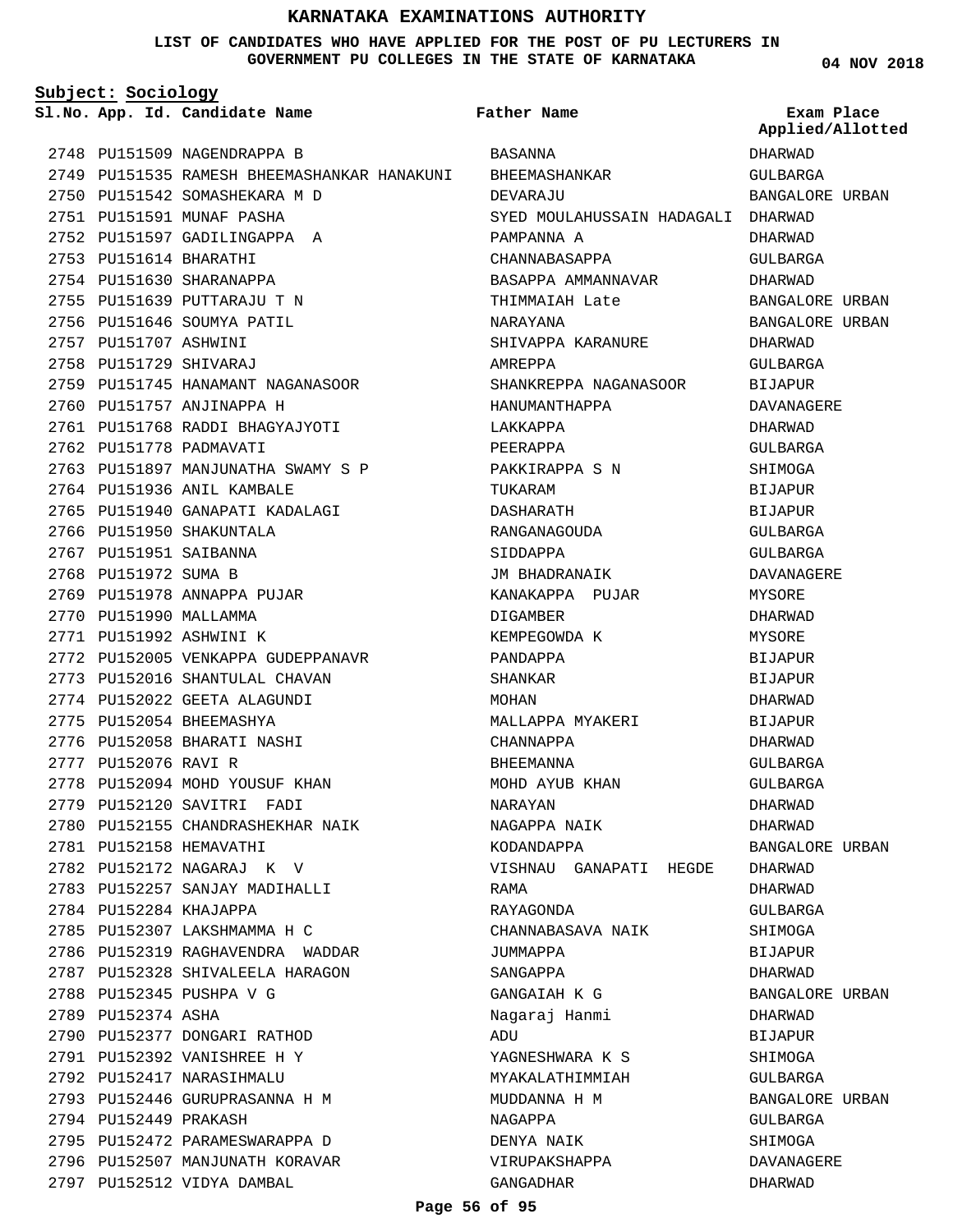# KARNATAKA EXAMINATIONS AUTHORITY

**LIST OF CANDIDATES WHO HAVE APPLIED FOR THE POST OF PU LECTURERS IN GOVERNMENT PU COLLEGES IN THE STATE OF KARNATAKA**

04 NOV 2018

**Subject: Sociology**

| Sl.No. | App. Id. | Candidate Name | Father Name | Exam Place Applied/Allotted |
|---|---|---|---|---|
| 2748 | PU151509 | NAGENDRAPPA B | BASANNA | DHARWAD |
| 2749 | PU151535 | RAMESH BHEEMASHANKAR HANAKUNI | BHEEMASHANKAR | GULBARGA |
| 2750 | PU151542 | SOMASHEKARA M D | DEVARAJU | BANGALORE URBAN |
| 2751 | PU151591 | MUNAF PASHA | SYED MOULAHUSSAIN HADAGALI | DHARWAD |
| 2752 | PU151597 | GADILINGAPPA A | PAMPANNA A | DHARWAD |
| 2753 | PU151614 | BHARATHI | CHANNABASAPPA | GULBARGA |
| 2754 | PU151630 | SHARANAPPA | BASAPPA AMMANNAVAR | DHARWAD |
| 2755 | PU151639 | PUTTARAJU T N | THIMMAIAH Late | BANGALORE URBAN |
| 2756 | PU151646 | SOUMYA PATIL | NARAYANA | BANGALORE URBAN |
| 2757 | PU151707 | ASHWINI | SHIVAPPA KARANURE | DHARWAD |
| 2758 | PU151729 | SHIVARAJ | AMREPPA | GULBARGA |
| 2759 | PU151745 | HANAMANT NAGANASOOR | SHANKREPPA NAGANASOOR | BIJAPUR |
| 2760 | PU151757 | ANJINAPPA H | HANUMANTHAPPA | DAVANAGERE |
| 2761 | PU151768 | RADDI BHAGYAJYOTI | LAKKAPPA | DHARWAD |
| 2762 | PU151778 | PADMAVATI | PEERAPPA | GULBARGA |
| 2763 | PU151897 | MANJUNATHA SWAMY S P | PAKKIRAPPA S N | SHIMOGA |
| 2764 | PU151936 | ANIL KAMBALE | TUKARAM | BIJAPUR |
| 2765 | PU151940 | GANAPATI KADALAGI | DASHARATH | BIJAPUR |
| 2766 | PU151950 | SHAKUNTALA | RANGANAGOUDA | GULBARGA |
| 2767 | PU151951 | SAIBANNA | SIDDAPPA | GULBARGA |
| 2768 | PU151972 | SUMA B | JM BHADRANAIK | DAVANAGERE |
| 2769 | PU151978 | ANNAPPA PUJAR | KANAKAPPA PUJAR | MYSORE |
| 2770 | PU151990 | MALLAMMA | DIGAMBER | DHARWAD |
| 2771 | PU151992 | ASHWINI K | KEMPEGOWDA K | MYSORE |
| 2772 | PU152005 | VENKAPPA GUDEPPANAVR | PANDAPPA | BIJAPUR |
| 2773 | PU152016 | SHANTULAL CHAVAN | SHANKAR | BIJAPUR |
| 2774 | PU152022 | GEETA ALAGUNDI | MOHAN | DHARWAD |
| 2775 | PU152054 | BHEEMASHYA | MALLAPPA MYAKERI | BIJAPUR |
| 2776 | PU152058 | BHARATI NASHI | CHANNAPPA | DHARWAD |
| 2777 | PU152076 | RAVI R | BHEEMANNA | GULBARGA |
| 2778 | PU152094 | MOHD YOUSUF KHAN | MOHD AYUB KHAN | GULBARGA |
| 2779 | PU152120 | SAVITRI FADI | NARAYAN | DHARWAD |
| 2780 | PU152155 | CHANDRASHEKHAR NAIK | NAGAPPA NAIK | DHARWAD |
| 2781 | PU152158 | HEMAVATHI | KODANDAPPA | BANGALORE URBAN |
| 2782 | PU152172 | NAGARAJ K V | VISHNAU GANAPATI HEGDE | DHARWAD |
| 2783 | PU152257 | SANJAY MADIHALLI | RAMA | DHARWAD |
| 2784 | PU152284 | KHAJAPPA | RAYAGONDA | GULBARGA |
| 2785 | PU152307 | LAKSHMAMMA H C | CHANNABASAVA NAIK | SHIMOGA |
| 2786 | PU152319 | RAGHAVENDRA WADDAR | JUMMAPPA | BIJAPUR |
| 2787 | PU152328 | SHIVALEELA HARAGON | SANGAPPA | DHARWAD |
| 2788 | PU152345 | PUSHPA V G | GANGAIAH K G | BANGALORE URBAN |
| 2789 | PU152374 | ASHA | Nagaraj Hanmi | DHARWAD |
| 2790 | PU152377 | DONGARI RATHOD | ADU | BIJAPUR |
| 2791 | PU152392 | VANISHREE H Y | YAGNESHWARA K S | SHIMOGA |
| 2792 | PU152417 | NARASIHMALU | MYAKALATHIMMIAH | GULBARGA |
| 2793 | PU152446 | GURUPRASANNA H M | MUDDANNA H M | BANGALORE URBAN |
| 2794 | PU152449 | PRAKASH | NAGAPPA | GULBARGA |
| 2795 | PU152472 | PARAMESWARAPPA D | DENYA NAIK | SHIMOGA |
| 2796 | PU152507 | MANJUNATH KORAVAR | VIRUPAKSHAPPA | DAVANAGERE |
| 2797 | PU152512 | VIDYA DAMBAL | GANGADHAR | DHARWAD |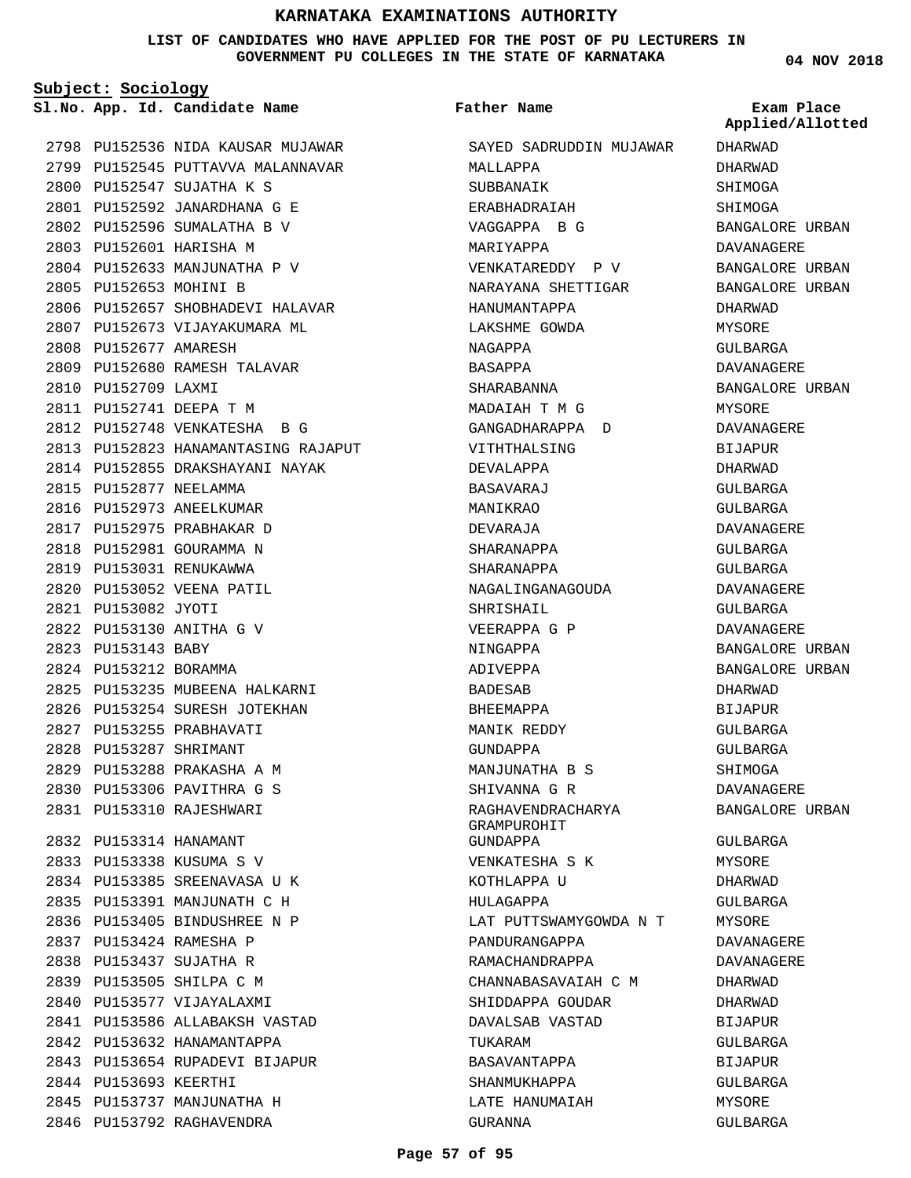# KARNATAKA EXAMINATIONS AUTHORITY

**LIST OF CANDIDATES WHO HAVE APPLIED FOR THE POST OF PU LECTURERS IN GOVERNMENT PU COLLEGES IN THE STATE OF KARNATAKA**

04 NOV 2018

**Subject: Sociology**

| Sl.No. | App. Id. | Candidate Name | Father Name | Exam Place Applied/Allotted |
|---|---|---|---|---|
| 2798 | PU152536 | NIDA KAUSAR MUJAWAR | SAYED SADRUDDIN MUJAWAR | DHARWAD |
| 2799 | PU152545 | PUTTAVVA MALANNAVAR | MALLAPPA | DHARWAD |
| 2800 | PU152547 | SUJATHA K S | SUBBANAIK | SHIMOGA |
| 2801 | PU152592 | JANARDHANA G E | ERABHADRAIAH | SHIMOGA |
| 2802 | PU152596 | SUMALATHA B V | VAGGAPPA B G | BANGALORE URBAN |
| 2803 | PU152601 | HARISHA M | MARIYAPPA | DAVANAGERE |
| 2804 | PU152633 | MANJUNATHA P V | VENKATAREDDY P V | BANGALORE URBAN |
| 2805 | PU152653 | MOHINI B | NARAYANA SHETTIGAR | BANGALORE URBAN |
| 2806 | PU152657 | SHOBHADEVI HALAVAR | HANUMANTAPPA | DHARWAD |
| 2807 | PU152673 | VIJAYAKUMARA ML | LAKSHME GOWDA | MYSORE |
| 2808 | PU152677 | AMARESH | NAGAPPA | GULBARGA |
| 2809 | PU152680 | RAMESH TALAVAR | BASAPPA | DAVANAGERE |
| 2810 | PU152709 | LAXMI | SHARABANNA | BANGALORE URBAN |
| 2811 | PU152741 | DEEPA T M | MADAIAH T M G | MYSORE |
| 2812 | PU152748 | VENKATESHA B G | GANGADHARAPPA D | DAVANAGERE |
| 2813 | PU152823 | HANAMANTASING RAJAPUT | VITHTHALSING | BIJAPUR |
| 2814 | PU152855 | DRAKSHAYANI NAYAK | DEVALAPPA | DHARWAD |
| 2815 | PU152877 | NEELAMMA | BASAVARAJ | GULBARGA |
| 2816 | PU152973 | ANEELKUMAR | MANIKRAO | GULBARGA |
| 2817 | PU152975 | PRABHAKAR D | DEVARAJA | DAVANAGERE |
| 2818 | PU152981 | GOURAMMA N | SHARANAPPA | GULBARGA |
| 2819 | PU153031 | RENUKAWWA | SHARANAPPA | GULBARGA |
| 2820 | PU153052 | VEENA PATIL | NAGALINGANAGOUDA | DAVANAGERE |
| 2821 | PU153082 | JYOTI | SHRISHAIL | GULBARGA |
| 2822 | PU153130 | ANITHA G V | VEERAPPA G P | DAVANAGERE |
| 2823 | PU153143 | BABY | NINGAPPA | BANGALORE URBAN |
| 2824 | PU153212 | BORAMMA | ADIVEPPA | BANGALORE URBAN |
| 2825 | PU153235 | MUBEENA HALKARNI | BADESAB | DHARWAD |
| 2826 | PU153254 | SURESH JOTEKHAN | BHEEMAPPA | BIJAPUR |
| 2827 | PU153255 | PRABHAVATI | MANIK REDDY | GULBARGA |
| 2828 | PU153287 | SHRIMANT | GUNDAPPA | GULBARGA |
| 2829 | PU153288 | PRAKASHA A M | MANJUNATHA B S | SHIMOGA |
| 2830 | PU153306 | PAVITHRA G S | SHIVANNA G R | DAVANAGERE |
| 2831 | PU153310 | RAJESHWARI | RAGHAVENDRACHARYA GRAMPUROHIT | BANGALORE URBAN |
| 2832 | PU153314 | HANAMANT | GUNDAPPA | GULBARGA |
| 2833 | PU153338 | KUSUMA S V | VENKATESHA S K | MYSORE |
| 2834 | PU153385 | SREENAVASA U K | KOTHLAPPA U | DHARWAD |
| 2835 | PU153391 | MANJUNATH C H | HULAGAPPA | GULBARGA |
| 2836 | PU153405 | BINDUSHREE N P | LAT PUTTSWAMYGOWDA N T | MYSORE |
| 2837 | PU153424 | RAMESHA P | PANDURANGAPPA | DAVANAGERE |
| 2838 | PU153437 | SUJATHA R | RAMACHANDRAPPA | DAVANAGERE |
| 2839 | PU153505 | SHILPA C M | CHANNABASAVAIAH C M | DHARWAD |
| 2840 | PU153577 | VIJAYALAXMI | SHIDDAPPA GOUDAR | DHARWAD |
| 2841 | PU153586 | ALLABAKSH VASTAD | DAVALSAB VASTAD | BIJAPUR |
| 2842 | PU153632 | HANAMANTAPPA | TUKARAM | GULBARGA |
| 2843 | PU153654 | RUPADEVI BIJAPUR | BASAVANTAPPA | BIJAPUR |
| 2844 | PU153693 | KEERTHI | SHANMUKHAPPA | GULBARGA |
| 2845 | PU153737 | MANJUNATHA H | LATE HANUMAIAH | MYSORE |
| 2846 | PU153792 | RAGHAVENDRA | GURANNA | GULBARGA |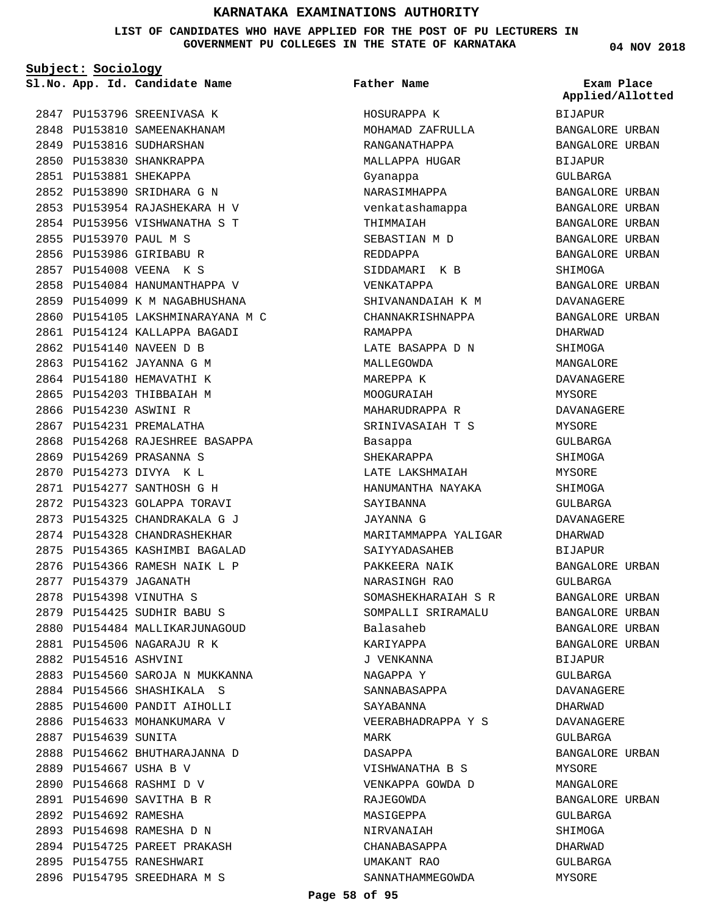# KARNATAKA EXAMINATIONS AUTHORITY

**LIST OF CANDIDATES WHO HAVE APPLIED FOR THE POST OF PU LECTURERS IN GOVERNMENT PU COLLEGES IN THE STATE OF KARNATAKA**

**04 NOV 2018**

**Subject: Sociology**

| Sl.No. | App. Id. | Candidate Name | Father Name | Exam Place Applied/Allotted |
|---|---|---|---|---|
| 2847 | PU153796 | SREENIVASA K | HOSURAPPA K | BIJAPUR |
| 2848 | PU153810 | SAMEENAKHANAM | MOHAMAD ZAFRULLA | BANGALORE URBAN |
| 2849 | PU153816 | SUDHARSHAN | RANGANATHAPPA | BANGALORE URBAN |
| 2850 | PU153830 | SHANKRAPPA | MALLAPPA HUGAR | BIJAPUR |
| 2851 | PU153881 | SHEKAPPA | Gyanappa | GULBARGA |
| 2852 | PU153890 | SRIDHARA G N | NARASIMHAPPA | BANGALORE URBAN |
| 2853 | PU153954 | RAJASHEKARA H V | venkatashamappa | BANGALORE URBAN |
| 2854 | PU153956 | VISHWANATHA S T | THIMMAIAH | BANGALORE URBAN |
| 2855 | PU153970 | PAUL M S | SEBASTIAN M D | BANGALORE URBAN |
| 2856 | PU153986 | GIRIBABU R | REDDAPPA | BANGALORE URBAN |
| 2857 | PU154008 | VEENA K S | SIDDAMARI K B | SHIMOGA |
| 2858 | PU154084 | HANUMANTHAPPA V | VENKATAPPA | BANGALORE URBAN |
| 2859 | PU154099 | K M NAGABHUSHANA | SHIVANANDAIAH K M | DAVANAGERE |
| 2860 | PU154105 | LAKSHMINARAYANA M C | CHANNAKRISHNAPPA | BANGALORE URBAN |
| 2861 | PU154124 | KALLAPPA BAGADI | RAMAPPA | DHARWAD |
| 2862 | PU154140 | NAVEEN D B | LATE BASAPPA D N | SHIMOGA |
| 2863 | PU154162 | JAYANNA G M | MALLEGOWDA | MANGALORE |
| 2864 | PU154180 | HEMAVATHI K | MAREPPA K | DAVANAGERE |
| 2865 | PU154203 | THIBBAIAH M | MOOGURAIAH | MYSORE |
| 2866 | PU154230 | ASWINI R | MAHARUDRAPPA R | DAVANAGERE |
| 2867 | PU154231 | PREMALATHA | SRINIVASAIAH T S | MYSORE |
| 2868 | PU154268 | RAJESHREE BASAPPA | Basappa | GULBARGA |
| 2869 | PU154269 | PRASANNA S | SHEKARAPPA | SHIMOGA |
| 2870 | PU154273 | DIVYA K L | LATE LAKSHMAIAH | MYSORE |
| 2871 | PU154277 | SANTHOSH G H | HANUMANTHA NAYAKA | SHIMOGA |
| 2872 | PU154323 | GOLAPPA TORAVI | SAYIBANNA | GULBARGA |
| 2873 | PU154325 | CHANDRAKALA G J | JAYANNA G | DAVANAGERE |
| 2874 | PU154328 | CHANDRASHEKHAR | MARITAMMAPPA YALIGAR | DHARWAD |
| 2875 | PU154365 | KASHIMBI BAGALAD | SAIYYADASAHEB | BIJAPUR |
| 2876 | PU154366 | RAMESH NAIK L P | PAKKEERA NAIK | BANGALORE URBAN |
| 2877 | PU154379 | JAGANATH | NARASINGH RAO | GULBARGA |
| 2878 | PU154398 | VINUTHA S | SOMASHEKHARAIAH S R | BANGALORE URBAN |
| 2879 | PU154425 | SUDHIR BABU S | SOMPALLI SRIRAMALU | BANGALORE URBAN |
| 2880 | PU154484 | MALLIKARJUNAGOUD | Balasaheb | BANGALORE URBAN |
| 2881 | PU154506 | NAGARAJU R K | KARIYAPPA | BANGALORE URBAN |
| 2882 | PU154516 | ASHVINI | J VENKANNA | BIJAPUR |
| 2883 | PU154560 | SAROJA N MUKKANNA | NAGAPPA Y | GULBARGA |
| 2884 | PU154566 | SHASHIKALA S | SANNABASAPPA | DAVANAGERE |
| 2885 | PU154600 | PANDIT AIHOLLI | SAYABANNA | DHARWAD |
| 2886 | PU154633 | MOHANKUMARA V | VEERABHADRAPPA Y S | DAVANAGERE |
| 2887 | PU154639 | SUNITA | MARK | GULBARGA |
| 2888 | PU154662 | BHUTHARAJANNA D | DASAPPA | BANGALORE URBAN |
| 2889 | PU154667 | USHA B V | VISHWANATHA B S | MYSORE |
| 2890 | PU154668 | RASHMI D V | VENKAPPA GOWDA D | MANGALORE |
| 2891 | PU154690 | SAVITHA B R | RAJEGOWDA | BANGALORE URBAN |
| 2892 | PU154692 | RAMESHA | MASIGEPPA | GULBARGA |
| 2893 | PU154698 | RAMESHA D N | NIRVANAIAH | SHIMOGA |
| 2894 | PU154725 | PAREET PRAKASH | CHANABASAPPA | DHARWAD |
| 2895 | PU154755 | RANESHWARI | UMAKANT RAO | GULBARGA |
| 2896 | PU154795 | SREEDHARA M S | SANNATHAMMEGOWDA | MYSORE |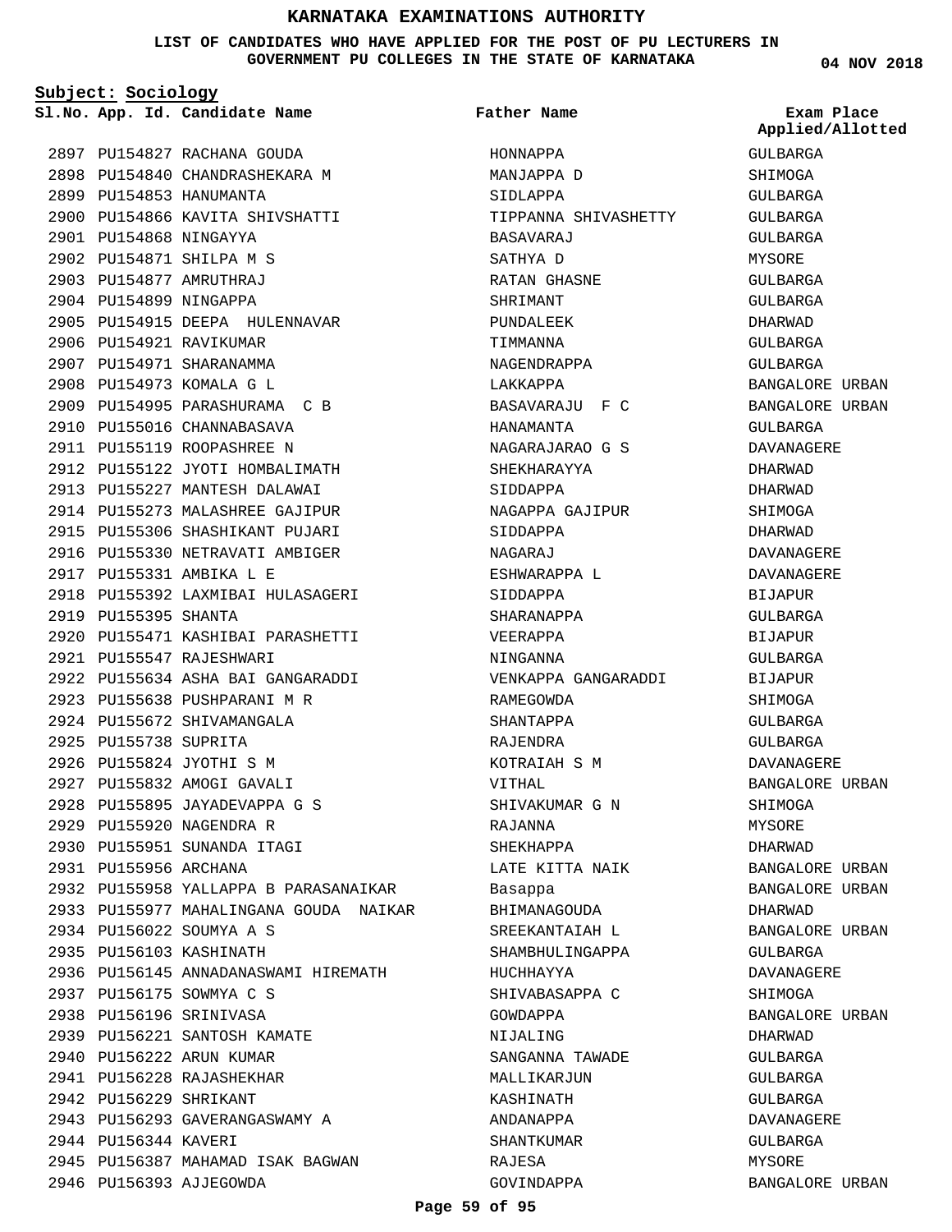# KARNATAKA EXAMINATIONS AUTHORITY

**LIST OF CANDIDATES WHO HAVE APPLIED FOR THE POST OF PU LECTURERS IN GOVERNMENT PU COLLEGES IN THE STATE OF KARNATAKA**

04 NOV 2018

**Subject: Sociology**

| Sl.No. | App. Id. | Candidate Name | Father Name | Exam Place Applied/Allotted |
|---|---|---|---|---|
| 2897 | PU154827 | RACHANA GOUDA | HONNAPPA | GULBARGA |
| 2898 | PU154840 | CHANDRASHEKARA M | MANJAPPA D | SHIMOGA |
| 2899 | PU154853 | HANUMANTA | SIDLAPPA | GULBARGA |
| 2900 | PU154866 | KAVITA SHIVSHATTI | TIPPANNA SHIVASHETTY | GULBARGA |
| 2901 | PU154868 | NINGAYYA | BASAVARAJ | GULBARGA |
| 2902 | PU154871 | SHILPA M S | SATHYA D | MYSORE |
| 2903 | PU154877 | AMRUTHRAJ | RATAN GHASNE | GULBARGA |
| 2904 | PU154899 | NINGAPPA | SHRIMANT | GULBARGA |
| 2905 | PU154915 | DEEPA HULENNAVAR | PUNDALEEK | DHARWAD |
| 2906 | PU154921 | RAVIKUMAR | TIMMANNA | GULBARGA |
| 2907 | PU154971 | SHARANAMMA | NAGENDRAPPA | GULBARGA |
| 2908 | PU154973 | KOMALA G L | LAKKAPPA | BANGALORE URBAN |
| 2909 | PU154995 | PARASHURAMA C B | BASAVARAJU F C | BANGALORE URBAN |
| 2910 | PU155016 | CHANNABASAVA | HANAMANTA | GULBARGA |
| 2911 | PU155119 | ROOPASHREE N | NAGARAJARAO G S | DAVANAGERE |
| 2912 | PU155122 | JYOTI HOMBALIMATH | SHEKHARAYYA | DHARWAD |
| 2913 | PU155227 | MANTESH DALAWAI | SIDDAPPA | DHARWAD |
| 2914 | PU155273 | MALASHREE GAJIPUR | NAGAPPA GAJIPUR | SHIMOGA |
| 2915 | PU155306 | SHASHIKANT PUJARI | SIDDAPPA | DHARWAD |
| 2916 | PU155330 | NETRAVATI AMBIGER | NAGARAJ | DAVANAGERE |
| 2917 | PU155331 | AMBIKA L E | ESHWARAPPA L | DAVANAGERE |
| 2918 | PU155392 | LAXMIBAI HULASAGERI | SIDDAPPA | BIJAPUR |
| 2919 | PU155395 | SHANTA | SHARANAPPA | GULBARGA |
| 2920 | PU155471 | KASHIBAI PARASHETTI | VEERAPPA | BIJAPUR |
| 2921 | PU155547 | RAJESHWARI | NINGANNA | GULBARGA |
| 2922 | PU155634 | ASHA BAI GANGARADDI | VENKAPPA GANGARADDI | BIJAPUR |
| 2923 | PU155638 | PUSHPARANI M R | RAMEGOWDA | SHIMOGA |
| 2924 | PU155672 | SHIVAMANGALA | SHANTAPPA | GULBARGA |
| 2925 | PU155738 | SUPRITA | RAJENDRA | GULBARGA |
| 2926 | PU155824 | JYOTHI S M | KOTRAIAH S M | DAVANAGERE |
| 2927 | PU155832 | AMOGI GAVALI | VITHAL | BANGALORE URBAN |
| 2928 | PU155895 | JAYADEVAPPA G S | SHIVAKUMAR G N | SHIMOGA |
| 2929 | PU155920 | NAGENDRA R | RAJANNA | MYSORE |
| 2930 | PU155951 | SUNANDA ITAGI | SHEKHAPPA | DHARWAD |
| 2931 | PU155956 | ARCHANA | LATE KITTA NAIK | BANGALORE URBAN |
| 2932 | PU155958 | YALLAPPA B PARASANAIKAR | Basappa | BANGALORE URBAN |
| 2933 | PU155977 | MAHALINGANA GOUDA NAIKAR | BHIMANAGOUDA | DHARWAD |
| 2934 | PU156022 | SOUMYA A S | SREEKANTAIAH L | BANGALORE URBAN |
| 2935 | PU156103 | KASHINATH | SHAMBHULINGAPPA | GULBARGA |
| 2936 | PU156145 | ANNADANASWAMI HIREMATH | HUCHHAYYA | DAVANAGERE |
| 2937 | PU156175 | SOWMYA C S | SHIVABASAPPA C | SHIMOGA |
| 2938 | PU156196 | SRINIVASA | GOWDAPPA | BANGALORE URBAN |
| 2939 | PU156221 | SANTOSH KAMATE | NIJALING | DHARWAD |
| 2940 | PU156222 | ARUN KUMAR | SANGANNA TAWADE | GULBARGA |
| 2941 | PU156228 | RAJASHEKHAR | MALLIKARJUN | GULBARGA |
| 2942 | PU156229 | SHRIKANT | KASHINATH | GULBARGA |
| 2943 | PU156293 | GAVERANGASWAMY A | ANDANAPPA | DAVANAGERE |
| 2944 | PU156344 | KAVERI | SHANTKUMAR | GULBARGA |
| 2945 | PU156387 | MAHAMAD ISAK BAGWAN | RAJESA | MYSORE |
| 2946 | PU156393 | AJJEGOWDA | GOVINDAPPA | BANGALORE URBAN |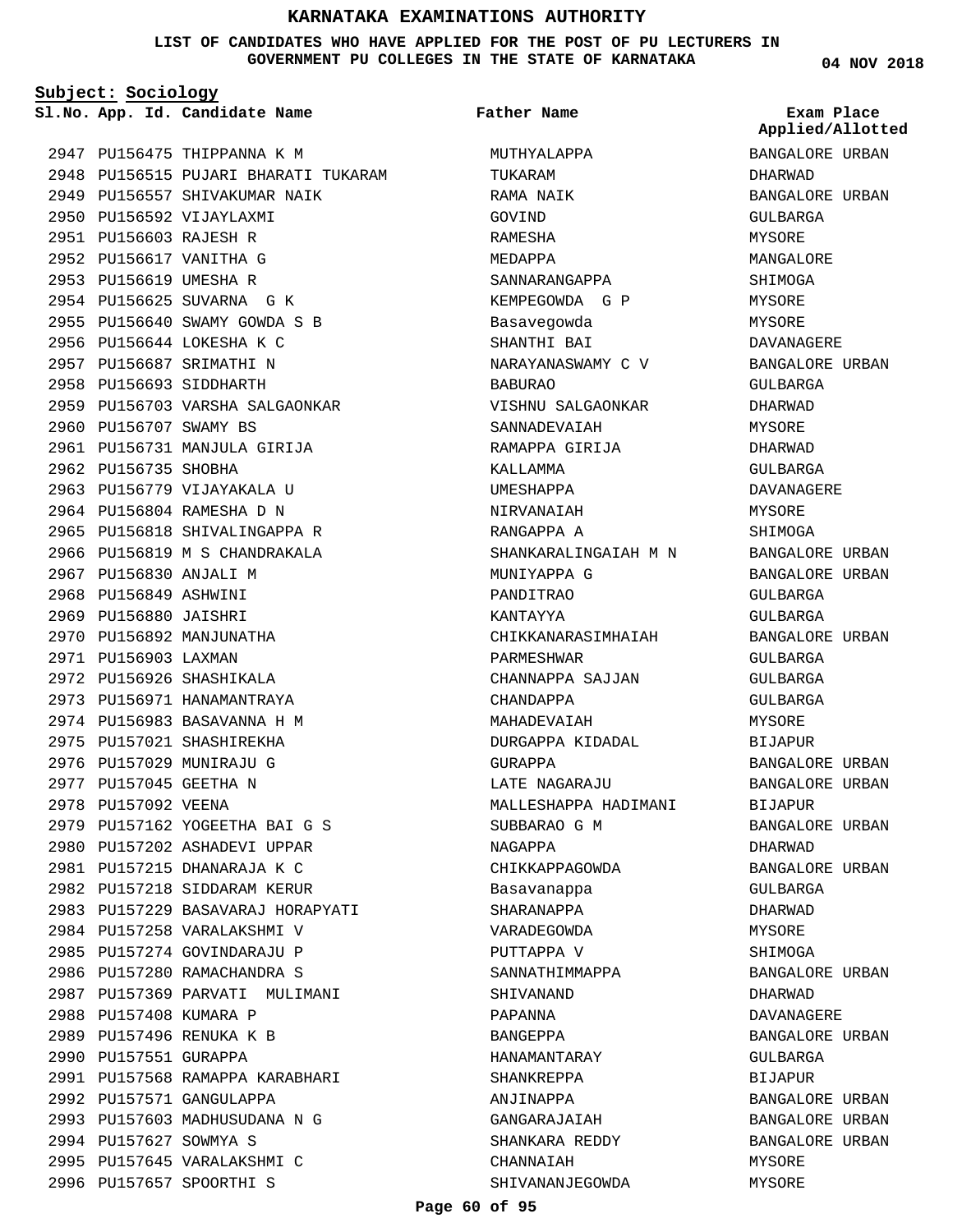# KARNATAKA EXAMINATIONS AUTHORITY

**LIST OF CANDIDATES WHO HAVE APPLIED FOR THE POST OF PU LECTURERS IN GOVERNMENT PU COLLEGES IN THE STATE OF KARNATAKA**

04 NOV 2018

**Subject: Sociology**

| Sl.No. | App. Id. | Candidate Name | Father Name | Exam Place Applied/Allotted |
|---|---|---|---|---|
| 2947 | PU156475 | THIPPANNA K M | MUTHYALAPPA | BANGALORE URBAN |
| 2948 | PU156515 | PUJARI BHARATI TUKARAM | TUKARAM | DHARWAD |
| 2949 | PU156557 | SHIVAKUMAR NAIK | RAMA NAIK | BANGALORE URBAN |
| 2950 | PU156592 | VIJAYLAXMI | GOVIND | GULBARGA |
| 2951 | PU156603 | RAJESH R | RAMESHA | MYSORE |
| 2952 | PU156617 | VANITHA G | MEDAPPA | MANGALORE |
| 2953 | PU156619 | UMESHA R | SANNARANGAPPA | SHIMOGA |
| 2954 | PU156625 | SUVARNA G K | KEMPEGOWDA G P | MYSORE |
| 2955 | PU156640 | SWAMY GOWDA S B | Basavegowda | MYSORE |
| 2956 | PU156644 | LOKESHA K C | SHANTHI BAI | DAVANAGERE |
| 2957 | PU156687 | SRIMATHI N | NARAYANASWAMY C V | BANGALORE URBAN |
| 2958 | PU156693 | SIDDHARTH | BABURAO | GULBARGA |
| 2959 | PU156703 | VARSHA SALGAONKAR | VISHNU SALGAONKAR | DHARWAD |
| 2960 | PU156707 | SWAMY BS | SANNADEVAIAH | MYSORE |
| 2961 | PU156731 | MANJULA GIRIJA | RAMAPPA GIRIJA | DHARWAD |
| 2962 | PU156735 | SHOBHA | KALLAMMA | GULBARGA |
| 2963 | PU156779 | VIJAYAKALA U | UMESHAPPA | DAVANAGERE |
| 2964 | PU156804 | RAMESHA D N | NIRVANAIAH | MYSORE |
| 2965 | PU156818 | SHIVALINGAPPA R | RANGAPPA A | SHIMOGA |
| 2966 | PU156819 | M S CHANDRAKALA | SHANKARALINGAIAH M N | BANGALORE URBAN |
| 2967 | PU156830 | ANJALI M | MUNIYAPPA G | BANGALORE URBAN |
| 2968 | PU156849 | ASHWINI | PANDITRAO | GULBARGA |
| 2969 | PU156880 | JAISHRI | KANTAYYA | GULBARGA |
| 2970 | PU156892 | MANJUNATHA | CHIKKANARASIMHAIAH | BANGALORE URBAN |
| 2971 | PU156903 | LAXMAN | PARMESHWAR | GULBARGA |
| 2972 | PU156926 | SHASHIKALA | CHANNAPPA SAJJAN | GULBARGA |
| 2973 | PU156971 | HANAMANTRAYA | CHANDAPPA | GULBARGA |
| 2974 | PU156983 | BASAVANNA H M | MAHADEVAIAH | MYSORE |
| 2975 | PU157021 | SHASHIREKHA | DURGAPPA KIDADAL | BIJAPUR |
| 2976 | PU157029 | MUNIRAJU G | GURAPPA | BANGALORE URBAN |
| 2977 | PU157045 | GEETHA N | LATE NAGARAJU | BANGALORE URBAN |
| 2978 | PU157092 | VEENA | MALLESHAPPA HADIMANI | BIJAPUR |
| 2979 | PU157162 | YOGEETHA BAI G S | SUBBARAO G M | BANGALORE URBAN |
| 2980 | PU157202 | ASHADEVI UPPAR | NAGAPPA | DHARWAD |
| 2981 | PU157215 | DHANARAJA K C | CHIKKAPPAGOWDA | BANGALORE URBAN |
| 2982 | PU157218 | SIDDARAM KERUR | Basavanappa | GULBARGA |
| 2983 | PU157229 | BASAVARAJ HORAPYATI | SHARANAPPA | DHARWAD |
| 2984 | PU157258 | VARALAKSHMI V | VARADEGOWDA | MYSORE |
| 2985 | PU157274 | GOVINDARAJU P | PUTTAPPA V | SHIMOGA |
| 2986 | PU157280 | RAMACHANDRA S | SANNATHIMMAPPA | BANGALORE URBAN |
| 2987 | PU157369 | PARVATI MULIMANI | SHIVANAND | DHARWAD |
| 2988 | PU157408 | KUMARA P | PAPANNA | DAVANAGERE |
| 2989 | PU157496 | RENUKA K B | BANGEPPA | BANGALORE URBAN |
| 2990 | PU157551 | GURAPPA | HANAMANTARAY | GULBARGA |
| 2991 | PU157568 | RAMAPPA KARABHARI | SHANKREPPA | BIJAPUR |
| 2992 | PU157571 | GANGULAPPA | ANJINAPPA | BANGALORE URBAN |
| 2993 | PU157603 | MADHUSUDANA N G | GANGARAJAIAH | BANGALORE URBAN |
| 2994 | PU157627 | SOWMYA S | SHANKARA REDDY | BANGALORE URBAN |
| 2995 | PU157645 | VARALAKSHMI C | CHANNAIAH | MYSORE |
| 2996 | PU157657 | SPOORTHI S | SHIVANANJEGOWDA | MYSORE |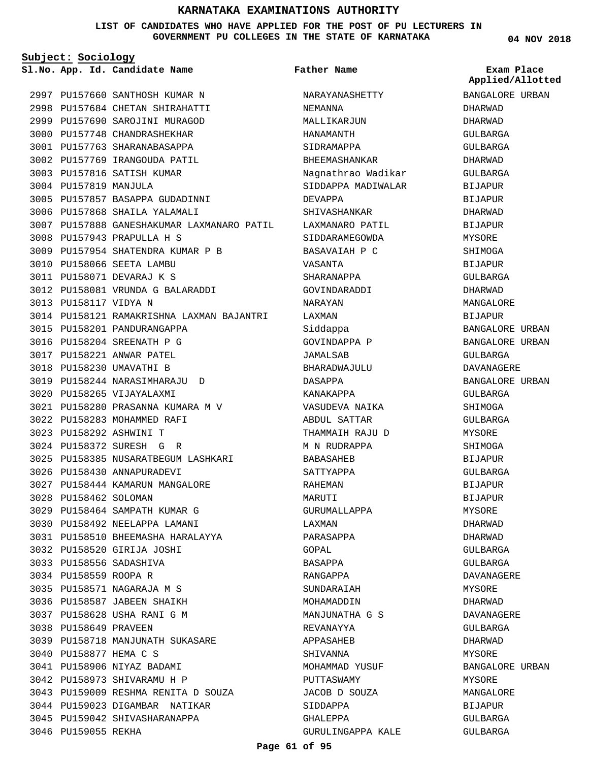# KARNATAKA EXAMINATIONS AUTHORITY

**LIST OF CANDIDATES WHO HAVE APPLIED FOR THE POST OF PU LECTURERS IN GOVERNMENT PU COLLEGES IN THE STATE OF KARNATAKA**

**04 NOV 2018**

**Subject: Sociology**

| Sl.No. | App. Id. | Candidate Name | Father Name | Exam Place Applied/Allotted |
|---|---|---|---|---|
| 2997 | PU157660 | SANTHOSH KUMAR N | NARAYANASHETTY | BANGALORE URBAN |
| 2998 | PU157684 | CHETAN SHIRAHATTI | NEMANNA | DHARWAD |
| 2999 | PU157690 | SAROJINI MURAGOD | MALLIKARJUN | DHARWAD |
| 3000 | PU157748 | CHANDRASHEKHAR | HANAMANTH | GULBARGA |
| 3001 | PU157763 | SHARANABASAPPA | SIDRAMAPPA | GULBARGA |
| 3002 | PU157769 | IRANGOUDA PATIL | BHEEMASHANKAR | DHARWAD |
| 3003 | PU157816 | SATISH KUMAR | Nagnathrao Wadikar | GULBARGA |
| 3004 | PU157819 | MANJULA | SIDDAPPA MADIWALAR | BIJAPUR |
| 3005 | PU157857 | BASAPPA GUDADINNI | DEVAPPA | BIJAPUR |
| 3006 | PU157868 | SHAILA YALAMALI | SHIVASHANKAR | DHARWAD |
| 3007 | PU157888 | GANESHAKUMAR LAXMANARO PATIL | LAXMANARO PATIL | BIJAPUR |
| 3008 | PU157943 | PRAPULLA H S | SIDDARAMEGOWDA | MYSORE |
| 3009 | PU157954 | SHATENDRA KUMAR P B | BASAVAIAH P C | SHIMOGA |
| 3010 | PU158066 | SEETA LAMBU | VASANTA | BIJAPUR |
| 3011 | PU158071 | DEVARAJ K S | SHARANAPPA | GULBARGA |
| 3012 | PU158081 | VRUNDA G BALARADDI | GOVINDARADDI | DHARWAD |
| 3013 | PU158117 | VIDYA N | NARAYAN | MANGALORE |
| 3014 | PU158121 | RAMAKRISHNA LAXMAN BAJANTRI | LAXMAN | BIJAPUR |
| 3015 | PU158201 | PANDURANGAPPA | Siddappa | BANGALORE URBAN |
| 3016 | PU158204 | SREENATH P G | GOVINDAPPA P | BANGALORE URBAN |
| 3017 | PU158221 | ANWAR PATEL | JAMALSAB | GULBARGA |
| 3018 | PU158230 | UMAVATHI B | BHARADWAJULU | DAVANAGERE |
| 3019 | PU158244 | NARASIMHARAJU D | DASAPPA | BANGALORE URBAN |
| 3020 | PU158265 | VIJAYALAXMI | KANAKAPPA | GULBARGA |
| 3021 | PU158280 | PRASANNA KUMARA M V | VASUDEVA NAIKA | SHIMOGA |
| 3022 | PU158283 | MOHAMMED RAFI | ABDUL SATTAR | GULBARGA |
| 3023 | PU158292 | ASHWINI T | THAMMAIH RAJU D | MYSORE |
| 3024 | PU158372 | SURESH G R | M N RUDRAPPA | SHIMOGA |
| 3025 | PU158385 | NUSARATBEGUM LASHKARI | BABASAHEB | BIJAPUR |
| 3026 | PU158430 | ANNAPURADEVI | SATTYAPPA | GULBARGA |
| 3027 | PU158444 | KAMARUN MANGALORE | RAHEMAN | BIJAPUR |
| 3028 | PU158462 | SOLOMAN | MARUTI | BIJAPUR |
| 3029 | PU158464 | SAMPATH KUMAR G | GURUMALLAPPA | MYSORE |
| 3030 | PU158492 | NEELAPPA LAMANI | LAXMAN | DHARWAD |
| 3031 | PU158510 | BHEEMASHA HARALAYYA | PARASAPPA | DHARWAD |
| 3032 | PU158520 | GIRIJA JOSHI | GOPAL | GULBARGA |
| 3033 | PU158556 | SADASHIVA | BASAPPA | GULBARGA |
| 3034 | PU158559 | ROOPA R | RANGAPPA | DAVANAGERE |
| 3035 | PU158571 | NAGARAJA M S | SUNDARAIAH | MYSORE |
| 3036 | PU158587 | JABEEN SHAIKH | MOHAMADDIN | DHARWAD |
| 3037 | PU158628 | USHA RANI G M | MANJUNATHA G S | DAVANAGERE |
| 3038 | PU158649 | PRAVEEN | REVANAYYA | GULBARGA |
| 3039 | PU158718 | MANJUNATH SUKASARE | APPASAHEB | DHARWAD |
| 3040 | PU158877 | HEMA C S | SHIVANNA | MYSORE |
| 3041 | PU158906 | NIYAZ BADAMI | MOHAMMAD YUSUF | BANGALORE URBAN |
| 3042 | PU158973 | SHIVARAMU H P | PUTTASWAMY | MYSORE |
| 3043 | PU159009 | RESHMA RENITA D SOUZA | JACOB D SOUZA | MANGALORE |
| 3044 | PU159023 | DIGAMBAR NATIKAR | SIDDAPPA | BIJAPUR |
| 3045 | PU159042 | SHIVASHARANAPPA | GHALEPPA | GULBARGA |
| 3046 | PU159055 | REKHA | GURULINGAPPA KALE | GULBARGA |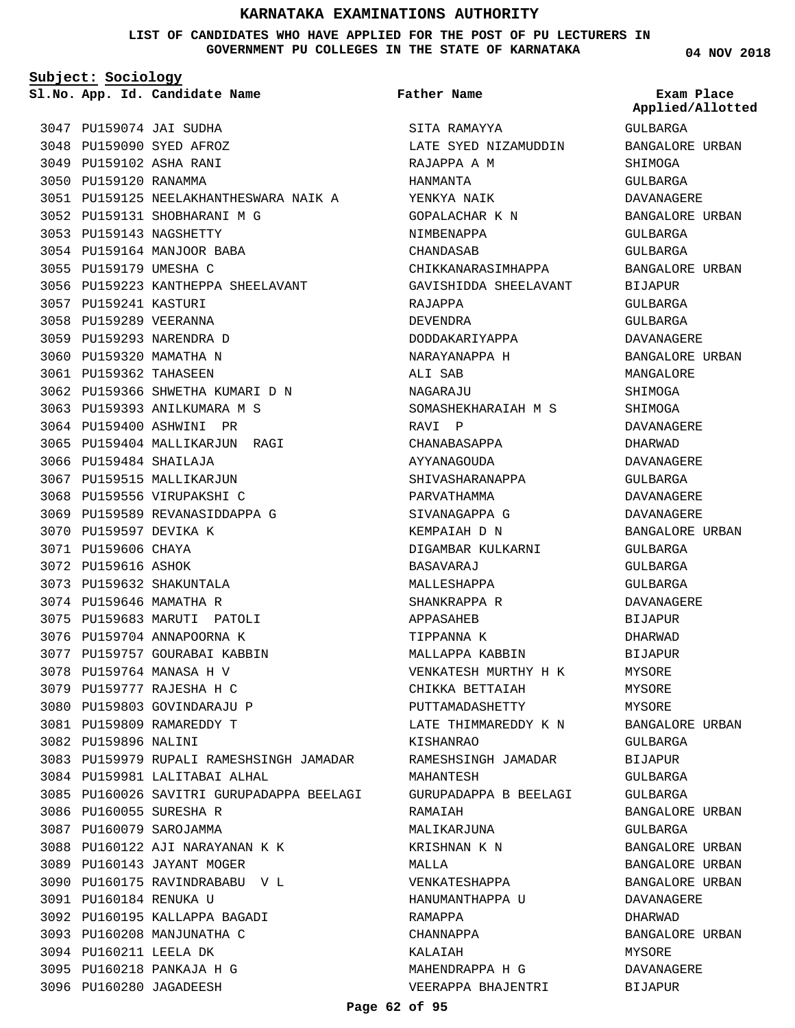# KARNATAKA EXAMINATIONS AUTHORITY

**LIST OF CANDIDATES WHO HAVE APPLIED FOR THE POST OF PU LECTURERS IN GOVERNMENT PU COLLEGES IN THE STATE OF KARNATAKA**

**04 NOV 2018**

**Subject: Sociology**

| Sl.No. | App. Id. | Candidate Name | Father Name | Exam Place Applied/Allotted |
|---|---|---|---|---|
| 3047 | PU159074 | JAI SUDHA | SITA RAMAYYA | GULBARGA |
| 3048 | PU159090 | SYED AFROZ | LATE SYED NIZAMUDDIN | BANGALORE URBAN |
| 3049 | PU159102 | ASHA RANI | RAJAPPA A M | SHIMOGA |
| 3050 | PU159120 | RANAMMA | HANMANTA | GULBARGA |
| 3051 | PU159125 | NEELAKHANTHESWARA NAIK A | YENKYA NAIK | DAVANAGERE |
| 3052 | PU159131 | SHOBHARANI M G | GOPALACHAR K N | BANGALORE URBAN |
| 3053 | PU159143 | NAGSHETTY | NIMBENAPPA | GULBARGA |
| 3054 | PU159164 | MANJOOR BABA | CHANDASAB | GULBARGA |
| 3055 | PU159179 | UMESHA C | CHIKKANARASIMHAPPA | BANGALORE URBAN |
| 3056 | PU159223 | KANTHEPPA SHEELAVANT | GAVISHIDDA SHEELAVANT | BIJAPUR |
| 3057 | PU159241 | KASTURI | RAJAPPA | GULBARGA |
| 3058 | PU159289 | VEERANNA | DEVENDRA | GULBARGA |
| 3059 | PU159293 | NARENDRA D | DODDAKARIYAPPA | DAVANAGERE |
| 3060 | PU159320 | MAMATHA N | NARAYANAPPA H | BANGALORE URBAN |
| 3061 | PU159362 | TAHASEEN | ALI SAB | MANGALORE |
| 3062 | PU159366 | SHWETHA KUMARI D N | NAGARAJU | SHIMOGA |
| 3063 | PU159393 | ANILKUMARA M S | SOMASHEKHARAIAH M S | SHIMOGA |
| 3064 | PU159400 | ASHWINI PR | RAVI P | DAVANAGERE |
| 3065 | PU159404 | MALLIKARJUN RAGI | CHANABASAPPA | DHARWAD |
| 3066 | PU159484 | SHAILAJA | AYYANAGOUDA | DAVANAGERE |
| 3067 | PU159515 | MALLIKARJUN | SHIVASHARANAPPA | GULBARGA |
| 3068 | PU159556 | VIRUPAKSHI C | PARVATHAMMA | DAVANAGERE |
| 3069 | PU159589 | REVANASIDDAPPA G | SIVANAGAPPA G | DAVANAGERE |
| 3070 | PU159597 | DEVIKA K | KEMPAIAH D N | BANGALORE URBAN |
| 3071 | PU159606 | CHAYA | DIGAMBAR KULKARNI | GULBARGA |
| 3072 | PU159616 | ASHOK | BASAVARAJ | GULBARGA |
| 3073 | PU159632 | SHAKUNTALA | MALLESHAPPA | GULBARGA |
| 3074 | PU159646 | MAMATHA R | SHANKRAPPA R | DAVANAGERE |
| 3075 | PU159683 | MARUTI PATOLI | APPASAHEB | BIJAPUR |
| 3076 | PU159704 | ANNAPOORNA K | TIPPANNA K | DHARWAD |
| 3077 | PU159757 | GOURABAI KABBIN | MALLAPPA KABBIN | BIJAPUR |
| 3078 | PU159764 | MANASA H V | VENKATESH MURTHY H K | MYSORE |
| 3079 | PU159777 | RAJESHA H C | CHIKKA BETTAIAH | MYSORE |
| 3080 | PU159803 | GOVINDARAJU P | PUTTAMADASHETTY | MYSORE |
| 3081 | PU159809 | RAMAREDDY T | LATE THIMMAREDDY K N | BANGALORE URBAN |
| 3082 | PU159896 | NALINI | KISHANRAO | GULBARGA |
| 3083 | PU159979 | RUPALI RAMESHSINGH JAMADAR | RAMESHSINGH JAMADAR | BIJAPUR |
| 3084 | PU159981 | LALITABAI ALHAL | MAHANTESH | GULBARGA |
| 3085 | PU160026 | SAVITRI GURUPADAPPA BEELAGI | GURUPADAPPA B BEELAGI | GULBARGA |
| 3086 | PU160055 | SURESHA R | RAMAIAH | BANGALORE URBAN |
| 3087 | PU160079 | SAROJAMMA | MALIKARJUNA | GULBARGA |
| 3088 | PU160122 | AJI NARAYANAN K K | KRISHNAN K N | BANGALORE URBAN |
| 3089 | PU160143 | JAYANT MOGER | MALLA | BANGALORE URBAN |
| 3090 | PU160175 | RAVINDRABABU V L | VENKATESHAPPA | BANGALORE URBAN |
| 3091 | PU160184 | RENUKA U | HANUMANTHAPPA U | DAVANAGERE |
| 3092 | PU160195 | KALLAPPA BAGADI | RAMAPPA | DHARWAD |
| 3093 | PU160208 | MANJUNATHA C | CHANNAPPA | BANGALORE URBAN |
| 3094 | PU160211 | LEELA DK | KALAIAH | MYSORE |
| 3095 | PU160218 | PANKAJA H G | MAHENDRAPPA H G | DAVANAGERE |
| 3096 | PU160280 | JAGADEESH | VEERAPPA BHAJENTRI | BIJAPUR |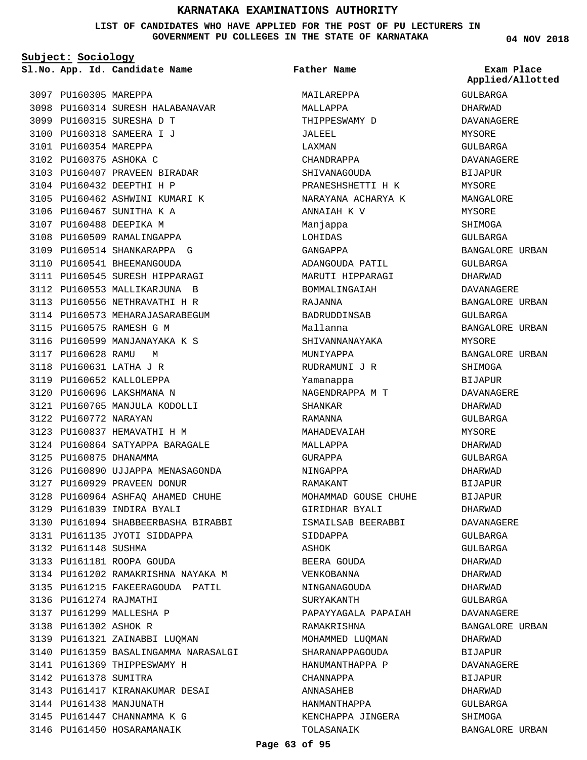# KARNATAKA EXAMINATIONS AUTHORITY

**LIST OF CANDIDATES WHO HAVE APPLIED FOR THE POST OF PU LECTURERS IN GOVERNMENT PU COLLEGES IN THE STATE OF KARNATAKA**

04 NOV 2018

**Subject: Sociology**

| Sl.No. | App. Id. | Candidate Name | Father Name | Exam Place Applied/Allotted |
|---|---|---|---|---|
| 3097 | PU160305 | MAREPPA | MAILAREPPA | GULBARGA |
| 3098 | PU160314 | SURESH HALABANAVAR | MALLAPPA | DHARWAD |
| 3099 | PU160315 | SURESHA D T | THIPPESWAMY D | DAVANAGERE |
| 3100 | PU160318 | SAMEERA I J | JALEEL | MYSORE |
| 3101 | PU160354 | MAREPPA | LAXMAN | GULBARGA |
| 3102 | PU160375 | ASHOKA C | CHANDRAPPA | DAVANAGERE |
| 3103 | PU160407 | PRAVEEN BIRADAR | SHIVANAGOUDA | BIJAPUR |
| 3104 | PU160432 | DEEPTHI H P | PRANESHSHETTI H K | MYSORE |
| 3105 | PU160462 | ASHWINI KUMARI K | NARAYANA ACHARYA K | MANGALORE |
| 3106 | PU160467 | SUNITHA K A | ANNAIAH K V | MYSORE |
| 3107 | PU160488 | DEEPIKA M | Manjappa | SHIMOGA |
| 3108 | PU160509 | RAMALINGAPPA | LOHIDAS | GULBARGA |
| 3109 | PU160514 | SHANKARAPPA G | GANGAPPA | BANGALORE URBAN |
| 3110 | PU160541 | BHEEMANGOUDA | ADANGOUDA PATIL | GULBARGA |
| 3111 | PU160545 | SURESH HIPPARAGI | MARUTI HIPPARAGI | DHARWAD |
| 3112 | PU160553 | MALLIKARJUNA B | BOMMALINGAIAH | DAVANAGERE |
| 3113 | PU160556 | NETHRAVATHI H R | RAJANNA | BANGALORE URBAN |
| 3114 | PU160573 | MEHARAJASARABEGUM | BADRUDDINSAB | GULBARGA |
| 3115 | PU160575 | RAMESH G M | Mallanna | BANGALORE URBAN |
| 3116 | PU160599 | MANJANAYAKA K S | SHIVANNANAYAKA | MYSORE |
| 3117 | PU160628 | RAMU M | MUNIYAPPA | BANGALORE URBAN |
| 3118 | PU160631 | LATHA J R | RUDRAMUNI J R | SHIMOGA |
| 3119 | PU160652 | KALLOLEPPA | Yamanappa | BIJAPUR |
| 3120 | PU160696 | LAKSHMANA N | NAGENDRAPPA M T | DAVANAGERE |
| 3121 | PU160765 | MANJULA KODOLLI | SHANKAR | DHARWAD |
| 3122 | PU160772 | NARAYAN | RAMANNA | GULBARGA |
| 3123 | PU160837 | HEMAVATHI H M | MAHADEVAIAH | MYSORE |
| 3124 | PU160864 | SATYAPPA BARAGALE | MALLAPPA | DHARWAD |
| 3125 | PU160875 | DHANAMMA | GURAPPA | GULBARGA |
| 3126 | PU160890 | UJJAPPA MENASAGONDA | NINGAPPA | DHARWAD |
| 3127 | PU160929 | PRAVEEN DONUR | RAMAKANT | BIJAPUR |
| 3128 | PU160964 | ASHFAQ AHAMED CHUHE | MOHAMMAD GOUSE CHUHE | BIJAPUR |
| 3129 | PU161039 | INDIRA BYALI | GIRIDHAR BYALI | DHARWAD |
| 3130 | PU161094 | SHABBEERBASHA BIRABBI | ISMAILSAB BEERABBI | DAVANAGERE |
| 3131 | PU161135 | JYOTI SIDDAPPA | SIDDAPPA | GULBARGA |
| 3132 | PU161148 | SUSHMA | ASHOK | GULBARGA |
| 3133 | PU161181 | ROOPA GOUDA | BEERA GOUDA | DHARWAD |
| 3134 | PU161202 | RAMAKRISHNA NAYAKA M | VENKOBANNA | DHARWAD |
| 3135 | PU161215 | FAKEERAGOUDA PATIL | NINGANAGOUDA | DHARWAD |
| 3136 | PU161274 | RAJMATHI | SURYAKANTH | GULBARGA |
| 3137 | PU161299 | MALLESHA P | PAPAYYAGALA PAPAIAH | DAVANAGERE |
| 3138 | PU161302 | ASHOK R | RAMAKRISHNA | BANGALORE URBAN |
| 3139 | PU161321 | ZAINABBI LUQMAN | MOHAMMED LUQMAN | DHARWAD |
| 3140 | PU161359 | BASALINGAMMA NARASALGI | SHARANAPPAGOUDA | BIJAPUR |
| 3141 | PU161369 | THIPPESWAMY H | HANUMANTHAPPA P | DAVANAGERE |
| 3142 | PU161378 | SUMITRA | CHANNAPPA | BIJAPUR |
| 3143 | PU161417 | KIRANAKUMAR DESAI | ANNASAHEB | DHARWAD |
| 3144 | PU161438 | MANJUNATH | HANMANTHAPPA | GULBARGA |
| 3145 | PU161447 | CHANNAMMA K G | KENCHAPPA JINGERA | SHIMOGA |
| 3146 | PU161450 | HOSARAMANAIK | TOLASANAIK | BANGALORE URBAN |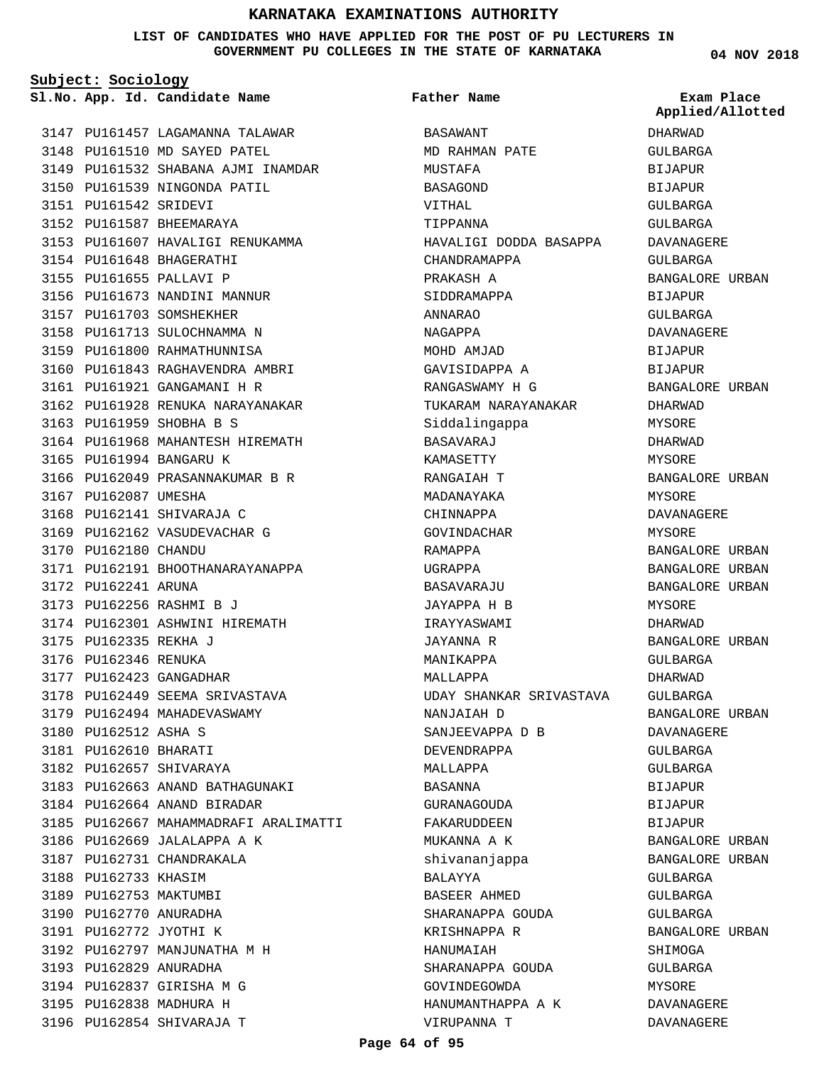# KARNATAKA EXAMINATIONS AUTHORITY

**LIST OF CANDIDATES WHO HAVE APPLIED FOR THE POST OF PU LECTURERS IN GOVERNMENT PU COLLEGES IN THE STATE OF KARNATAKA**

04 NOV 2018

**Subject: Sociology**

| Sl.No. | App. Id. | Candidate Name | Father Name | Exam Place Applied/Allotted |
|---|---|---|---|---|
| 3147 | PU161457 | LAGAMANNA TALAWAR | BASAWANT | DHARWAD |
| 3148 | PU161510 | MD SAYED PATEL | MD RAHMAN PATE | GULBARGA |
| 3149 | PU161532 | SHABANA AJMI INAMDAR | MUSTAFA | BIJAPUR |
| 3150 | PU161539 | NINGONDA PATIL | BASAGOND | BIJAPUR |
| 3151 | PU161542 | SRIDEVI | VITHAL | GULBARGA |
| 3152 | PU161587 | BHEEMARAYA | TIPPANNA | GULBARGA |
| 3153 | PU161607 | HAVALIGI RENUKAMMA | HAVALIGI DODDA BASAPPA | DAVANAGERE |
| 3154 | PU161648 | BHAGERATHI | CHANDRAMAPPA | GULBARGA |
| 3155 | PU161655 | PALLAVI P | PRAKASH A | BANGALORE URBAN |
| 3156 | PU161673 | NANDINI MANNUR | SIDDRAMAPPA | BIJAPUR |
| 3157 | PU161703 | SOMSHEKHER | ANNARAO | GULBARGA |
| 3158 | PU161713 | SULOCHNAMMA N | NAGAPPA | DAVANAGERE |
| 3159 | PU161800 | RAHMATHUNNISA | MOHD AMJAD | BIJAPUR |
| 3160 | PU161843 | RAGHAVENDRA AMBRI | GAVISIDAPPA A | BIJAPUR |
| 3161 | PU161921 | GANGAMANI H R | RANGASWAMY H G | BANGALORE URBAN |
| 3162 | PU161928 | RENUKA NARAYANAKAR | TUKARAM NARAYANAKAR | DHARWAD |
| 3163 | PU161959 | SHOBHA B S | Siddalingappa | MYSORE |
| 3164 | PU161968 | MAHANTESH HIREMATH | BASAVARAJ | DHARWAD |
| 3165 | PU161994 | BANGARU K | KAMASETTY | MYSORE |
| 3166 | PU162049 | PRASANNAKUMAR B R | RANGAIAH T | BANGALORE URBAN |
| 3167 | PU162087 | UMESHA | MADANAYAKA | MYSORE |
| 3168 | PU162141 | SHIVARAJA C | CHINNAPPA | DAVANAGERE |
| 3169 | PU162162 | VASUDEVACHAR G | GOVINDACHAR | MYSORE |
| 3170 | PU162180 | CHANDU | RAMAPPA | BANGALORE URBAN |
| 3171 | PU162191 | BHOOTHANARAYANAPPA | UGRAPPA | BANGALORE URBAN |
| 3172 | PU162241 | ARUNA | BASAVARAJU | BANGALORE URBAN |
| 3173 | PU162256 | RASHMI B J | JAYAPPA H B | MYSORE |
| 3174 | PU162301 | ASHWINI HIREMATH | IRAYYASWAMI | DHARWAD |
| 3175 | PU162335 | REKHA J | JAYANNA R | BANGALORE URBAN |
| 3176 | PU162346 | RENUKA | MANIKAPPA | GULBARGA |
| 3177 | PU162423 | GANGADHAR | MALLAPPA | DHARWAD |
| 3178 | PU162449 | SEEMA SRIVASTAVA | UDAY SHANKAR SRIVASTAVA | GULBARGA |
| 3179 | PU162494 | MAHADEVASWAMY | NANJAIAH D | BANGALORE URBAN |
| 3180 | PU162512 | ASHA S | SANJEEVAPPA D B | DAVANAGERE |
| 3181 | PU162610 | BHARATI | DEVENDRAPPA | GULBARGA |
| 3182 | PU162657 | SHIVARAYA | MALLAPPA | GULBARGA |
| 3183 | PU162663 | ANAND BATHAGUNAKI | BASANNA | BIJAPUR |
| 3184 | PU162664 | ANAND BIRADAR | GURANAGOUDA | BIJAPUR |
| 3185 | PU162667 | MAHAMMADRAFI ARALIMATTI | FAKARUDDEEN | BIJAPUR |
| 3186 | PU162669 | JALALAPPA A K | MUKANNA A K | BANGALORE URBAN |
| 3187 | PU162731 | CHANDRAKALA | shivananjappa | BANGALORE URBAN |
| 3188 | PU162733 | KHASIM | BALAYYA | GULBARGA |
| 3189 | PU162753 | MAKTUMBI | BASEER AHMED | GULBARGA |
| 3190 | PU162770 | ANURADHA | SHARANAPPA GOUDA | GULBARGA |
| 3191 | PU162772 | JYOTHI K | KRISHNAPPA R | BANGALORE URBAN |
| 3192 | PU162797 | MANJUNATHA M H | HANUMAIAH | SHIMOGA |
| 3193 | PU162829 | ANURADHA | SHARANAPPA GOUDA | GULBARGA |
| 3194 | PU162837 | GIRISHA M G | GOVINDEGOWDA | MYSORE |
| 3195 | PU162838 | MADHURA H | HANUMANTHAPPA A K | DAVANAGERE |
| 3196 | PU162854 | SHIVARAJA T | VIRUPANNA T | DAVANAGERE |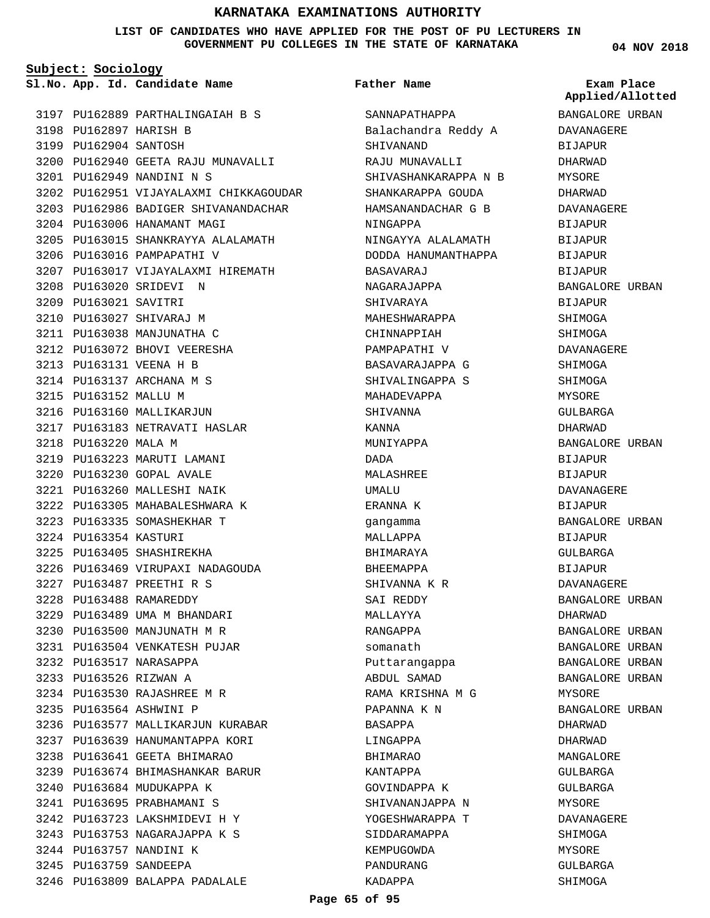# KARNATAKA EXAMINATIONS AUTHORITY

**LIST OF CANDIDATES WHO HAVE APPLIED FOR THE POST OF PU LECTURERS IN GOVERNMENT PU COLLEGES IN THE STATE OF KARNATAKA**

04 NOV 2018

**Subject: Sociology**

| Sl.No. | App. Id. | Candidate Name | Father Name | Exam Place Applied/Allotted |
|---|---|---|---|---|
| 3197 | PU162889 | PARTHALINGAIAH B S | SANNAPATHAPPA | BANGALORE URBAN |
| 3198 | PU162897 | HARISH B | Balachandra Reddy A | DAVANAGERE |
| 3199 | PU162904 | SANTOSH | SHIVANAND | BIJAPUR |
| 3200 | PU162940 | GEETA RAJU MUNAVALLI | RAJU MUNAVALLI | DHARWAD |
| 3201 | PU162949 | NANDINI N S | SHIVASHANKARAPPA N B | MYSORE |
| 3202 | PU162951 | VIJAYALAXMI CHIKKAGOUDAR | SHANKARAPPA GOUDA | DHARWAD |
| 3203 | PU162986 | BADIGER SHIVANANDACHAR | HAMSANANDACHAR G B | DAVANAGERE |
| 3204 | PU163006 | HANAMANT MAGI | NINGAPPA | BIJAPUR |
| 3205 | PU163015 | SHANKRAYYA ALALAMATH | NINGAYYA ALALAMATH | BIJAPUR |
| 3206 | PU163016 | PAMPAPATHI V | DODDA HANUMANTHAPPA | BIJAPUR |
| 3207 | PU163017 | VIJAYALAXMI HIREMATH | BASAVARAJ | BIJAPUR |
| 3208 | PU163020 | SRIDEVI N | NAGARAJAPPA | BANGALORE URBAN |
| 3209 | PU163021 | SAVITRI | SHIVARAYA | BIJAPUR |
| 3210 | PU163027 | SHIVARAJ M | MAHESHWARAPPA | SHIMOGA |
| 3211 | PU163038 | MANJUNATHA C | CHINNAPPIAH | SHIMOGA |
| 3212 | PU163072 | BHOVI VEERESHA | PAMPAPATHI V | DAVANAGERE |
| 3213 | PU163131 | VEENA H B | BASAVARAJAPPA G | SHIMOGA |
| 3214 | PU163137 | ARCHANA M S | SHIVALINGAPPA S | SHIMOGA |
| 3215 | PU163152 | MALLU M | MAHADEVAPPA | MYSORE |
| 3216 | PU163160 | MALLIKARJUN | SHIVANNA | GULBARGA |
| 3217 | PU163183 | NETRAVATI HASLAR | KANNA | DHARWAD |
| 3218 | PU163220 | MALA M | MUNIYAPPA | BANGALORE URBAN |
| 3219 | PU163223 | MARUTI LAMANI | DADA | BIJAPUR |
| 3220 | PU163230 | GOPAL AVALE | MALASHREE | BIJAPUR |
| 3221 | PU163260 | MALLESHI NAIK | UMALU | DAVANAGERE |
| 3222 | PU163305 | MAHABALESHWARA K | ERANNA K | BIJAPUR |
| 3223 | PU163335 | SOMASHEKHAR T | gangamma | BANGALORE URBAN |
| 3224 | PU163354 | KASTURI | MALLAPPA | BIJAPUR |
| 3225 | PU163405 | SHASHIREKHA | BHIMARAYA | GULBARGA |
| 3226 | PU163469 | VIRUPAXI NADAGOUDA | BHEEMAPPA | BIJAPUR |
| 3227 | PU163487 | PREETHI R S | SHIVANNA K R | DAVANAGERE |
| 3228 | PU163488 | RAMAREDDY | SAI REDDY | BANGALORE URBAN |
| 3229 | PU163489 | UMA M BHANDARI | MALLAYYA | DHARWAD |
| 3230 | PU163500 | MANJUNATH M R | RANGAPPA | BANGALORE URBAN |
| 3231 | PU163504 | VENKATESH PUJAR | somanath | BANGALORE URBAN |
| 3232 | PU163517 | NARASAPPA | Puttarangappa | BANGALORE URBAN |
| 3233 | PU163526 | RIZWAN A | ABDUL SAMAD | BANGALORE URBAN |
| 3234 | PU163530 | RAJASHREE M R | RAMA KRISHNA M G | MYSORE |
| 3235 | PU163564 | ASHWINI P | PAPANNA K N | BANGALORE URBAN |
| 3236 | PU163577 | MALLIKARJUN KURABAR | BASAPPA | DHARWAD |
| 3237 | PU163639 | HANUMANTAPPA KORI | LINGAPPA | DHARWAD |
| 3238 | PU163641 | GEETA BHIMARAO | BHIMARAO | MANGALORE |
| 3239 | PU163674 | BHIMASHANKAR BARUR | KANTAPPA | GULBARGA |
| 3240 | PU163684 | MUDUKAPPA K | GOVINDAPPA K | GULBARGA |
| 3241 | PU163695 | PRABHAMANI S | SHIVANANJAPPA N | MYSORE |
| 3242 | PU163723 | LAKSHMIDEVI H Y | YOGESHWARAPPA T | DAVANAGERE |
| 3243 | PU163753 | NAGARAJAPPA K S | SIDDARAMAPPA | SHIMOGA |
| 3244 | PU163757 | NANDINI K | KEMPUGOWDA | MYSORE |
| 3245 | PU163759 | SANDEEPA | PANDURANG | GULBARGA |
| 3246 | PU163809 | BALAPPA PADALALE | KADAPPA | SHIMOGA |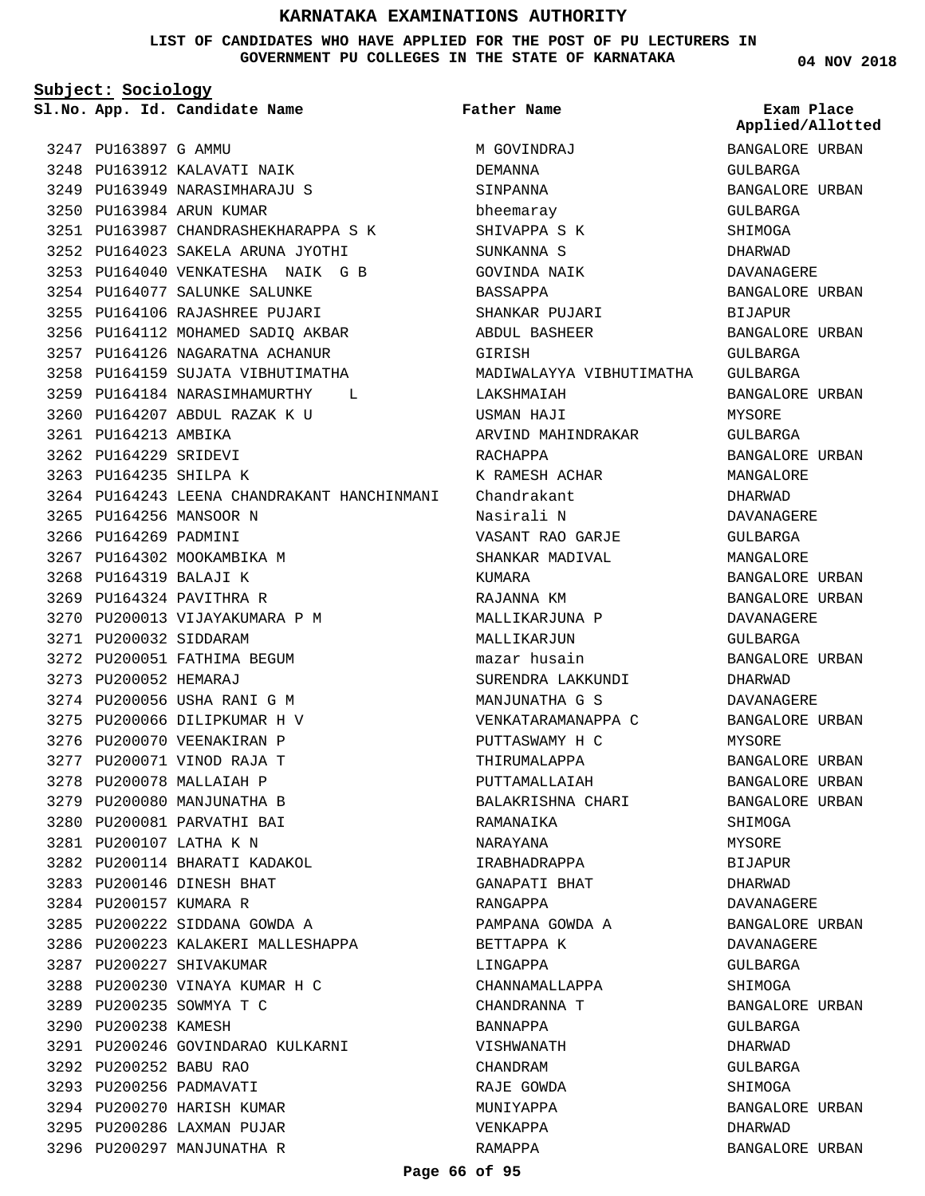# KARNATAKA EXAMINATIONS AUTHORITY

**LIST OF CANDIDATES WHO HAVE APPLIED FOR THE POST OF PU LECTURERS IN GOVERNMENT PU COLLEGES IN THE STATE OF KARNATAKA**

04 NOV 2018

**Subject: Sociology**

| Sl.No. | App. Id. | Candidate Name | Father Name | Exam Place Applied/Allotted |
|---|---|---|---|---|
| 3247 | PU163897 | G AMMU | M GOVINDRAJ | BANGALORE URBAN |
| 3248 | PU163912 | KALAVATI NAIK | DEMANNA | GULBARGA |
| 3249 | PU163949 | NARASIMHARAJU S | SINPANNA | BANGALORE URBAN |
| 3250 | PU163984 | ARUN KUMAR | bheemaray | GULBARGA |
| 3251 | PU163987 | CHANDRASHEKHARAPPA S K | SHIVAPPA S K | SHIMOGA |
| 3252 | PU164023 | SAKELA ARUNA JYOTHI | SUNKANNA S | DHARWAD |
| 3253 | PU164040 | VENKATESHA NAIK G B | GOVINDA NAIK | DAVANAGERE |
| 3254 | PU164077 | SALUNKE SALUNKE | BASSAPPA | BANGALORE URBAN |
| 3255 | PU164106 | RAJASHREE PUJARI | SHANKAR PUJARI | BIJAPUR |
| 3256 | PU164112 | MOHAMED SADIQ AKBAR | ABDUL BASHEER | BANGALORE URBAN |
| 3257 | PU164126 | NAGARATNA ACHANUR | GIRISH | GULBARGA |
| 3258 | PU164159 | SUJATA VIBHUTIMATHA | MADIWALAYYA VIBHUTIMATHA | GULBARGA |
| 3259 | PU164184 | NARASIMHAMURTHY L | LAKSHMAIAH | BANGALORE URBAN |
| 3260 | PU164207 | ABDUL RAZAK K U | USMAN HAJI | MYSORE |
| 3261 | PU164213 | AMBIKA | ARVIND MAHINDRAKAR | GULBARGA |
| 3262 | PU164229 | SRIDEVI | RACHAPPA | BANGALORE URBAN |
| 3263 | PU164235 | SHILPA K | K RAMESH ACHAR | MANGALORE |
| 3264 | PU164243 | LEENA CHANDRAKANT HANCHINMANI | Chandrakant | DHARWAD |
| 3265 | PU164256 | MANSOOR N | Nasirali N | DAVANAGERE |
| 3266 | PU164269 | PADMINI | VASANT RAO GARJE | GULBARGA |
| 3267 | PU164302 | MOOKAMBIKA M | SHANKAR MADIVAL | MANGALORE |
| 3268 | PU164319 | BALAJI K | KUMARA | BANGALORE URBAN |
| 3269 | PU164324 | PAVITHRA R | RAJANNA KM | BANGALORE URBAN |
| 3270 | PU200013 | VIJAYAKUMARA P M | MALLIKARJUNA P | DAVANAGERE |
| 3271 | PU200032 | SIDDARAM | MALLIKARJUN | GULBARGA |
| 3272 | PU200051 | FATHIMA BEGUM | mazar husain | BANGALORE URBAN |
| 3273 | PU200052 | HEMARAJ | SURENDRA LAKKUNDI | DHARWAD |
| 3274 | PU200056 | USHA RANI G M | MANJUNATHA G S | DAVANAGERE |
| 3275 | PU200066 | DILIPKUMAR H V | VENKATARAMANAPPA C | BANGALORE URBAN |
| 3276 | PU200070 | VEENAKIRAN P | PUTTASWAMY H C | MYSORE |
| 3277 | PU200071 | VINOD RAJA T | THIRUMALAPPA | BANGALORE URBAN |
| 3278 | PU200078 | MALLAIAH P | PUTTAMALLAIAH | BANGALORE URBAN |
| 3279 | PU200080 | MANJUNATHA B | BALAKRISHNA CHARI | BANGALORE URBAN |
| 3280 | PU200081 | PARVATHI BAI | RAMANAIKA | SHIMOGA |
| 3281 | PU200107 | LATHA K N | NARAYANA | MYSORE |
| 3282 | PU200114 | BHARATI KADAKOL | IRABHADRAPPA | BIJAPUR |
| 3283 | PU200146 | DINESH BHAT | GANAPATI BHAT | DHARWAD |
| 3284 | PU200157 | KUMARA R | RANGAPPA | DAVANAGERE |
| 3285 | PU200222 | SIDDANA GOWDA A | PAMPANA GOWDA A | BANGALORE URBAN |
| 3286 | PU200223 | KALAKERI MALLESHAPPA | BETTAPPA K | DAVANAGERE |
| 3287 | PU200227 | SHIVAKUMAR | LINGAPPA | GULBARGA |
| 3288 | PU200230 | VINAYA KUMAR H C | CHANNAMALLAPPA | SHIMOGA |
| 3289 | PU200235 | SOWMYA T C | CHANDRANNA T | BANGALORE URBAN |
| 3290 | PU200238 | KAMESH | BANNAPPA | GULBARGA |
| 3291 | PU200246 | GOVINDARAO KULKARNI | VISHWANATH | DHARWAD |
| 3292 | PU200252 | BABU RAO | CHANDRAM | GULBARGA |
| 3293 | PU200256 | PADMAVATI | RAJE GOWDA | SHIMOGA |
| 3294 | PU200270 | HARISH KUMAR | MUNIYAPPA | BANGALORE URBAN |
| 3295 | PU200286 | LAXMAN PUJAR | VENKAPPA | DHARWAD |
| 3296 | PU200297 | MANJUNATHA R | RAMAPPA | BANGALORE URBAN |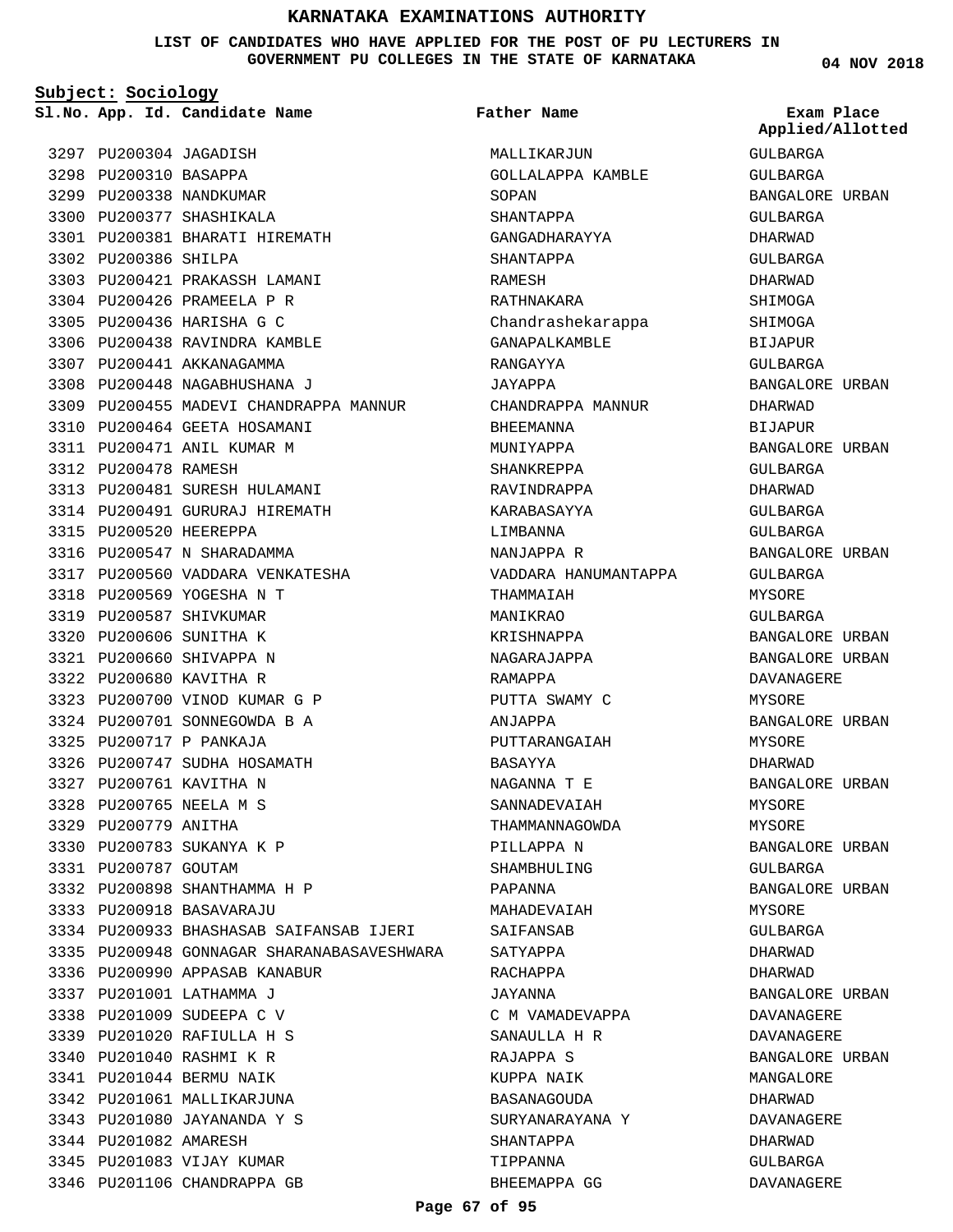# KARNATAKA EXAMINATIONS AUTHORITY

**LIST OF CANDIDATES WHO HAVE APPLIED FOR THE POST OF PU LECTURERS IN GOVERNMENT PU COLLEGES IN THE STATE OF KARNATAKA**

**04 NOV 2018**

**Subject: Sociology**

| Sl.No. | App. Id. | Candidate Name | Father Name | Exam Place Applied/Allotted |
|---|---|---|---|---|
| 3297 | PU200304 | JAGADISH | MALLIKARJUN | GULBARGA |
| 3298 | PU200310 | BASAPPA | GOLLALAPPA KAMBLE | GULBARGA |
| 3299 | PU200338 | NANDKUMAR | SOPAN | BANGALORE URBAN |
| 3300 | PU200377 | SHASHIKALA | SHANTAPPA | GULBARGA |
| 3301 | PU200381 | BHARATI HIREMATH | GANGADHARAYYA | DHARWAD |
| 3302 | PU200386 | SHILPA | SHANTAPPA | GULBARGA |
| 3303 | PU200421 | PRAKASSH LAMANI | RAMESH | DHARWAD |
| 3304 | PU200426 | PRAMEELA P R | RATHNAKARA | SHIMOGA |
| 3305 | PU200436 | HARISHA G C | Chandrashekarappa | SHIMOGA |
| 3306 | PU200438 | RAVINDRA KAMBLE | GANAPALKAMBLE | BIJAPUR |
| 3307 | PU200441 | AKKANAGAMMA | RANGAYYA | GULBARGA |
| 3308 | PU200448 | NAGABHUSHANA J | JAYAPPA | BANGALORE URBAN |
| 3309 | PU200455 | MADEVI CHANDRAPPA MANNUR | CHANDRAPPA MANNUR | DHARWAD |
| 3310 | PU200464 | GEETA HOSAMANI | BHEEMANNA | BIJAPUR |
| 3311 | PU200471 | ANIL KUMAR M | MUNIYAPPA | BANGALORE URBAN |
| 3312 | PU200478 | RAMESH | SHANKREPPA | GULBARGA |
| 3313 | PU200481 | SURESH HULAMANI | RAVINDRAPPA | DHARWAD |
| 3314 | PU200491 | GURURAJ HIREMATH | KARABASAYYA | GULBARGA |
| 3315 | PU200520 | HEEREPPA | LIMBANNA | GULBARGA |
| 3316 | PU200547 | N SHARADAMMA | NANJAPPA R | BANGALORE URBAN |
| 3317 | PU200560 | VADDARA VENKATESHA | VADDARA HANUMANTAPPA | GULBARGA |
| 3318 | PU200569 | YOGESHA N T | THAMMAIAH | MYSORE |
| 3319 | PU200587 | SHIVKUMAR | MANIKRAO | GULBARGA |
| 3320 | PU200606 | SUNITHA K | KRISHNAPPA | BANGALORE URBAN |
| 3321 | PU200660 | SHIVAPPA N | NAGARAJAPPA | BANGALORE URBAN |
| 3322 | PU200680 | KAVITHA R | RAMAPPA | DAVANAGERE |
| 3323 | PU200700 | VINOD KUMAR G P | PUTTA SWAMY C | MYSORE |
| 3324 | PU200701 | SONNEGOWDA B A | ANJAPPA | BANGALORE URBAN |
| 3325 | PU200717 | P PANKAJA | PUTTARANGAIAH | MYSORE |
| 3326 | PU200747 | SUDHA HOSAMATH | BASAYYA | DHARWAD |
| 3327 | PU200761 | KAVITHA N | NAGANNA T E | BANGALORE URBAN |
| 3328 | PU200765 | NEELA M S | SANNADEVAIAH | MYSORE |
| 3329 | PU200779 | ANITHA | THAMMANNAGOWDA | MYSORE |
| 3330 | PU200783 | SUKANYA K P | PILLAPPA N | BANGALORE URBAN |
| 3331 | PU200787 | GOUTAM | SHAMBHULING | GULBARGA |
| 3332 | PU200898 | SHANTHAMMA H P | PAPANNA | BANGALORE URBAN |
| 3333 | PU200918 | BASAVARAJU | MAHADEVAIAH | MYSORE |
| 3334 | PU200933 | BHASHASAB SAIFANSAB IJERI | SAIFANSAB | GULBARGA |
| 3335 | PU200948 | GONNAGAR SHARANABASAVESHWARA | SATYAPPA | DHARWAD |
| 3336 | PU200990 | APPASAB KANABUR | RACHAPPA | DHARWAD |
| 3337 | PU201001 | LATHAMMA J | JAYANNA | BANGALORE URBAN |
| 3338 | PU201009 | SUDEEPA C V | C M VAMADEVAPPA | DAVANAGERE |
| 3339 | PU201020 | RAFIULLA H S | SANAULLA H R | DAVANAGERE |
| 3340 | PU201040 | RASHMI K R | RAJAPPA S | BANGALORE URBAN |
| 3341 | PU201044 | BERMU NAIK | KUPPA NAIK | MANGALORE |
| 3342 | PU201061 | MALLIKARJUNA | BASANAGOUDA | DHARWAD |
| 3343 | PU201080 | JAYANANDA Y S | SURYANARAYANA Y | DAVANAGERE |
| 3344 | PU201082 | AMARESH | SHANTAPPA | DHARWAD |
| 3345 | PU201083 | VIJAY KUMAR | TIPPANNA | GULBARGA |
| 3346 | PU201106 | CHANDRAPPA GB | BHEEMAPPA GG | DAVANAGERE |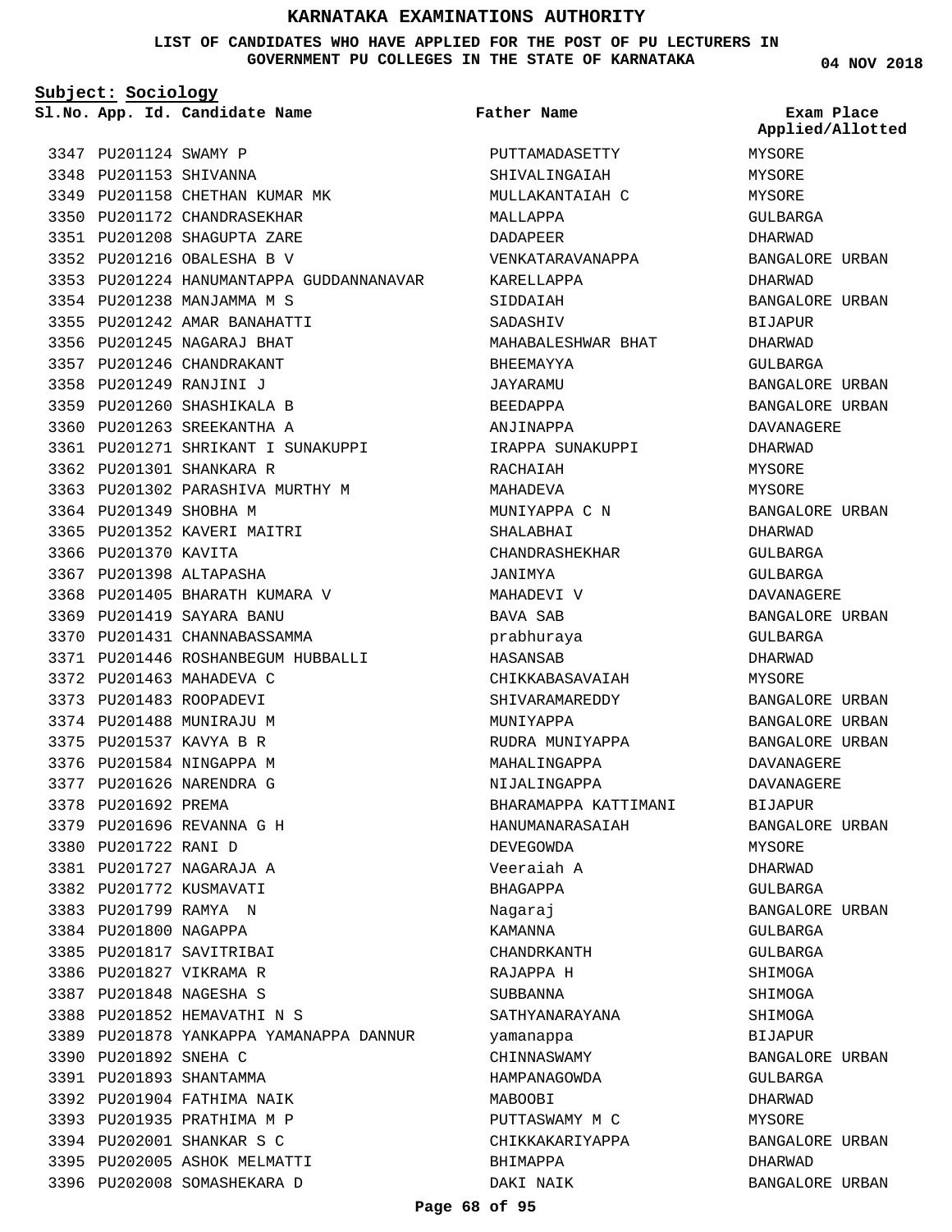# KARNATAKA EXAMINATIONS AUTHORITY

**LIST OF CANDIDATES WHO HAVE APPLIED FOR THE POST OF PU LECTURERS IN GOVERNMENT PU COLLEGES IN THE STATE OF KARNATAKA**

04 NOV 2018

**Subject: Sociology**

| Sl.No. | App. Id. | Candidate Name | Father Name | Exam Place Applied/Allotted |
|---|---|---|---|---|
| 3347 | PU201124 | SWAMY P | PUTTAMADASETTY | MYSORE |
| 3348 | PU201153 | SHIVANNA | SHIVALINGAIAH | MYSORE |
| 3349 | PU201158 | CHETHAN KUMAR MK | MULLAKANTAIAH C | MYSORE |
| 3350 | PU201172 | CHANDRASEKHAR | MALLAPPA | GULBARGA |
| 3351 | PU201208 | SHAGUPTA ZARE | DADAPEER | DHARWAD |
| 3352 | PU201216 | OBALESHA B V | VENKATARAVANAPPA | BANGALORE URBAN |
| 3353 | PU201224 | HANUMANTAPPA GUDDANNANAVAR | KARELLAPPA | DHARWAD |
| 3354 | PU201238 | MANJAMMA M S | SIDDAIAH | BANGALORE URBAN |
| 3355 | PU201242 | AMAR BANAHATTI | SADASHIV | BIJAPUR |
| 3356 | PU201245 | NAGARAJ BHAT | MAHABALESHWAR BHAT | DHARWAD |
| 3357 | PU201246 | CHANDRAKANT | BHEEMAYYA | GULBARGA |
| 3358 | PU201249 | RANJINI J | JAYARAMU | BANGALORE URBAN |
| 3359 | PU201260 | SHASHIKALA B | BEEDAPPA | BANGALORE URBAN |
| 3360 | PU201263 | SREEKANTHA A | ANJINAPPA | DAVANAGERE |
| 3361 | PU201271 | SHRIKANT I SUNAKUPPI | IRAPPA SUNAKUPPI | DHARWAD |
| 3362 | PU201301 | SHANKARA R | RACHAIAH | MYSORE |
| 3363 | PU201302 | PARASHIVA MURTHY M | MAHADEVA | MYSORE |
| 3364 | PU201349 | SHOBHA M | MUNIYAPPA C N | BANGALORE URBAN |
| 3365 | PU201352 | KAVERI MAITRI | SHALABHAI | DHARWAD |
| 3366 | PU201370 | KAVITA | CHANDRASHEKHAR | GULBARGA |
| 3367 | PU201398 | ALTAPASHA | JANIMYA | GULBARGA |
| 3368 | PU201405 | BHARATH KUMARA V | MAHADEVI V | DAVANAGERE |
| 3369 | PU201419 | SAYARA BANU | BAVA SAB | BANGALORE URBAN |
| 3370 | PU201431 | CHANNABASSAMMA | prabhuraya | GULBARGA |
| 3371 | PU201446 | ROSHANBEGUM HUBBALLI | HASANSAB | DHARWAD |
| 3372 | PU201463 | MAHADEVA C | CHIKKABASAVAIAH | MYSORE |
| 3373 | PU201483 | ROOPADEVI | SHIVARAMAREDDY | BANGALORE URBAN |
| 3374 | PU201488 | MUNIRAJU M | MUNIYAPPA | BANGALORE URBAN |
| 3375 | PU201537 | KAVYA B R | RUDRA MUNIYAPPA | BANGALORE URBAN |
| 3376 | PU201584 | NINGAPPA M | MAHALINGAPPA | DAVANAGERE |
| 3377 | PU201626 | NARENDRA G | NIJALINGAPPA | DAVANAGERE |
| 3378 | PU201692 | PREMA | BHARAMAPPA KATTIMANI | BIJAPUR |
| 3379 | PU201696 | REVANNA G H | HANUMANARASAIAH | BANGALORE URBAN |
| 3380 | PU201722 | RANI D | DEVEGOWDA | MYSORE |
| 3381 | PU201727 | NAGARAJA A | Veeraiah A | DHARWAD |
| 3382 | PU201772 | KUSMAVATI | BHAGAPPA | GULBARGA |
| 3383 | PU201799 | RAMYA N | Nagaraj | BANGALORE URBAN |
| 3384 | PU201800 | NAGAPPA | KAMANNA | GULBARGA |
| 3385 | PU201817 | SAVITRIBAI | CHANDRKANTH | GULBARGA |
| 3386 | PU201827 | VIKRAMA R | RAJAPPA H | SHIMOGA |
| 3387 | PU201848 | NAGESHA S | SUBBANNA | SHIMOGA |
| 3388 | PU201852 | HEMAVATHI N S | SATHYANARAYANA | SHIMOGA |
| 3389 | PU201878 | YANKAPPA YAMANAPPA DANNUR | yamanappa | BIJAPUR |
| 3390 | PU201892 | SNEHA C | CHINNASWAMY | BANGALORE URBAN |
| 3391 | PU201893 | SHANTAMMA | HAMPANAGOWDA | GULBARGA |
| 3392 | PU201904 | FATHIMA NAIK | MABOOBI | DHARWAD |
| 3393 | PU201935 | PRATHIMA M P | PUTTASWAMY M C | MYSORE |
| 3394 | PU202001 | SHANKAR S C | CHIKKAKARIYAPPA | BANGALORE URBAN |
| 3395 | PU202005 | ASHOK MELMATTI | BHIMAPPA | DHARWAD |
| 3396 | PU202008 | SOMASHEKARA D | DAKI NAIK | BANGALORE URBAN |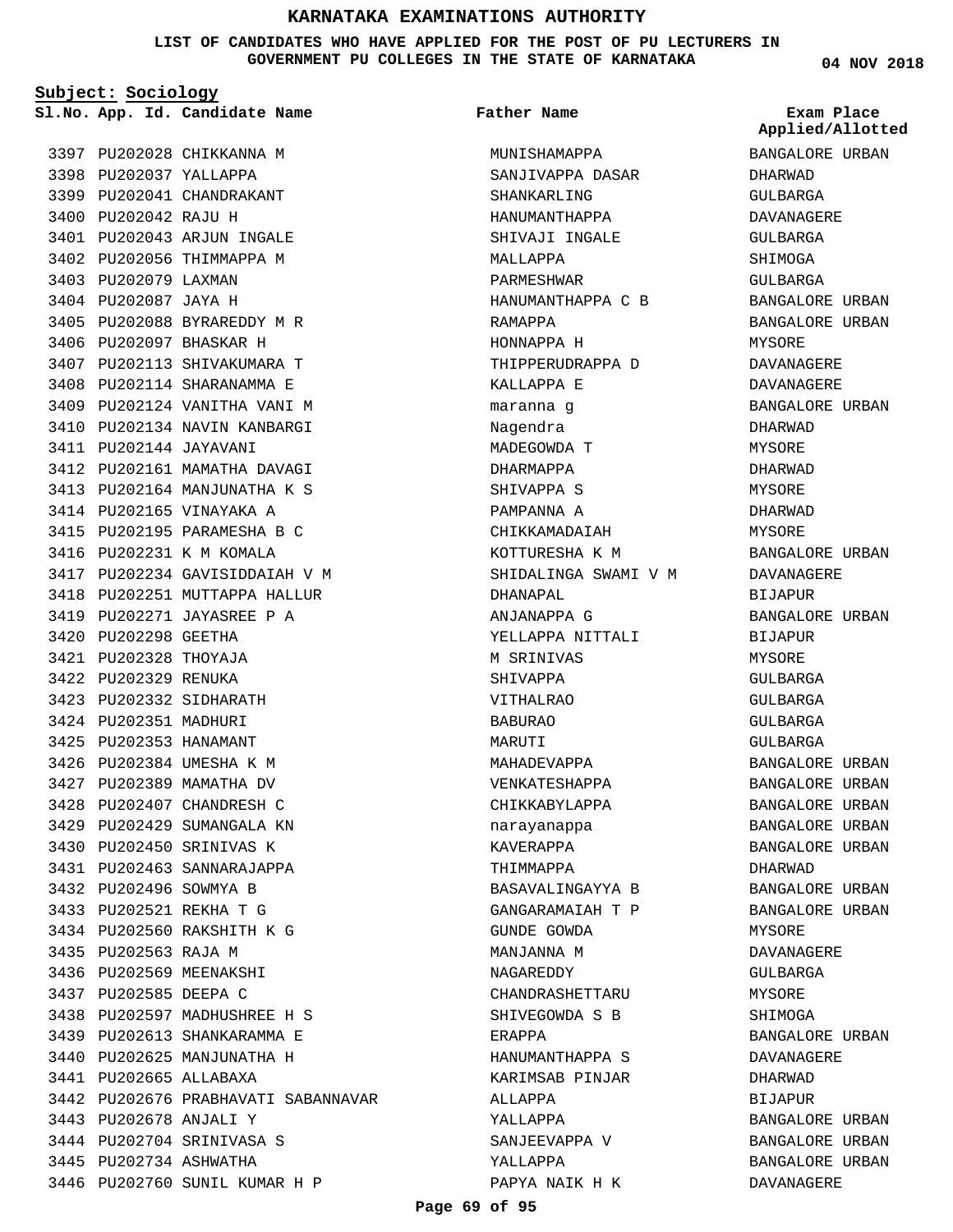# KARNATAKA EXAMINATIONS AUTHORITY

**LIST OF CANDIDATES WHO HAVE APPLIED FOR THE POST OF PU LECTURERS IN GOVERNMENT PU COLLEGES IN THE STATE OF KARNATAKA**

**04 NOV 2018**

**Subject: Sociology**

| Sl.No. | App. Id. | Candidate Name | Father Name | Exam Place Applied/Allotted |
|---|---|---|---|---|
| 3397 | PU202028 | CHIKKANNA M | MUNISHAMAPPA | BANGALORE URBAN |
| 3398 | PU202037 | YALLAPPA | SANJIVAPPA DASAR | DHARWAD |
| 3399 | PU202041 | CHANDRAKANT | SHANKARLING | GULBARGA |
| 3400 | PU202042 | RAJU H | HANUMANTHAPPA | DAVANAGERE |
| 3401 | PU202043 | ARJUN INGALE | SHIVAJI INGALE | GULBARGA |
| 3402 | PU202056 | THIMMAPPA M | MALLAPPA | SHIMOGA |
| 3403 | PU202079 | LAXMAN | PARMESHWAR | GULBARGA |
| 3404 | PU202087 | JAYA H | HANUMANTHAPPA C B | BANGALORE URBAN |
| 3405 | PU202088 | BYRAREDDY M R | RAMAPPA | BANGALORE URBAN |
| 3406 | PU202097 | BHASKAR H | HONNAPPA H | MYSORE |
| 3407 | PU202113 | SHIVAKUMARA T | THIPPERUDRAPPA D | DAVANAGERE |
| 3408 | PU202114 | SHARANAMMA E | KALLAPPA E | DAVANAGERE |
| 3409 | PU202124 | VANITHA VANI M | maranna g | BANGALORE URBAN |
| 3410 | PU202134 | NAVIN KANBARGI | Nagendra | DHARWAD |
| 3411 | PU202144 | JAYAVANI | MADEGOWDA T | MYSORE |
| 3412 | PU202161 | MAMATHA DAVAGI | DHARMAPPA | DHARWAD |
| 3413 | PU202164 | MANJUNATHA K S | SHIVAPPA S | MYSORE |
| 3414 | PU202165 | VINAYAKA A | PAMPANNA A | DHARWAD |
| 3415 | PU202195 | PARAMESHA B C | CHIKKAMADAIAH | MYSORE |
| 3416 | PU202231 | K M KOMALA | KOTTURESHA K M | BANGALORE URBAN |
| 3417 | PU202234 | GAVISIDDAIAH V M | SHIDALINGA SWAMI V M | DAVANAGERE |
| 3418 | PU202251 | MUTTAPPA HALLUR | DHANAPAL | BIJAPUR |
| 3419 | PU202271 | JAYASREE P A | ANJANAPPA G | BANGALORE URBAN |
| 3420 | PU202298 | GEETHA | YELLAPPA NITTALI | BIJAPUR |
| 3421 | PU202328 | THOYAJA | M SRINIVAS | MYSORE |
| 3422 | PU202329 | RENUKA | SHIVAPPA | GULBARGA |
| 3423 | PU202332 | SIDHARATH | VITHALRAO | GULBARGA |
| 3424 | PU202351 | MADHURI | BABURAO | GULBARGA |
| 3425 | PU202353 | HANAMANT | MARUTI | GULBARGA |
| 3426 | PU202384 | UMESHA K M | MAHADEVAPPA | BANGALORE URBAN |
| 3427 | PU202389 | MAMATHA DV | VENKATESHAPPA | BANGALORE URBAN |
| 3428 | PU202407 | CHANDRESH C | CHIKKABYLAPPA | BANGALORE URBAN |
| 3429 | PU202429 | SUMANGALA KN | narayanappa | BANGALORE URBAN |
| 3430 | PU202450 | SRINIVAS K | KAVERAPPA | BANGALORE URBAN |
| 3431 | PU202463 | SANNARAJAPPA | THIMMAPPA | DHARWAD |
| 3432 | PU202496 | SOWMYA B | BASAVALINGAYYA B | BANGALORE URBAN |
| 3433 | PU202521 | REKHA T G | GANGARAMAIAH T P | BANGALORE URBAN |
| 3434 | PU202560 | RAKSHITH K G | GUNDE GOWDA | MYSORE |
| 3435 | PU202563 | RAJA M | MANJANNA M | DAVANAGERE |
| 3436 | PU202569 | MEENAKSHI | NAGAREDDY | GULBARGA |
| 3437 | PU202585 | DEEPA C | CHANDRASHETTARU | MYSORE |
| 3438 | PU202597 | MADHUSHREE H S | SHIVEGOWDA S B | SHIMOGA |
| 3439 | PU202613 | SHANKARAMMA E | ERAPPA | BANGALORE URBAN |
| 3440 | PU202625 | MANJUNATHA H | HANUMANTHAPPA S | DAVANAGERE |
| 3441 | PU202665 | ALLABAXA | KARIMSAB PINJAR | DHARWAD |
| 3442 | PU202676 | PRABHAVATI SABANNAVAR | ALLAPPA | BIJAPUR |
| 3443 | PU202678 | ANJALI Y | YALLAPPA | BANGALORE URBAN |
| 3444 | PU202704 | SRINIVASA S | SANJEEVAPPA V | BANGALORE URBAN |
| 3445 | PU202734 | ASHWATHA | YALLAPPA | BANGALORE URBAN |
| 3446 | PU202760 | SUNIL KUMAR H P | PAPYA NAIK H K | DAVANAGERE |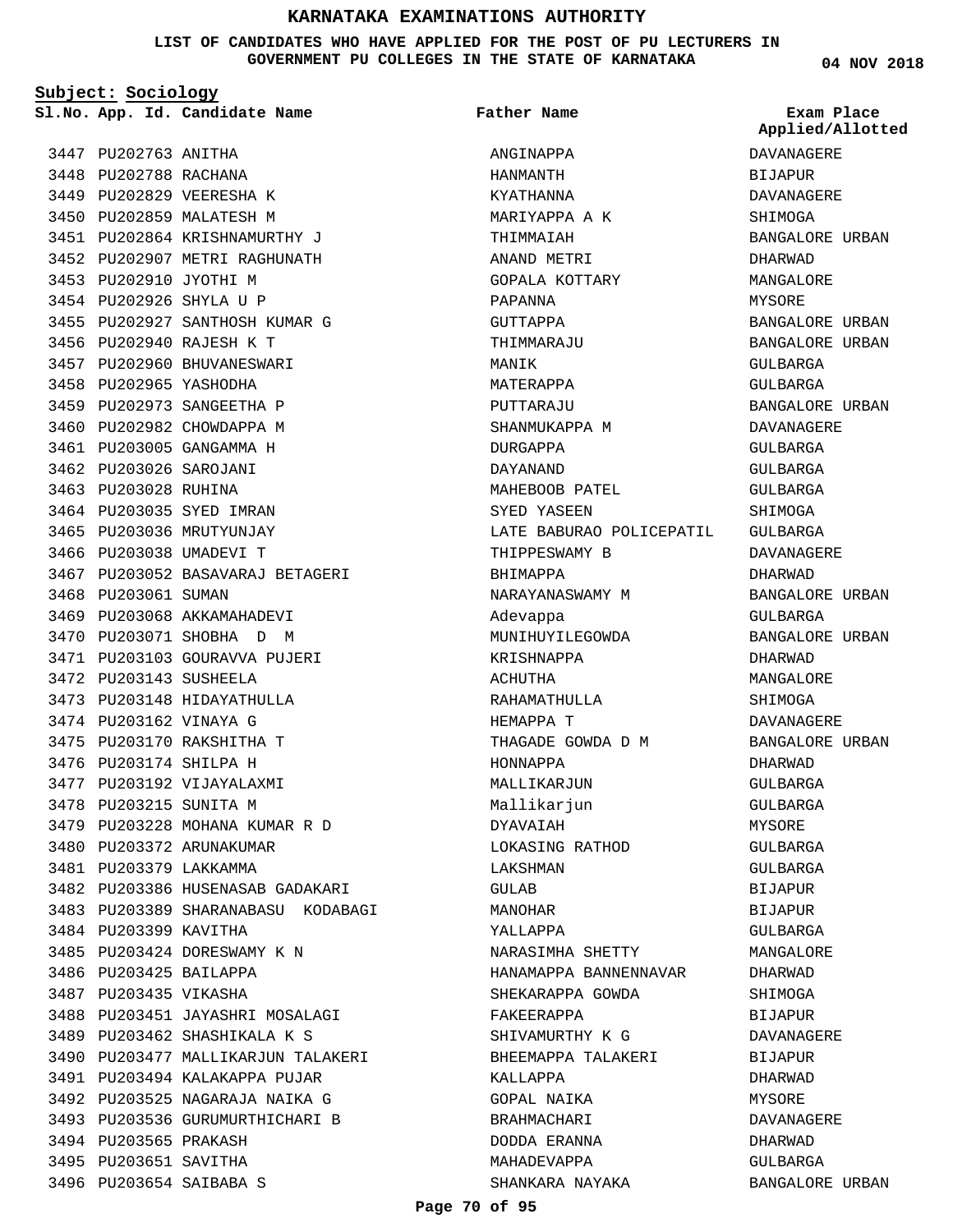# KARNATAKA EXAMINATIONS AUTHORITY

**LIST OF CANDIDATES WHO HAVE APPLIED FOR THE POST OF PU LECTURERS IN GOVERNMENT PU COLLEGES IN THE STATE OF KARNATAKA**

04 NOV 2018

**Subject: Sociology**

| Sl.No. | App. Id. | Candidate Name | Father Name | Exam Place Applied/Allotted |
|---|---|---|---|---|
| 3447 | PU202763 | ANITHA | ANGINAPPA | DAVANAGERE |
| 3448 | PU202788 | RACHANA | HANMANTH | BIJAPUR |
| 3449 | PU202829 | VEERESHA K | KYATHANNA | DAVANAGERE |
| 3450 | PU202859 | MALATESH M | MARIYAPPA A K | SHIMOGA |
| 3451 | PU202864 | KRISHNAMURTHY J | THIMMAIAH | BANGALORE URBAN |
| 3452 | PU202907 | METRI RAGHUNATH | ANAND METRI | DHARWAD |
| 3453 | PU202910 | JYOTHI M | GOPALA KOTTARY | MANGALORE |
| 3454 | PU202926 | SHYLA U P | PAPANNA | MYSORE |
| 3455 | PU202927 | SANTHOSH KUMAR G | GUTTAPPA | BANGALORE URBAN |
| 3456 | PU202940 | RAJESH K T | THIMMARAJU | BANGALORE URBAN |
| 3457 | PU202960 | BHUVANESWARI | MANIK | GULBARGA |
| 3458 | PU202965 | YASHODHA | MATERAPPA | GULBARGA |
| 3459 | PU202973 | SANGEETHA P | PUTTARAJU | BANGALORE URBAN |
| 3460 | PU202982 | CHOWDAPPA M | SHANMUKAPPA M | DAVANAGERE |
| 3461 | PU203005 | GANGAMMA H | DURGAPPA | GULBARGA |
| 3462 | PU203026 | SAROJANI | DAYANAND | GULBARGA |
| 3463 | PU203028 | RUHINA | MAHEBOOB PATEL | GULBARGA |
| 3464 | PU203035 | SYED IMRAN | SYED YASEEN | SHIMOGA |
| 3465 | PU203036 | MRUTYUNJAY | LATE BABURAO POLICEPATIL | GULBARGA |
| 3466 | PU203038 | UMADEVI T | THIPPESWAMY B | DAVANAGERE |
| 3467 | PU203052 | BASAVARAJ BETAGERI | BHIMAPPA | DHARWAD |
| 3468 | PU203061 | SUMAN | NARAYANASWAMY M | BANGALORE URBAN |
| 3469 | PU203068 | AKKAMAHADEVI | Adevappa | GULBARGA |
| 3470 | PU203071 | SHOBHA D M | MUNIHUYILEGOWDA | BANGALORE URBAN |
| 3471 | PU203103 | GOURAVVA PUJERI | KRISHNAPPA | DHARWAD |
| 3472 | PU203143 | SUSHEELA | ACHUTHA | MANGALORE |
| 3473 | PU203148 | HIDAYATHULLA | RAHAMATHULLA | SHIMOGA |
| 3474 | PU203162 | VINAYA G | HEMAPPA T | DAVANAGERE |
| 3475 | PU203170 | RAKSHITHA T | THAGADE GOWDA D M | BANGALORE URBAN |
| 3476 | PU203174 | SHILPA H | HONNAPPA | DHARWAD |
| 3477 | PU203192 | VIJAYALAXMI | MALLIKARJUN | GULBARGA |
| 3478 | PU203215 | SUNITA M | Mallikarjun | GULBARGA |
| 3479 | PU203228 | MOHANA KUMAR R D | DYAVAIAH | MYSORE |
| 3480 | PU203372 | ARUNAKUMAR | LOKASING RATHOD | GULBARGA |
| 3481 | PU203379 | LAKKAMMA | LAKSHMAN | GULBARGA |
| 3482 | PU203386 | HUSENASAB GADAKARI | GULAB | BIJAPUR |
| 3483 | PU203389 | SHARANABASU KODABAGI | MANOHAR | BIJAPUR |
| 3484 | PU203399 | KAVITHA | YALLAPPA | GULBARGA |
| 3485 | PU203424 | DORESWAMY K N | NARASIMHA SHETTY | MANGALORE |
| 3486 | PU203425 | BAILAPPA | HANAMAPPA BANNENNAVAR | DHARWAD |
| 3487 | PU203435 | VIKASHA | SHEKARAPPA GOWDA | SHIMOGA |
| 3488 | PU203451 | JAYASHRI MOSALAGI | FAKEERAPPA | BIJAPUR |
| 3489 | PU203462 | SHASHIKALA K S | SHIVAMURTHY K G | DAVANAGERE |
| 3490 | PU203477 | MALLIKARJUN TALAKERI | BHEEMAPPA TALAKERI | BIJAPUR |
| 3491 | PU203494 | KALAKAPPA PUJAR | KALLAPPA | DHARWAD |
| 3492 | PU203525 | NAGARAJA NAIKA G | GOPAL NAIKA | MYSORE |
| 3493 | PU203536 | GURUMURTHICHARI B | BRAHMACHARI | DAVANAGERE |
| 3494 | PU203565 | PRAKASH | DODDA ERANNA | DHARWAD |
| 3495 | PU203651 | SAVITHA | MAHADEVAPPA | GULBARGA |
| 3496 | PU203654 | SAIBABA S | SHANKARA NAYAKA | BANGALORE URBAN |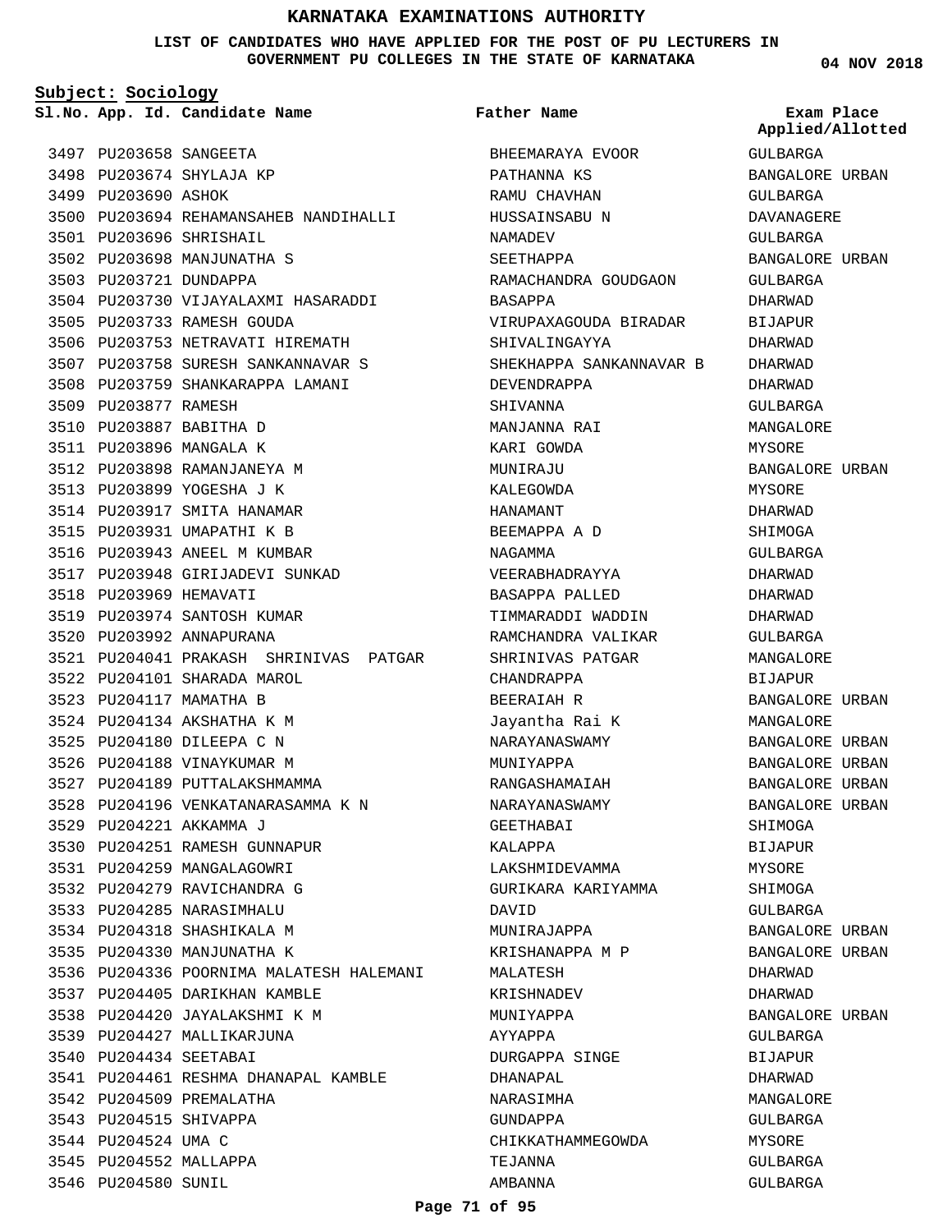# KARNATAKA EXAMINATIONS AUTHORITY

**LIST OF CANDIDATES WHO HAVE APPLIED FOR THE POST OF PU LECTURERS IN GOVERNMENT PU COLLEGES IN THE STATE OF KARNATAKA**

04 NOV 2018

**Subject: Sociology**

| Sl.No. | App. Id. | Candidate Name | Father Name | Exam Place Applied/Allotted |
|---|---|---|---|---|
| 3497 | PU203658 | SANGEETA | BHEEMARAYA EVOOR | GULBARGA |
| 3498 | PU203674 | SHYLAJA KP | PATHANNA KS | BANGALORE URBAN |
| 3499 | PU203690 | ASHOK | RAMU CHAVHAN | GULBARGA |
| 3500 | PU203694 | REHAMANSAHEB NANDIHALLI | HUSSAINSABU N | DAVANAGERE |
| 3501 | PU203696 | SHRISHAIL | NAMADEV | GULBARGA |
| 3502 | PU203698 | MANJUNATHA S | SEETHAPPA | BANGALORE URBAN |
| 3503 | PU203721 | DUNDAPPA | RAMACHANDRA GOUDGAON | GULBARGA |
| 3504 | PU203730 | VIJAYALAXMI HASARADDI | BASAPPA | DHARWAD |
| 3505 | PU203733 | RAMESH GOUDA | VIRUPAXAGOUDA BIRADAR | BIJAPUR |
| 3506 | PU203753 | NETRAVATI HIREMATH | SHIVALINGAYYA | DHARWAD |
| 3507 | PU203758 | SURESH SANKANNAVAR S | SHEKHAPPA SANKANNAVAR B | DHARWAD |
| 3508 | PU203759 | SHANKARAPPA LAMANI | DEVENDRAPPA | DHARWAD |
| 3509 | PU203877 | RAMESH | SHIVANNA | GULBARGA |
| 3510 | PU203887 | BABITHA D | MANJANNA RAI | MANGALORE |
| 3511 | PU203896 | MANGALA K | KARI GOWDA | MYSORE |
| 3512 | PU203898 | RAMANJANEYA M | MUNIRAJU | BANGALORE URBAN |
| 3513 | PU203899 | YOGESHA J K | KALEGOWDA | MYSORE |
| 3514 | PU203917 | SMITA HANAMAR | HANAMANT | DHARWAD |
| 3515 | PU203931 | UMAPATHI K B | BEEMAPPA A D | SHIMOGA |
| 3516 | PU203943 | ANEEL M KUMBAR | NAGAMMA | GULBARGA |
| 3517 | PU203948 | GIRIJADEVI SUNKAD | VEERABHADRAYYA | DHARWAD |
| 3518 | PU203969 | HEMAVATI | BASAPPA PALLED | DHARWAD |
| 3519 | PU203974 | SANTOSH KUMAR | TIMMARADDI WADDIN | DHARWAD |
| 3520 | PU203992 | ANNAPURANA | RAMCHANDRA VALIKAR | GULBARGA |
| 3521 | PU204041 | PRAKASH SHRINIVAS PATGAR | SHRINIVAS PATGAR | MANGALORE |
| 3522 | PU204101 | SHARADA MAROL | CHANDRAPPA | BIJAPUR |
| 3523 | PU204117 | MAMATHA B | BEERAIAH R | BANGALORE URBAN |
| 3524 | PU204134 | AKSHATHA K M | Jayantha Rai K | MANGALORE |
| 3525 | PU204180 | DILEEPA C N | NARAYANASWAMY | BANGALORE URBAN |
| 3526 | PU204188 | VINAYKUMAR M | MUNIYAPPA | BANGALORE URBAN |
| 3527 | PU204189 | PUTTALAKSHMAMMA | RANGASHAMAIAH | BANGALORE URBAN |
| 3528 | PU204196 | VENKATANARASAMMA K N | NARAYANASWAMY | BANGALORE URBAN |
| 3529 | PU204221 | AKKAMMA J | GEETHABAI | SHIMOGA |
| 3530 | PU204251 | RAMESH GUNNAPUR | KALAPPA | BIJAPUR |
| 3531 | PU204259 | MANGALAGOWRI | LAKSHMIDEVAMMA | MYSORE |
| 3532 | PU204279 | RAVICHANDRA G | GURIKARA KARIYAMMA | SHIMOGA |
| 3533 | PU204285 | NARASIMHALU | DAVID | GULBARGA |
| 3534 | PU204318 | SHASHIKALA M | MUNIRAJAPPA | BANGALORE URBAN |
| 3535 | PU204330 | MANJUNATHA K | KRISHANAPPA M P | BANGALORE URBAN |
| 3536 | PU204336 | POORNIMA MALATESH HALEMANI | MALATESH | DHARWAD |
| 3537 | PU204405 | DARIKHAN KAMBLE | KRISHNADEV | DHARWAD |
| 3538 | PU204420 | JAYALAKSHMI K M | MUNIYAPPA | BANGALORE URBAN |
| 3539 | PU204427 | MALLIKARJUNA | AYYAPPA | GULBARGA |
| 3540 | PU204434 | SEETABAI | DURGAPPA SINGE | BIJAPUR |
| 3541 | PU204461 | RESHMA DHANAPAL KAMBLE | DHANAPAL | DHARWAD |
| 3542 | PU204509 | PREMALATHA | NARASIMHA | MANGALORE |
| 3543 | PU204515 | SHIVAPPA | GUNDAPPA | GULBARGA |
| 3544 | PU204524 | UMA C | CHIKKATHAMMEGOWDA | MYSORE |
| 3545 | PU204552 | MALLAPPA | TEJANNA | GULBARGA |
| 3546 | PU204580 | SUNIL | AMBANNA | GULBARGA |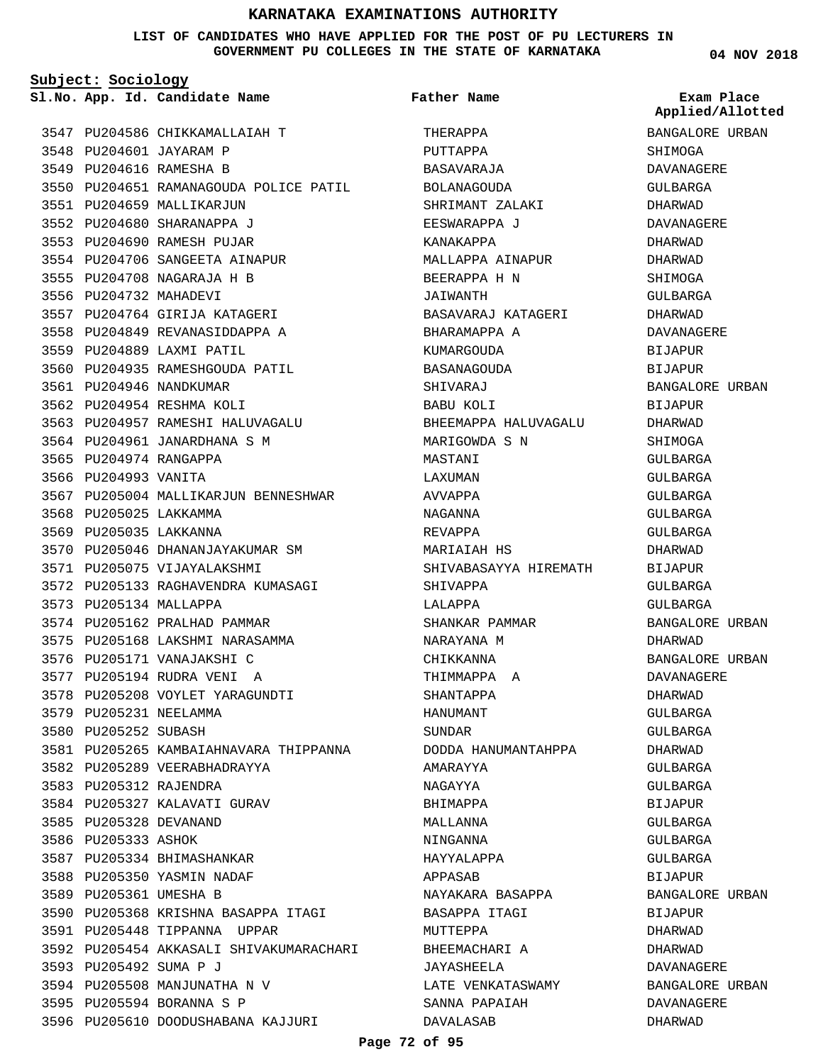# KARNATAKA EXAMINATIONS AUTHORITY

**LIST OF CANDIDATES WHO HAVE APPLIED FOR THE POST OF PU LECTURERS IN GOVERNMENT PU COLLEGES IN THE STATE OF KARNATAKA**

**04 NOV 2018**

**Subject: Sociology**

| Sl.No. | App. Id. | Candidate Name | Father Name | Exam Place Applied/Allotted |
|---|---|---|---|---|
| 3547 | PU204586 | CHIKKAMALLAIAH T | THERAPPA | BANGALORE URBAN |
| 3548 | PU204601 | JAYARAM P | PUTTAPPA | SHIMOGA |
| 3549 | PU204616 | RAMESHA B | BASAVARAJA | DAVANAGERE |
| 3550 | PU204651 | RAMANAGOUDA POLICE PATIL | BOLANAGOUDA | GULBARGA |
| 3551 | PU204659 | MALLIKARJUN | SHRIMANT ZALAKI | DHARWAD |
| 3552 | PU204680 | SHARANAPPA J | EESWARAPPA J | DAVANAGERE |
| 3553 | PU204690 | RAMESH PUJAR | KANAKAPPA | DHARWAD |
| 3554 | PU204706 | SANGEETA AINAPUR | MALLAPPA AINAPUR | DHARWAD |
| 3555 | PU204708 | NAGARAJA H B | BEERAPPA H N | SHIMOGA |
| 3556 | PU204732 | MAHADEVI | JAIWANTH | GULBARGA |
| 3557 | PU204764 | GIRIJA KATAGERI | BASAVARAJ KATAGERI | DHARWAD |
| 3558 | PU204849 | REVANASIDDAPPA A | BHARAMAPPA A | DAVANAGERE |
| 3559 | PU204889 | LAXMI PATIL | KUMARGOUDA | BIJAPUR |
| 3560 | PU204935 | RAMESHGOUDA PATIL | BASANAGOUDA | BIJAPUR |
| 3561 | PU204946 | NANDKUMAR | SHIVARAJ | BANGALORE URBAN |
| 3562 | PU204954 | RESHMA KOLI | BABU KOLI | BIJAPUR |
| 3563 | PU204957 | RAMESHI HALUVAGALU | BHEEMAPPA HALUVAGALU | DHARWAD |
| 3564 | PU204961 | JANARDHANA S M | MARIGOWDA S N | SHIMOGA |
| 3565 | PU204974 | RANGAPPA | MASTANI | GULBARGA |
| 3566 | PU204993 | VANITA | LAXUMAN | GULBARGA |
| 3567 | PU205004 | MALLIKARJUN BENNESHWAR | AVVAPPA | GULBARGA |
| 3568 | PU205025 | LAKKAMMA | NAGANNA | GULBARGA |
| 3569 | PU205035 | LAKKANNA | REVAPPA | GULBARGA |
| 3570 | PU205046 | DHANANJAYAKUMAR SM | MARIAIAH HS | DHARWAD |
| 3571 | PU205075 | VIJAYALAKSHMI | SHIVABASAYYA HIREMATH | BIJAPUR |
| 3572 | PU205133 | RAGHAVENDRA KUMASAGI | SHIVAPPA | GULBARGA |
| 3573 | PU205134 | MALLAPPA | LALAPPA | GULBARGA |
| 3574 | PU205162 | PRALHAD PAMMAR | SHANKAR PAMMAR | BANGALORE URBAN |
| 3575 | PU205168 | LAKSHMI NARASAMMA | NARAYANA M | DHARWAD |
| 3576 | PU205171 | VANAJAKSHI C | CHIKKANNA | BANGALORE URBAN |
| 3577 | PU205194 | RUDRA VENI A | THIMMAPPA A | DAVANAGERE |
| 3578 | PU205208 | VOYLET YARAGUNDTI | SHANTAPPA | DHARWAD |
| 3579 | PU205231 | NEELAMMA | HANUMANT | GULBARGA |
| 3580 | PU205252 | SUBASH | SUNDAR | GULBARGA |
| 3581 | PU205265 | KAMBAIAHNAVARA THIPPANNA | DODDA HANUMANTAHPPA | DHARWAD |
| 3582 | PU205289 | VEERABHADRAYYA | AMARAYYA | GULBARGA |
| 3583 | PU205312 | RAJENDRA | NAGAYYA | GULBARGA |
| 3584 | PU205327 | KALAVATI GURAV | BHIMAPPA | BIJAPUR |
| 3585 | PU205328 | DEVANAND | MALLANNA | GULBARGA |
| 3586 | PU205333 | ASHOK | NINGANNA | GULBARGA |
| 3587 | PU205334 | BHIMASHANKAR | HAYYALAPPA | GULBARGA |
| 3588 | PU205350 | YASMIN NADAF | APPASAB | BIJAPUR |
| 3589 | PU205361 | UMESHA B | NAYAKARA BASAPPA | BANGALORE URBAN |
| 3590 | PU205368 | KRISHNA BASAPPA ITAGI | BASAPPA ITAGI | BIJAPUR |
| 3591 | PU205448 | TIPPANNA UPPAR | MUTTEPPA | DHARWAD |
| 3592 | PU205454 | AKKASALI SHIVAKUMARACHARI | BHEEMACHARI A | DHARWAD |
| 3593 | PU205492 | SUMA P J | JAYASHEELA | DAVANAGERE |
| 3594 | PU205508 | MANJUNATHA N V | LATE VENKATASWAMY | BANGALORE URBAN |
| 3595 | PU205594 | BORANNA S P | SANNA PAPAIAH | DAVANAGERE |
| 3596 | PU205610 | DOODUSHABANA KAJJURI | DAVALASAB | DHARWAD |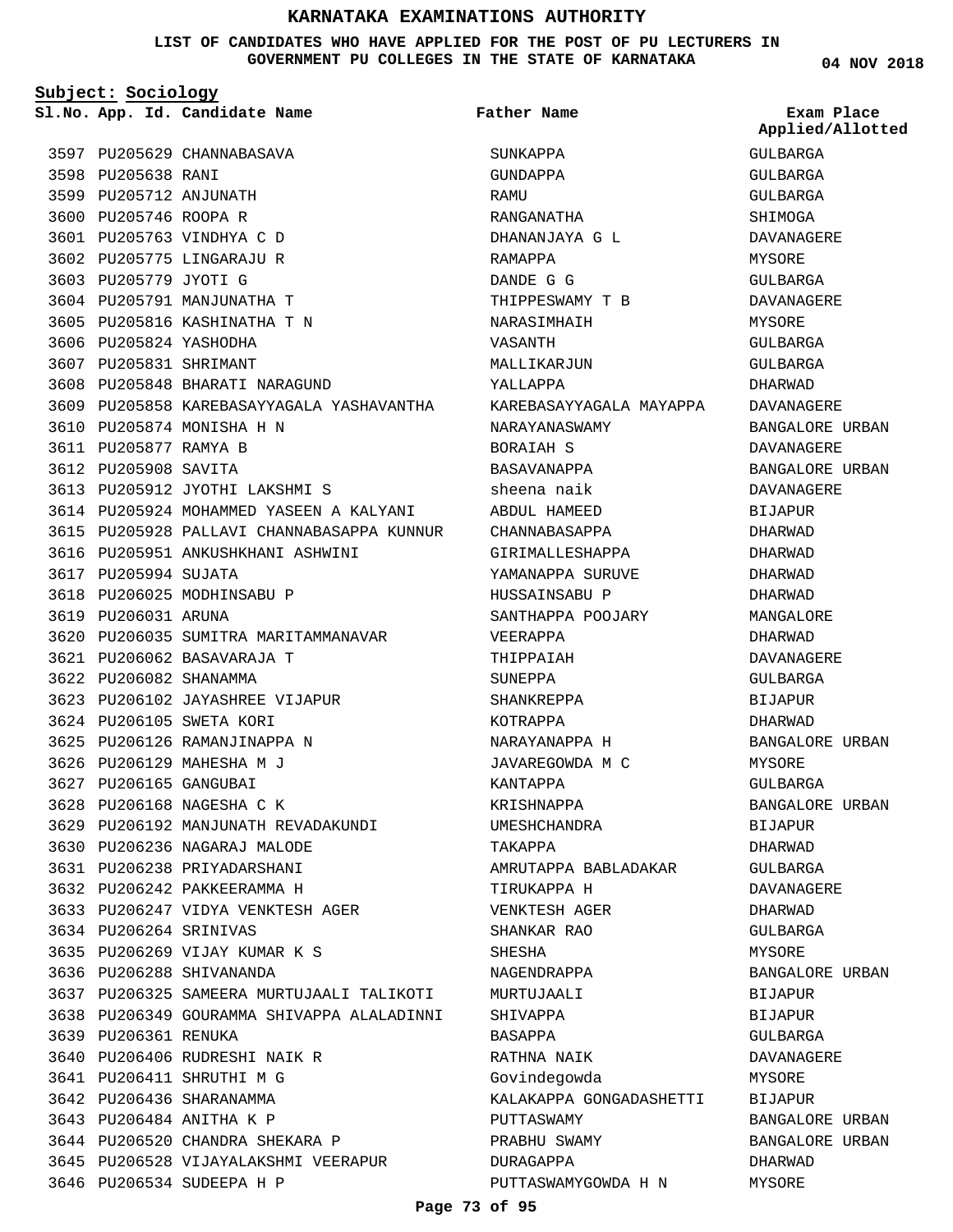# KARNATAKA EXAMINATIONS AUTHORITY

**LIST OF CANDIDATES WHO HAVE APPLIED FOR THE POST OF PU LECTURERS IN GOVERNMENT PU COLLEGES IN THE STATE OF KARNATAKA**

04 NOV 2018

**Subject: Sociology**

| Sl.No. | App. Id. | Candidate Name | Father Name | Exam Place Applied/Allotted |
|---|---|---|---|---|
| 3597 | PU205629 | CHANNABASAVA | SUNKAPPA | GULBARGA |
| 3598 | PU205638 | RANI | GUNDAPPA | GULBARGA |
| 3599 | PU205712 | ANJUNATH | RAMU | GULBARGA |
| 3600 | PU205746 | ROOPA R | RANGANATHA | SHIMOGA |
| 3601 | PU205763 | VINDHYA C D | DHANANJAYA G L | DAVANAGERE |
| 3602 | PU205775 | LINGARAJU R | RAMAPPA | MYSORE |
| 3603 | PU205779 | JYOTI G | DANDE G G | GULBARGA |
| 3604 | PU205791 | MANJUNATHA T | THIPPESWAMY T B | DAVANAGERE |
| 3605 | PU205816 | KASHINATHA T N | NARASIMHAIH | MYSORE |
| 3606 | PU205824 | YASHODHA | VASANTH | GULBARGA |
| 3607 | PU205831 | SHRIMANT | MALLIKARJUN | GULBARGA |
| 3608 | PU205848 | BHARATI NARAGUND | YALLAPPA | DHARWAD |
| 3609 | PU205858 | KAREBASAYYAGALA YASHAVANTHA | KAREBASAYYAGALA MAYAPPA | DAVANAGERE |
| 3610 | PU205874 | MONISHA H N | NARAYANASWAMY | BANGALORE URBAN |
| 3611 | PU205877 | RAMYA B | BORAIAH S | DAVANAGERE |
| 3612 | PU205908 | SAVITA | BASAVANAPPA | BANGALORE URBAN |
| 3613 | PU205912 | JYOTHI LAKSHMI S | sheena naik | DAVANAGERE |
| 3614 | PU205924 | MOHAMMED YASEEN A KALYANI | ABDUL HAMEED | BIJAPUR |
| 3615 | PU205928 | PALLAVI CHANNABASAPPA KUNNUR | CHANNABASAPPA | DHARWAD |
| 3616 | PU205951 | ANKUSHKHANI ASHWINI | GIRIMALLESHAPPA | DHARWAD |
| 3617 | PU205994 | SUJATA | YAMANAPPA SURUVE | DHARWAD |
| 3618 | PU206025 | MODHINSABU P | HUSSAINSABU P | DHARWAD |
| 3619 | PU206031 | ARUNA | SANTHAPPA POOJARY | MANGALORE |
| 3620 | PU206035 | SUMITRA MARITAMMANAVAR | VEERAPPA | DHARWAD |
| 3621 | PU206062 | BASAVARAJA T | THIPPAIAH | DAVANAGERE |
| 3622 | PU206082 | SHANAMMA | SUNEPPA | GULBARGA |
| 3623 | PU206102 | JAYASHREE VIJAPUR | SHANKREPPA | BIJAPUR |
| 3624 | PU206105 | SWETA KORI | KOTRAPPA | DHARWAD |
| 3625 | PU206126 | RAMANJINAPPA N | NARAYANAPPA H | BANGALORE URBAN |
| 3626 | PU206129 | MAHESHA M J | JAVAREGOWDA M C | MYSORE |
| 3627 | PU206165 | GANGUBAI | KANTAPPA | GULBARGA |
| 3628 | PU206168 | NAGESHA C K | KRISHNAPPA | BANGALORE URBAN |
| 3629 | PU206192 | MANJUNATH REVADAKUNDI | UMESHCHANDRA | BIJAPUR |
| 3630 | PU206236 | NAGARAJ MALODE | TAKAPPA | DHARWAD |
| 3631 | PU206238 | PRIYADARSHANI | AMRUTAPPA BABLADAKAR | GULBARGA |
| 3632 | PU206242 | PAKKEERAMMA H | TIRUKAPPA H | DAVANAGERE |
| 3633 | PU206247 | VIDYA VENKTESH AGER | VENKTESH AGER | DHARWAD |
| 3634 | PU206264 | SRINIVAS | SHANKAR RAO | GULBARGA |
| 3635 | PU206269 | VIJAY KUMAR K S | SHESHA | MYSORE |
| 3636 | PU206288 | SHIVANANDA | NAGENDRAPPA | BANGALORE URBAN |
| 3637 | PU206325 | SAMEERA MURTUJAALI TALIKOTI | MURTUJAALI | BIJAPUR |
| 3638 | PU206349 | GOURAMMA SHIVAPPA ALALADINNI | SHIVAPPA | BIJAPUR |
| 3639 | PU206361 | RENUKA | BASAPPA | GULBARGA |
| 3640 | PU206406 | RUDRESHI NAIK R | RATHNA NAIK | DAVANAGERE |
| 3641 | PU206411 | SHRUTHI M G | Govindegowda | MYSORE |
| 3642 | PU206436 | SHARANAMMA | KALAKAPPA GONGADASHETTI | BIJAPUR |
| 3643 | PU206484 | ANITHA K P | PUTTASWAMY | BANGALORE URBAN |
| 3644 | PU206520 | CHANDRA SHEKARA P | PRABHU SWAMY | BANGALORE URBAN |
| 3645 | PU206528 | VIJAYALAKSHMI VEERAPUR | DURAGAPPA | DHARWAD |
| 3646 | PU206534 | SUDEEPA H P | PUTTASWAMYGOWDA H N | MYSORE |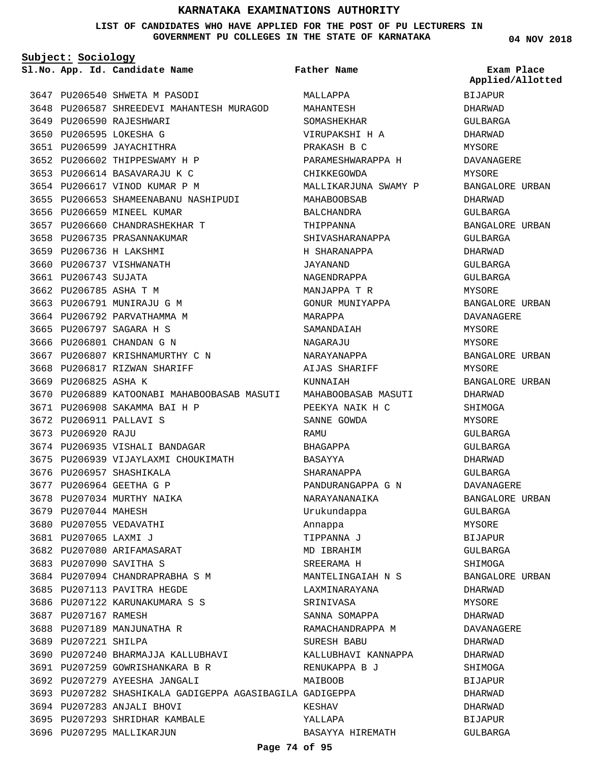# KARNATAKA EXAMINATIONS AUTHORITY

**LIST OF CANDIDATES WHO HAVE APPLIED FOR THE POST OF PU LECTURERS IN GOVERNMENT PU COLLEGES IN THE STATE OF KARNATAKA**

04 NOV 2018

**Subject: Sociology**

| Sl.No. | App. Id. | Candidate Name | Father Name | Exam Place Applied/Allotted |
|---|---|---|---|---|
| 3647 | PU206540 | SHWETA M PASODI | MALLAPPA | BIJAPUR |
| 3648 | PU206587 | SHREEDEVI MAHANTESH MURAGOD | MAHANTESH | DHARWAD |
| 3649 | PU206590 | RAJESHWARI | SOMASHEKHAR | GULBARGA |
| 3650 | PU206595 | LOKESHA G | VIRUPAKSHI H A | DHARWAD |
| 3651 | PU206599 | JAYACHITHRA | PRAKASH B C | MYSORE |
| 3652 | PU206602 | THIPPESWAMY H P | PARAMESHWARAPPA H | DAVANAGERE |
| 3653 | PU206614 | BASAVARAJU K C | CHIKKEGOWDA | MYSORE |
| 3654 | PU206617 | VINOD KUMAR P M | MALLIKARJUNA SWAMY P | BANGALORE URBAN |
| 3655 | PU206653 | SHAMEENABANU NASHIPUDI | MAHABOOBSAB | DHARWAD |
| 3656 | PU206659 | MINEEL KUMAR | BALCHANDRA | GULBARGA |
| 3657 | PU206660 | CHANDRASHEKHAR T | THIPPANNA | BANGALORE URBAN |
| 3658 | PU206735 | PRASANNAKUMAR | SHIVASHARANAPPA | GULBARGA |
| 3659 | PU206736 | H LAKSHMI | H SHARANAPPA | DHARWAD |
| 3660 | PU206737 | VISHWANATH | JAYANAND | GULBARGA |
| 3661 | PU206743 | SUJATA | NAGENDRAPPA | GULBARGA |
| 3662 | PU206785 | ASHA T M | MANJAPPA T R | MYSORE |
| 3663 | PU206791 | MUNIRAJU G M | GONUR MUNIYAPPA | BANGALORE URBAN |
| 3664 | PU206792 | PARVATHAMMA M | MARAPPA | DAVANAGERE |
| 3665 | PU206797 | SAGARA H S | SAMANDAIAH | MYSORE |
| 3666 | PU206801 | CHANDAN G N | NAGARAJU | MYSORE |
| 3667 | PU206807 | KRISHNAMURTHY C N | NARAYANAPPA | BANGALORE URBAN |
| 3668 | PU206817 | RIZWAN SHARIFF | AIJAS SHARIFF | MYSORE |
| 3669 | PU206825 | ASHA K | KUNNAIAH | BANGALORE URBAN |
| 3670 | PU206889 | KATOONABI MAHABOOBASAB MASUTI | MAHABOOBASAB MASUTI | DHARWAD |
| 3671 | PU206908 | SAKAMMA BAI H P | PEEKYA NAIK H C | SHIMOGA |
| 3672 | PU206911 | PALLAVI S | SANNE GOWDA | MYSORE |
| 3673 | PU206920 | RAJU | RAMU | GULBARGA |
| 3674 | PU206935 | VISHALI BANDAGAR | BHAGAPPA | GULBARGA |
| 3675 | PU206939 | VIJAYLAXMI CHOUKIMATH | BASAYYA | DHARWAD |
| 3676 | PU206957 | SHASHIKALA | SHARANAPPA | GULBARGA |
| 3677 | PU206964 | GEETHA G P | PANDURANGAPPA G N | DAVANAGERE |
| 3678 | PU207034 | MURTHY NAIKA | NARAYANANAIKA | BANGALORE URBAN |
| 3679 | PU207044 | MAHESH | Urukundappa | GULBARGA |
| 3680 | PU207055 | VEDAVATHI | Annappa | MYSORE |
| 3681 | PU207065 | LAXMI J | TIPPANNA J | BIJAPUR |
| 3682 | PU207080 | ARIFAMASARAT | MD IBRAHIM | GULBARGA |
| 3683 | PU207090 | SAVITHA S | SREERAMA H | SHIMOGA |
| 3684 | PU207094 | CHANDRAPRABHA S M | MANTELINGAIAH N S | BANGALORE URBAN |
| 3685 | PU207113 | PAVITRA HEGDE | LAXMINARAYANA | DHARWAD |
| 3686 | PU207122 | KARUNAKUMARA S S | SRINIVASA | MYSORE |
| 3687 | PU207167 | RAMESH | SANNA SOMAPPA | DHARWAD |
| 3688 | PU207189 | MANJUNATHA R | RAMACHANDRAPPA M | DAVANAGERE |
| 3689 | PU207221 | SHILPA | SURESH BABU | DHARWAD |
| 3690 | PU207240 | BHARMAJJA KALLUBHAVI | KALLUBHAVI KANNAPPA | DHARWAD |
| 3691 | PU207259 | GOWRISHANKARA B R | RENUKAPPA B J | SHIMOGA |
| 3692 | PU207279 | AYEESHA JANGALI | MAIBOOB | BIJAPUR |
| 3693 | PU207282 | SHASHIKALA GADIGEPPA AGASIBAGILA | GADIGEPPA | DHARWAD |
| 3694 | PU207283 | ANJALI BHOVI | KESHAV | DHARWAD |
| 3695 | PU207293 | SHRIDHAR KAMBALE | YALLAPA | BIJAPUR |
| 3696 | PU207295 | MALLIKARJUN | BASAYYA HIREMATH | GULBARGA |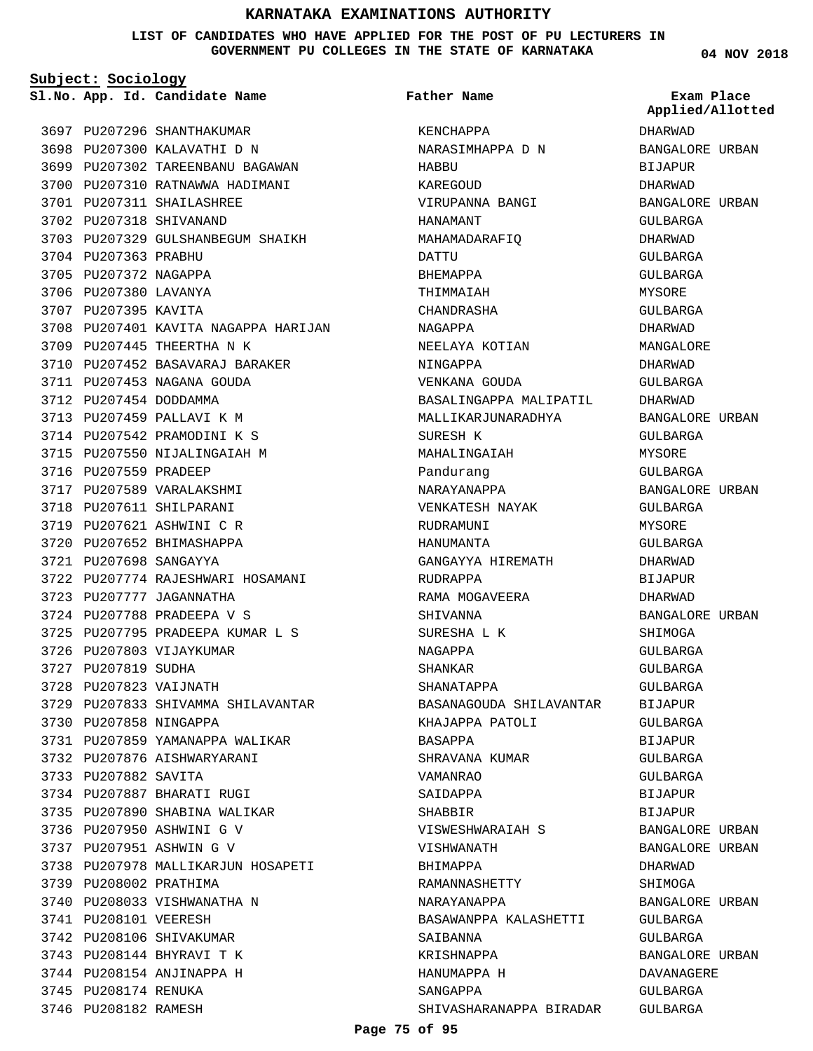# KARNATAKA EXAMINATIONS AUTHORITY

**LIST OF CANDIDATES WHO HAVE APPLIED FOR THE POST OF PU LECTURERS IN GOVERNMENT PU COLLEGES IN THE STATE OF KARNATAKA**

04 NOV 2018

**Subject: Sociology**

| Sl.No. | App. Id. | Candidate Name | Father Name | Exam Place Applied/Allotted |
|---|---|---|---|---|
| 3697 | PU207296 | SHANTHAKUMAR | KENCHAPPA | DHARWAD |
| 3698 | PU207300 | KALAVATHI D N | NARASIMHAPPA D N | BANGALORE URBAN |
| 3699 | PU207302 | TAREENBANU BAGAWAN | HABBU | BIJAPUR |
| 3700 | PU207310 | RATNAWWA HADIMANI | KAREGOUD | DHARWAD |
| 3701 | PU207311 | SHAILASHREE | VIRUPANNA BANGI | BANGALORE URBAN |
| 3702 | PU207318 | SHIVANAND | HANAMANT | GULBARGA |
| 3703 | PU207329 | GULSHANBEGUM SHAIKH | MAHAMADARAFIQ | DHARWAD |
| 3704 | PU207363 | PRABHU | DATTU | GULBARGA |
| 3705 | PU207372 | NAGAPPA | BHEMAPPA | GULBARGA |
| 3706 | PU207380 | LAVANYA | THIMMAIAH | MYSORE |
| 3707 | PU207395 | KAVITA | CHANDRASHA | GULBARGA |
| 3708 | PU207401 | KAVITA NAGAPPA HARIJAN | NAGAPPA | DHARWAD |
| 3709 | PU207445 | THEERTHA N K | NEELAYA KOTIAN | MANGALORE |
| 3710 | PU207452 | BASAVARAJ BARAKER | NINGAPPA | DHARWAD |
| 3711 | PU207453 | NAGANA GOUDA | VENKANA GOUDA | GULBARGA |
| 3712 | PU207454 | DODDAMMA | BASALINGAPPA MALIPATIL | DHARWAD |
| 3713 | PU207459 | PALLAVI K M | MALLIKARJUNARADHYA | BANGALORE URBAN |
| 3714 | PU207542 | PRAMODINI K S | SURESH K | GULBARGA |
| 3715 | PU207550 | NIJALINGAIAH M | MAHALINGAIAH | MYSORE |
| 3716 | PU207559 | PRADEEP | Pandurang | GULBARGA |
| 3717 | PU207589 | VARALAKSHMI | NARAYANAPPA | BANGALORE URBAN |
| 3718 | PU207611 | SHILPARANI | VENKATESH NAYAK | GULBARGA |
| 3719 | PU207621 | ASHWINI C R | RUDRAMUNI | MYSORE |
| 3720 | PU207652 | BHIMASHAPPA | HANUMANTA | GULBARGA |
| 3721 | PU207698 | SANGAYYA | GANGAYYA HIREMATH | DHARWAD |
| 3722 | PU207774 | RAJESHWARI HOSAMANI | RUDRAPPA | BIJAPUR |
| 3723 | PU207777 | JAGANNATHA | RAMA MOGAVEERA | DHARWAD |
| 3724 | PU207788 | PRADEEPA V S | SHIVANNA | BANGALORE URBAN |
| 3725 | PU207795 | PRADEEPA KUMAR L S | SURESHA L K | SHIMOGA |
| 3726 | PU207803 | VIJAYKUMAR | NAGAPPA | GULBARGA |
| 3727 | PU207819 | SUDHA | SHANKAR | GULBARGA |
| 3728 | PU207823 | VAIJNATH | SHANATAPPA | GULBARGA |
| 3729 | PU207833 | SHIVAMMA SHILAVANTAR | BASANAGOUDA SHILAVANTAR | BIJAPUR |
| 3730 | PU207858 | NINGAPPA | KHAJAPPA PATOLI | GULBARGA |
| 3731 | PU207859 | YAMANAPPA WALIKAR | BASAPPA | BIJAPUR |
| 3732 | PU207876 | AISHWARYARANI | SHRAVANA KUMAR | GULBARGA |
| 3733 | PU207882 | SAVITA | VAMANRAO | GULBARGA |
| 3734 | PU207887 | BHARATI RUGI | SAIDAPPA | BIJAPUR |
| 3735 | PU207890 | SHABINA WALIKAR | SHABBIR | BIJAPUR |
| 3736 | PU207950 | ASHWINI G V | VISWESHWARAIAH S | BANGALORE URBAN |
| 3737 | PU207951 | ASHWIN G V | VISHWANATH | BANGALORE URBAN |
| 3738 | PU207978 | MALLIKARJUN HOSAPETI | BHIMAPPA | DHARWAD |
| 3739 | PU208002 | PRATHIMA | RAMANNASHETTY | SHIMOGA |
| 3740 | PU208033 | VISHWANATHA N | NARAYANAPPA | BANGALORE URBAN |
| 3741 | PU208101 | VEERESH | BASAWANPPA KALASHETTI | GULBARGA |
| 3742 | PU208106 | SHIVAKUMAR | SAIBANNA | GULBARGA |
| 3743 | PU208144 | BHYRAVI T K | KRISHNAPPA | BANGALORE URBAN |
| 3744 | PU208154 | ANJINAPPA H | HANUMAPPA H | DAVANAGERE |
| 3745 | PU208174 | RENUKA | SANGAPPA | GULBARGA |
| 3746 | PU208182 | RAMESH | SHIVASHARANAPPA BIRADAR | GULBARGA |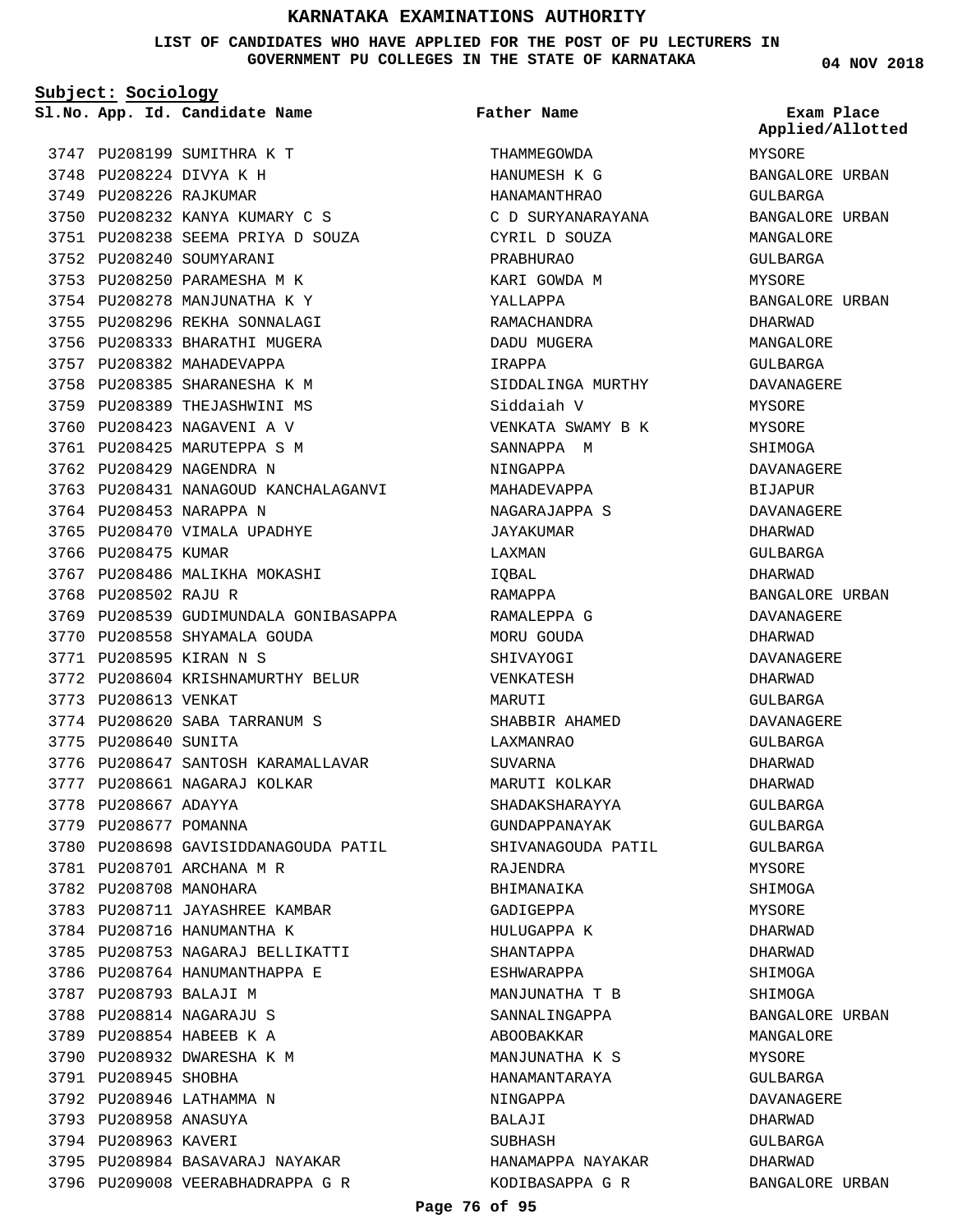# KARNATAKA EXAMINATIONS AUTHORITY

**LIST OF CANDIDATES WHO HAVE APPLIED FOR THE POST OF PU LECTURERS IN GOVERNMENT PU COLLEGES IN THE STATE OF KARNATAKA**

04 NOV 2018

**Subject: Sociology**

| Sl.No. | App. Id. | Candidate Name | Father Name | Exam Place Applied/Allotted |
|---|---|---|---|---|
| 3747 | PU208199 | SUMITHRA K T | THAMMEGOWDA | MYSORE |
| 3748 | PU208224 | DIVYA K H | HANUMESH K G | BANGALORE URBAN |
| 3749 | PU208226 | RAJKUMAR | HANAMANTHRAO | GULBARGA |
| 3750 | PU208232 | KANYA KUMARY C S | C D SURYANARAYANA | BANGALORE URBAN |
| 3751 | PU208238 | SEEMA PRIYA D SOUZA | CYRIL D SOUZA | MANGALORE |
| 3752 | PU208240 | SOUMYARANI | PRABHURAO | GULBARGA |
| 3753 | PU208250 | PARAMESHA M K | KARI GOWDA M | MYSORE |
| 3754 | PU208278 | MANJUNATHA K Y | YALLAPPA | BANGALORE URBAN |
| 3755 | PU208296 | REKHA SONNALAGI | RAMACHANDRA | DHARWAD |
| 3756 | PU208333 | BHARATHI MUGERA | DADU MUGERA | MANGALORE |
| 3757 | PU208382 | MAHADEVAPPA | IRAPPA | GULBARGA |
| 3758 | PU208385 | SHARANESHA K M | SIDDALINGA MURTHY | DAVANAGERE |
| 3759 | PU208389 | THEJASHWINI MS | Siddaiah V | MYSORE |
| 3760 | PU208423 | NAGAVENI A V | VENKATA SWAMY B K | MYSORE |
| 3761 | PU208425 | MARUTEPPA S M | SANNAPPA M | SHIMOGA |
| 3762 | PU208429 | NAGENDRA N | NINGAPPA | DAVANAGERE |
| 3763 | PU208431 | NANAGOUD KANCHALAGANVI | MAHADEVAPPA | BIJAPUR |
| 3764 | PU208453 | NARAPPA N | NAGARAJAPPA S | DAVANAGERE |
| 3765 | PU208470 | VIMALA UPADHYE | JAYAKUMAR | DHARWAD |
| 3766 | PU208475 | KUMAR | LAXMAN | GULBARGA |
| 3767 | PU208486 | MALIKHA MOKASHI | IQBAL | DHARWAD |
| 3768 | PU208502 | RAJU R | RAMAPPA | BANGALORE URBAN |
| 3769 | PU208539 | GUDIMUNDALA GONIBASAPPA | RAMALEPPA G | DAVANAGERE |
| 3770 | PU208558 | SHYAMALA GOUDA | MORU GOUDA | DHARWAD |
| 3771 | PU208595 | KIRAN N S | SHIVAYOGI | DAVANAGERE |
| 3772 | PU208604 | KRISHNAMURTHY BELUR | VENKATESH | DHARWAD |
| 3773 | PU208613 | VENKAT | MARUTI | GULBARGA |
| 3774 | PU208620 | SABA TARRANUM S | SHABBIR AHAMED | DAVANAGERE |
| 3775 | PU208640 | SUNITA | LAXMANRAO | GULBARGA |
| 3776 | PU208647 | SANTOSH KARAMALLAVAR | SUVARNA | DHARWAD |
| 3777 | PU208661 | NAGARAJ KOLKAR | MARUTI KOLKAR | DHARWAD |
| 3778 | PU208667 | ADAYYA | SHADAKSHARAYYA | GULBARGA |
| 3779 | PU208677 | POMANNA | GUNDAPPANAYAK | GULBARGA |
| 3780 | PU208698 | GAVISIDDANAGOUDA PATIL | SHIVANAGOUDA PATIL | GULBARGA |
| 3781 | PU208701 | ARCHANA M R | RAJENDRA | MYSORE |
| 3782 | PU208708 | MANOHARA | BHIMANAIKA | SHIMOGA |
| 3783 | PU208711 | JAYASHREE KAMBAR | GADIGEPPA | MYSORE |
| 3784 | PU208716 | HANUMANTHA K | HULUGAPPA K | DHARWAD |
| 3785 | PU208753 | NAGARAJ BELLIKATTI | SHANTAPPA | DHARWAD |
| 3786 | PU208764 | HANUMANTHAPPA E | ESHWARAPPA | SHIMOGA |
| 3787 | PU208793 | BALAJI M | MANJUNATHA T B | SHIMOGA |
| 3788 | PU208814 | NAGARAJU S | SANNALINGAPPA | BANGALORE URBAN |
| 3789 | PU208854 | HABEEB K A | ABOOBAKKAR | MANGALORE |
| 3790 | PU208932 | DWARESHA K M | MANJUNATHA K S | MYSORE |
| 3791 | PU208945 | SHOBHA | HANAMANTARAYA | GULBARGA |
| 3792 | PU208946 | LATHAMMA N | NINGAPPA | DAVANAGERE |
| 3793 | PU208958 | ANASUYA | BALAJI | DHARWAD |
| 3794 | PU208963 | KAVERI | SUBHASH | GULBARGA |
| 3795 | PU208984 | BASAVARAJ NAYAKAR | HANAMAPPA NAYAKAR | DHARWAD |
| 3796 | PU209008 | VEERABHADRAPPA G R | KODIBASAPPA G R | BANGALORE URBAN |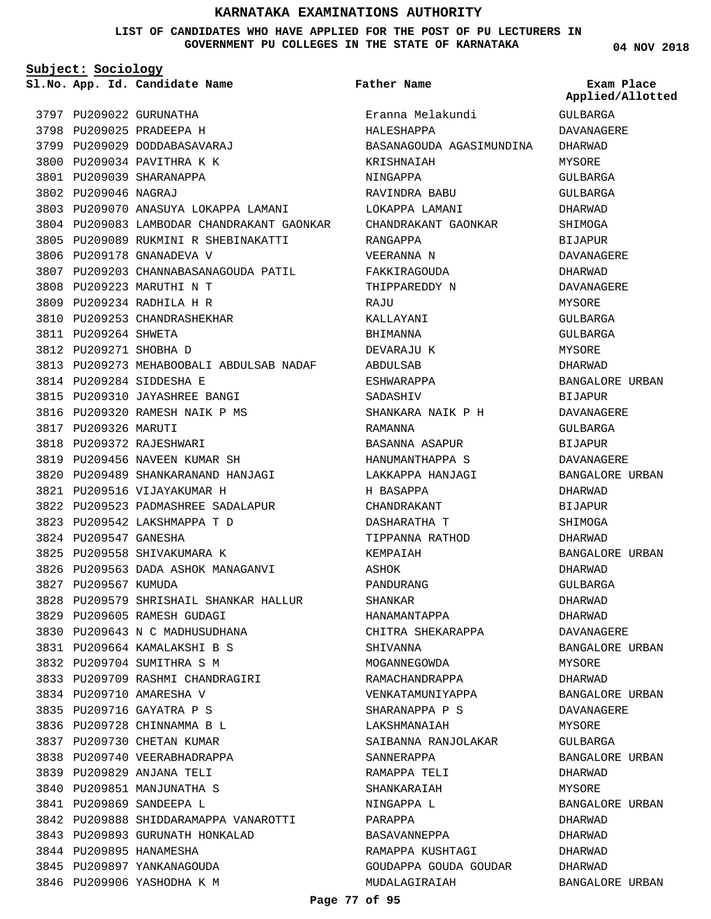# KARNATAKA EXAMINATIONS AUTHORITY

**LIST OF CANDIDATES WHO HAVE APPLIED FOR THE POST OF PU LECTURERS IN GOVERNMENT PU COLLEGES IN THE STATE OF KARNATAKA**

04 NOV 2018

**Subject: Sociology**

| Sl.No. | App. Id. | Candidate Name | Father Name | Exam Place Applied/Allotted |
|---|---|---|---|---|
| 3797 | PU209022 | GURUNATHA | Eranna Melakundi | GULBARGA |
| 3798 | PU209025 | PRADEEPA H | HALESHAPPA | DAVANAGERE |
| 3799 | PU209029 | DODDABASAVARAJ | BASANAGOUDA AGASIMUNDINA | DHARWAD |
| 3800 | PU209034 | PAVITHRA K K | KRISHNAIAH | MYSORE |
| 3801 | PU209039 | SHARANAPPA | NINGAPPA | GULBARGA |
| 3802 | PU209046 | NAGRAJ | RAVINDRA BABU | GULBARGA |
| 3803 | PU209070 | ANASUYA LOKAPPA LAMANI | LOKAPPA LAMANI | DHARWAD |
| 3804 | PU209083 | LAMBODAR CHANDRAKANT GAONKAR | CHANDRAKANT GAONKAR | SHIMOGA |
| 3805 | PU209089 | RUKMINI R SHEBINAKATTI | RANGAPPA | BIJAPUR |
| 3806 | PU209178 | GNANADEVA V | VEERANNA N | DAVANAGERE |
| 3807 | PU209203 | CHANNABASANAGOUDA PATIL | FAKKIRAGOUDA | DHARWAD |
| 3808 | PU209223 | MARUTHI N T | THIPPAREDDY N | DAVANAGERE |
| 3809 | PU209234 | RADHILA H R | RAJU | MYSORE |
| 3810 | PU209253 | CHANDRASHEKHAR | KALLAYANI | GULBARGA |
| 3811 | PU209264 | SHWETA | BHIMANNA | GULBARGA |
| 3812 | PU209271 | SHOBHA D | DEVARAJU K | MYSORE |
| 3813 | PU209273 | MEHABOOBALI ABDULSAB NADAF | ABDULSAB | DHARWAD |
| 3814 | PU209284 | SIDDESHA E | ESHWARAPPA | BANGALORE URBAN |
| 3815 | PU209310 | JAYASHREE BANGI | SADASHIV | BIJAPUR |
| 3816 | PU209320 | RAMESH NAIK P MS | SHANKARA NAIK P H | DAVANAGERE |
| 3817 | PU209326 | MARUTI | RAMANNA | GULBARGA |
| 3818 | PU209372 | RAJESHWARI | BASANNA ASAPUR | BIJAPUR |
| 3819 | PU209456 | NAVEEN KUMAR SH | HANUMANTHAPPA S | DAVANAGERE |
| 3820 | PU209489 | SHANKARANAND HANJAGI | LAKKAPPA HANJAGI | BANGALORE URBAN |
| 3821 | PU209516 | VIJAYAKUMAR H | H BASAPPA | DHARWAD |
| 3822 | PU209523 | PADMASHREE SADALAPUR | CHANDRAKANT | BIJAPUR |
| 3823 | PU209542 | LAKSHMAPPA T D | DASHARATHA T | SHIMOGA |
| 3824 | PU209547 | GANESHA | TIPPANNA RATHOD | DHARWAD |
| 3825 | PU209558 | SHIVAKUMARA K | KEMPAIAH | BANGALORE URBAN |
| 3826 | PU209563 | DADA ASHOK MANAGANVI | ASHOK | DHARWAD |
| 3827 | PU209567 | KUMUDA | PANDURANG | GULBARGA |
| 3828 | PU209579 | SHRISHAIL SHANKAR HALLUR | SHANKAR | DHARWAD |
| 3829 | PU209605 | RAMESH GUDAGI | HANAMANTAPPA | DHARWAD |
| 3830 | PU209643 | N C MADHUSUDHANA | CHITRA SHEKARAPPA | DAVANAGERE |
| 3831 | PU209664 | KAMALAKSHI B S | SHIVANNA | BANGALORE URBAN |
| 3832 | PU209704 | SUMITHRA S M | MOGANNEGOWDA | MYSORE |
| 3833 | PU209709 | RASHMI CHANDRAGIRI | RAMACHANDRAPPA | DHARWAD |
| 3834 | PU209710 | AMARESHA V | VENKATAMUNIYAPPA | BANGALORE URBAN |
| 3835 | PU209716 | GAYATRA P S | SHARANAPPA P S | DAVANAGERE |
| 3836 | PU209728 | CHINNAMMA B L | LAKSHMANAIAH | MYSORE |
| 3837 | PU209730 | CHETAN KUMAR | SAIBANNA RANJOLAKAR | GULBARGA |
| 3838 | PU209740 | VEERABHADRAPPA | SANNERAPPA | BANGALORE URBAN |
| 3839 | PU209829 | ANJANA TELI | RAMAPPA TELI | DHARWAD |
| 3840 | PU209851 | MANJUNATHA S | SHANKARAIAH | MYSORE |
| 3841 | PU209869 | SANDEEPA L | NINGAPPA L | BANGALORE URBAN |
| 3842 | PU209888 | SHIDDARAMAPPA VANAROTTI | PARAPPA | DHARWAD |
| 3843 | PU209893 | GURUNATH HONKALAD | BASAVANNEPPA | DHARWAD |
| 3844 | PU209895 | HANAMESHA | RAMAPPA KUSHTAGI | DHARWAD |
| 3845 | PU209897 | YANKANAGOUDA | GOUDAPPA GOUDA GOUDAR | DHARWAD |
| 3846 | PU209906 | YASHODHA K M | MUDALAGIRAIAH | BANGALORE URBAN |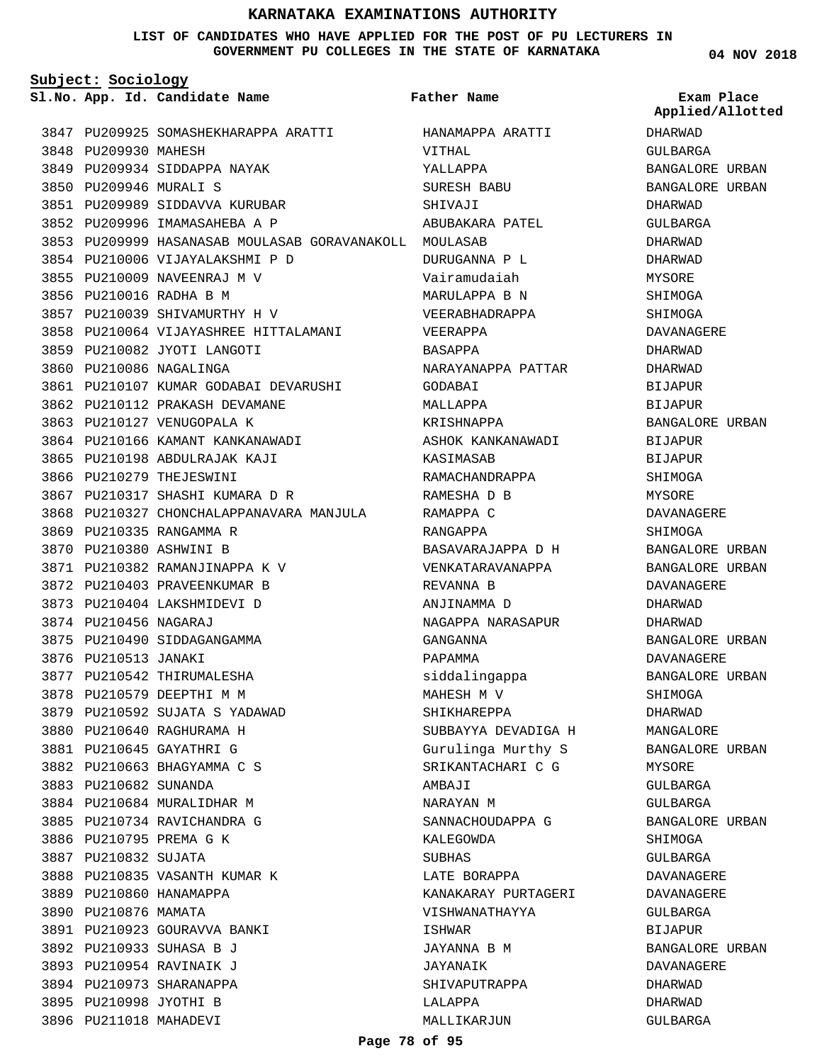# KARNATAKA EXAMINATIONS AUTHORITY

**LIST OF CANDIDATES WHO HAVE APPLIED FOR THE POST OF PU LECTURERS IN GOVERNMENT PU COLLEGES IN THE STATE OF KARNATAKA**

04 NOV 2018

**Subject: Sociology**

| Sl.No. | App. Id. | Candidate Name | Father Name | Exam Place Applied/Allotted |
|---|---|---|---|---|
| 3847 | PU209925 | SOMASHEKHARAPPA ARATTI | HANAMAPPA ARATTI | DHARWAD |
| 3848 | PU209930 | MAHESH | VITHAL | GULBARGA |
| 3849 | PU209934 | SIDDAPPA NAYAK | YALLAPPA | BANGALORE URBAN |
| 3850 | PU209946 | MURALI S | SURESH BABU | BANGALORE URBAN |
| 3851 | PU209989 | SIDDAVVA KURUBAR | SHIVAJI | DHARWAD |
| 3852 | PU209996 | IMAMASAHEBA A P | ABUBAKARA PATEL | GULBARGA |
| 3853 | PU209999 | HASANASAB MOULASAB GORAVANAKOLL | MOULASAB | DHARWAD |
| 3854 | PU210006 | VIJAYALAKSHMI P D | DURUGANNA P L | DHARWAD |
| 3855 | PU210009 | NAVEENRAJ M V | Vairamudaiah | MYSORE |
| 3856 | PU210016 | RADHA B M | MARULAPPA B N | SHIMOGA |
| 3857 | PU210039 | SHIVAMURTHY H V | VEERABHADRAPPA | SHIMOGA |
| 3858 | PU210064 | VIJAYASHREE HITTALAMANI | VEERAPPA | DAVANAGERE |
| 3859 | PU210082 | JYOTI LANGOTI | BASAPPA | DHARWAD |
| 3860 | PU210086 | NAGALINGA | NARAYANAPPA PATTAR | DHARWAD |
| 3861 | PU210107 | KUMAR GODABAI DEVARUSHI | GODABAI | BIJAPUR |
| 3862 | PU210112 | PRAKASH DEVAMANE | MALLAPPA | BIJAPUR |
| 3863 | PU210127 | VENUGOPALA K | KRISHNAPPA | BANGALORE URBAN |
| 3864 | PU210166 | KAMANT KANKANAWADI | ASHOK KANKANAWADI | BIJAPUR |
| 3865 | PU210198 | ABDULRAJAK KAJI | KASIMASAB | BIJAPUR |
| 3866 | PU210279 | THEJESWINI | RAMACHANDRAPPA | SHIMOGA |
| 3867 | PU210317 | SHASHI KUMARA D R | RAMESHA D B | MYSORE |
| 3868 | PU210327 | CHONCHALAPPANAVARA MANJULA | RAMAPPA C | DAVANAGERE |
| 3869 | PU210335 | RANGAMMA R | RANGAPPA | SHIMOGA |
| 3870 | PU210380 | ASHWINI B | BASAVARAJAPPA D H | BANGALORE URBAN |
| 3871 | PU210382 | RAMANJINAPPA K V | VENKATARAVANAPPA | BANGALORE URBAN |
| 3872 | PU210403 | PRAVEENKUMAR B | REVANNA B | DAVANAGERE |
| 3873 | PU210404 | LAKSHMIDEVI D | ANJINAMMA D | DHARWAD |
| 3874 | PU210456 | NAGARAJ | NAGAPPA NARASAPUR | DHARWAD |
| 3875 | PU210490 | SIDDAGANGAMMA | GANGANNA | BANGALORE URBAN |
| 3876 | PU210513 | JANAKI | PAPAMMA | DAVANAGERE |
| 3877 | PU210542 | THIRUMALESHA | siddalingappa | BANGALORE URBAN |
| 3878 | PU210579 | DEEPTHI M M | MAHESH M V | SHIMOGA |
| 3879 | PU210592 | SUJATA S YADAWAD | SHIKHAREPPA | DHARWAD |
| 3880 | PU210640 | RAGHURAMA H | SUBBAYYA DEVADIGA H | MANGALORE |
| 3881 | PU210645 | GAYATHRI G | Gurulinga Murthy S | BANGALORE URBAN |
| 3882 | PU210663 | BHAGYAMMA C S | SRIKANTACHARI C G | MYSORE |
| 3883 | PU210682 | SUNANDA | AMBAJI | GULBARGA |
| 3884 | PU210684 | MURALIDHAR M | NARAYAN M | GULBARGA |
| 3885 | PU210734 | RAVICHANDRA G | SANNACHOUDAPPA G | BANGALORE URBAN |
| 3886 | PU210795 | PREMA G K | KALEGOWDA | SHIMOGA |
| 3887 | PU210832 | SUJATA | SUBHAS | GULBARGA |
| 3888 | PU210835 | VASANTH KUMAR K | LATE BORAPPA | DAVANAGERE |
| 3889 | PU210860 | HANAMAPPA | KANAKARAY PURTAGERI | DAVANAGERE |
| 3890 | PU210876 | MAMATA | VISHWANATHAYYA | GULBARGA |
| 3891 | PU210923 | GOURAVVA BANKI | ISHWAR | BIJAPUR |
| 3892 | PU210933 | SUHASA B J | JAYANNA B M | BANGALORE URBAN |
| 3893 | PU210954 | RAVINAIK J | JAYANAIK | DAVANAGERE |
| 3894 | PU210973 | SHARANAPPA | SHIVAPUTRAPPA | DHARWAD |
| 3895 | PU210998 | JYOTHI B | LALAPPA | DHARWAD |
| 3896 | PU211018 | MAHADEVI | MALLIKARJUN | GULBARGA |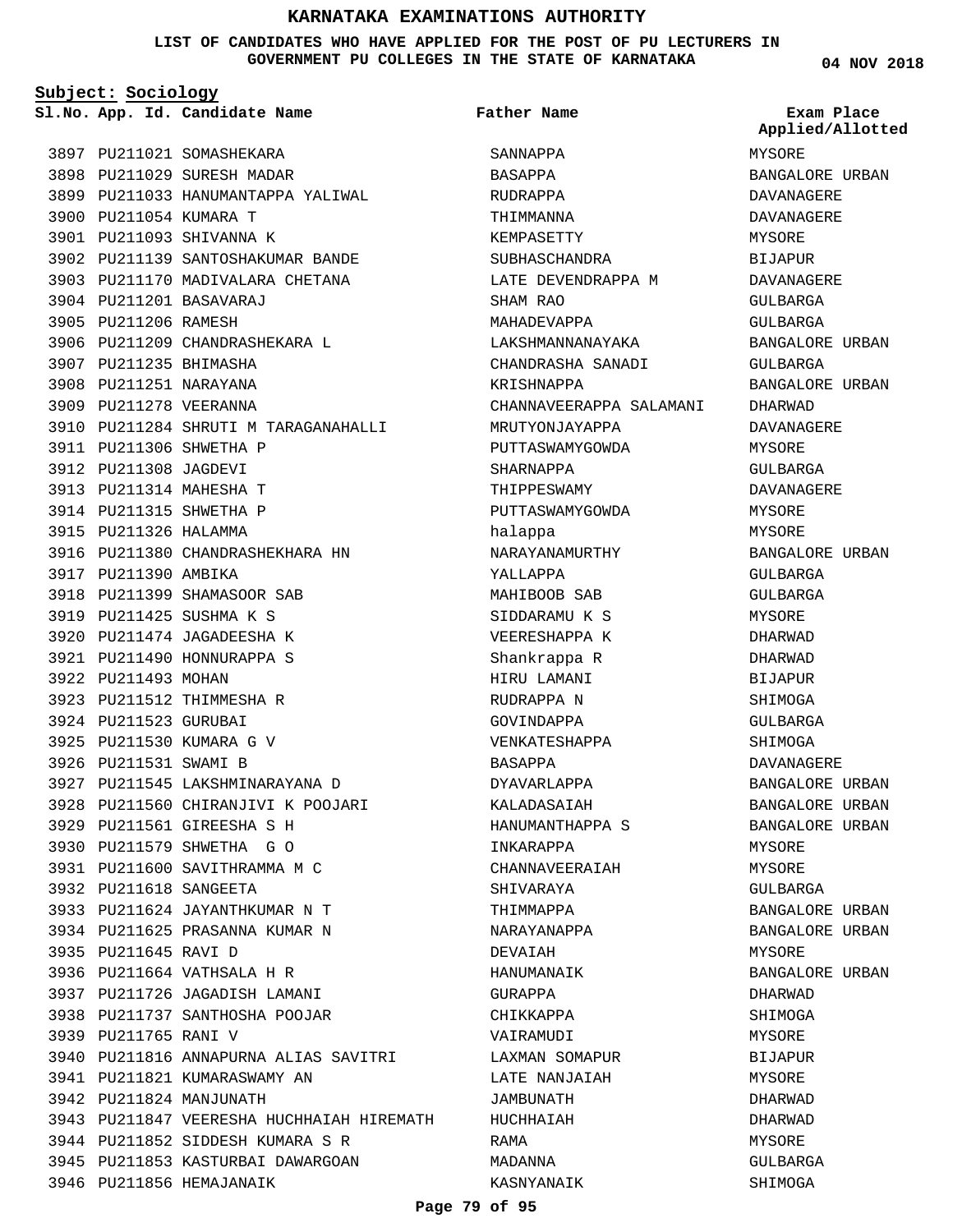# KARNATAKA EXAMINATIONS AUTHORITY

**LIST OF CANDIDATES WHO HAVE APPLIED FOR THE POST OF PU LECTURERS IN GOVERNMENT PU COLLEGES IN THE STATE OF KARNATAKA**

**04 NOV 2018**

**Subject: Sociology**

| Sl.No. | App. Id. | Candidate Name | Father Name | Exam Place Applied/Allotted |
|---|---|---|---|---|
| 3897 | PU211021 | SOMASHEKARA | SANNAPPA | MYSORE |
| 3898 | PU211029 | SURESH MADAR | BASAPPA | BANGALORE URBAN |
| 3899 | PU211033 | HANUMANTAPPA YALIWAL | RUDRAPPA | DAVANAGERE |
| 3900 | PU211054 | KUMARA T | THIMMANNA | DAVANAGERE |
| 3901 | PU211093 | SHIVANNA K | KEMPASETTY | MYSORE |
| 3902 | PU211139 | SANTOSHAKUMAR BANDE | SUBHASCHANDRA | BIJAPUR |
| 3903 | PU211170 | MADIVALARA CHETANA | LATE DEVENDRAPPA M | DAVANAGERE |
| 3904 | PU211201 | BASAVARAJ | SHAM RAO | GULBARGA |
| 3905 | PU211206 | RAMESH | MAHADEVAPPA | GULBARGA |
| 3906 | PU211209 | CHANDRASHEKARA L | LAKSHMANNANAYAKA | BANGALORE URBAN |
| 3907 | PU211235 | BHIMASHA | CHANDRASHA SANADI | GULBARGA |
| 3908 | PU211251 | NARAYANA | KRISHNAPPA | BANGALORE URBAN |
| 3909 | PU211278 | VEERANNA | CHANNAVEERAPPA SALAMANI | DHARWAD |
| 3910 | PU211284 | SHRUTI M TARAGANAHALLI | MRUTYONJAYAPPA | DAVANAGERE |
| 3911 | PU211306 | SHWETHA P | PUTTASWAMYGOWDA | MYSORE |
| 3912 | PU211308 | JAGDEVI | SHARNAPPA | GULBARGA |
| 3913 | PU211314 | MAHESHA T | THIPPESWAMY | DAVANAGERE |
| 3914 | PU211315 | SHWETHA P | PUTTASWAMYGOWDA | MYSORE |
| 3915 | PU211326 | HALAMMA | halappa | MYSORE |
| 3916 | PU211380 | CHANDRASHEKHARA HN | NARAYANAMURTHY | BANGALORE URBAN |
| 3917 | PU211390 | AMBIKA | YALLAPPA | GULBARGA |
| 3918 | PU211399 | SHAMASOOR SAB | MAHIBOOB SAB | GULBARGA |
| 3919 | PU211425 | SUSHMA K S | SIDDARAMU K S | MYSORE |
| 3920 | PU211474 | JAGADEESHA K | VEERESHAPPA K | DHARWAD |
| 3921 | PU211490 | HONNURAPPA S | Shankrappa R | DHARWAD |
| 3922 | PU211493 | MOHAN | HIRU LAMANI | BIJAPUR |
| 3923 | PU211512 | THIMMESHA R | RUDRAPPA N | SHIMOGA |
| 3924 | PU211523 | GURUBAI | GOVINDAPPA | GULBARGA |
| 3925 | PU211530 | KUMARA G V | VENKATESHAPPA | SHIMOGA |
| 3926 | PU211531 | SWAMI B | BASAPPA | DAVANAGERE |
| 3927 | PU211545 | LAKSHMINARAYANA D | DYAVARLAPPA | BANGALORE URBAN |
| 3928 | PU211560 | CHIRANJIVI K POOJARI | KALADASAIAH | BANGALORE URBAN |
| 3929 | PU211561 | GIREESHA S H | HANUMANTHAPPA S | BANGALORE URBAN |
| 3930 | PU211579 | SHWETHA G O | INKARAPPA | MYSORE |
| 3931 | PU211600 | SAVITHRAMMA M C | CHANNAVEERAIAH | MYSORE |
| 3932 | PU211618 | SANGEETA | SHIVARAYA | GULBARGA |
| 3933 | PU211624 | JAYANTHKUMAR N T | THIMMAPPA | BANGALORE URBAN |
| 3934 | PU211625 | PRASANNA KUMAR N | NARAYANAPPA | BANGALORE URBAN |
| 3935 | PU211645 | RAVI D | DEVAIAH | MYSORE |
| 3936 | PU211664 | VATHSALA H R | HANUMANAIK | BANGALORE URBAN |
| 3937 | PU211726 | JAGADISH LAMANI | GURAPPA | DHARWAD |
| 3938 | PU211737 | SANTHOSHA POOJAR | CHIKKAPPA | SHIMOGA |
| 3939 | PU211765 | RANI V | VAIRAMUDI | MYSORE |
| 3940 | PU211816 | ANNAPURNA ALIAS SAVITRI | LAXMAN SOMAPUR | BIJAPUR |
| 3941 | PU211821 | KUMARASWAMY AN | LATE NANJAIAH | MYSORE |
| 3942 | PU211824 | MANJUNATH | JAMBUNATH | DHARWAD |
| 3943 | PU211847 | VEERESHA HUCHHAIAH HIREMATH | HUCHHAIAH | DHARWAD |
| 3944 | PU211852 | SIDDESH KUMARA S R | RAMA | MYSORE |
| 3945 | PU211853 | KASTURBAI DAWARGOAN | MADANNA | GULBARGA |
| 3946 | PU211856 | HEMAJANAIK | KASNYANAIK | SHIMOGA |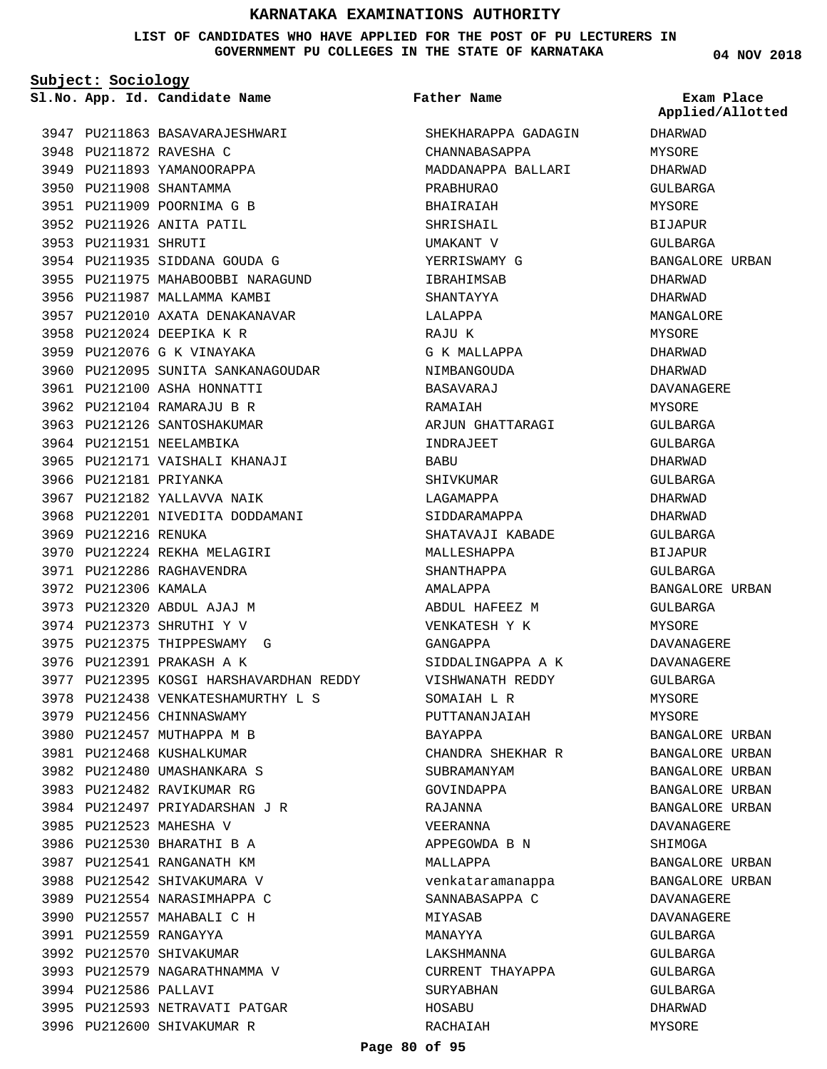# KARNATAKA EXAMINATIONS AUTHORITY

**LIST OF CANDIDATES WHO HAVE APPLIED FOR THE POST OF PU LECTURERS IN GOVERNMENT PU COLLEGES IN THE STATE OF KARNATAKA**

04 NOV 2018

**Subject: Sociology**

| Sl.No. | App. Id. | Candidate Name | Father Name | Exam Place Applied/Allotted |
|---|---|---|---|---|
| 3947 | PU211863 | BASAVARAJESHWARI | SHEKHARAPPA GADAGIN | DHARWAD |
| 3948 | PU211872 | RAVESHA C | CHANNABASAPPA | MYSORE |
| 3949 | PU211893 | YAMANOORAPPA | MADDANAPPA BALLARI | DHARWAD |
| 3950 | PU211908 | SHANTAMMA | PRABHURAO | GULBARGA |
| 3951 | PU211909 | POORNIMA G B | BHAIRAIAH | MYSORE |
| 3952 | PU211926 | ANITA PATIL | SHRISHAIL | BIJAPUR |
| 3953 | PU211931 | SHRUTI | UMAKANT V | GULBARGA |
| 3954 | PU211935 | SIDDANA GOUDA G | YERRISWAMY G | BANGALORE URBAN |
| 3955 | PU211975 | MAHABOOBBI NARAGUND | IBRAHIMSAB | DHARWAD |
| 3956 | PU211987 | MALLAMMA KAMBI | SHANTAYYA | DHARWAD |
| 3957 | PU212010 | AXATA DENAKANAVAR | LALAPPA | MANGALORE |
| 3958 | PU212024 | DEEPIKA K R | RAJU K | MYSORE |
| 3959 | PU212076 | G K VINAYAKA | G K MALLAPPA | DHARWAD |
| 3960 | PU212095 | SUNITA SANKANAGOUDAR | NIMBANGOUDA | DHARWAD |
| 3961 | PU212100 | ASHA HONNATTI | BASAVARAJ | DAVANAGERE |
| 3962 | PU212104 | RAMARAJU B R | RAMAIAH | MYSORE |
| 3963 | PU212126 | SANTOSHAKUMAR | ARJUN GHATTARAGI | GULBARGA |
| 3964 | PU212151 | NEELAMBIKA | INDRAJEET | GULBARGA |
| 3965 | PU212171 | VAISHALI KHANAJI | BABU | DHARWAD |
| 3966 | PU212181 | PRIYANKA | SHIVKUMAR | GULBARGA |
| 3967 | PU212182 | YALLAVVA NAIK | LAGAMAPPA | DHARWAD |
| 3968 | PU212201 | NIVEDITA DODDAMANI | SIDDARAMAPPA | DHARWAD |
| 3969 | PU212216 | RENUKA | SHATAVAJI KABADE | GULBARGA |
| 3970 | PU212224 | REKHA MELAGIRI | MALLESHAPPA | BIJAPUR |
| 3971 | PU212286 | RAGHAVENDRA | SHANTHAPPA | GULBARGA |
| 3972 | PU212306 | KAMALA | AMALAPPA | BANGALORE URBAN |
| 3973 | PU212320 | ABDUL AJAJ M | ABDUL HAFEEZ M | GULBARGA |
| 3974 | PU212373 | SHRUTHI Y V | VENKATESH Y K | MYSORE |
| 3975 | PU212375 | THIPPESWAMY G | GANGAPPA | DAVANAGERE |
| 3976 | PU212391 | PRAKASH A K | SIDDALINGAPPA A K | DAVANAGERE |
| 3977 | PU212395 | KOSGI HARSHAVARDHAN REDDY | VISHWANATH REDDY | GULBARGA |
| 3978 | PU212438 | VENKATESHAMURTHY L S | SOMAIAH L R | MYSORE |
| 3979 | PU212456 | CHINNASWAMY | PUTTANANJAIAH | MYSORE |
| 3980 | PU212457 | MUTHAPPA M B | BAYAPPA | BANGALORE URBAN |
| 3981 | PU212468 | KUSHALKUMAR | CHANDRA SHEKHAR R | BANGALORE URBAN |
| 3982 | PU212480 | UMASHANKARA S | SUBRAMANYAM | BANGALORE URBAN |
| 3983 | PU212482 | RAVIKUMAR RG | GOVINDAPPA | BANGALORE URBAN |
| 3984 | PU212497 | PRIYADARSHAN J R | RAJANNA | BANGALORE URBAN |
| 3985 | PU212523 | MAHESHA V | VEERANNA | DAVANAGERE |
| 3986 | PU212530 | BHARATHI B A | APPEGOWDA B N | SHIMOGA |
| 3987 | PU212541 | RANGANATH KM | MALLAPPA | BANGALORE URBAN |
| 3988 | PU212542 | SHIVAKUMARA V | venkataramanappa | BANGALORE URBAN |
| 3989 | PU212554 | NARASIMHAPPA C | SANNABASAPPA C | DAVANAGERE |
| 3990 | PU212557 | MAHABALI C H | MIYASAB | DAVANAGERE |
| 3991 | PU212559 | RANGAYYA | MANAYYA | GULBARGA |
| 3992 | PU212570 | SHIVAKUMAR | LAKSHMANNA | GULBARGA |
| 3993 | PU212579 | NAGARATHNAMMA V | CURRENT THAYAPPA | GULBARGA |
| 3994 | PU212586 | PALLAVI | SURYABHAN | GULBARGA |
| 3995 | PU212593 | NETRAVATI PATGAR | HOSABU | DHARWAD |
| 3996 | PU212600 | SHIVAKUMAR R | RACHAIAH | MYSORE |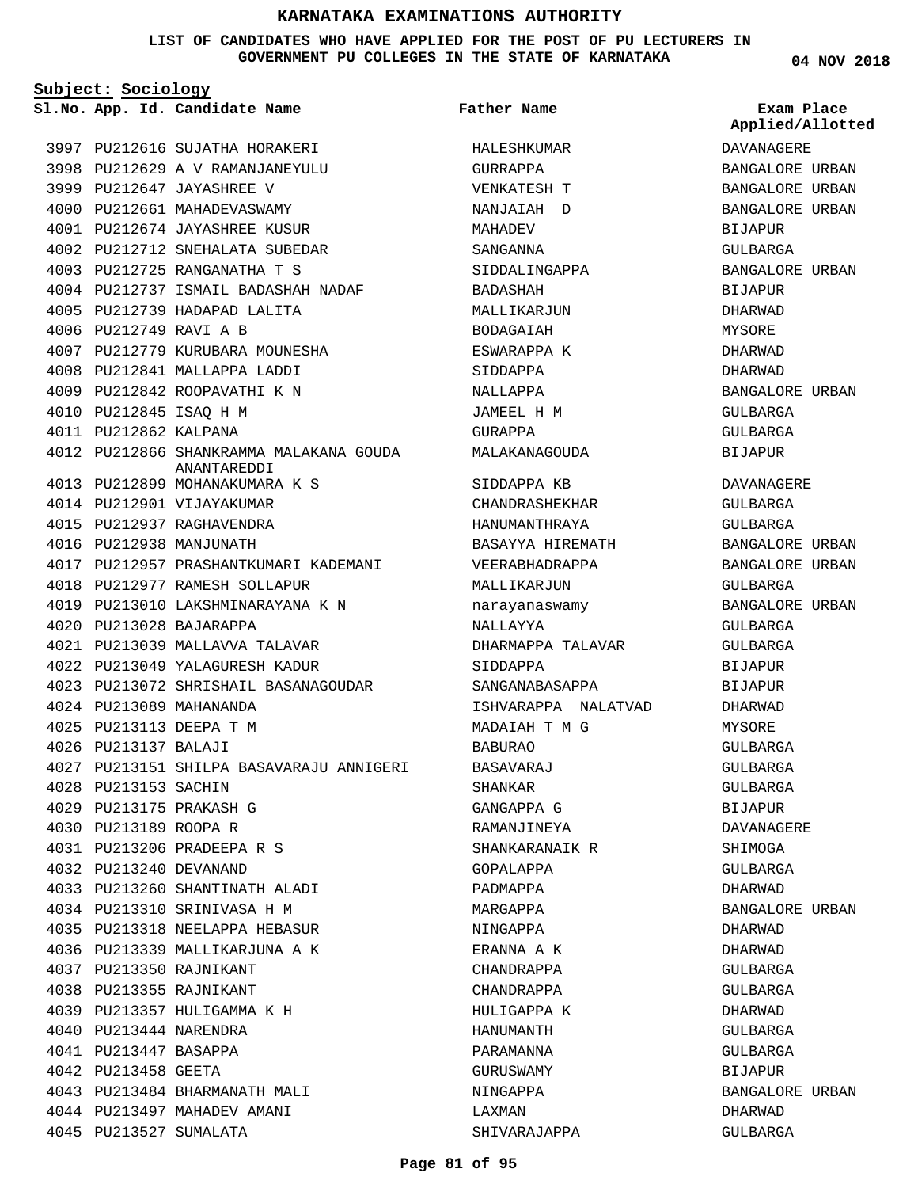# KARNATAKA EXAMINATIONS AUTHORITY

**LIST OF CANDIDATES WHO HAVE APPLIED FOR THE POST OF PU LECTURERS IN GOVERNMENT PU COLLEGES IN THE STATE OF KARNATAKA**

04 NOV 2018

**Subject: Sociology**

| Sl.No. | App. Id. | Candidate Name | Father Name | Exam Place Applied/Allotted |
|---|---|---|---|---|
| 3997 | PU212616 | SUJATHA HORAKERI | HALESHKUMAR | DAVANAGERE |
| 3998 | PU212629 | A V RAMANJANEYULU | GURRAPPA | BANGALORE URBAN |
| 3999 | PU212647 | JAYASHREE V | VENKATESH T | BANGALORE URBAN |
| 4000 | PU212661 | MAHADEVASWAMY | NANJAIAH D | BANGALORE URBAN |
| 4001 | PU212674 | JAYASHREE KUSUR | MAHADEV | BIJAPUR |
| 4002 | PU212712 | SNEHALATA SUBEDAR | SANGANNA | GULBARGA |
| 4003 | PU212725 | RANGANATHA T S | SIDDALINGAPPA | BANGALORE URBAN |
| 4004 | PU212737 | ISMAIL BADASHAH NADAF | BADASHAH | BIJAPUR |
| 4005 | PU212739 | HADAPAD LALITA | MALLIKARJUN | DHARWAD |
| 4006 | PU212749 | RAVI A B | BODAGAIAH | MYSORE |
| 4007 | PU212779 | KURUBARA MOUNESHA | ESWARAPPA K | DHARWAD |
| 4008 | PU212841 | MALLAPPA LADDI | SIDDAPPA | DHARWAD |
| 4009 | PU212842 | ROOPAVATHI K N | NALLAPPA | BANGALORE URBAN |
| 4010 | PU212845 | ISAQ H M | JAMEEL H M | GULBARGA |
| 4011 | PU212862 | KALPANA | GURAPPA | GULBARGA |
| 4012 | PU212866 | SHANKRAMMA MALAKANA GOUDA ANANTAREDDI | MALAKANAGOUDA | BIJAPUR |
| 4013 | PU212899 | MOHANAKUMARA K S | SIDDAPPA KB | DAVANAGERE |
| 4014 | PU212901 | VIJAYAKUMAR | CHANDRASHEKHAR | GULBARGA |
| 4015 | PU212937 | RAGHAVENDRA | HANUMANTHRAYA | GULBARGA |
| 4016 | PU212938 | MANJUNATH | BASAYYA HIREMATH | BANGALORE URBAN |
| 4017 | PU212957 | PRASHANTKUMARI KADEMANI | VEERABHADRAPPA | BANGALORE URBAN |
| 4018 | PU212977 | RAMESH SOLLAPUR | MALLIKARJUN | GULBARGA |
| 4019 | PU213010 | LAKSHMINARAYANA K N | narayanaswamy | BANGALORE URBAN |
| 4020 | PU213028 | BAJARAPPA | NALLAYYA | GULBARGA |
| 4021 | PU213039 | MALLAVVA TALAVAR | DHARMAPPA TALAVAR | GULBARGA |
| 4022 | PU213049 | YALAGURESH KADUR | SIDDAPPA | BIJAPUR |
| 4023 | PU213072 | SHRISHAIL BASANAGOUDAR | SANGANABASAPPA | BIJAPUR |
| 4024 | PU213089 | MAHANANDA | ISHVARAPPA NALATVAD | DHARWAD |
| 4025 | PU213113 | DEEPA T M | MADAIAH T M G | MYSORE |
| 4026 | PU213137 | BALAJI | BABURAO | GULBARGA |
| 4027 | PU213151 | SHILPA BASAVARAJU ANNIGERI | BASAVARAJ | GULBARGA |
| 4028 | PU213153 | SACHIN | SHANKAR | GULBARGA |
| 4029 | PU213175 | PRAKASH G | GANGAPPA G | BIJAPUR |
| 4030 | PU213189 | ROOPA R | RAMANJINEYA | DAVANAGERE |
| 4031 | PU213206 | PRADEEPA R S | SHANKARANAIK R | SHIMOGA |
| 4032 | PU213240 | DEVANAND | GOPALAPPA | GULBARGA |
| 4033 | PU213260 | SHANTINATH ALADI | PADMAPPA | DHARWAD |
| 4034 | PU213310 | SRINIVASA H M | MARGAPPA | BANGALORE URBAN |
| 4035 | PU213318 | NEELAPPA HEBASUR | NINGAPPA | DHARWAD |
| 4036 | PU213339 | MALLIKARJUNA A K | ERANNA A K | DHARWAD |
| 4037 | PU213350 | RAJNIKANT | CHANDRAPPA | GULBARGA |
| 4038 | PU213355 | RAJNIKANT | CHANDRAPPA | GULBARGA |
| 4039 | PU213357 | HULIGAMMA K H | HULIGAPPA K | DHARWAD |
| 4040 | PU213444 | NARENDRA | HANUMANTH | GULBARGA |
| 4041 | PU213447 | BASAPPA | PARAMANNA | GULBARGA |
| 4042 | PU213458 | GEETA | GURUSWAMY | BIJAPUR |
| 4043 | PU213484 | BHARMANATH MALI | NINGAPPA | BANGALORE URBAN |
| 4044 | PU213497 | MAHADEV AMANI | LAXMAN | DHARWAD |
| 4045 | PU213527 | SUMALATA | SHIVARAJAPPA | GULBARGA |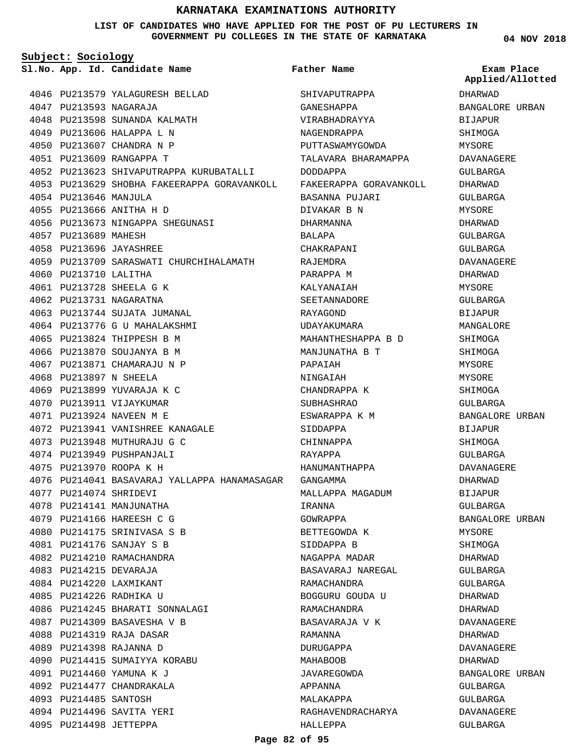# KARNATAKA EXAMINATIONS AUTHORITY

**LIST OF CANDIDATES WHO HAVE APPLIED FOR THE POST OF PU LECTURERS IN GOVERNMENT PU COLLEGES IN THE STATE OF KARNATAKA**

**04 NOV 2018**

**Subject: Sociology**

| Sl.No. | App. Id. | Candidate Name | Father Name | Exam Place Applied/Allotted |
|---|---|---|---|---|
| 4046 | PU213579 | YALAGURESH BELLAD | SHIVAPUTRAPPA | DHARWAD |
| 4047 | PU213593 | NAGARAJA | GANESHAPPA | BANGALORE URBAN |
| 4048 | PU213598 | SUNANDA KALMATH | VIRABHADRAYYA | BIJAPUR |
| 4049 | PU213606 | HALAPPA L N | NAGENDRAPPA | SHIMOGA |
| 4050 | PU213607 | CHANDRA N P | PUTTASWAMYGOWDA | MYSORE |
| 4051 | PU213609 | RANGAPPA T | TALAVARA BHARAMAPPA | DAVANAGERE |
| 4052 | PU213623 | SHIVAPUTRAPPA KURUBATALLI | DODDAPPA | GULBARGA |
| 4053 | PU213629 | SHOBHA FAKEERAPPA GORAVANKOLL | FAKEERAPPA GORAVANKOLL | DHARWAD |
| 4054 | PU213646 | MANJULA | BASANNA PUJARI | GULBARGA |
| 4055 | PU213666 | ANITHA H D | DIVAKAR B N | MYSORE |
| 4056 | PU213673 | NINGAPPA SHEGUNASI | DHARMANNA | DHARWAD |
| 4057 | PU213689 | MAHESH | BALAPA | GULBARGA |
| 4058 | PU213696 | JAYASHREE | CHAKRAPANI | GULBARGA |
| 4059 | PU213709 | SARASWATI CHURCHIHALAMATH | RAJEMDRA | DAVANAGERE |
| 4060 | PU213710 | LALITHA | PARAPPA M | DHARWAD |
| 4061 | PU213728 | SHEELA G K | KALYANAIAH | MYSORE |
| 4062 | PU213731 | NAGARATNA | SEETANNADORE | GULBARGA |
| 4063 | PU213744 | SUJATA JUMANAL | RAYAGOND | BIJAPUR |
| 4064 | PU213776 | G U MAHALAKSHMI | UDAYAKUMARA | MANGALORE |
| 4065 | PU213824 | THIPPESH B M | MAHANTHESHAPPA B D | SHIMOGA |
| 4066 | PU213870 | SOUJANYA B M | MANJUNATHA B T | SHIMOGA |
| 4067 | PU213871 | CHAMARAJU N P | PAPAIAH | MYSORE |
| 4068 | PU213897 | N SHEELA | NINGAIAH | MYSORE |
| 4069 | PU213899 | YUVARAJA K C | CHANDRAPPA K | SHIMOGA |
| 4070 | PU213911 | VIJAYKUMAR | SUBHASHRAO | GULBARGA |
| 4071 | PU213924 | NAVEEN M E | ESWARAPPA K M | BANGALORE URBAN |
| 4072 | PU213941 | VANISHREE KANAGALE | SIDDAPPA | BIJAPUR |
| 4073 | PU213948 | MUTHURAJU G C | CHINNAPPA | SHIMOGA |
| 4074 | PU213949 | PUSHPANJALI | RAYAPPA | GULBARGA |
| 4075 | PU213970 | ROOPA K H | HANUMANTHAPPA | DAVANAGERE |
| 4076 | PU214041 | BASAVARAJ YALLAPPA HANAMASAGAR | GANGAMMA | DHARWAD |
| 4077 | PU214074 | SHRIDEVI | MALLAPPA MAGADUM | BIJAPUR |
| 4078 | PU214141 | MANJUNATHA | IRANNA | GULBARGA |
| 4079 | PU214166 | HAREESH C G | GOWRAPPA | BANGALORE URBAN |
| 4080 | PU214175 | SRINIVASA S B | BETTEGOWDA K | MYSORE |
| 4081 | PU214176 | SANJAY S B | SIDDAPPA B | SHIMOGA |
| 4082 | PU214210 | RAMACHANDRA | NAGAPPA MADAR | DHARWAD |
| 4083 | PU214215 | DEVARAJA | BASAVARAJ NAREGAL | GULBARGA |
| 4084 | PU214220 | LAXMIKANT | RAMACHANDRA | GULBARGA |
| 4085 | PU214226 | RADHIKA U | BOGGURU GOUDA U | DHARWAD |
| 4086 | PU214245 | BHARATI SONNALAGI | RAMACHANDRA | DHARWAD |
| 4087 | PU214309 | BASAVESHA V B | BASAVARAJA V K | DAVANAGERE |
| 4088 | PU214319 | RAJA DASAR | RAMANNA | DHARWAD |
| 4089 | PU214398 | RAJANNA D | DURUGAPPA | DAVANAGERE |
| 4090 | PU214415 | SUMAIYYA KORABU | MAHABOOB | DHARWAD |
| 4091 | PU214460 | YAMUNA K J | JAVAREGOWDA | BANGALORE URBAN |
| 4092 | PU214477 | CHANDRAKALA | APPANNA | GULBARGA |
| 4093 | PU214485 | SANTOSH | MALAKAPPA | GULBARGA |
| 4094 | PU214496 | SAVITA YERI | RAGHAVENDRACHARYA | DAVANAGERE |
| 4095 | PU214498 | JETTEPPA | HALLEPPA | GULBARGA |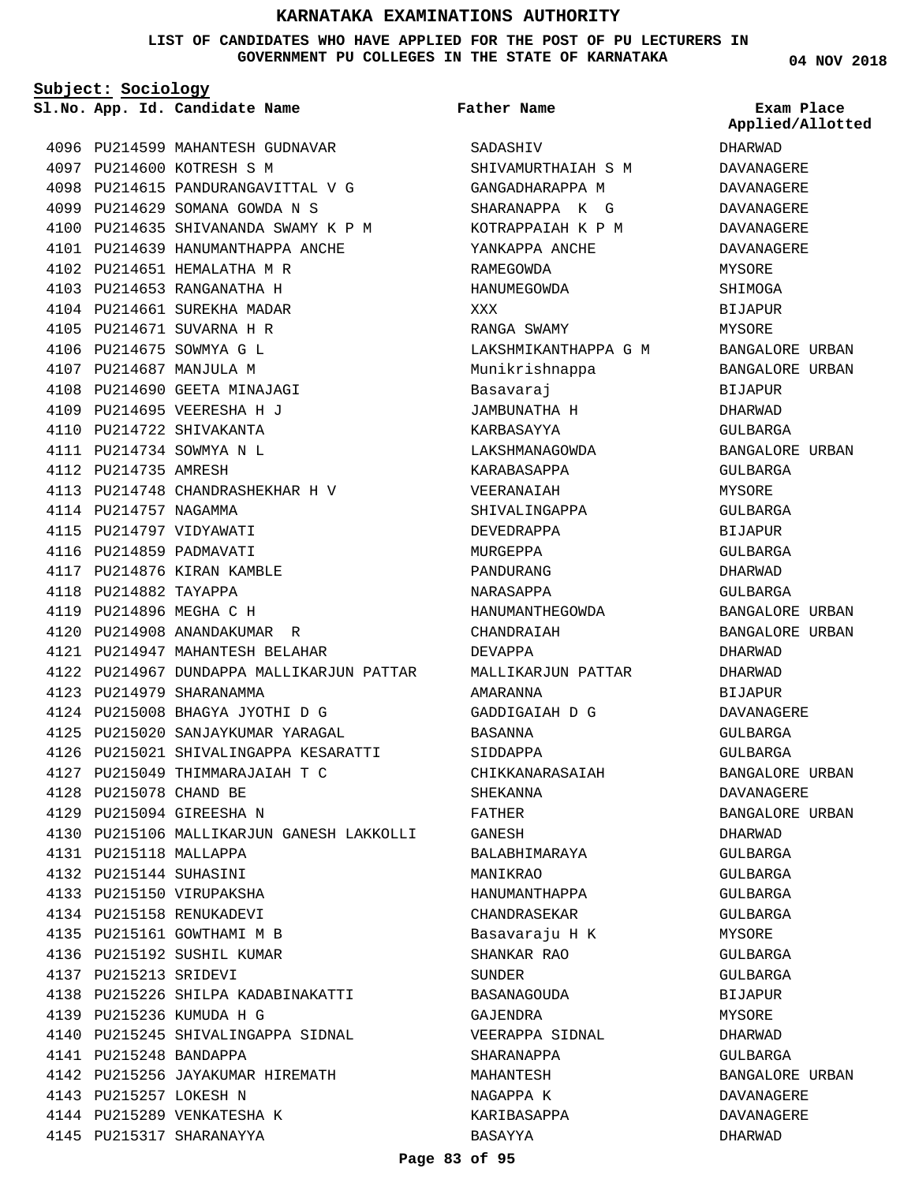# KARNATAKA EXAMINATIONS AUTHORITY

**LIST OF CANDIDATES WHO HAVE APPLIED FOR THE POST OF PU LECTURERS IN GOVERNMENT PU COLLEGES IN THE STATE OF KARNATAKA**

04 NOV 2018

**Subject: Sociology**

| Sl.No. | App. Id. | Candidate Name | Father Name | Exam Place Applied/Allotted |
|---|---|---|---|---|
| 4096 | PU214599 | MAHANTESH GUDNAVAR | SADASHIV | DHARWAD |
| 4097 | PU214600 | KOTRESH S M | SHIVAMURTHAIAH S M | DAVANAGERE |
| 4098 | PU214615 | PANDURANGAVITTAL V G | GANGADHARAPPA M | DAVANAGERE |
| 4099 | PU214629 | SOMANA GOWDA N S | SHARANAPPA K G | DAVANAGERE |
| 4100 | PU214635 | SHIVANANDA SWAMY K P M | KOTRAPPAIAH K P M | DAVANAGERE |
| 4101 | PU214639 | HANUMANTHAPPA ANCHE | YANKAPPA ANCHE | DAVANAGERE |
| 4102 | PU214651 | HEMALATHA M R | RAMEGOWDA | MYSORE |
| 4103 | PU214653 | RANGANATHA H | HANUMEGOWDA | SHIMOGA |
| 4104 | PU214661 | SUREKHA MADAR | XXX | BIJAPUR |
| 4105 | PU214671 | SUVARNA H R | RANGA SWAMY | MYSORE |
| 4106 | PU214675 | SOWMYA G L | LAKSHMIKANTHAPPA G M | BANGALORE URBAN |
| 4107 | PU214687 | MANJULA M | Munikrishnappa | BANGALORE URBAN |
| 4108 | PU214690 | GEETA MINAJAGI | Basavaraj | BIJAPUR |
| 4109 | PU214695 | VEERESHA H J | JAMBUNATHA H | DHARWAD |
| 4110 | PU214722 | SHIVAKANTA | KARBASAYYA | GULBARGA |
| 4111 | PU214734 | SOWMYA N L | LAKSHMANAGOWDA | BANGALORE URBAN |
| 4112 | PU214735 | AMRESH | KARABASAPPA | GULBARGA |
| 4113 | PU214748 | CHANDRASHEKHAR H V | VEERANAIAH | MYSORE |
| 4114 | PU214757 | NAGAMMA | SHIVALINGAPPA | GULBARGA |
| 4115 | PU214797 | VIDYAWATI | DEVEDRAPPA | BIJAPUR |
| 4116 | PU214859 | PADMAVATI | MURGEPPA | GULBARGA |
| 4117 | PU214876 | KIRAN KAMBLE | PANDURANG | DHARWAD |
| 4118 | PU214882 | TAYAPPA | NARASAPPA | GULBARGA |
| 4119 | PU214896 | MEGHA C H | HANUMANTHEGOWDA | BANGALORE URBAN |
| 4120 | PU214908 | ANANDAKUMAR R | CHANDRAIAH | BANGALORE URBAN |
| 4121 | PU214947 | MAHANTESH BELAHAR | DEVAPPA | DHARWAD |
| 4122 | PU214967 | DUNDAPPA MALLIKARJUN PATTAR | MALLIKARJUN PATTAR | DHARWAD |
| 4123 | PU214979 | SHARANAMMA | AMARANNA | BIJAPUR |
| 4124 | PU215008 | BHAGYA JYOTHI D G | GADDIGAIAH D G | DAVANAGERE |
| 4125 | PU215020 | SANJAYKUMAR YARAGAL | BASANNA | GULBARGA |
| 4126 | PU215021 | SHIVALINGAPPA KESARATTI | SIDDAPPA | GULBARGA |
| 4127 | PU215049 | THIMMARAJAIAH T C | CHIKKANARASAIAH | BANGALORE URBAN |
| 4128 | PU215078 | CHAND BE | SHEKANNA | DAVANAGERE |
| 4129 | PU215094 | GIREESHA N | FATHER | BANGALORE URBAN |
| 4130 | PU215106 | MALLIKARJUN GANESH LAKKOLLI | GANESH | DHARWAD |
| 4131 | PU215118 | MALLAPPA | BALABHIMARAYA | GULBARGA |
| 4132 | PU215144 | SUHASINI | MANIKRAO | GULBARGA |
| 4133 | PU215150 | VIRUPAKSHA | HANUMANTHAPPA | GULBARGA |
| 4134 | PU215158 | RENUKADEVI | CHANDRASEKAR | GULBARGA |
| 4135 | PU215161 | GOWTHAMI M B | Basavaraju H K | MYSORE |
| 4136 | PU215192 | SUSHIL KUMAR | SHANKAR RAO | GULBARGA |
| 4137 | PU215213 | SRIDEVI | SUNDER | GULBARGA |
| 4138 | PU215226 | SHILPA KADABINAKATTI | BASANAGOUDA | BIJAPUR |
| 4139 | PU215236 | KUMUDA H G | GAJENDRA | MYSORE |
| 4140 | PU215245 | SHIVALINGAPPA SIDNAL | VEERAPPA SIDNAL | DHARWAD |
| 4141 | PU215248 | BANDAPPA | SHARANAPPA | GULBARGA |
| 4142 | PU215256 | JAYAKUMAR HIREMATH | MAHANTESH | BANGALORE URBAN |
| 4143 | PU215257 | LOKESH N | NAGAPPA K | DAVANAGERE |
| 4144 | PU215289 | VENKATESHA K | KARIBASAPPA | DAVANAGERE |
| 4145 | PU215317 | SHARANAYYA | BASAYYA | DHARWAD |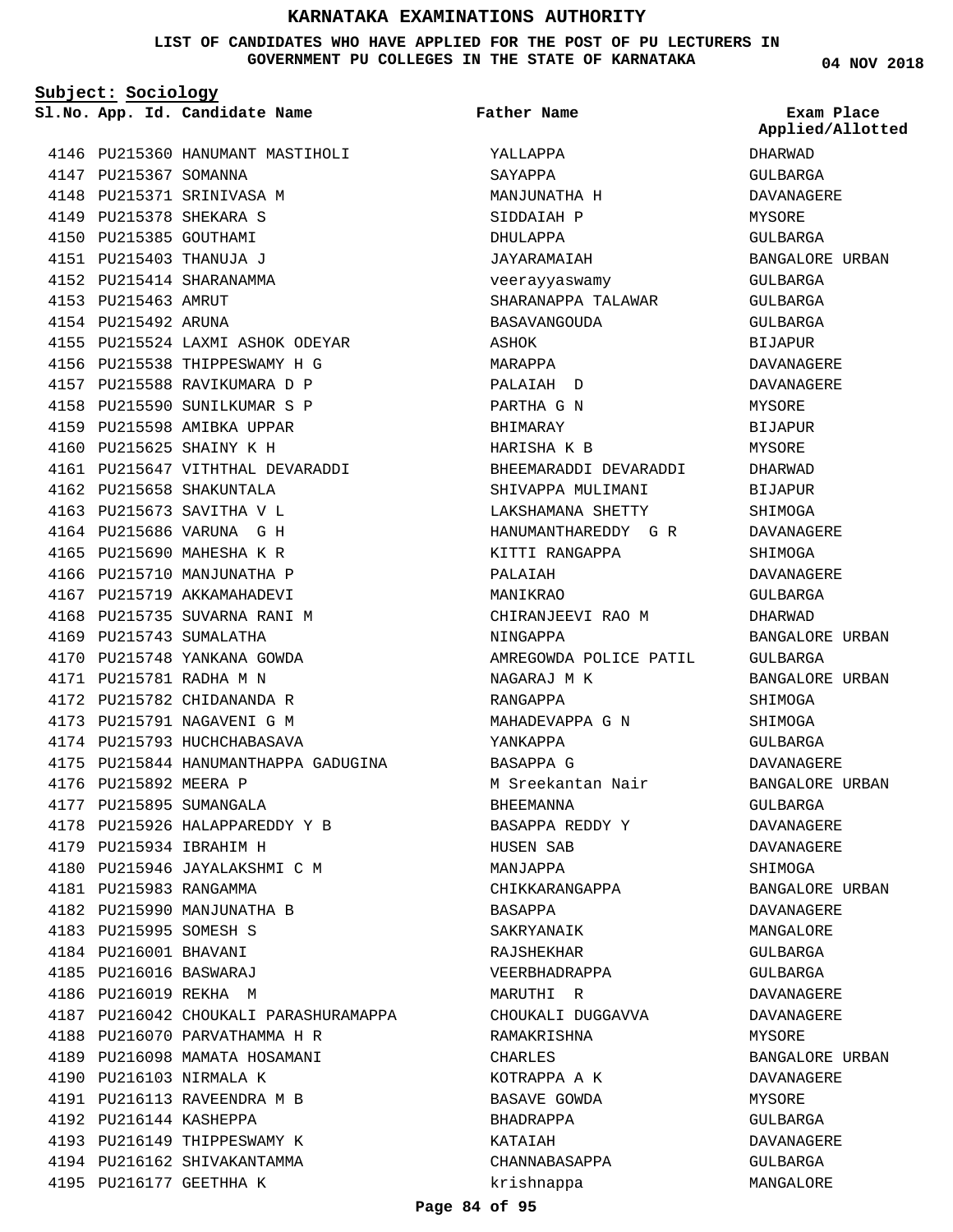# KARNATAKA EXAMINATIONS AUTHORITY

**LIST OF CANDIDATES WHO HAVE APPLIED FOR THE POST OF PU LECTURERS IN GOVERNMENT PU COLLEGES IN THE STATE OF KARNATAKA**

04 NOV 2018

**Subject: Sociology**

| Sl.No. | App. Id. | Candidate Name | Father Name | Exam Place Applied/Allotted |
|---|---|---|---|---|
| 4146 | PU215360 | HANUMANT MASTIHOLI | YALLAPPA | DHARWAD |
| 4147 | PU215367 | SOMANNA | SAYAPPA | GULBARGA |
| 4148 | PU215371 | SRINIVASA M | MANJUNATHA H | DAVANAGERE |
| 4149 | PU215378 | SHEKARA S | SIDDAIAH P | MYSORE |
| 4150 | PU215385 | GOUTHAMI | DHULAPPA | GULBARGA |
| 4151 | PU215403 | THANUJA J | JAYARAMAIAH | BANGALORE URBAN |
| 4152 | PU215414 | SHARANAMMA | veerayyaswamy | GULBARGA |
| 4153 | PU215463 | AMRUT | SHARANAPPA TALAWAR | GULBARGA |
| 4154 | PU215492 | ARUNA | BASAVANGOUDA | GULBARGA |
| 4155 | PU215524 | LAXMI ASHOK ODEYAR | ASHOK | BIJAPUR |
| 4156 | PU215538 | THIPPESWAMY H G | MARAPPA | DAVANAGERE |
| 4157 | PU215588 | RAVIKUMARA D P | PALAIAH D | DAVANAGERE |
| 4158 | PU215590 | SUNILKUMAR S P | PARTHA G N | MYSORE |
| 4159 | PU215598 | AMIBKA UPPAR | BHIMARAY | BIJAPUR |
| 4160 | PU215625 | SHAINY K H | HARISHA K B | MYSORE |
| 4161 | PU215647 | VITHTHAL DEVARADDI | BHEEMARADDI DEVARADDI | DHARWAD |
| 4162 | PU215658 | SHAKUNTALA | SHIVAPPA MULIMANI | BIJAPUR |
| 4163 | PU215673 | SAVITHA V L | LAKSHAMANA SHETTY | SHIMOGA |
| 4164 | PU215686 | VARUNA G H | HANUMANTHAREDDY G R | DAVANAGERE |
| 4165 | PU215690 | MAHESHA K R | KITTI RANGAPPA | SHIMOGA |
| 4166 | PU215710 | MANJUNATHA P | PALAIAH | DAVANAGERE |
| 4167 | PU215719 | AKKAMAHADEVI | MANIKRAO | GULBARGA |
| 4168 | PU215735 | SUVARNA RANI M | CHIRANJEEVI RAO M | DHARWAD |
| 4169 | PU215743 | SUMALATHA | NINGAPPA | BANGALORE URBAN |
| 4170 | PU215748 | YANKANA GOWDA | AMREGOWDA POLICE PATIL | GULBARGA |
| 4171 | PU215781 | RADHA M N | NAGARAJ M K | BANGALORE URBAN |
| 4172 | PU215782 | CHIDANANDA R | RANGAPPA | SHIMOGA |
| 4173 | PU215791 | NAGAVENI G M | MAHADEVAPPA G N | SHIMOGA |
| 4174 | PU215793 | HUCHCHABASAVA | YANKAPPA | GULBARGA |
| 4175 | PU215844 | HANUMANTHAPPA GADUGINA | BASAPPA G | DAVANAGERE |
| 4176 | PU215892 | MEERA P | M Sreekantan Nair | BANGALORE URBAN |
| 4177 | PU215895 | SUMANGALA | BHEEMANNA | GULBARGA |
| 4178 | PU215926 | HALAPPAREDDY Y B | BASAPPA REDDY Y | DAVANAGERE |
| 4179 | PU215934 | IBRAHIM H | HUSEN SAB | DAVANAGERE |
| 4180 | PU215946 | JAYALAKSHMI C M | MANJAPPA | SHIMOGA |
| 4181 | PU215983 | RANGAMMA | CHIKKARANGAPPA | BANGALORE URBAN |
| 4182 | PU215990 | MANJUNATHA B | BASAPPA | DAVANAGERE |
| 4183 | PU215995 | SOMESH S | SAKRYANAIK | MANGALORE |
| 4184 | PU216001 | BHAVANI | RAJSHEKHAR | GULBARGA |
| 4185 | PU216016 | BASWARAJ | VEERBHADRAPPA | GULBARGA |
| 4186 | PU216019 | REKHA M | MARUTHI R | DAVANAGERE |
| 4187 | PU216042 | CHOUKALI PARASHURAMAPPA | CHOUKALI DUGGAVVA | DAVANAGERE |
| 4188 | PU216070 | PARVATHAMMA H R | RAMAKRISHNA | MYSORE |
| 4189 | PU216098 | MAMATA HOSAMANI | CHARLES | BANGALORE URBAN |
| 4190 | PU216103 | NIRMALA K | KOTRAPPA A K | DAVANAGERE |
| 4191 | PU216113 | RAVEENDRA M B | BASAVE GOWDA | MYSORE |
| 4192 | PU216144 | KASHEPPA | BHADRAPPA | GULBARGA |
| 4193 | PU216149 | THIPPESWAMY K | KATAIAH | DAVANAGERE |
| 4194 | PU216162 | SHIVAKANTAMMA | CHANNABASAPPA | GULBARGA |
| 4195 | PU216177 | GEETHHA K | krishnappa | MANGALORE |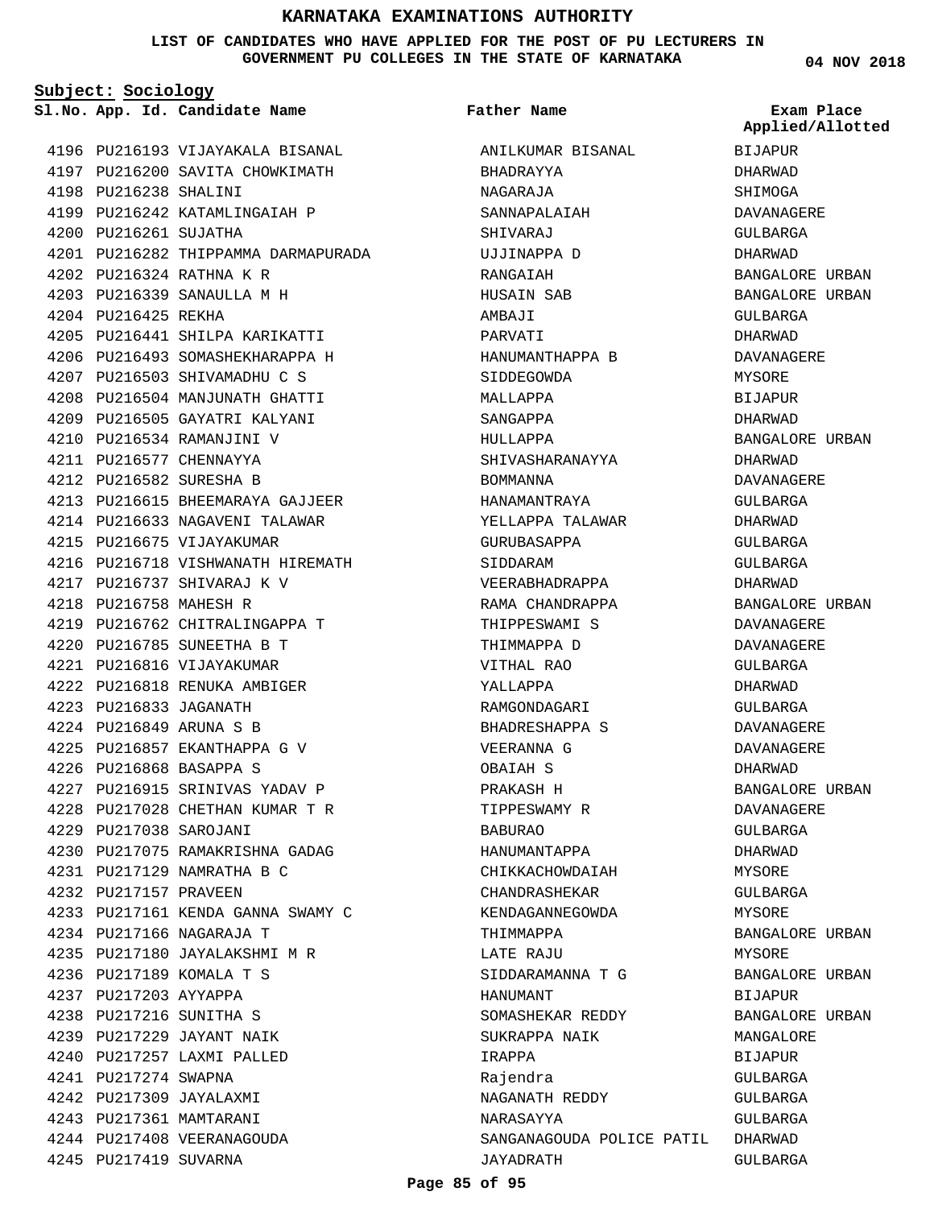# KARNATAKA EXAMINATIONS AUTHORITY

**LIST OF CANDIDATES WHO HAVE APPLIED FOR THE POST OF PU LECTURERS IN GOVERNMENT PU COLLEGES IN THE STATE OF KARNATAKA**

04 NOV 2018

**Subject: Sociology**

| Sl.No. | App. Id. | Candidate Name | Father Name | Exam Place Applied/Allotted |
|---|---|---|---|---|
| 4196 | PU216193 | VIJAYAKALA BISANAL | ANILKUMAR BISANAL | BIJAPUR |
| 4197 | PU216200 | SAVITA CHOWKIMATH | BHADRAYYA | DHARWAD |
| 4198 | PU216238 | SHALINI | NAGARAJA | SHIMOGA |
| 4199 | PU216242 | KATAMLINGAIAH P | SANNAPALAIAH | DAVANAGERE |
| 4200 | PU216261 | SUJATHA | SHIVARAJ | GULBARGA |
| 4201 | PU216282 | THIPPAMMA DARMAPURADA | UJJINAPPA D | DHARWAD |
| 4202 | PU216324 | RATHNA K R | RANGAIAH | BANGALORE URBAN |
| 4203 | PU216339 | SANAULLA M H | HUSAIN SAB | BANGALORE URBAN |
| 4204 | PU216425 | REKHA | AMBAJI | GULBARGA |
| 4205 | PU216441 | SHILPA KARIKATTI | PARVATI | DHARWAD |
| 4206 | PU216493 | SOMASHEKHARAPPA H | HANUMANTHAPPA B | DAVANAGERE |
| 4207 | PU216503 | SHIVAMADHU C S | SIDDEGOWDA | MYSORE |
| 4208 | PU216504 | MANJUNATH GHATTI | MALLAPPA | BIJAPUR |
| 4209 | PU216505 | GAYATRI KALYANI | SANGAPPA | DHARWAD |
| 4210 | PU216534 | RAMANJINI V | HULLAPPA | BANGALORE URBAN |
| 4211 | PU216577 | CHENNAYYA | SHIVASHARANAYYA | DHARWAD |
| 4212 | PU216582 | SURESHA B | BOMMANNA | DAVANAGERE |
| 4213 | PU216615 | BHEEMARAYA GAJJEER | HANAMANTRAYA | GULBARGA |
| 4214 | PU216633 | NAGAVENI TALAWAR | YELLAPPA TALAWAR | DHARWAD |
| 4215 | PU216675 | VIJAYAKUMAR | GURUBASAPPA | GULBARGA |
| 4216 | PU216718 | VISHWANATH HIREMATH | SIDDARAM | GULBARGA |
| 4217 | PU216737 | SHIVARAJ K V | VEERABHADRAPPA | DHARWAD |
| 4218 | PU216758 | MAHESH R | RAMA CHANDRAPPA | BANGALORE URBAN |
| 4219 | PU216762 | CHITRALINGAPPA T | THIPPESWAMI S | DAVANAGERE |
| 4220 | PU216785 | SUNEETHA B T | THIMMAPPA D | DAVANAGERE |
| 4221 | PU216816 | VIJAYAKUMAR | VITHAL RAO | GULBARGA |
| 4222 | PU216818 | RENUKA AMBIGER | YALLAPPA | DHARWAD |
| 4223 | PU216833 | JAGANATH | RAMGONDAGARI | GULBARGA |
| 4224 | PU216849 | ARUNA S B | BHADRESHAPPA S | DAVANAGERE |
| 4225 | PU216857 | EKANTHAPPA G V | VEERANNA G | DAVANAGERE |
| 4226 | PU216868 | BASAPPA S | OBAIAH S | DHARWAD |
| 4227 | PU216915 | SRINIVAS YADAV P | PRAKASH H | BANGALORE URBAN |
| 4228 | PU217028 | CHETHAN KUMAR T R | TIPPESWAMY R | DAVANAGERE |
| 4229 | PU217038 | SAROJANI | BABURAO | GULBARGA |
| 4230 | PU217075 | RAMAKRISHNA GADAG | HANUMANTAPPA | DHARWAD |
| 4231 | PU217129 | NAMRATHA B C | CHIKKACHOWDAIAH | MYSORE |
| 4232 | PU217157 | PRAVEEN | CHANDRASHEKAR | GULBARGA |
| 4233 | PU217161 | KENDA GANNA SWAMY C | KENDAGANNEGOWDA | MYSORE |
| 4234 | PU217166 | NAGARAJA T | THIMMAPPA | BANGALORE URBAN |
| 4235 | PU217180 | JAYALAKSHMI M R | LATE RAJU | MYSORE |
| 4236 | PU217189 | KOMALA T S | SIDDARAMANNA T G | BANGALORE URBAN |
| 4237 | PU217203 | AYYAPPA | HANUMANT | BIJAPUR |
| 4238 | PU217216 | SUNITHA S | SOMASHEKAR REDDY | BANGALORE URBAN |
| 4239 | PU217229 | JAYANT NAIK | SUKRAPPA NAIK | MANGALORE |
| 4240 | PU217257 | LAXMI PALLED | IRAPPA | BIJAPUR |
| 4241 | PU217274 | SWAPNA | Rajendra | GULBARGA |
| 4242 | PU217309 | JAYALAXMI | NAGANATH REDDY | GULBARGA |
| 4243 | PU217361 | MAMTARANI | NARASAYYA | GULBARGA |
| 4244 | PU217408 | VEERANAGOUDA | SANGANAGOUDA POLICE PATIL | DHARWAD |
| 4245 | PU217419 | SUVARNA | JAYADRATH | GULBARGA |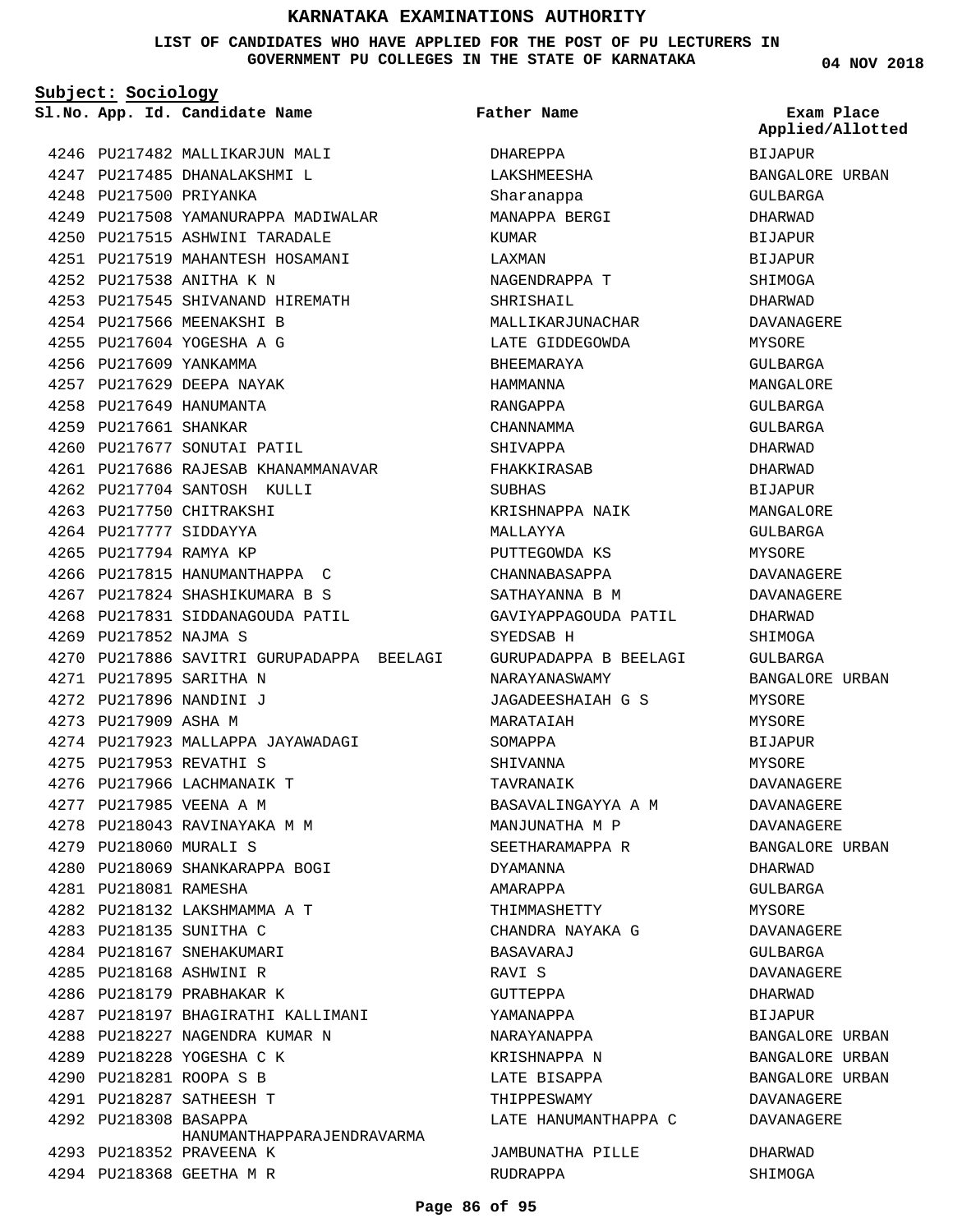# KARNATAKA EXAMINATIONS AUTHORITY

**LIST OF CANDIDATES WHO HAVE APPLIED FOR THE POST OF PU LECTURERS IN GOVERNMENT PU COLLEGES IN THE STATE OF KARNATAKA**

04 NOV 2018

**Subject: Sociology**

| Sl.No. | App. Id. | Candidate Name | Father Name | Exam Place Applied/Allotted |
|---|---|---|---|---|
| 4246 | PU217482 | MALLIKARJUN MALI | DHAREPPA | BIJAPUR |
| 4247 | PU217485 | DHANALAKSHMI L | LAKSHMEESHA | BANGALORE URBAN |
| 4248 | PU217500 | PRIYANKA | Sharanappa | GULBARGA |
| 4249 | PU217508 | YAMANURAPPA MADIWALAR | MANAPPA BERGI | DHARWAD |
| 4250 | PU217515 | ASHWINI TARADALE | KUMAR | BIJAPUR |
| 4251 | PU217519 | MAHANTESH HOSAMANI | LAXMAN | BIJAPUR |
| 4252 | PU217538 | ANITHA K N | NAGENDRAPPA T | SHIMOGA |
| 4253 | PU217545 | SHIVANAND HIREMATH | SHRISHAIL | DHARWAD |
| 4254 | PU217566 | MEENAKSHI B | MALLIKARJUNACHAR | DAVANAGERE |
| 4255 | PU217604 | YOGESHA A G | LATE GIDDEGOWDA | MYSORE |
| 4256 | PU217609 | YANKAMMA | BHEEMARAYA | GULBARGA |
| 4257 | PU217629 | DEEPA NAYAK | HAMMANNA | MANGALORE |
| 4258 | PU217649 | HANUMANTA | RANGAPPA | GULBARGA |
| 4259 | PU217661 | SHANKAR | CHANNAMMA | GULBARGA |
| 4260 | PU217677 | SONUTAI PATIL | SHIVAPPA | DHARWAD |
| 4261 | PU217686 | RAJESAB KHANAMMANAVAR | FHAKKIRASAB | DHARWAD |
| 4262 | PU217704 | SANTOSH KULLI | SUBHAS | BIJAPUR |
| 4263 | PU217750 | CHITRAKSHI | KRISHNAPPA NAIK | MANGALORE |
| 4264 | PU217777 | SIDDAYYA | MALLAYYA | GULBARGA |
| 4265 | PU217794 | RAMYA KP | PUTTEGOWDA KS | MYSORE |
| 4266 | PU217815 | HANUMANTHAPPA C | CHANNABASAPPA | DAVANAGERE |
| 4267 | PU217824 | SHASHIKUMARA B S | SATHAYANNA B M | DAVANAGERE |
| 4268 | PU217831 | SIDDANAGOUDA PATIL | GAVIYAPPAGOUDA PATIL | DHARWAD |
| 4269 | PU217852 | NAJMA S | SYEDSAB H | SHIMOGA |
| 4270 | PU217886 | SAVITRI GURUPADAPPA BEELAGI | GURUPADAPPA B BEELAGI | GULBARGA |
| 4271 | PU217895 | SARITHA N | NARAYANASWAMY | BANGALORE URBAN |
| 4272 | PU217896 | NANDINI J | JAGADEESHAIAH G S | MYSORE |
| 4273 | PU217909 | ASHA M | MARATAIAH | MYSORE |
| 4274 | PU217923 | MALLAPPA JAYAWADAGI | SOMAPPA | BIJAPUR |
| 4275 | PU217953 | REVATHI S | SHIVANNA | MYSORE |
| 4276 | PU217966 | LACHMANAIK T | TAVRANAIK | DAVANAGERE |
| 4277 | PU217985 | VEENA A M | BASAVALINGAYYA A M | DAVANAGERE |
| 4278 | PU218043 | RAVINAYAKA M M | MANJUNATHA M P | DAVANAGERE |
| 4279 | PU218060 | MURALI S | SEETHARAMAPPA R | BANGALORE URBAN |
| 4280 | PU218069 | SHANKARAPPA BOGI | DYAMANNA | DHARWAD |
| 4281 | PU218081 | RAMESHA | AMARAPPA | GULBARGA |
| 4282 | PU218132 | LAKSHMAMMA A T | THIMMASHETTY | MYSORE |
| 4283 | PU218135 | SUNITHA C | CHANDRA NAYAKA G | DAVANAGERE |
| 4284 | PU218167 | SNEHAKUMARI | BASAVARAJ | GULBARGA |
| 4285 | PU218168 | ASHWINI R | RAVI S | DAVANAGERE |
| 4286 | PU218179 | PRABHAKAR K | GUTTEPPA | DHARWAD |
| 4287 | PU218197 | BHAGIRATHI KALLIMANI | YAMANAPPA | BIJAPUR |
| 4288 | PU218227 | NAGENDRA KUMAR N | NARAYANAPPA | BANGALORE URBAN |
| 4289 | PU218228 | YOGESHA C K | KRISHNAPPA N | BANGALORE URBAN |
| 4290 | PU218281 | ROOPA S B | LATE BISAPPA | BANGALORE URBAN |
| 4291 | PU218287 | SATHEESH T | THIPPESWAMY | DAVANAGERE |
| 4292 | PU218308 | BASAPPA HANUMANTHAPPARAJENDRAVARMA | LATE HANUMANTHAPPA C | DAVANAGERE |
| 4293 | PU218352 | PRAVEENA K | JAMBUNATHA PILLE | DHARWAD |
| 4294 | PU218368 | GEETHA M R | RUDRAPPA | SHIMOGA |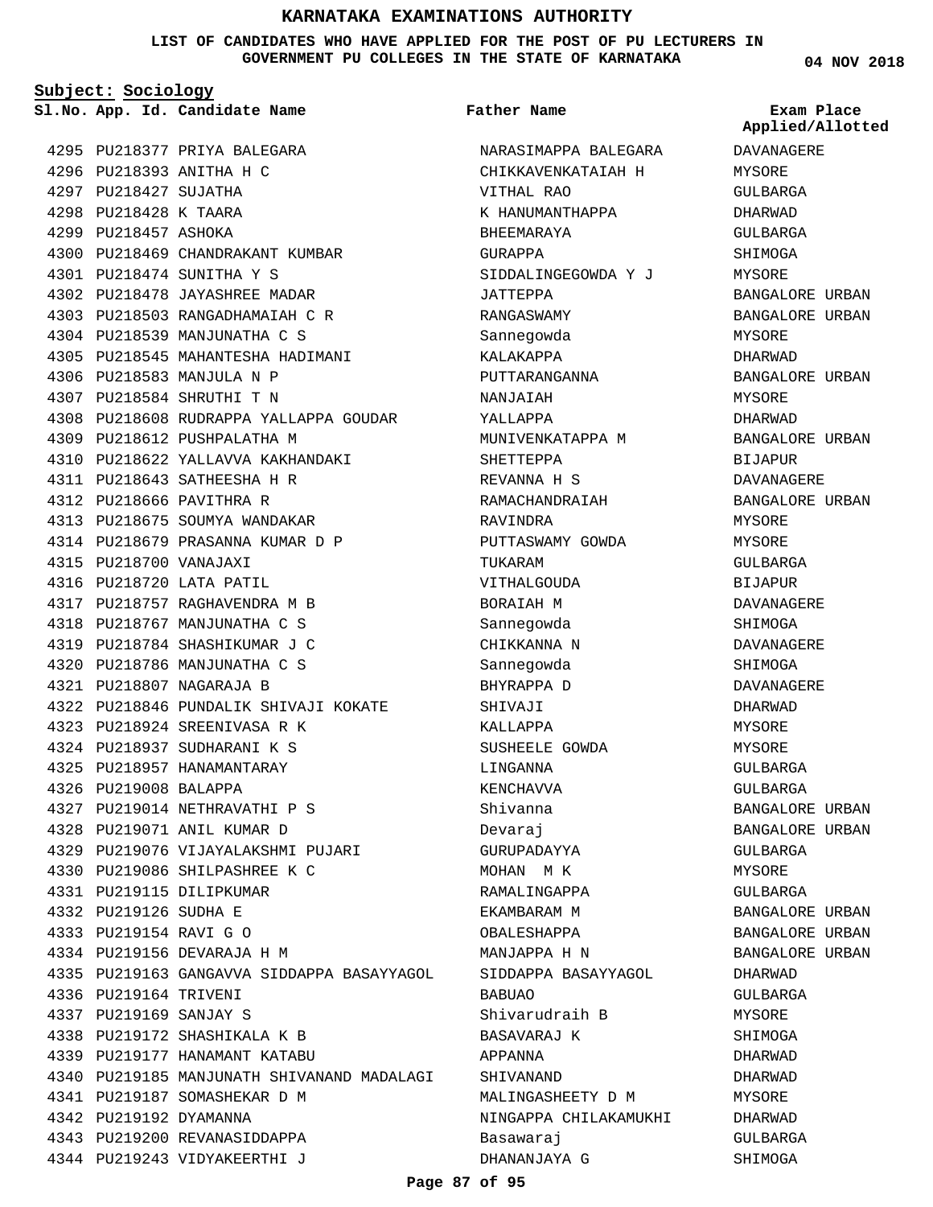# KARNATAKA EXAMINATIONS AUTHORITY

**LIST OF CANDIDATES WHO HAVE APPLIED FOR THE POST OF PU LECTURERS IN GOVERNMENT PU COLLEGES IN THE STATE OF KARNATAKA**

**04 NOV 2018**

**Subject: Sociology**

| Sl.No. | App. Id. | Candidate Name | Father Name | Exam Place Applied/Allotted |
|---|---|---|---|---|
| 4295 | PU218377 | PRIYA BALEGARA | NARASIMAPPA BALEGARA | DAVANAGERE |
| 4296 | PU218393 | ANITHA H C | CHIKKAVENKATAIAH H | MYSORE |
| 4297 | PU218427 | SUJATHA | VITHAL RAO | GULBARGA |
| 4298 | PU218428 | K TAARA | K HANUMANTHAPPA | DHARWAD |
| 4299 | PU218457 | ASHOKA | BHEEMARAYA | GULBARGA |
| 4300 | PU218469 | CHANDRAKANT KUMBAR | GURAPPA | SHIMOGA |
| 4301 | PU218474 | SUNITHA Y S | SIDDALINGEGOWDA Y J | MYSORE |
| 4302 | PU218478 | JAYASHREE MADAR | JATTEPPA | BANGALORE URBAN |
| 4303 | PU218503 | RANGADHAMAIAH C R | RANGASWAMY | BANGALORE URBAN |
| 4304 | PU218539 | MANJUNATHA C S | Sannegowda | MYSORE |
| 4305 | PU218545 | MAHANTESHA HADIMANI | KALAKAPPA | DHARWAD |
| 4306 | PU218583 | MANJULA N P | PUTTARANGANNA | BANGALORE URBAN |
| 4307 | PU218584 | SHRUTHI T N | NANJAIAH | MYSORE |
| 4308 | PU218608 | RUDRAPPA YALLAPPA GOUDAR | YALLAPPA | DHARWAD |
| 4309 | PU218612 | PUSHPALATHA M | MUNIVENKATAPPA M | BANGALORE URBAN |
| 4310 | PU218622 | YALLAVVA KAKHANDAKI | SHETTEPPA | BIJAPUR |
| 4311 | PU218643 | SATHEESHA H R | REVANNA H S | DAVANAGERE |
| 4312 | PU218666 | PAVITHRA R | RAMACHANDRAIAH | BANGALORE URBAN |
| 4313 | PU218675 | SOUMYA WANDAKAR | RAVINDRA | MYSORE |
| 4314 | PU218679 | PRASANNA KUMAR D P | PUTTASWAMY GOWDA | MYSORE |
| 4315 | PU218700 | VANAJAXI | TUKARAM | GULBARGA |
| 4316 | PU218720 | LATA PATIL | VITHALGOUDA | BIJAPUR |
| 4317 | PU218757 | RAGHAVENDRA M B | BORAIAH M | DAVANAGERE |
| 4318 | PU218767 | MANJUNATHA C S | Sannegowda | SHIMOGA |
| 4319 | PU218784 | SHASHIKUMAR J C | CHIKKANNA N | DAVANAGERE |
| 4320 | PU218786 | MANJUNATHA C S | Sannegowda | SHIMOGA |
| 4321 | PU218807 | NAGARAJA B | BHYRAPPA D | DAVANAGERE |
| 4322 | PU218846 | PUNDALIK SHIVAJI KOKATE | SHIVAJI | DHARWAD |
| 4323 | PU218924 | SREENIVASA R K | KALLAPPA | MYSORE |
| 4324 | PU218937 | SUDHARANI K S | SUSHEELE GOWDA | MYSORE |
| 4325 | PU218957 | HANAMANTARAY | LINGANNA | GULBARGA |
| 4326 | PU219008 | BALAPPA | KENCHAVVA | GULBARGA |
| 4327 | PU219014 | NETHRAVATHI P S | Shivanna | BANGALORE URBAN |
| 4328 | PU219071 | ANIL KUMAR D | Devaraj | BANGALORE URBAN |
| 4329 | PU219076 | VIJAYALAKSHMI PUJARI | GURUPADAYYA | GULBARGA |
| 4330 | PU219086 | SHILPASHREE K C | MOHAN M K | MYSORE |
| 4331 | PU219115 | DILIPKUMAR | RAMALINGAPPA | GULBARGA |
| 4332 | PU219126 | SUDHA E | EKAMBARAM M | BANGALORE URBAN |
| 4333 | PU219154 | RAVI G O | OBALESHAPPA | BANGALORE URBAN |
| 4334 | PU219156 | DEVARAJA H M | MANJAPPA H N | BANGALORE URBAN |
| 4335 | PU219163 | GANGAVVA SIDDAPPA BASAYYAGOL | SIDDAPPA BASAYYAGOL | DHARWAD |
| 4336 | PU219164 | TRIVENI | BABUAO | GULBARGA |
| 4337 | PU219169 | SANJAY S | Shivarudraih B | MYSORE |
| 4338 | PU219172 | SHASHIKALA K B | BASAVARAJ K | SHIMOGA |
| 4339 | PU219177 | HANAMANT KATABU | APPANNA | DHARWAD |
| 4340 | PU219185 | MANJUNATH SHIVANAND MADALAGI | SHIVANAND | DHARWAD |
| 4341 | PU219187 | SOMASHEKAR D M | MALINGASHEETY D M | MYSORE |
| 4342 | PU219192 | DYAMANNA | NINGAPPA CHILAKAMUKHI | DHARWAD |
| 4343 | PU219200 | REVANASIDDAPPA | Basawaraj | GULBARGA |
| 4344 | PU219243 | VIDYAKEERTHI J | DHANANJAYA G | SHIMOGA |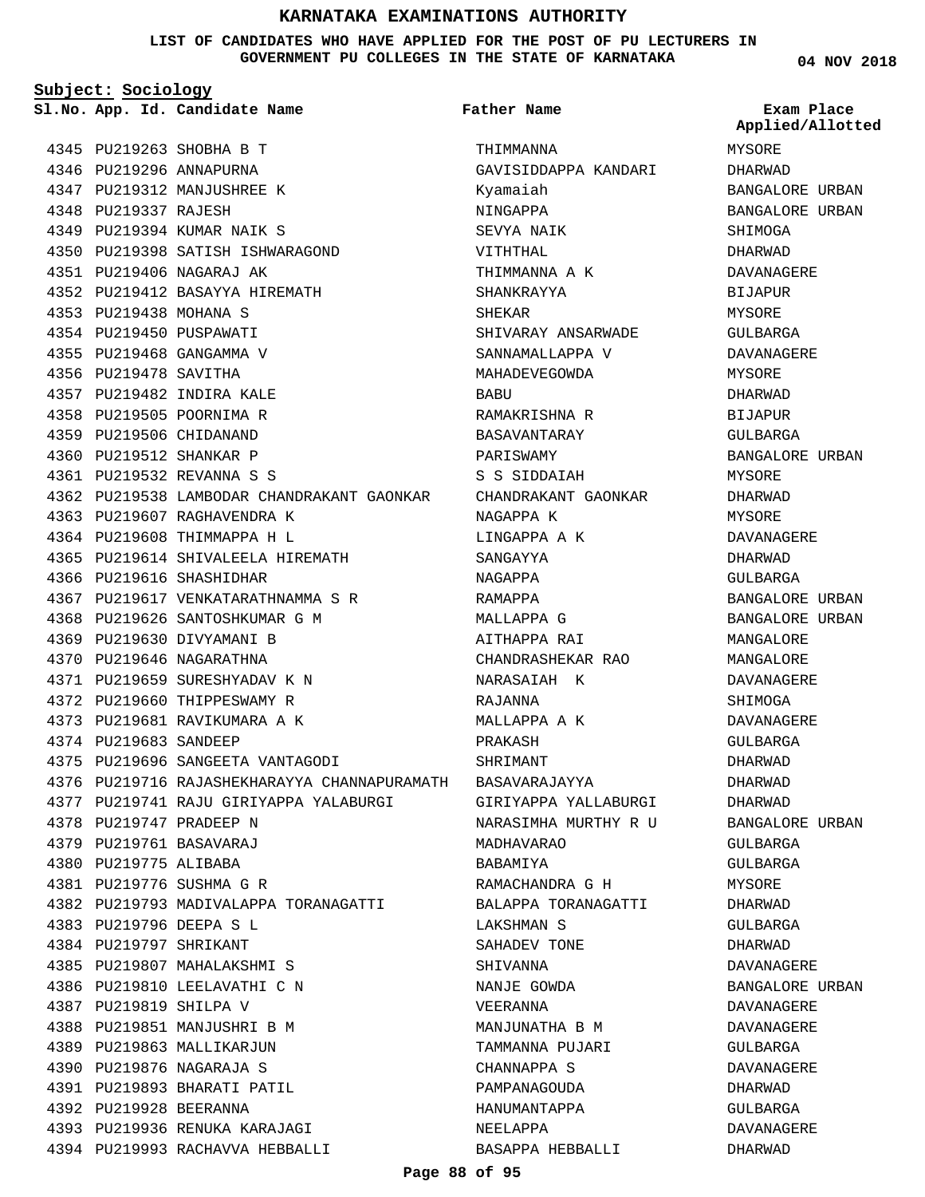# KARNATAKA EXAMINATIONS AUTHORITY

**LIST OF CANDIDATES WHO HAVE APPLIED FOR THE POST OF PU LECTURERS IN GOVERNMENT PU COLLEGES IN THE STATE OF KARNATAKA**

04 NOV 2018

**Subject: Sociology**

| Sl.No. | App. Id. | Candidate Name | Father Name | Exam Place Applied/Allotted |
|---|---|---|---|---|
| 4345 | PU219263 | SHOBHA B T | THIMMANNA | MYSORE |
| 4346 | PU219296 | ANNAPURNA | GAVISIDDAPPA KANDARI | DHARWAD |
| 4347 | PU219312 | MANJUSHREE K | Kyamaiah | BANGALORE URBAN |
| 4348 | PU219337 | RAJESH | NINGAPPA | BANGALORE URBAN |
| 4349 | PU219394 | KUMAR NAIK S | SEVYA NAIK | SHIMOGA |
| 4350 | PU219398 | SATISH ISHWARAGOND | VITHTHAL | DHARWAD |
| 4351 | PU219406 | NAGARAJ AK | THIMMANNA A K | DAVANAGERE |
| 4352 | PU219412 | BASAYYA HIREMATH | SHANKRAYYA | BIJAPUR |
| 4353 | PU219438 | MOHANA S | SHEKAR | MYSORE |
| 4354 | PU219450 | PUSPAWATI | SHIVARAY ANSARWADE | GULBARGA |
| 4355 | PU219468 | GANGAMMA V | SANNAMALLAPPA V | DAVANAGERE |
| 4356 | PU219478 | SAVITHA | MAHADEVEGOWDA | MYSORE |
| 4357 | PU219482 | INDIRA KALE | BABU | DHARWAD |
| 4358 | PU219505 | POORNIMA R | RAMAKRISHNA R | BIJAPUR |
| 4359 | PU219506 | CHIDANAND | BASAVANTARAY | GULBARGA |
| 4360 | PU219512 | SHANKAR P | PARISWAMY | BANGALORE URBAN |
| 4361 | PU219532 | REVANNA S S | S S SIDDAIAH | MYSORE |
| 4362 | PU219538 | LAMBODAR CHANDRAKANT GAONKAR | CHANDRAKANT GAONKAR | DHARWAD |
| 4363 | PU219607 | RAGHAVENDRA K | NAGAPPA K | MYSORE |
| 4364 | PU219608 | THIMMAPPA H L | LINGAPPA A K | DAVANAGERE |
| 4365 | PU219614 | SHIVALEELA HIREMATH | SANGAYYA | DHARWAD |
| 4366 | PU219616 | SHASHIDHAR | NAGAPPA | GULBARGA |
| 4367 | PU219617 | VENKATARATHNAMMA S R | RAMAPPA | BANGALORE URBAN |
| 4368 | PU219626 | SANTOSHKUMAR G M | MALLAPPA G | BANGALORE URBAN |
| 4369 | PU219630 | DIVYAMANI B | AITHAPPA RAI | MANGALORE |
| 4370 | PU219646 | NAGARATHNA | CHANDRASHEKAR RAO | MANGALORE |
| 4371 | PU219659 | SURESHYADAV K N | NARASAIAH K | DAVANAGERE |
| 4372 | PU219660 | THIPPESWAMY R | RAJANNA | SHIMOGA |
| 4373 | PU219681 | RAVIKUMARA A K | MALLAPPA A K | DAVANAGERE |
| 4374 | PU219683 | SANDEEP | PRAKASH | GULBARGA |
| 4375 | PU219696 | SANGEETA VANTAGODI | SHRIMANT | DHARWAD |
| 4376 | PU219716 | RAJASHEKHARAYYA CHANNAPURAMATH | BASAVARAJAYYA | DHARWAD |
| 4377 | PU219741 | RAJU GIRIYAPPA YALABURGI | GIRIYAPPA YALLABURGI | DHARWAD |
| 4378 | PU219747 | PRADEEP N | NARASIMHA MURTHY R U | BANGALORE URBAN |
| 4379 | PU219761 | BASAVARAJ | MADHAVARAO | GULBARGA |
| 4380 | PU219775 | ALIBABA | BABAMIYA | GULBARGA |
| 4381 | PU219776 | SUSHMA G R | RAMACHANDRA G H | MYSORE |
| 4382 | PU219793 | MADIVALAPPA TORANAGATTI | BALAPPA TORANAGATTI | DHARWAD |
| 4383 | PU219796 | DEEPA S L | LAKSHMAN S | GULBARGA |
| 4384 | PU219797 | SHRIKANT | SAHADEV TONE | DHARWAD |
| 4385 | PU219807 | MAHALAKSHMI S | SHIVANNA | DAVANAGERE |
| 4386 | PU219810 | LEELAVATHI C N | NANJE GOWDA | BANGALORE URBAN |
| 4387 | PU219819 | SHILPA V | VEERANNA | DAVANAGERE |
| 4388 | PU219851 | MANJUSHRI B M | MANJUNATHA B M | DAVANAGERE |
| 4389 | PU219863 | MALLIKARJUN | TAMMANNA PUJARI | GULBARGA |
| 4390 | PU219876 | NAGARAJA S | CHANNAPPA S | DAVANAGERE |
| 4391 | PU219893 | BHARATI PATIL | PAMPANAGOUDA | DHARWAD |
| 4392 | PU219928 | BEERANNA | HANUMANTAPPA | GULBARGA |
| 4393 | PU219936 | RENUKA KARAJAGI | NEELAPPA | DAVANAGERE |
| 4394 | PU219993 | RACHAVVA HEBBALLI | BASAPPA HEBBALLI | DHARWAD |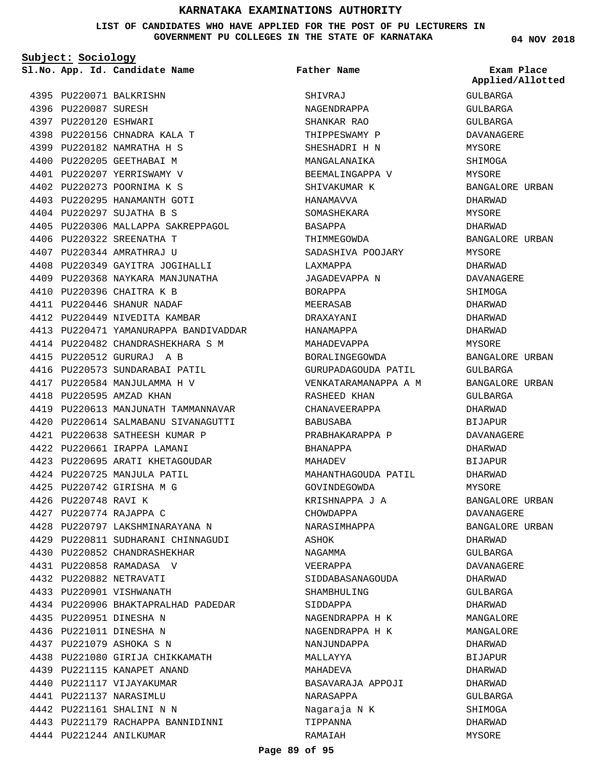# KARNATAKA EXAMINATIONS AUTHORITY

**LIST OF CANDIDATES WHO HAVE APPLIED FOR THE POST OF PU LECTURERS IN GOVERNMENT PU COLLEGES IN THE STATE OF KARNATAKA**

04 NOV 2018

**Subject: Sociology**

| Sl.No. | App. Id. | Candidate Name | Father Name | Exam Place Applied/Allotted |
|---|---|---|---|---|
| 4395 | PU220071 | BALKRISHN | SHIVRAJ | GULBARGA |
| 4396 | PU220087 | SURESH | NAGENDRAPPA | GULBARGA |
| 4397 | PU220120 | ESHWARI | SHANKAR RAO | GULBARGA |
| 4398 | PU220156 | CHNADRA KALA T | THIPPESWAMY P | DAVANAGERE |
| 4399 | PU220182 | NAMRATHA H S | SHESHADRI H N | MYSORE |
| 4400 | PU220205 | GEETHABAI M | MANGALANAIKA | SHIMOGA |
| 4401 | PU220207 | YERRISWAMY V | BEEMALINGAPPA V | MYSORE |
| 4402 | PU220273 | POORNIMA K S | SHIVAKUMAR K | BANGALORE URBAN |
| 4403 | PU220295 | HANAMANTH GOTI | HANAMAVVA | DHARWAD |
| 4404 | PU220297 | SUJATHA B S | SOMASHEKARA | MYSORE |
| 4405 | PU220306 | MALLAPPA SAKREPPAGOL | BASAPPA | DHARWAD |
| 4406 | PU220322 | SREENATHA T | THIMMEGOWDA | BANGALORE URBAN |
| 4407 | PU220344 | AMRATHRAJ U | SADASHIVA POOJARY | MYSORE |
| 4408 | PU220349 | GAYITRA JOGIHALLI | LAXMAPPA | DHARWAD |
| 4409 | PU220368 | NAYKARA MANJUNATHA | JAGADEVAPPA N | DAVANAGERE |
| 4410 | PU220396 | CHAITRA K B | BORAPPA | SHIMOGA |
| 4411 | PU220446 | SHANUR NADAF | MEERASAB | DHARWAD |
| 4412 | PU220449 | NIVEDITA KAMBAR | DRAXAYANI | DHARWAD |
| 4413 | PU220471 | YAMANURAPPA BANDIVADDAR | HANAMAPPA | DHARWAD |
| 4414 | PU220482 | CHANDRASHEKHARA S M | MAHADEVAPPA | MYSORE |
| 4415 | PU220512 | GURURAJ A B | BORALINGEGOWDA | BANGALORE URBAN |
| 4416 | PU220573 | SUNDARABAI PATIL | GURUPADAGOUDA PATIL | GULBARGA |
| 4417 | PU220584 | MANJULAMMA H V | VENKATARAMANAPPA A M | BANGALORE URBAN |
| 4418 | PU220595 | AMZAD KHAN | RASHEED KHAN | GULBARGA |
| 4419 | PU220613 | MANJUNATH TAMMANNAVAR | CHANAVEERAPPA | DHARWAD |
| 4420 | PU220614 | SALMABANU SIVANAGUTTI | BABUSABA | BIJAPUR |
| 4421 | PU220638 | SATHEESH KUMAR P | PRABHAKARAPPA P | DAVANAGERE |
| 4422 | PU220661 | IRAPPA LAMANI | BHANAPPA | DHARWAD |
| 4423 | PU220695 | ARATI KHETAGOUDAR | MAHADEV | BIJAPUR |
| 4424 | PU220725 | MANJULA PATIL | MAHANTHAGOUDA PATIL | DHARWAD |
| 4425 | PU220742 | GIRISHA M G | GOVINDEGOWDA | MYSORE |
| 4426 | PU220748 | RAVI K | KRISHNAPPA J A | BANGALORE URBAN |
| 4427 | PU220774 | RAJAPPA C | CHOWDAPPA | DAVANAGERE |
| 4428 | PU220797 | LAKSHMINARAYANA N | NARASIMHAPPA | BANGALORE URBAN |
| 4429 | PU220811 | SUDHARANI CHINNAGUDI | ASHOK | DHARWAD |
| 4430 | PU220852 | CHANDRASHEKHAR | NAGAMMA | GULBARGA |
| 4431 | PU220858 | RAMADASA V | VEERAPPA | DAVANAGERE |
| 4432 | PU220882 | NETRAVATI | SIDDABASANAGOUDA | DHARWAD |
| 4433 | PU220901 | VISHWANATH | SHAMBHULING | GULBARGA |
| 4434 | PU220906 | BHAKTAPRALHAD PADEDAR | SIDDAPPA | DHARWAD |
| 4435 | PU220951 | DINESHA N | NAGENDRAPPA H K | MANGALORE |
| 4436 | PU221011 | DINESHA N | NAGENDRAPPA H K | MANGALORE |
| 4437 | PU221079 | ASHOKA S N | NANJUNDAPPA | DHARWAD |
| 4438 | PU221080 | GIRIJA CHIKKAMATH | MALLAYYA | BIJAPUR |
| 4439 | PU221115 | KANAPET ANAND | MAHADEVA | DHARWAD |
| 4440 | PU221117 | VIJAYAKUMAR | BASAVARAJA APPOJI | DHARWAD |
| 4441 | PU221137 | NARASIMLU | NARASAPPA | GULBARGA |
| 4442 | PU221161 | SHALINI N N | Nagaraja N K | SHIMOGA |
| 4443 | PU221179 | RACHAPPA BANNIDINNI | TIPPANNA | DHARWAD |
| 4444 | PU221244 | ANILKUMAR | RAMAIAH | MYSORE |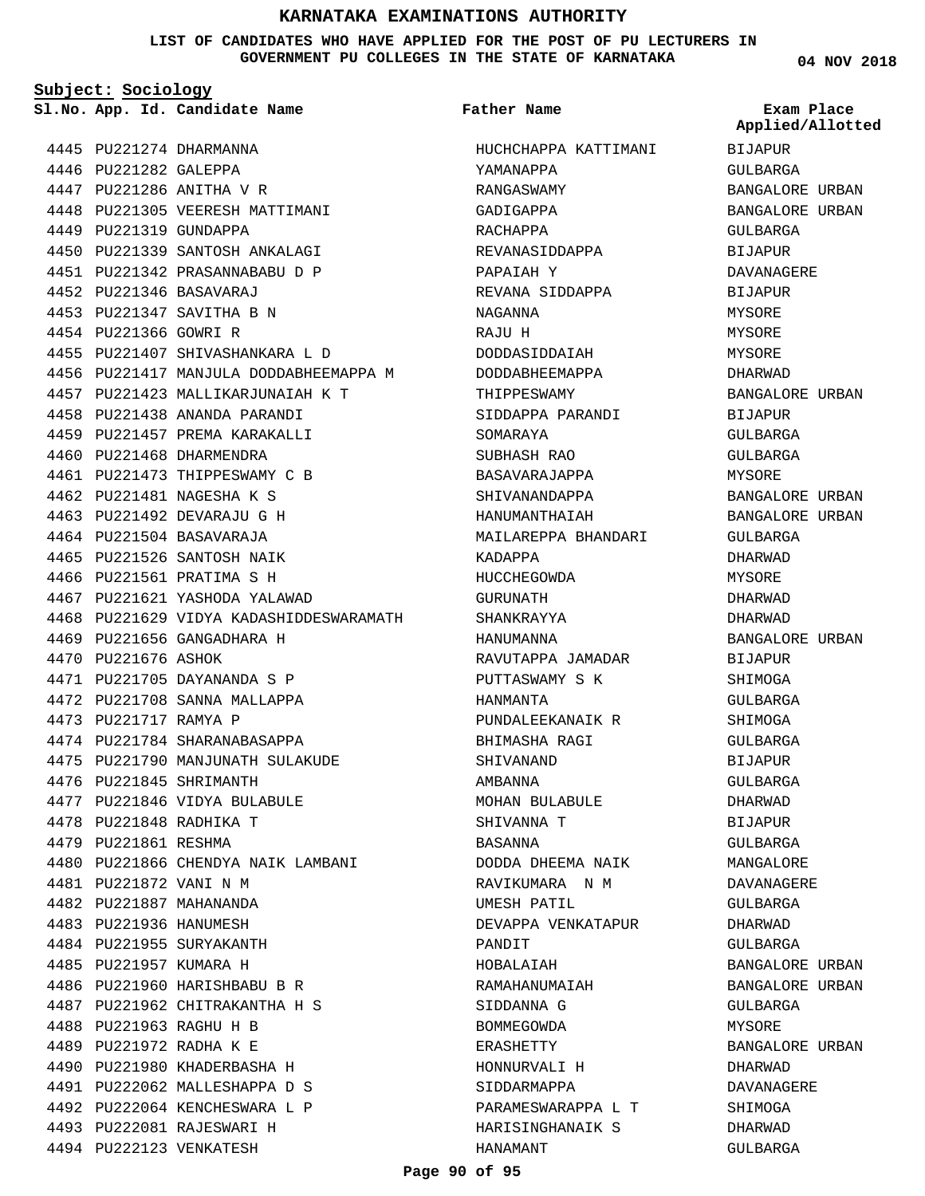# KARNATAKA EXAMINATIONS AUTHORITY

**LIST OF CANDIDATES WHO HAVE APPLIED FOR THE POST OF PU LECTURERS IN GOVERNMENT PU COLLEGES IN THE STATE OF KARNATAKA**

04 NOV 2018

**Subject: Sociology**

| Sl.No. | App. Id. | Candidate Name | Father Name | Exam Place Applied/Allotted |
|---|---|---|---|---|
| 4445 | PU221274 | DHARMANNA | HUCHCHAPPA KATTIMANI | BIJAPUR |
| 4446 | PU221282 | GALEPPA | YAMANAPPA | GULBARGA |
| 4447 | PU221286 | ANITHA V R | RANGASWAMY | BANGALORE URBAN |
| 4448 | PU221305 | VEERESH MATTIMANI | GADIGAPPA | BANGALORE URBAN |
| 4449 | PU221319 | GUNDAPPA | RACHAPPA | GULBARGA |
| 4450 | PU221339 | SANTOSH ANKALAGI | REVANASIDDAPPA | BIJAPUR |
| 4451 | PU221342 | PRASANNABABU D P | PAPAIAH Y | DAVANAGERE |
| 4452 | PU221346 | BASAVARAJ | REVANA SIDDAPPA | BIJAPUR |
| 4453 | PU221347 | SAVITHA B N | NAGANNA | MYSORE |
| 4454 | PU221366 | GOWRI R | RAJU H | MYSORE |
| 4455 | PU221407 | SHIVASHANKARA L D | DODDASIDDAIAH | MYSORE |
| 4456 | PU221417 | MANJULA DODDABHEEMAPPA M | DODDABHEEMAPPA | DHARWAD |
| 4457 | PU221423 | MALLIKARJUNAIAH K T | THIPPESWAMY | BANGALORE URBAN |
| 4458 | PU221438 | ANANDA PARANDI | SIDDAPPA PARANDI | BIJAPUR |
| 4459 | PU221457 | PREMA KARAKALLI | SOMARAYA | GULBARGA |
| 4460 | PU221468 | DHARMENDRA | SUBHASH RAO | GULBARGA |
| 4461 | PU221473 | THIPPESWAMY C B | BASAVARAJAPPA | MYSORE |
| 4462 | PU221481 | NAGESHA K S | SHIVANANDAPPA | BANGALORE URBAN |
| 4463 | PU221492 | DEVARAJU G H | HANUMANTHAIAH | BANGALORE URBAN |
| 4464 | PU221504 | BASAVARAJA | MAILAREPPA BHANDARI | GULBARGA |
| 4465 | PU221526 | SANTOSH NAIK | KADAPPA | DHARWAD |
| 4466 | PU221561 | PRATIMA S H | HUCCHEGOWDA | MYSORE |
| 4467 | PU221621 | YASHODA YALAWAD | GURUNATH | DHARWAD |
| 4468 | PU221629 | VIDYA KADASHIDDESWARAMATH | SHANKRAYYA | DHARWAD |
| 4469 | PU221656 | GANGADHARA H | HANUMANNA | BANGALORE URBAN |
| 4470 | PU221676 | ASHOK | RAVUTAPPA JAMADAR | BIJAPUR |
| 4471 | PU221705 | DAYANANDA S P | PUTTASWAMY S K | SHIMOGA |
| 4472 | PU221708 | SANNA MALLAPPA | HANMANTA | GULBARGA |
| 4473 | PU221717 | RAMYA P | PUNDALEEKANAIK R | SHIMOGA |
| 4474 | PU221784 | SHARANABASAPPA | BHIMASHA RAGI | GULBARGA |
| 4475 | PU221790 | MANJUNATH SULAKUDE | SHIVANAND | BIJAPUR |
| 4476 | PU221845 | SHRIMANTH | AMBANNA | GULBARGA |
| 4477 | PU221846 | VIDYA BULABULE | MOHAN BULABULE | DHARWAD |
| 4478 | PU221848 | RADHIKA T | SHIVANNA T | BIJAPUR |
| 4479 | PU221861 | RESHMA | BASANNA | GULBARGA |
| 4480 | PU221866 | CHENDYA NAIK LAMBANI | DODDA DHEEMA NAIK | MANGALORE |
| 4481 | PU221872 | VANI N M | RAVIKUMARA N M | DAVANAGERE |
| 4482 | PU221887 | MAHANANDA | UMESH PATIL | GULBARGA |
| 4483 | PU221936 | HANUMESH | DEVAPPA VENKATAPUR | DHARWAD |
| 4484 | PU221955 | SURYAKANTH | PANDIT | GULBARGA |
| 4485 | PU221957 | KUMARA H | HOBALAIAH | BANGALORE URBAN |
| 4486 | PU221960 | HARISHBABU B R | RAMAHANUMAIAH | BANGALORE URBAN |
| 4487 | PU221962 | CHITRAKANTHA H S | SIDDANNA G | GULBARGA |
| 4488 | PU221963 | RAGHU H B | BOMMEGOWDA | MYSORE |
| 4489 | PU221972 | RADHA K E | ERASHETTY | BANGALORE URBAN |
| 4490 | PU221980 | KHADERBASHA H | HONNURVALI H | DHARWAD |
| 4491 | PU222062 | MALLESHAPPA D S | SIDDARMAPPA | DAVANAGERE |
| 4492 | PU222064 | KENCHESWARA L P | PARAMESWARAPPA L T | SHIMOGA |
| 4493 | PU222081 | RAJESWARI H | HARISINGHANAIK S | DHARWAD |
| 4494 | PU222123 | VENKATESH | HANAMANT | GULBARGA |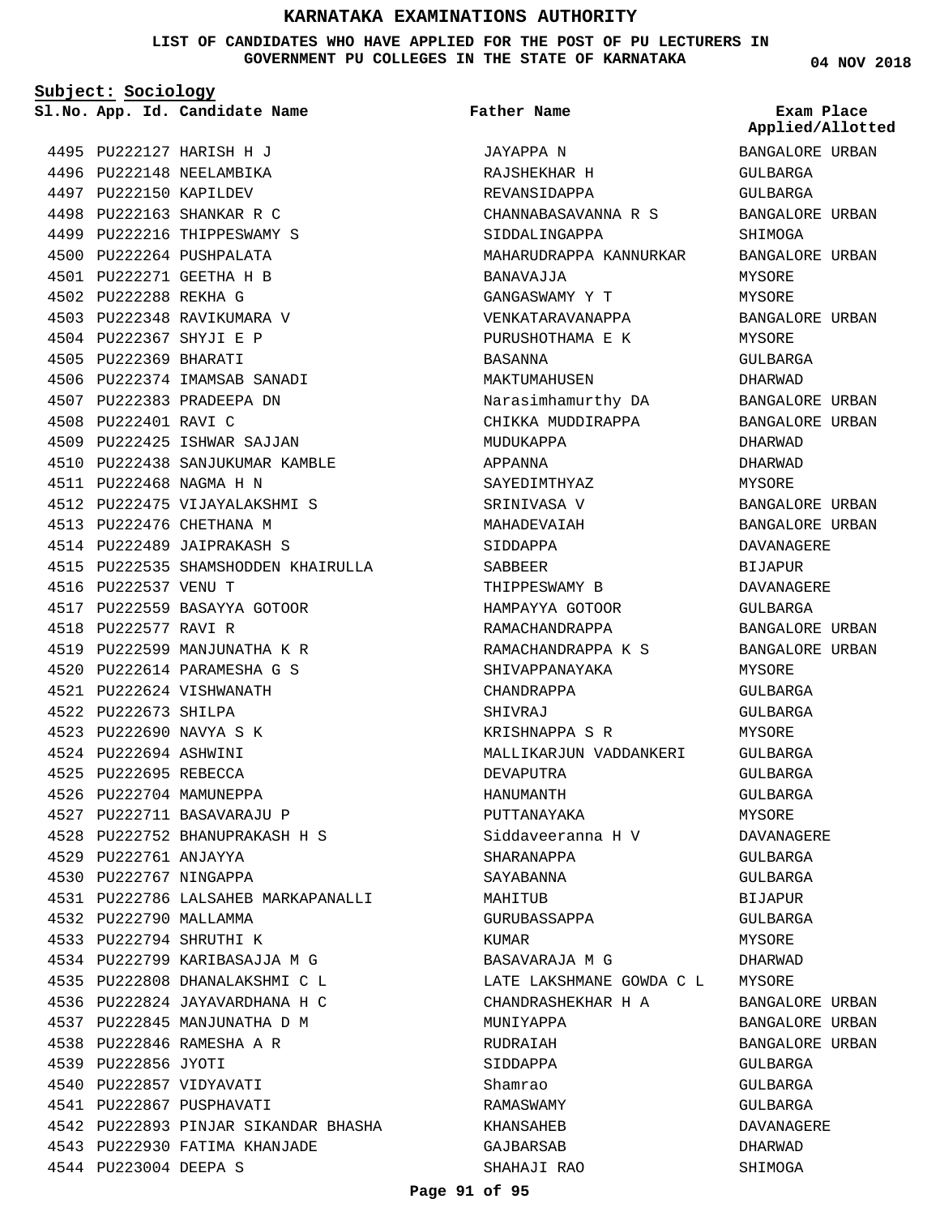# KARNATAKA EXAMINATIONS AUTHORITY

**LIST OF CANDIDATES WHO HAVE APPLIED FOR THE POST OF PU LECTURERS IN GOVERNMENT PU COLLEGES IN THE STATE OF KARNATAKA**

04 NOV 2018

**Subject: Sociology**

| Sl.No. | App. Id. | Candidate Name | Father Name | Exam Place Applied/Allotted |
|---|---|---|---|---|
| 4495 | PU222127 | HARISH H J | JAYAPPA N | BANGALORE URBAN |
| 4496 | PU222148 | NEELAMBIKA | RAJSHEKHAR H | GULBARGA |
| 4497 | PU222150 | KAPILDEV | REVANSIDAPPA | GULBARGA |
| 4498 | PU222163 | SHANKAR R C | CHANNABASAVANNA R S | BANGALORE URBAN |
| 4499 | PU222216 | THIPPESWAMY S | SIDDALINGAPPA | SHIMOGA |
| 4500 | PU222264 | PUSHPALATA | MAHARUDRAPPA KANNURKAR | BANGALORE URBAN |
| 4501 | PU222271 | GEETHA H B | BANAVAJJA | MYSORE |
| 4502 | PU222288 | REKHA G | GANGASWAMY Y T | MYSORE |
| 4503 | PU222348 | RAVIKUMARA V | VENKATARAVANAPPA | BANGALORE URBAN |
| 4504 | PU222367 | SHYJI E P | PURUSHOTHAMA E K | MYSORE |
| 4505 | PU222369 | BHARATI | BASANNA | GULBARGA |
| 4506 | PU222374 | IMAMSAB SANADI | MAKTUMAHUSEN | DHARWAD |
| 4507 | PU222383 | PRADEEPA DN | Narasimhamurthy DA | BANGALORE URBAN |
| 4508 | PU222401 | RAVI C | CHIKKA MUDDIRAPPA | BANGALORE URBAN |
| 4509 | PU222425 | ISHWAR SAJJAN | MUDUKAPPA | DHARWAD |
| 4510 | PU222438 | SANJUKUMAR KAMBLE | APPANNA | DHARWAD |
| 4511 | PU222468 | NAGMA H N | SAYEDIMTHYAZ | MYSORE |
| 4512 | PU222475 | VIJAYALAKSHMI S | SRINIVASA V | BANGALORE URBAN |
| 4513 | PU222476 | CHETHANA M | MAHADEVAIAH | BANGALORE URBAN |
| 4514 | PU222489 | JAIPRAKASH S | SIDDAPPA | DAVANAGERE |
| 4515 | PU222535 | SHAMSHODDEN KHAIRULLA | SABBEER | BIJAPUR |
| 4516 | PU222537 | VENU T | THIPPESWAMY B | DAVANAGERE |
| 4517 | PU222559 | BASAYYA GOTOOR | HAMPAYYA GOTOOR | GULBARGA |
| 4518 | PU222577 | RAVI R | RAMACHANDRAPPA | BANGALORE URBAN |
| 4519 | PU222599 | MANJUNATHA K R | RAMACHANDRAPPA K S | BANGALORE URBAN |
| 4520 | PU222614 | PARAMESHA G S | SHIVAPPANAYAKA | MYSORE |
| 4521 | PU222624 | VISHWANATH | CHANDRAPPA | GULBARGA |
| 4522 | PU222673 | SHILPA | SHIVRAJ | GULBARGA |
| 4523 | PU222690 | NAVYA S K | KRISHNAPPA S R | MYSORE |
| 4524 | PU222694 | ASHWINI | MALLIKARJUN VADDANKERI | GULBARGA |
| 4525 | PU222695 | REBECCA | DEVAPUTRA | GULBARGA |
| 4526 | PU222704 | MAMUNEPPA | HANUMANTH | GULBARGA |
| 4527 | PU222711 | BASAVARAJU P | PUTTANAYAKA | MYSORE |
| 4528 | PU222752 | BHANUPRAKASH H S | Siddaveeranna H V | DAVANAGERE |
| 4529 | PU222761 | ANJAYYA | SHARANAPPA | GULBARGA |
| 4530 | PU222767 | NINGAPPA | SAYABANNA | GULBARGA |
| 4531 | PU222786 | LALSAHEB MARKAPANALLI | MAHITUB | BIJAPUR |
| 4532 | PU222790 | MALLAMMA | GURUBASSAPPA | GULBARGA |
| 4533 | PU222794 | SHRUTHI K | KUMAR | MYSORE |
| 4534 | PU222799 | KARIBASAJJA M G | BASAVARAJA M G | DHARWAD |
| 4535 | PU222808 | DHANALAKSHMI C L | LATE LAKSHMANE GOWDA C L | MYSORE |
| 4536 | PU222824 | JAYAVARDHANA H C | CHANDRASHEKHAR H A | BANGALORE URBAN |
| 4537 | PU222845 | MANJUNATHA D M | MUNIYAPPA | BANGALORE URBAN |
| 4538 | PU222846 | RAMESHA A R | RUDRAIAH | BANGALORE URBAN |
| 4539 | PU222856 | JYOTI | SIDDAPPA | GULBARGA |
| 4540 | PU222857 | VIDYAVATI | Shamrao | GULBARGA |
| 4541 | PU222867 | PUSPHAVATI | RAMASWAMY | GULBARGA |
| 4542 | PU222893 | PINJAR SIKANDAR BHASHA | KHANSAHEB | DAVANAGERE |
| 4543 | PU222930 | FATIMA KHANJADE | GAJBARSAB | DHARWAD |
| 4544 | PU223004 | DEEPA S | SHAHAJI RAO | SHIMOGA |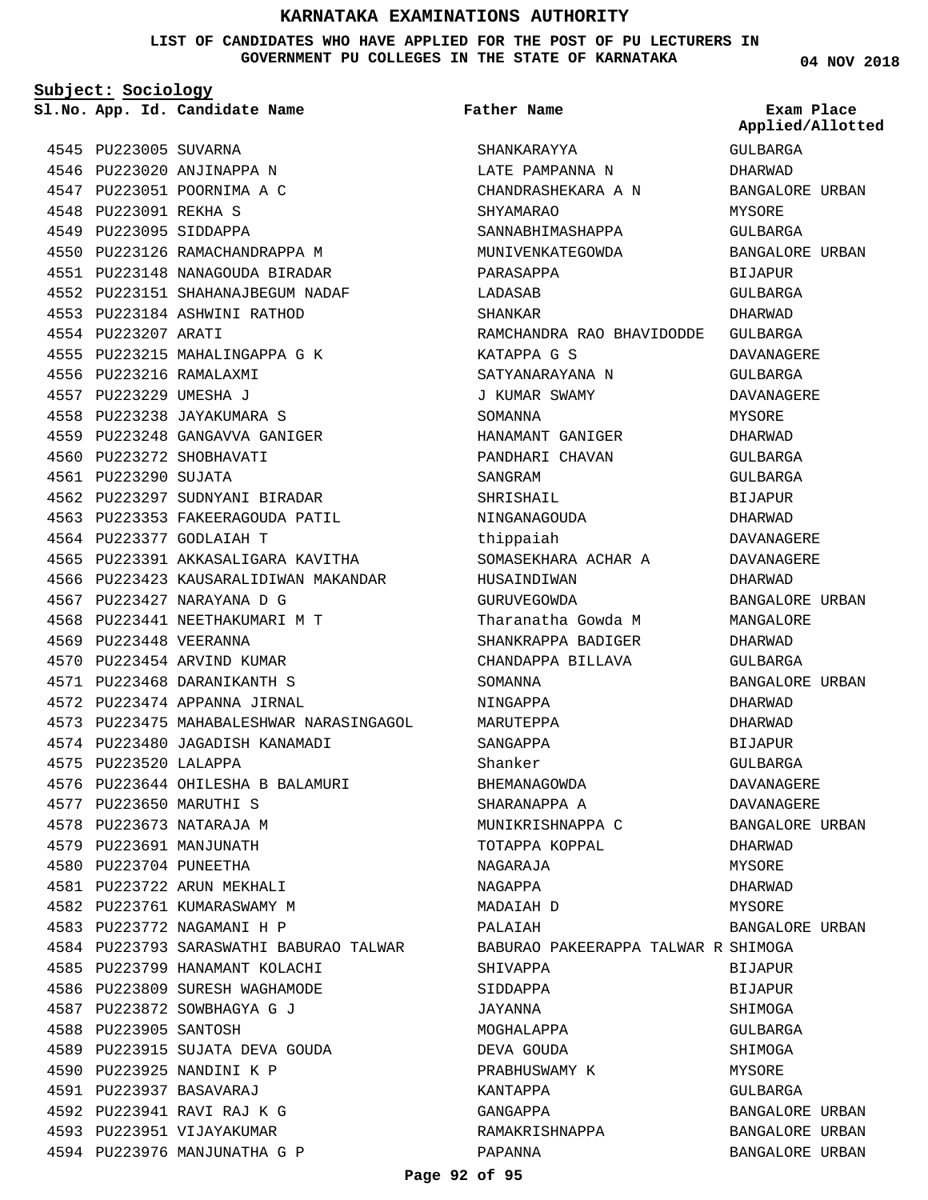# KARNATAKA EXAMINATIONS AUTHORITY

**LIST OF CANDIDATES WHO HAVE APPLIED FOR THE POST OF PU LECTURERS IN GOVERNMENT PU COLLEGES IN THE STATE OF KARNATAKA**

**04 NOV 2018**

**Subject: Sociology**

| Sl.No. | App. Id. | Candidate Name | Father Name | Exam Place Applied/Allotted |
|---|---|---|---|---|
| 4545 | PU223005 | SUVARNA | SHANKARAYYA | GULBARGA |
| 4546 | PU223020 | ANJINAPPA N | LATE PAMPANNA N | DHARWAD |
| 4547 | PU223051 | POORNIMA A C | CHANDRASHEKARA A N | BANGALORE URBAN |
| 4548 | PU223091 | REKHA S | SHYAMARAO | MYSORE |
| 4549 | PU223095 | SIDDAPPA | SANNABHIMASHAPPA | GULBARGA |
| 4550 | PU223126 | RAMACHANDRAPPA M | MUNIVENKATEGOWDA | BANGALORE URBAN |
| 4551 | PU223148 | NANAGOUDA BIRADAR | PARASAPPA | BIJAPUR |
| 4552 | PU223151 | SHAHANAJBEGUM NADAF | LADASAB | GULBARGA |
| 4553 | PU223184 | ASHWINI RATHOD | SHANKAR | DHARWAD |
| 4554 | PU223207 | ARATI | RAMCHANDRA RAO BHAVIDODDE | GULBARGA |
| 4555 | PU223215 | MAHALINGAPPA G K | KATAPPA G S | DAVANAGERE |
| 4556 | PU223216 | RAMALAXMI | SATYANARAYANA N | GULBARGA |
| 4557 | PU223229 | UMESHA J | J KUMAR SWAMY | DAVANAGERE |
| 4558 | PU223238 | JAYAKUMARA S | SOMANNA | MYSORE |
| 4559 | PU223248 | GANGAVVA GANIGER | HANAMANT GANIGER | DHARWAD |
| 4560 | PU223272 | SHOBHAVATI | PANDHARI CHAVAN | GULBARGA |
| 4561 | PU223290 | SUJATA | SANGRAM | GULBARGA |
| 4562 | PU223297 | SUDNYANI BIRADAR | SHRISHAIL | BIJAPUR |
| 4563 | PU223353 | FAKEERAGOUDA PATIL | NINGANAGOUDA | DHARWAD |
| 4564 | PU223377 | GODLAIAH T | thippaiah | DAVANAGERE |
| 4565 | PU223391 | AKKASALIGARA KAVITHA | SOMASEKHARA ACHAR A | DAVANAGERE |
| 4566 | PU223423 | KAUSARALIDIWAN MAKANDAR | HUSAINDIWAN | DHARWAD |
| 4567 | PU223427 | NARAYANA D G | GURUVEGOWDA | BANGALORE URBAN |
| 4568 | PU223441 | NEETHAKUMARI M T | Tharanatha Gowda M | MANGALORE |
| 4569 | PU223448 | VEERANNA | SHANKRAPPA BADIGER | DHARWAD |
| 4570 | PU223454 | ARVIND KUMAR | CHANDAPPA BILLAVA | GULBARGA |
| 4571 | PU223468 | DARANIKANTH S | SOMANNA | BANGALORE URBAN |
| 4572 | PU223474 | APPANNA JIRNAL | NINGAPPA | DHARWAD |
| 4573 | PU223475 | MAHABALESHWAR NARASINGAGOL | MARUTEPPA | DHARWAD |
| 4574 | PU223480 | JAGADISH KANAMADI | SANGAPPA | BIJAPUR |
| 4575 | PU223520 | LALAPPA | Shanker | GULBARGA |
| 4576 | PU223644 | OHILESHA B BALAMURI | BHEMANAGOWDA | DAVANAGERE |
| 4577 | PU223650 | MARUTHI S | SHARANAPPA A | DAVANAGERE |
| 4578 | PU223673 | NATARAJA M | MUNIKRISHNAPPA C | BANGALORE URBAN |
| 4579 | PU223691 | MANJUNATH | TOTAPPA KOPPAL | DHARWAD |
| 4580 | PU223704 | PUNEETHA | NAGARAJA | MYSORE |
| 4581 | PU223722 | ARUN MEKHALI | NAGAPPA | DHARWAD |
| 4582 | PU223761 | KUMARASWAMY M | MADAIAH D | MYSORE |
| 4583 | PU223772 | NAGAMANI H P | PALAIAH | BANGALORE URBAN |
| 4584 | PU223793 | SARASWATHI BABURAO TALWAR | BABURAO PAKEERAPPA TALWAR R | SHIMOGA |
| 4585 | PU223799 | HANAMANT KOLACHI | SHIVAPPA | BIJAPUR |
| 4586 | PU223809 | SURESH WAGHAMODE | SIDDAPPA | BIJAPUR |
| 4587 | PU223872 | SOWBHAGYA G J | JAYANNA | SHIMOGA |
| 4588 | PU223905 | SANTOSH | MOGHALAPPA | GULBARGA |
| 4589 | PU223915 | SUJATA DEVA GOUDA | DEVA GOUDA | SHIMOGA |
| 4590 | PU223925 | NANDINI K P | PRABHUSWAMY K | MYSORE |
| 4591 | PU223937 | BASAVARAJ | KANTAPPA | GULBARGA |
| 4592 | PU223941 | RAVI RAJ K G | GANGAPPA | BANGALORE URBAN |
| 4593 | PU223951 | VIJAYAKUMAR | RAMAKRISHNAPPA | BANGALORE URBAN |
| 4594 | PU223976 | MANJUNATHA G P | PAPANNA | BANGALORE URBAN |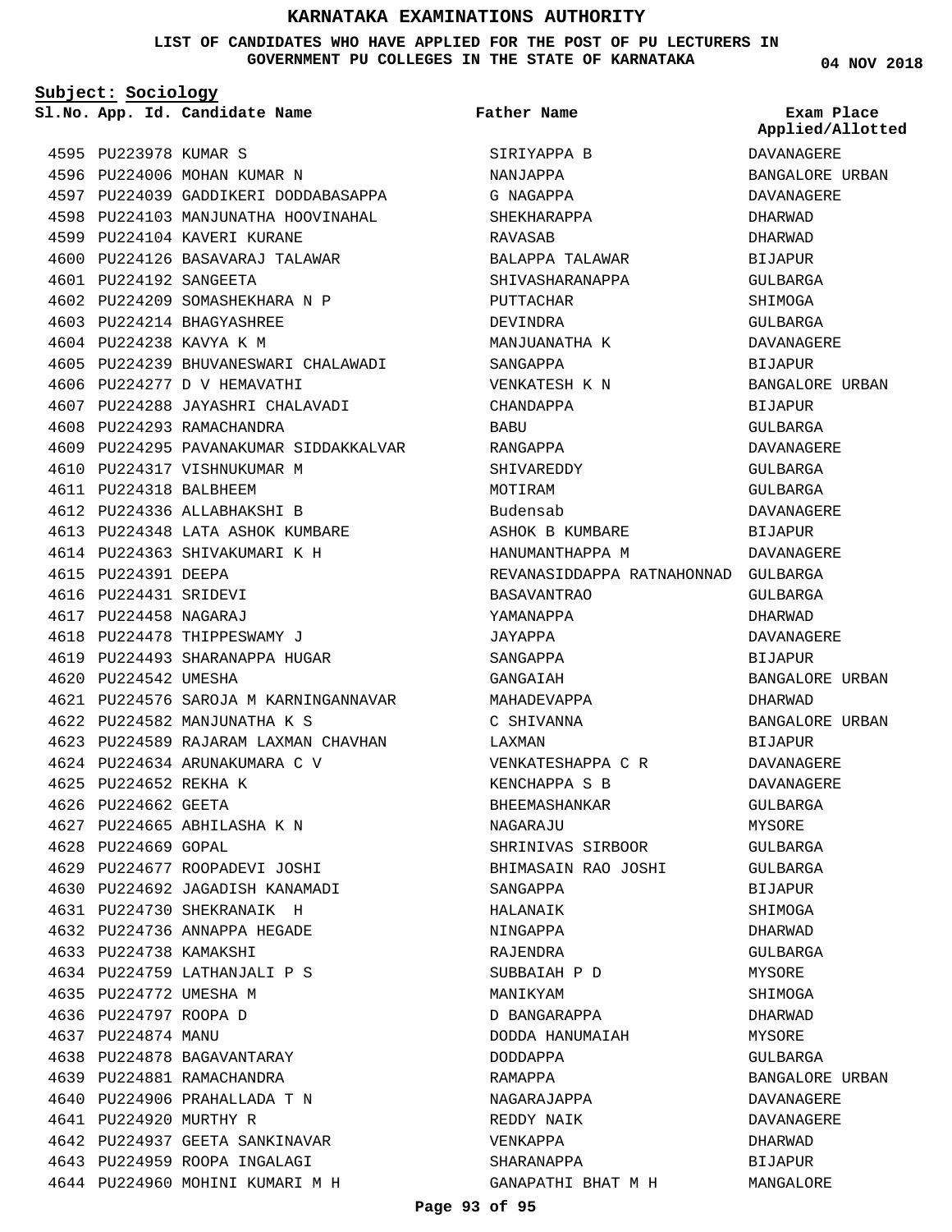# KARNATAKA EXAMINATIONS AUTHORITY

**LIST OF CANDIDATES WHO HAVE APPLIED FOR THE POST OF PU LECTURERS IN GOVERNMENT PU COLLEGES IN THE STATE OF KARNATAKA**

04 NOV 2018

**Subject: Sociology**

| Sl.No. | App. Id. | Candidate Name | Father Name | Exam Place Applied/Allotted |
|---|---|---|---|---|
| 4595 | PU223978 | KUMAR S | SIRIYAPPA B | DAVANAGERE |
| 4596 | PU224006 | MOHAN KUMAR N | NANJAPPA | BANGALORE URBAN |
| 4597 | PU224039 | GADDIKERI DODDABASAPPA | G NAGAPPA | DAVANAGERE |
| 4598 | PU224103 | MANJUNATHA HOOVINAHAL | SHEKHARAPPA | DHARWAD |
| 4599 | PU224104 | KAVERI KURANE | RAVASAB | DHARWAD |
| 4600 | PU224126 | BASAVARAJ TALAWAR | BALAPPA TALAWAR | BIJAPUR |
| 4601 | PU224192 | SANGEETA | SHIVASHARANAPPA | GULBARGA |
| 4602 | PU224209 | SOMASHEKHARA N P | PUTTACHAR | SHIMOGA |
| 4603 | PU224214 | BHAGYASHREE | DEVINDRA | GULBARGA |
| 4604 | PU224238 | KAVYA K M | MANJUANATHA K | DAVANAGERE |
| 4605 | PU224239 | BHUVANESWARI CHALAWADI | SANGAPPA | BIJAPUR |
| 4606 | PU224277 | D V HEMAVATHI | VENKATESH K N | BANGALORE URBAN |
| 4607 | PU224288 | JAYASHRI CHALAVADI | CHANDAPPA | BIJAPUR |
| 4608 | PU224293 | RAMACHANDRA | BABU | GULBARGA |
| 4609 | PU224295 | PAVANAKUMAR SIDDAKKALVAR | RANGAPPA | DAVANAGERE |
| 4610 | PU224317 | VISHNUKUMAR M | SHIVAREDDY | GULBARGA |
| 4611 | PU224318 | BALBHEEM | MOTIRAM | GULBARGA |
| 4612 | PU224336 | ALLABHAKSHI B | Budensab | DAVANAGERE |
| 4613 | PU224348 | LATA ASHOK KUMBARE | ASHOK B KUMBARE | BIJAPUR |
| 4614 | PU224363 | SHIVAKUMARI K H | HANUMANTHAPPA M | DAVANAGERE |
| 4615 | PU224391 | DEEPA | REVANASIDDAPPA RATNAHONNAD | GULBARGA |
| 4616 | PU224431 | SRIDEVI | BASAVANTRAO | GULBARGA |
| 4617 | PU224458 | NAGARAJ | YAMANAPPA | DHARWAD |
| 4618 | PU224478 | THIPPESWAMY J | JAYAPPA | DAVANAGERE |
| 4619 | PU224493 | SHARANAPPA HUGAR | SANGAPPA | BIJAPUR |
| 4620 | PU224542 | UMESHA | GANGAIAH | BANGALORE URBAN |
| 4621 | PU224576 | SAROJA M KARNINGANNAVAR | MAHADEVAPPA | DHARWAD |
| 4622 | PU224582 | MANJUNATHA K S | C SHIVANNA | BANGALORE URBAN |
| 4623 | PU224589 | RAJARAM LAXMAN CHAVHAN | LAXMAN | BIJAPUR |
| 4624 | PU224634 | ARUNAKUMARA C V | VENKATESHAPPA C R | DAVANAGERE |
| 4625 | PU224652 | REKHA K | KENCHAPPA S B | DAVANAGERE |
| 4626 | PU224662 | GEETA | BHEEMASHANKAR | GULBARGA |
| 4627 | PU224665 | ABHILASHA K N | NAGARAJU | MYSORE |
| 4628 | PU224669 | GOPAL | SHRINIVAS SIRBOOR | GULBARGA |
| 4629 | PU224677 | ROOPADEVI JOSHI | BHIMASAIN RAO JOSHI | GULBARGA |
| 4630 | PU224692 | JAGADISH KANAMADI | SANGAPPA | BIJAPUR |
| 4631 | PU224730 | SHEKRANAIK H | HALANAIK | SHIMOGA |
| 4632 | PU224736 | ANNAPPA HEGADE | NINGAPPA | DHARWAD |
| 4633 | PU224738 | KAMAKSHI | RAJENDRA | GULBARGA |
| 4634 | PU224759 | LATHANJALI P S | SUBBAIAH P D | MYSORE |
| 4635 | PU224772 | UMESHA M | MANIKYAM | SHIMOGA |
| 4636 | PU224797 | ROOPA D | D BANGARAPPA | DHARWAD |
| 4637 | PU224874 | MANU | DODDA HANUMAIAH | MYSORE |
| 4638 | PU224878 | BAGAVANTARAY | DODDAPPA | GULBARGA |
| 4639 | PU224881 | RAMACHANDRA | RAMAPPA | BANGALORE URBAN |
| 4640 | PU224906 | PRAHALLADA T N | NAGARAJAPPA | DAVANAGERE |
| 4641 | PU224920 | MURTHY R | REDDY NAIK | DAVANAGERE |
| 4642 | PU224937 | GEETA SANKINAVAR | VENKAPPA | DHARWAD |
| 4643 | PU224959 | ROOPA INGALAGI | SHARANAPPA | BIJAPUR |
| 4644 | PU224960 | MOHINI KUMARI M H | GANAPATHI BHAT M H | MANGALORE |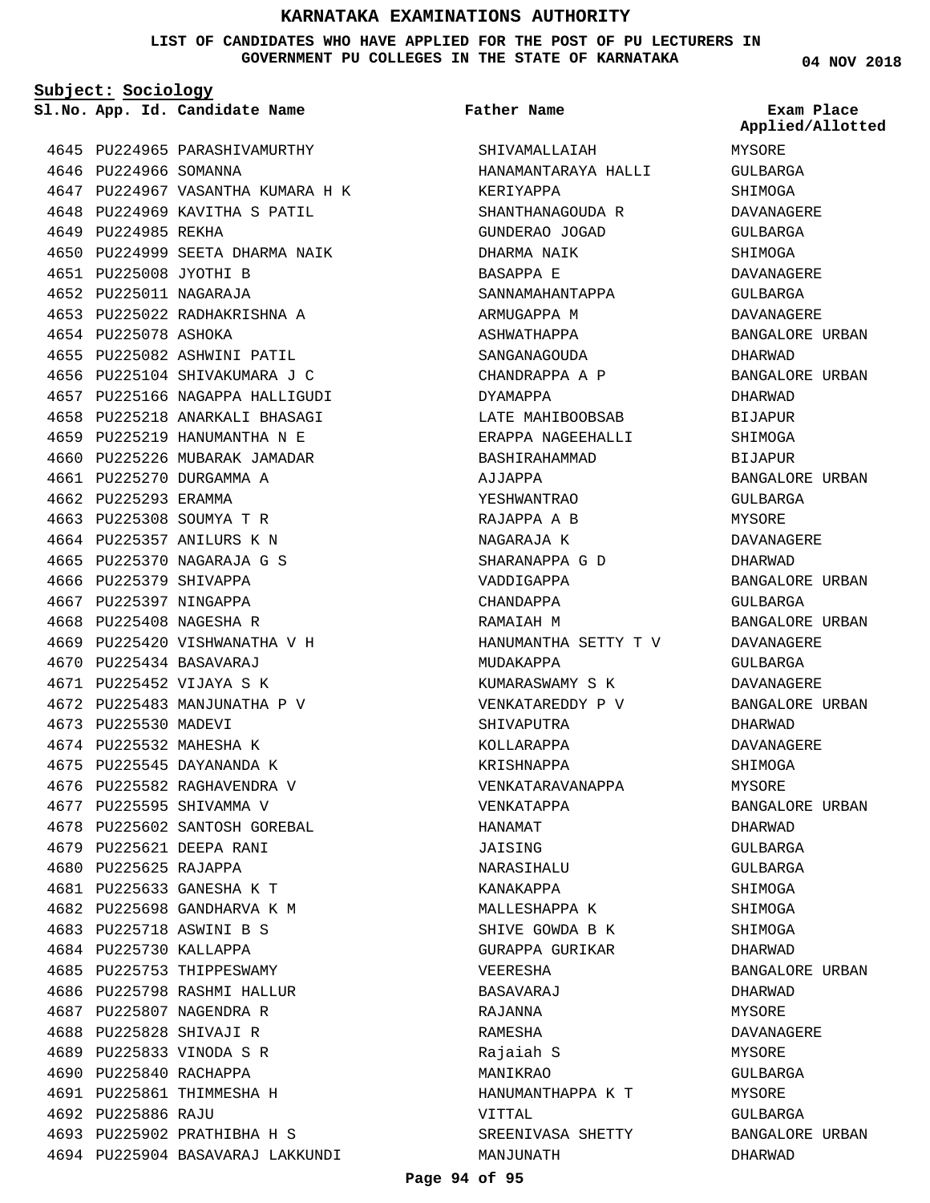# KARNATAKA EXAMINATIONS AUTHORITY

**LIST OF CANDIDATES WHO HAVE APPLIED FOR THE POST OF PU LECTURERS IN GOVERNMENT PU COLLEGES IN THE STATE OF KARNATAKA**

**04 NOV 2018**

**Subject: Sociology**

| Sl.No. | App. Id. | Candidate Name | Father Name | Exam Place Applied/Allotted |
|---|---|---|---|---|
| 4645 | PU224965 | PARASHIVAMURTHY | SHIVAMALLAIAH | MYSORE |
| 4646 | PU224966 | SOMANNA | HANAMANTARAYA HALLI | GULBARGA |
| 4647 | PU224967 | VASANTHA KUMARA H K | KERIYAPPA | SHIMOGA |
| 4648 | PU224969 | KAVITHA S PATIL | SHANTHANAGOUDA R | DAVANAGERE |
| 4649 | PU224985 | REKHA | GUNDERAO JOGAD | GULBARGA |
| 4650 | PU224999 | SEETA DHARMA NAIK | DHARMA NAIK | SHIMOGA |
| 4651 | PU225008 | JYOTHI B | BASAPPA E | DAVANAGERE |
| 4652 | PU225011 | NAGARAJA | SANNAMAHANTAPPA | GULBARGA |
| 4653 | PU225022 | RADHAKRISHNA A | ARMUGAPPA M | DAVANAGERE |
| 4654 | PU225078 | ASHOKA | ASHWATHAPPA | BANGALORE URBAN |
| 4655 | PU225082 | ASHWINI PATIL | SANGANAGOUDA | DHARWAD |
| 4656 | PU225104 | SHIVAKUMARA J C | CHANDRAPPA A P | BANGALORE URBAN |
| 4657 | PU225166 | NAGAPPA HALLIGUDI | DYAMAPPA | DHARWAD |
| 4658 | PU225218 | ANARKALI BHASAGI | LATE MAHIBOOBSAB | BIJAPUR |
| 4659 | PU225219 | HANUMANTHA N E | ERAPPA NAGEEHALLI | SHIMOGA |
| 4660 | PU225226 | MUBARAK JAMADAR | BASHIRAHAMMAD | BIJAPUR |
| 4661 | PU225270 | DURGAMMA A | AJJAPPA | BANGALORE URBAN |
| 4662 | PU225293 | ERAMMA | YESHWANTRAO | GULBARGA |
| 4663 | PU225308 | SOUMYA T R | RAJAPPA A B | MYSORE |
| 4664 | PU225357 | ANILURS K N | NAGARAJA K | DAVANAGERE |
| 4665 | PU225370 | NAGARAJA G S | SHARANAPPA G D | DHARWAD |
| 4666 | PU225379 | SHIVAPPA | VADDIGAPPA | BANGALORE URBAN |
| 4667 | PU225397 | NINGAPPA | CHANDAPPA | GULBARGA |
| 4668 | PU225408 | NAGESHA R | RAMAIAH M | BANGALORE URBAN |
| 4669 | PU225420 | VISHWANATHA V H | HANUMANTHA SETTY T V | DAVANAGERE |
| 4670 | PU225434 | BASAVARAJ | MUDAKAPPA | GULBARGA |
| 4671 | PU225452 | VIJAYA S K | KUMARASWAMY S K | DAVANAGERE |
| 4672 | PU225483 | MANJUNATHA P V | VENKATAREDDY P V | BANGALORE URBAN |
| 4673 | PU225530 | MADEVI | SHIVAPUTRA | DHARWAD |
| 4674 | PU225532 | MAHESHA K | KOLLARAPPA | DAVANAGERE |
| 4675 | PU225545 | DAYANANDA K | KRISHNAPPA | SHIMOGA |
| 4676 | PU225582 | RAGHAVENDRA V | VENKATARAVANAPPA | MYSORE |
| 4677 | PU225595 | SHIVAMMA V | VENKATAPPA | BANGALORE URBAN |
| 4678 | PU225602 | SANTOSH GOREBAL | HANAMAT | DHARWAD |
| 4679 | PU225621 | DEEPA RANI | JAISING | GULBARGA |
| 4680 | PU225625 | RAJAPPA | NARASIHALU | GULBARGA |
| 4681 | PU225633 | GANESHA K T | KANAKAPPA | SHIMOGA |
| 4682 | PU225698 | GANDHARVA K M | MALLESHAPPA K | SHIMOGA |
| 4683 | PU225718 | ASWINI B S | SHIVE GOWDA B K | SHIMOGA |
| 4684 | PU225730 | KALLAPPA | GURAPPA GURIKAR | DHARWAD |
| 4685 | PU225753 | THIPPESWAMY | VEERESHA | BANGALORE URBAN |
| 4686 | PU225798 | RASHMI HALLUR | BASAVARAJ | DHARWAD |
| 4687 | PU225807 | NAGENDRA R | RAJANNA | MYSORE |
| 4688 | PU225828 | SHIVAJI R | RAMESHA | DAVANAGERE |
| 4689 | PU225833 | VINODA S R | Rajaiah S | MYSORE |
| 4690 | PU225840 | RACHAPPA | MANIKRAO | GULBARGA |
| 4691 | PU225861 | THIMMESHA H | HANUMANTHAPPA K T | MYSORE |
| 4692 | PU225886 | RAJU | VITTAL | GULBARGA |
| 4693 | PU225902 | PRATHIBHA H S | SREENIVASA SHETTY | BANGALORE URBAN |
| 4694 | PU225904 | BASAVARAJ LAKKUNDI | MANJUNATH | DHARWAD |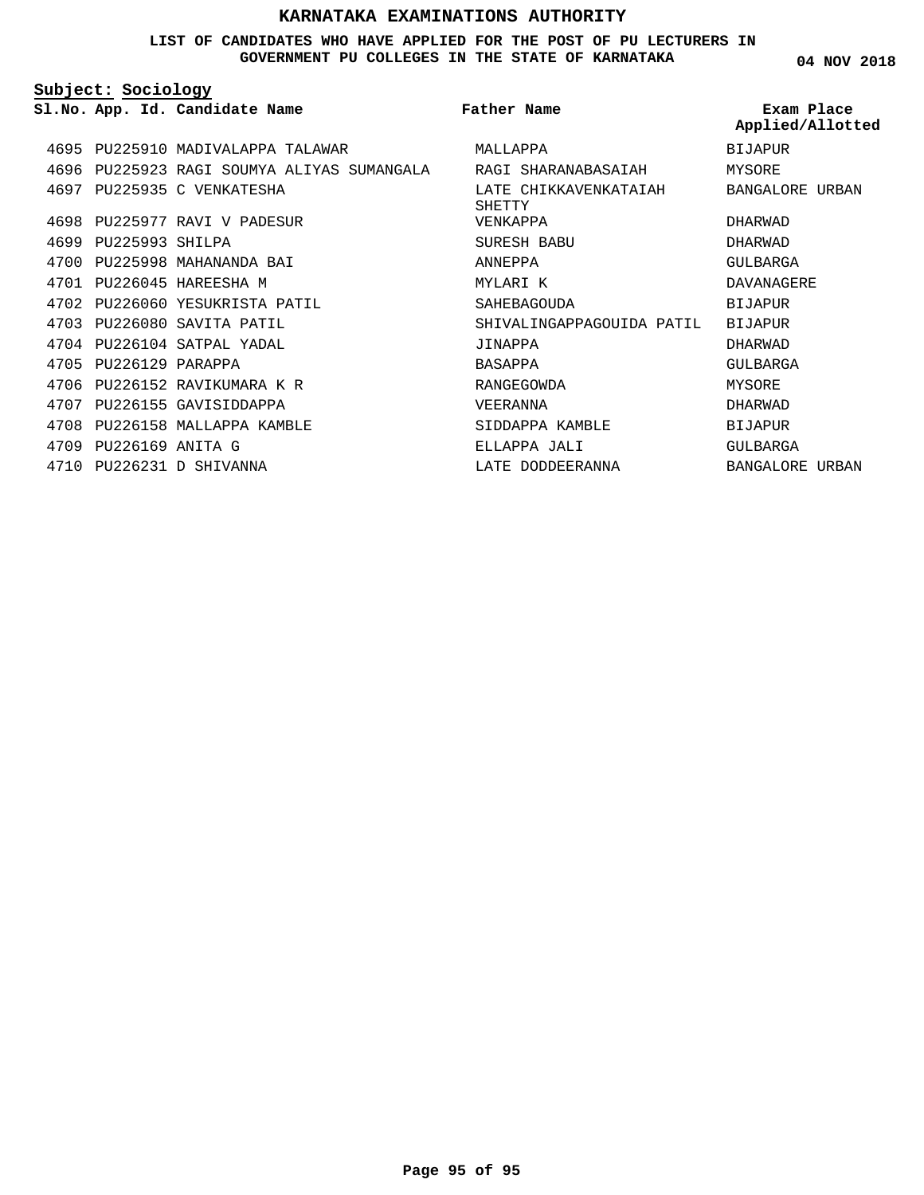# KARNATAKA EXAMINATIONS AUTHORITY

**LIST OF CANDIDATES WHO HAVE APPLIED FOR THE POST OF PU LECTURERS IN GOVERNMENT PU COLLEGES IN THE STATE OF KARNATAKA**

**04 NOV 2018**

**Subject: Sociology**

| Sl.No. | App. Id. | Candidate Name | Father Name | Exam Place Applied/Allotted |
|---|---|---|---|---|
| 4695 | PU225910 | MADIVALAPPA TALAWAR | MALLAPPA | BIJAPUR |
| 4696 | PU225923 | RAGI SOUMYA ALIYAS SUMANGALA | RAGI SHARANABASAIAH | MYSORE |
| 4697 | PU225935 | C VENKATESHA | LATE CHIKKAVENKATAIAH SHETTY | BANGALORE URBAN |
| 4698 | PU225977 | RAVI V PADESUR | VENKAPPA | DHARWAD |
| 4699 | PU225993 | SHILPA | SURESH BABU | DHARWAD |
| 4700 | PU225998 | MAHANANDA BAI | ANNEPPA | GULBARGA |
| 4701 | PU226045 | HAREESHA M | MYLARI K | DAVANAGERE |
| 4702 | PU226060 | YESUKRISTA PATIL | SAHEBAGOUDA | BIJAPUR |
| 4703 | PU226080 | SAVITA PATIL | SHIVALINGAPPAGOUIDA PATIL | BIJAPUR |
| 4704 | PU226104 | SATPAL YADAL | JINAPPA | DHARWAD |
| 4705 | PU226129 | PARAPPA | BASAPPA | GULBARGA |
| 4706 | PU226152 | RAVIKUMARA K R | RANGEGOWDA | MYSORE |
| 4707 | PU226155 | GAVISIDDAPPA | VEERANNA | DHARWAD |
| 4708 | PU226158 | MALLAPPA KAMBLE | SIDDAPPA KAMBLE | BIJAPUR |
| 4709 | PU226169 | ANITA G | ELLAPPA JALI | GULBARGA |
| 4710 | PU226231 | D SHIVANNA | LATE DODDEERANNA | BANGALORE URBAN |